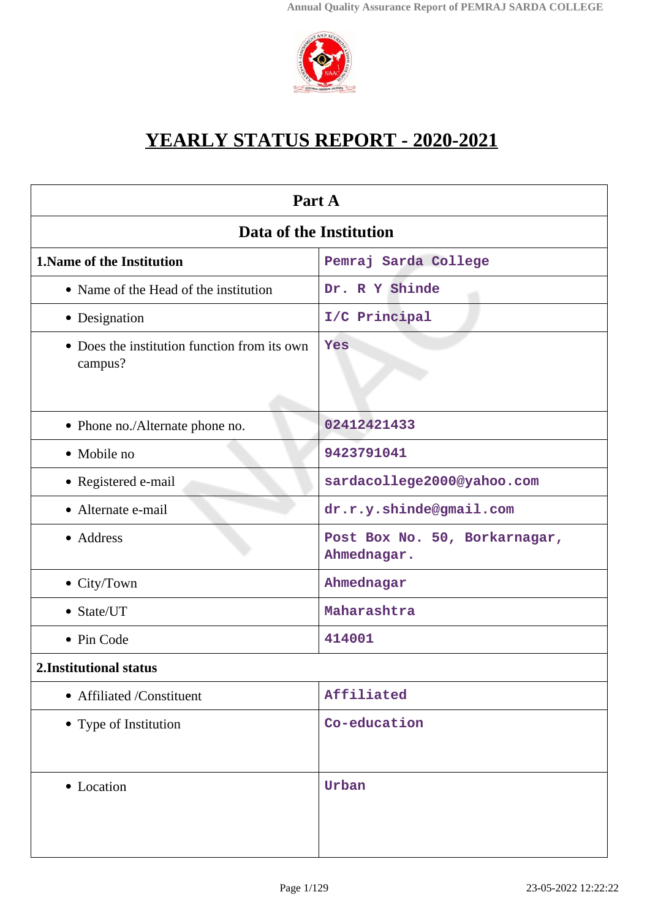# YEARLY STATUS REPORT - 2020-2021

| Part A | |
|---|---|
| **Data of the Institution** | |
| **1.Name of the Institution** | Pemraj Sarda College |
| • Name of the Head of the institution | Dr. R Y Shinde |
| • Designation | I/C Principal |
| • Does the institution function from its own campus? | Yes |
| • Phone no./Alternate phone no. | 02412421433 |
| • Mobile no | 9423791041 |
| • Registered e-mail | sardacollege2000@yahoo.com |
| • Alternate e-mail | dr.r.y.shinde@gmail.com |
| • Address | Post Box No. 50, Borkarnagar, Ahmednagar. |
| • City/Town | Ahmednagar |
| • State/UT | Maharashtra |
| • Pin Code | 414001 |
| **2.Institutional status** | |
| • Affiliated /Constituent | Affiliated |
| • Type of Institution | Co-education |
| • Location | Urban |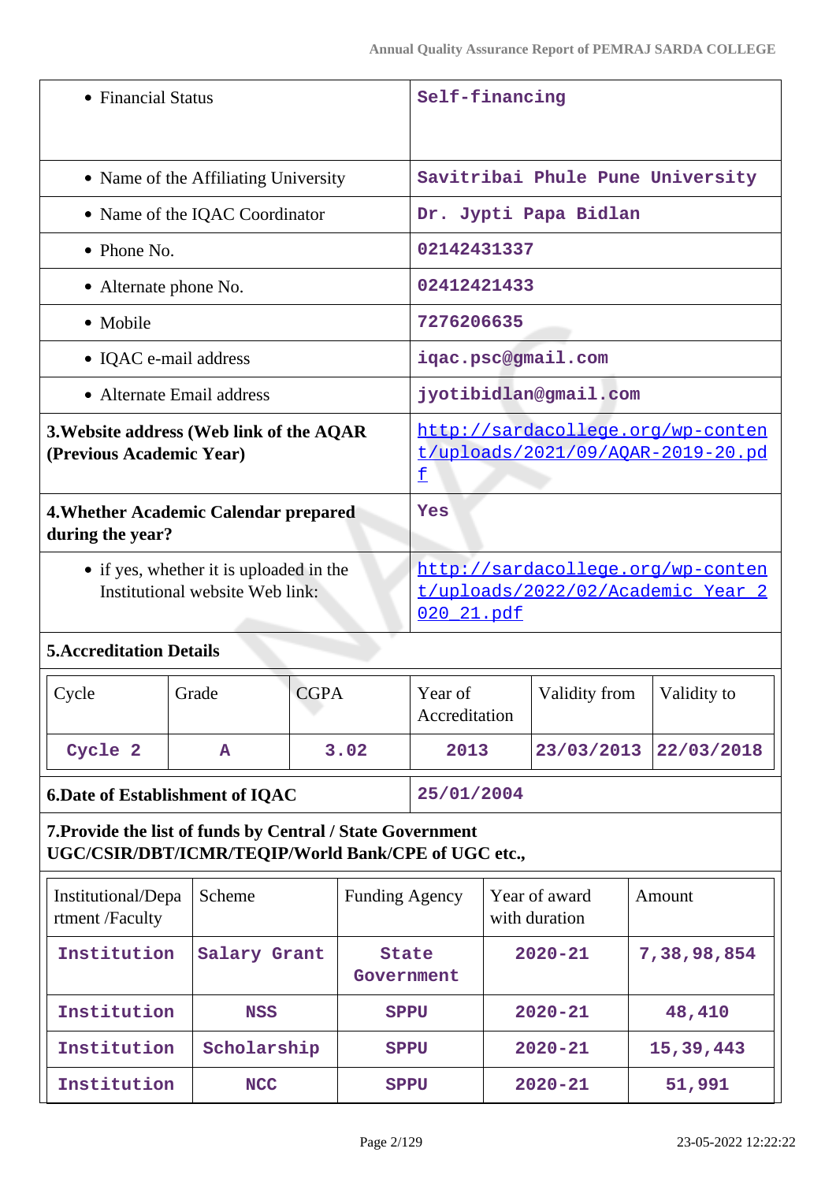| | |
|---|---|
| • Financial Status | Self-financing |
| • Name of the Affiliating University | Savitribai Phule Pune University |
| • Name of the IQAC Coordinator | Dr. Jypti Papa Bidlan |
| • Phone No. | 02142431337 |
| • Alternate phone No. | 02412421433 |
| • Mobile | 7276206635 |
| • IQAC e-mail address | iqac.psc@gmail.com |
| • Alternate Email address | jyotibidlan@gmail.com |
| **3.Website address (Web link of the AQAR (Previous Academic Year)** | http://sardacollege.org/wp-content/uploads/2021/09/AQAR-2019-20.pdf |
| **4.Whether Academic Calendar prepared during the year?** | Yes |
| • if yes, whether it is uploaded in the Institutional website Web link: | http://sardacollege.org/wp-content/uploads/2022/02/Academic_Year_2020_21.pdf |

**5.Accreditation Details**

| Cycle | Grade | CGPA | Year of Accreditation | Validity from | Validity to |
|---|---|---|---|---|---|
| Cycle 2 | A | 3.02 | 2013 | 23/03/2013 | 22/03/2018 |

| | |
|---|---|
| **6.Date of Establishment of IQAC** | 25/01/2004 |

**7.Provide the list of funds by Central / State Government UGC/CSIR/DBT/ICMR/TEQIP/World Bank/CPE of UGC etc.,**

| Institutional/Department /Faculty | Scheme | Funding Agency | Year of award with duration | Amount |
|---|---|---|---|---|
| Institution | Salary Grant | State Government | 2020-21 | 7,38,98,854 |
| Institution | NSS | SPPU | 2020-21 | 48,410 |
| Institution | Scholarship | SPPU | 2020-21 | 15,39,443 |
| Institution | NCC | SPPU | 2020-21 | 51,991 |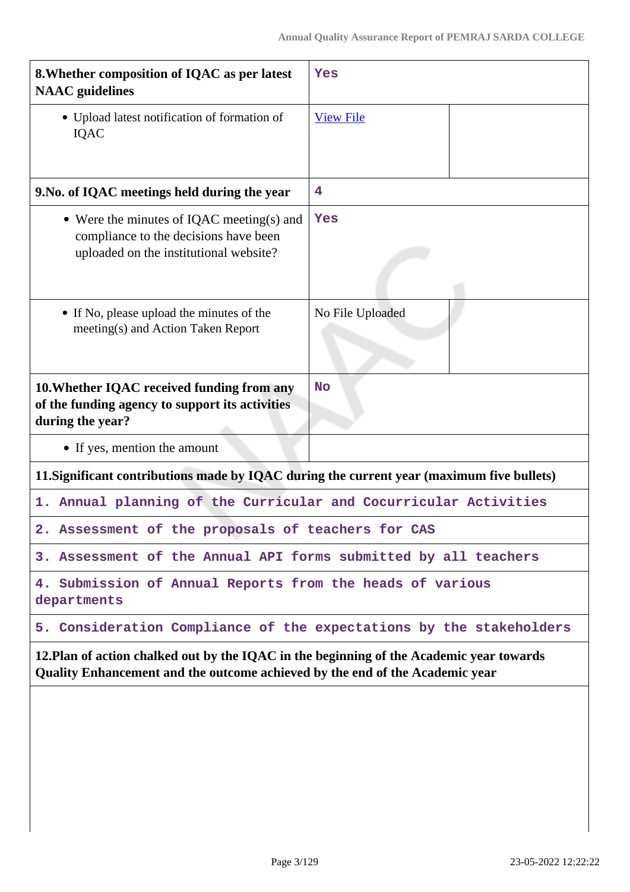| 8.Whether composition of IQAC as per latest NAAC guidelines | Yes | |
|---|---|---|
| • Upload latest notification of formation of IQAC | View File | |
| **9.No. of IQAC meetings held during the year** | 4 | |
| • Were the minutes of IQAC meeting(s) and compliance to the decisions have been uploaded on the institutional website? | Yes | |
| • If No, please upload the minutes of the meeting(s) and Action Taken Report | No File Uploaded | |
| **10.Whether IQAC received funding from any of the funding agency to support its activities during the year?** | No | |
| • If yes, mention the amount | | |

**11.Significant contributions made by IQAC during the current year (maximum five bullets)**

1. Annual planning of the Curricular and Cocurricular Activities

2. Assessment of the proposals of teachers for CAS

3. Assessment of the Annual API forms submitted by all teachers

4. Submission of Annual Reports from the heads of various departments

5. Consideration Compliance of the expectations by the stakeholders

**12.Plan of action chalked out by the IQAC in the beginning of the Academic year towards Quality Enhancement and the outcome achieved by the end of the Academic year**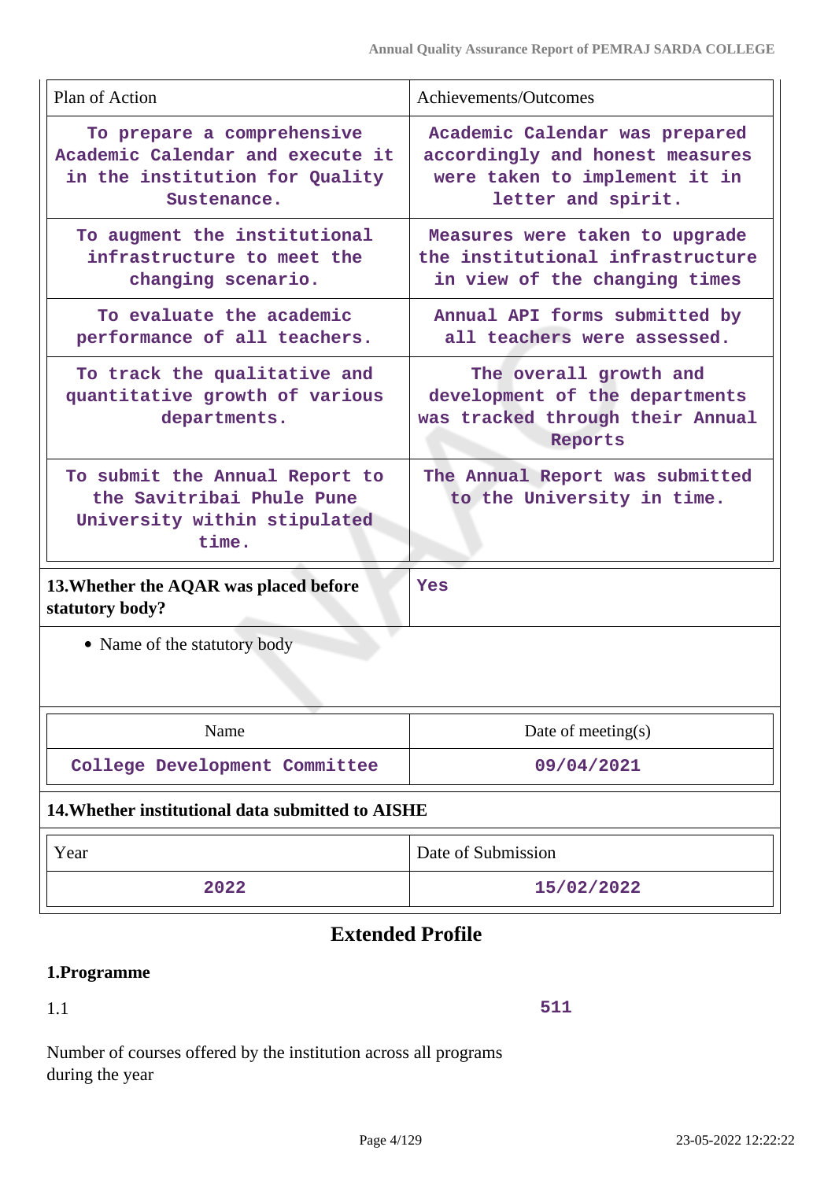| Plan of Action | Achievements/Outcomes |
|---|---|
| To prepare a comprehensive Academic Calendar and execute it in the institution for Quality Sustenance. | Academic Calendar was prepared accordingly and honest measures were taken to implement it in letter and spirit. |
| To augment the institutional infrastructure to meet the changing scenario. | Measures were taken to upgrade the institutional infrastructure in view of the changing times |
| To evaluate the academic performance of all teachers. | Annual API forms submitted by all teachers were assessed. |
| To track the qualitative and quantitative growth of various departments. | The overall growth and development of the departments was tracked through their Annual Reports |
| To submit the Annual Report to the Savitribai Phule Pune University within stipulated time. | The Annual Report was submitted to the University in time. |

**13.Whether the AQAR was placed before statutory body?** Yes

- Name of the statutory body

| Name | Date of meeting(s) |
|---|---|
| College Development Committee | 09/04/2021 |

**14.Whether institutional data submitted to AISHE**

| Year | Date of Submission |
|---|---|
| 2022 | 15/02/2022 |

## Extended Profile

**1.Programme**

1.1 — 511

Number of courses offered by the institution across all programs during the year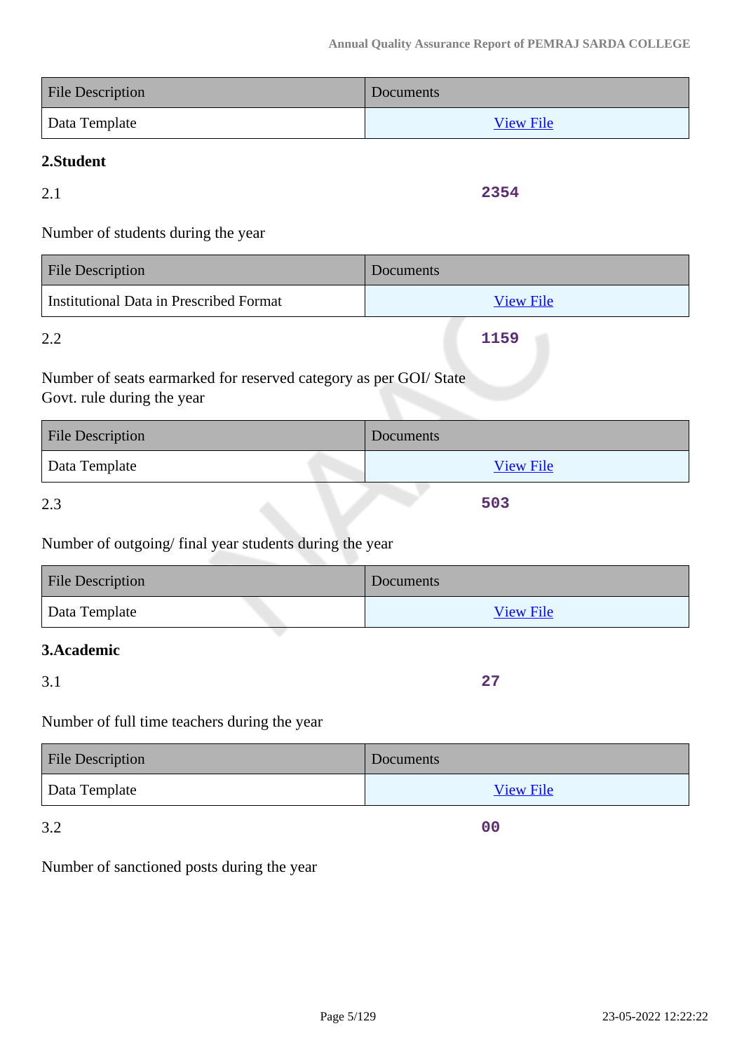| File Description | Documents |
| --- | --- |
| Data Template | View File |

## 2.Student

2.1 **2354**

Number of students during the year

| File Description | Documents |
| --- | --- |
| Institutional Data in Prescribed Format | View File |

2.2 **1159**

Number of seats earmarked for reserved category as per GOI/ State Govt. rule during the year

| File Description | Documents |
| --- | --- |
| Data Template | View File |

2.3 **503**

Number of outgoing/ final year students during the year

| File Description | Documents |
| --- | --- |
| Data Template | View File |

## 3.Academic

3.1 **27**

Number of full time teachers during the year

| File Description | Documents |
| --- | --- |
| Data Template | View File |

3.2 **00**

Number of sanctioned posts during the year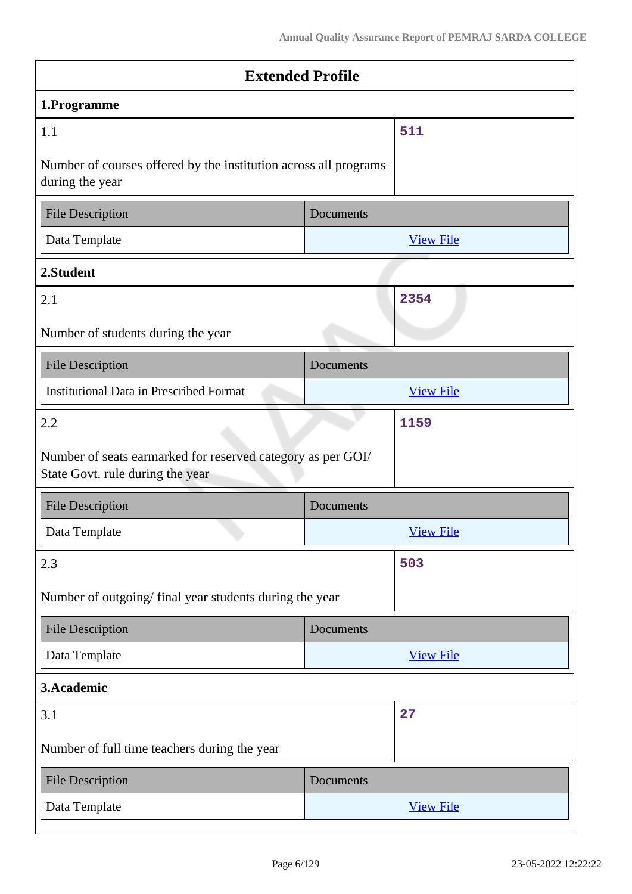## Extended Profile

### 1.Programme

| 1.1 | 511 |
|---|---|
| Number of courses offered by the institution across all programs during the year | |

| File Description | Documents |
|---|---|
| Data Template | View File |

### 2.Student

| 2.1 | 2354 |
|---|---|
| Number of students during the year | |

| File Description | Documents |
|---|---|
| Institutional Data in Prescribed Format | View File |

| 2.2 | 1159 |
|---|---|
| Number of seats earmarked for reserved category as per GOI/ State Govt. rule during the year | |

| File Description | Documents |
|---|---|
| Data Template | View File |

| 2.3 | 503 |
|---|---|
| Number of outgoing/ final year students during the year | |

| File Description | Documents |
|---|---|
| Data Template | View File |

### 3.Academic

| 3.1 | 27 |
|---|---|
| Number of full time teachers during the year | |

| File Description | Documents |
|---|---|
| Data Template | View File |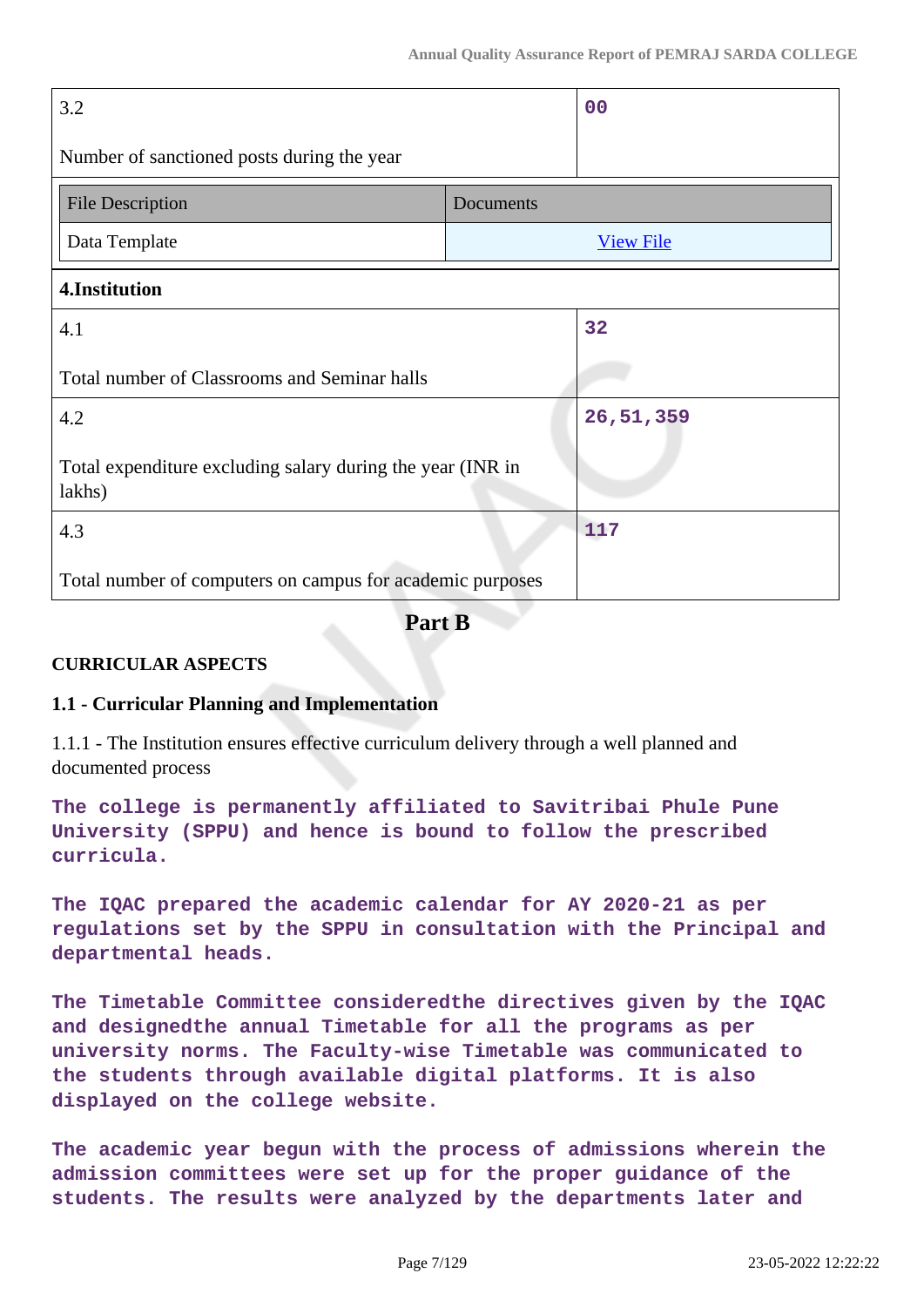| 3.2<br><br>Number of sanctioned posts during the year | 00 |
|---|---|

| File Description | Documents |
|---|---|
| Data Template | [View File](#) |

| 4.Institution | |
|---|---|
| 4.1<br><br>Total number of Classrooms and Seminar halls | 32 |
| 4.2<br><br>Total expenditure excluding salary during the year (INR in lakhs) | 26,51,359 |
| 4.3<br><br>Total number of computers on campus for academic purposes | 117 |

## Part B

### CURRICULAR ASPECTS

### 1.1 - Curricular Planning and Implementation

1.1.1 - The Institution ensures effective curriculum delivery through a well planned and documented process

The college is permanently affiliated to Savitribai Phule Pune University (SPPU) and hence is bound to follow the prescribed curricula.

The IQAC prepared the academic calendar for AY 2020-21 as per regulations set by the SPPU in consultation with the Principal and departmental heads.

The Timetable Committee consideredthe directives given by the IQAC and designedthe annual Timetable for all the programs as per university norms. The Faculty-wise Timetable was communicated to the students through available digital platforms. It is also displayed on the college website.

The academic year begun with the process of admissions wherein the admission committees were set up for the proper guidance of the students. The results were analyzed by the departments later and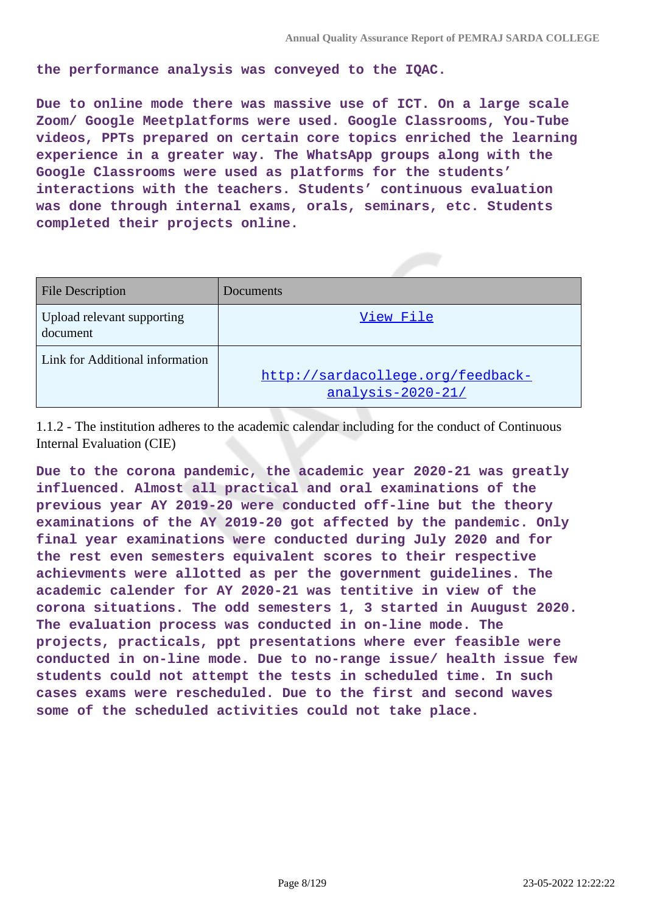**the performance analysis was conveyed to the IQAC.**

**Due to online mode there was massive use of ICT. On a large scale Zoom/ Google Meetplatforms were used. Google Classrooms, You-Tube videos, PPTs prepared on certain core topics enriched the learning experience in a greater way. The WhatsApp groups along with the Google Classrooms were used as platforms for the students' interactions with the teachers. Students' continuous evaluation was done through internal exams, orals, seminars, etc. Students completed their projects online.**

| File Description | Documents |
|---|---|
| Upload relevant supporting document | View File |
| Link for Additional information | http://sardacollege.org/feedback-analysis-2020-21/ |

1.1.2 - The institution adheres to the academic calendar including for the conduct of Continuous Internal Evaluation (CIE)

**Due to the corona pandemic, the academic year 2020-21 was greatly influenced. Almost all practical and oral examinations of the previous year AY 2019-20 were conducted off-line but the theory examinations of the AY 2019-20 got affected by the pandemic. Only final year examinations were conducted during July 2020 and for the rest even semesters equivalent scores to their respective achievments were allotted as per the government guidelines. The academic calender for AY 2020-21 was tentitive in view of the corona situations. The odd semesters 1, 3 started in Auugust 2020. The evaluation process was conducted in on-line mode. The projects, practicals, ppt presentations where ever feasible were conducted in on-line mode. Due to no-range issue/ health issue few students could not attempt the tests in scheduled time. In such cases exams were rescheduled. Due to the first and second waves some of the scheduled activities could not take place.**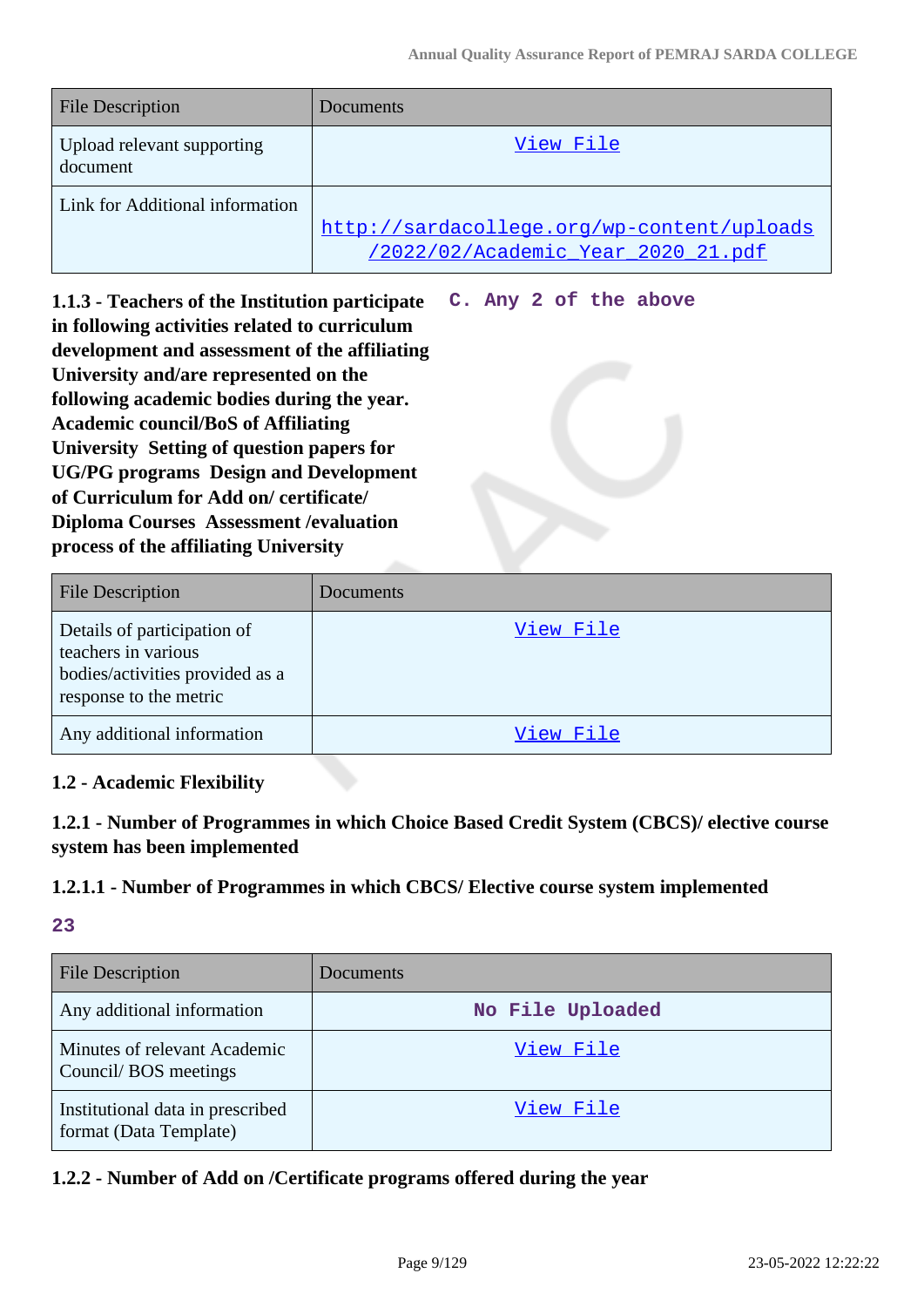| File Description | Documents |
|---|---|
| Upload relevant supporting document | View File |
| Link for Additional information | http://sardacollege.org/wp-content/uploads/2022/02/Academic_Year_2020_21.pdf |

**1.1.3 - Teachers of the Institution participate in following activities related to curriculum development and assessment of the affiliating University and/are represented on the following academic bodies during the year. Academic council/BoS of Affiliating University Setting of question papers for UG/PG programs Design and Development of Curriculum for Add on/ certificate/ Diploma Courses Assessment /evaluation process of the affiliating University**

C. Any 2 of the above

| File Description | Documents |
|---|---|
| Details of participation of teachers in various bodies/activities provided as a response to the metric | View File |
| Any additional information | View File |

**1.2 - Academic Flexibility**

**1.2.1 - Number of Programmes in which Choice Based Credit System (CBCS)/ elective course system has been implemented**

**1.2.1.1 - Number of Programmes in which CBCS/ Elective course system implemented**

23

| File Description | Documents |
|---|---|
| Any additional information | No File Uploaded |
| Minutes of relevant Academic Council/ BOS meetings | View File |
| Institutional data in prescribed format (Data Template) | View File |

**1.2.2 - Number of Add on /Certificate programs offered during the year**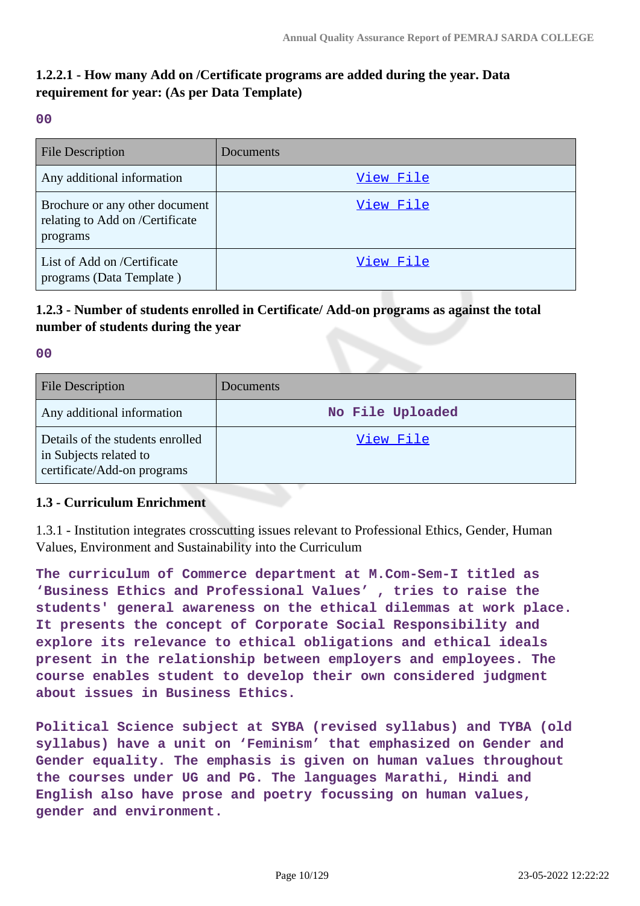### 1.2.2.1 - How many Add on /Certificate programs are added during the year. Data requirement for year: (As per Data Template)

00

| File Description | Documents |
| --- | --- |
| Any additional information | View File |
| Brochure or any other document relating to Add on /Certificate programs | View File |
| List of Add on /Certificate programs (Data Template ) | View File |

### 1.2.3 - Number of students enrolled in Certificate/ Add-on programs as against the total number of students during the year

00

| File Description | Documents |
| --- | --- |
| Any additional information | No File Uploaded |
| Details of the students enrolled in Subjects related to certificate/Add-on programs | View File |

### 1.3 - Curriculum Enrichment

1.3.1 - Institution integrates crosscutting issues relevant to Professional Ethics, Gender, Human Values, Environment and Sustainability into the Curriculum

**The curriculum of Commerce department at M.Com-Sem-I titled as 'Business Ethics and Professional Values' , tries to raise the students' general awareness on the ethical dilemmas at work place. It presents the concept of Corporate Social Responsibility and explore its relevance to ethical obligations and ethical ideals present in the relationship between employers and employees. The course enables student to develop their own considered judgment about issues in Business Ethics.**

**Political Science subject at SYBA (revised syllabus) and TYBA (old syllabus) have a unit on 'Feminism' that emphasized on Gender and Gender equality. The emphasis is given on human values throughout the courses under UG and PG. The languages Marathi, Hindi and English also have prose and poetry focussing on human values, gender and environment.**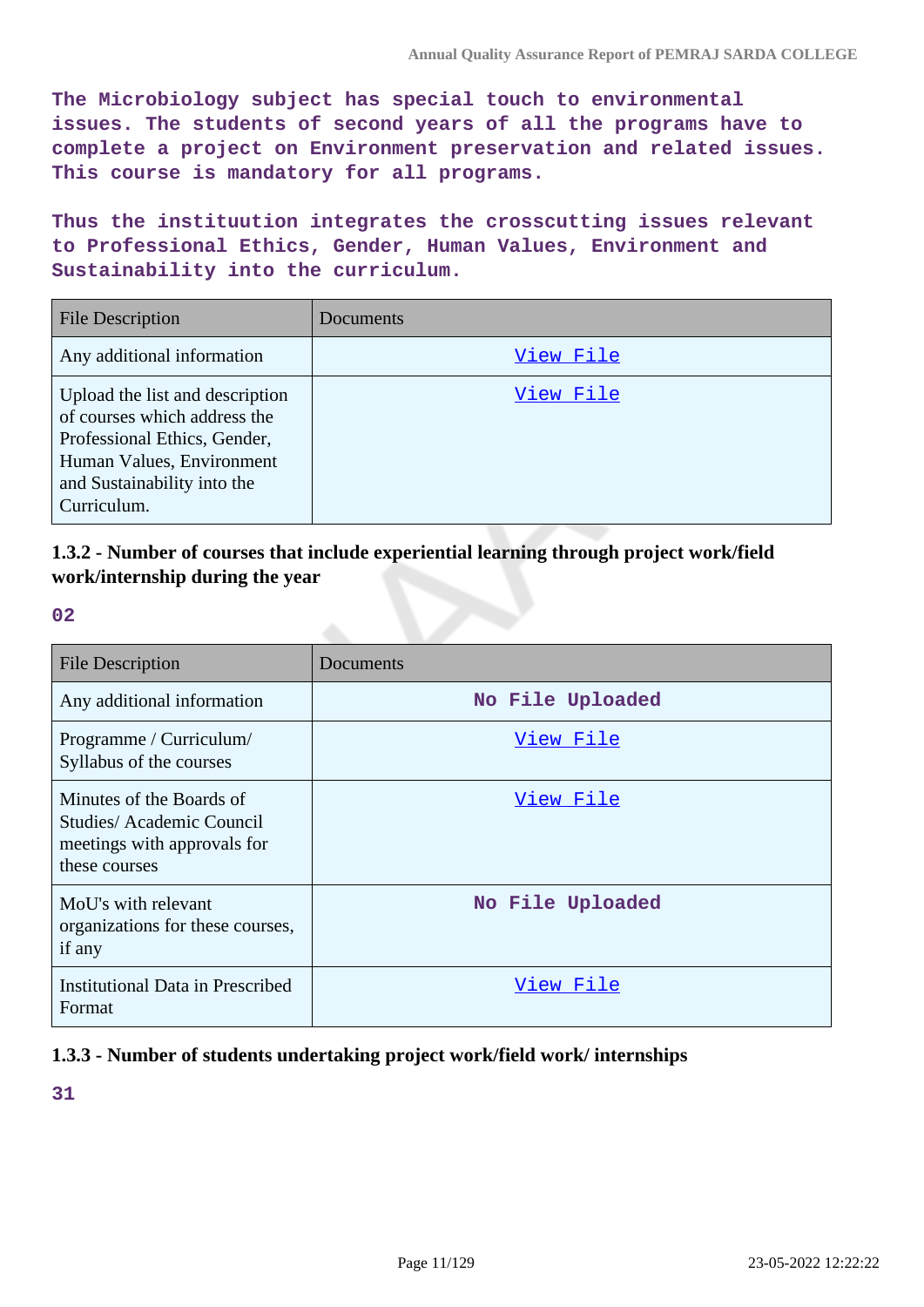The Microbiology subject has special touch to environmental issues. The students of second years of all the programs have to complete a project on Environment preservation and related issues. This course is mandatory for all programs.

Thus the instituution integrates the crosscutting issues relevant to Professional Ethics, Gender, Human Values, Environment and Sustainability into the curriculum.

| File Description | Documents |
| --- | --- |
| Any additional information | View File |
| Upload the list and description of courses which address the Professional Ethics, Gender, Human Values, Environment and Sustainability into the Curriculum. | View File |

### 1.3.2 - Number of courses that include experiential learning through project work/field work/internship during the year

02

| File Description | Documents |
| --- | --- |
| Any additional information | No File Uploaded |
| Programme / Curriculum/ Syllabus of the courses | View File |
| Minutes of the Boards of Studies/ Academic Council meetings with approvals for these courses | View File |
| MoU's with relevant organizations for these courses, if any | No File Uploaded |
| Institutional Data in Prescribed Format | View File |

### 1.3.3 - Number of students undertaking project work/field work/ internships

31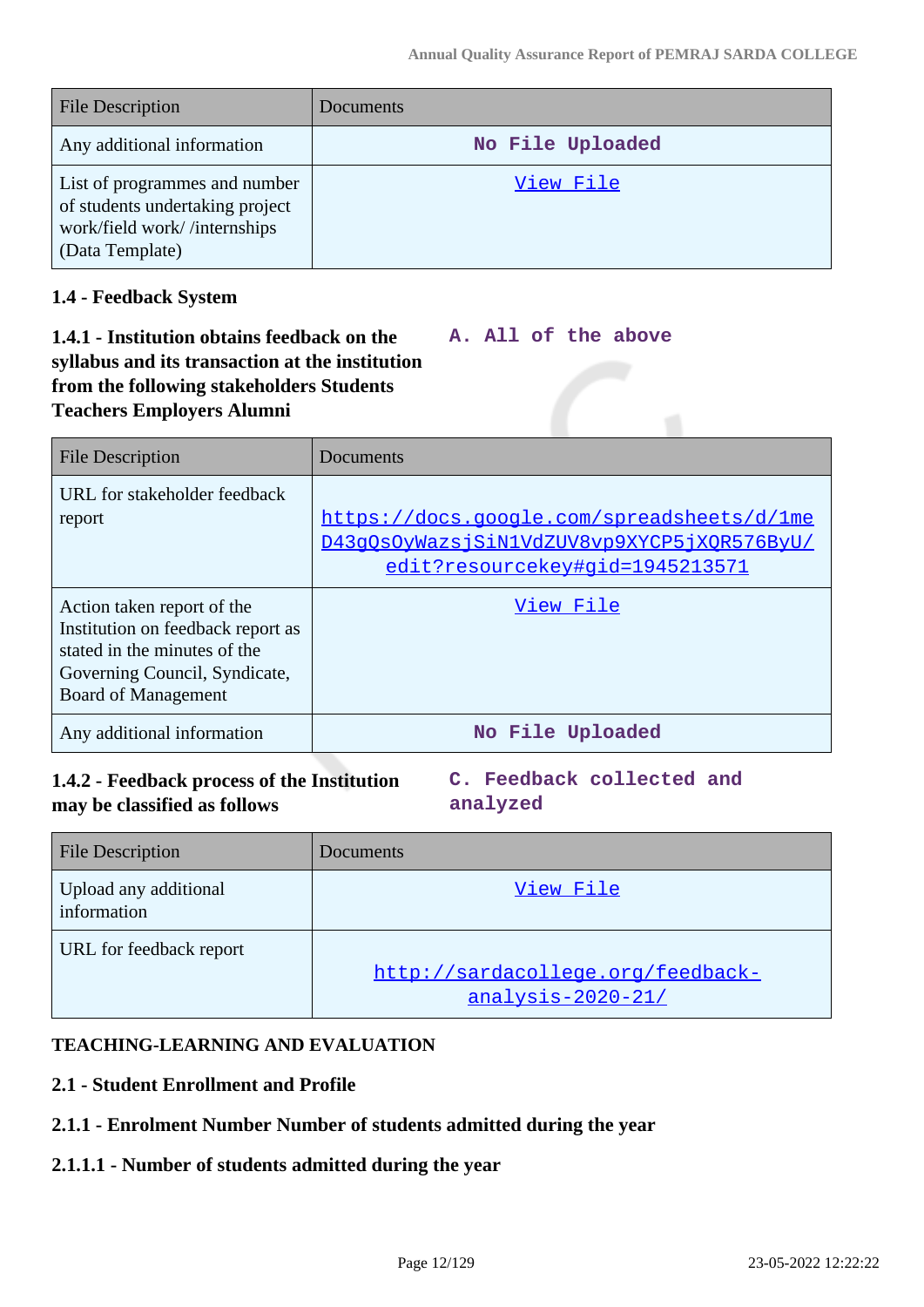| File Description | Documents |
| --- | --- |
| Any additional information | No File Uploaded |
| List of programmes and number of students undertaking project work/field work/ /internships (Data Template) | View File |

**1.4 - Feedback System**

**1.4.1 - Institution obtains feedback on the syllabus and its transaction at the institution from the following stakeholders Students Teachers Employers Alumni**

A. All of the above

| File Description | Documents |
| --- | --- |
| URL for stakeholder feedback report | https://docs.google.com/spreadsheets/d/1meD43gQsOyWazsjSiN1VdZUV8vp9XYCP5jXQR576ByU/edit?resourcekey#gid=1945213571 |
| Action taken report of the Institution on feedback report as stated in the minutes of the Governing Council, Syndicate, Board of Management | View File |
| Any additional information | No File Uploaded |

**1.4.2 - Feedback process of the Institution may be classified as follows**

C. Feedback collected and analyzed

| File Description | Documents |
| --- | --- |
| Upload any additional information | View File |
| URL for feedback report | http://sardacollege.org/feedback-analysis-2020-21/ |

**TEACHING-LEARNING AND EVALUATION**

**2.1 - Student Enrollment and Profile**

**2.1.1 - Enrolment Number Number of students admitted during the year**

**2.1.1.1 - Number of students admitted during the year**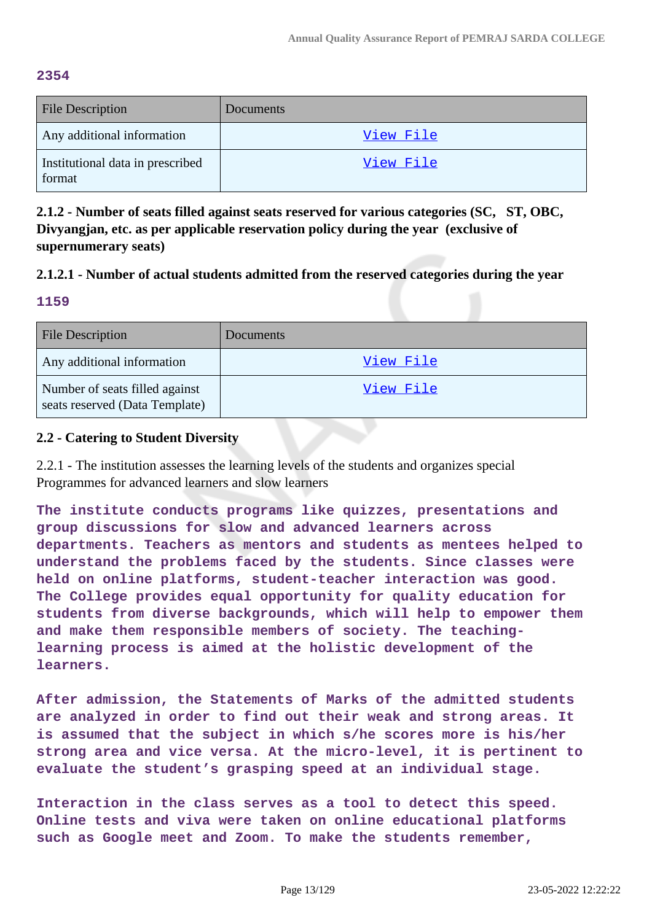**2354**

| File Description | Documents |
|---|---|
| Any additional information | View File |
| Institutional data in prescribed format | View File |

**2.1.2 - Number of seats filled against seats reserved for various categories (SC, ST, OBC, Divyangjan, etc. as per applicable reservation policy during the year (exclusive of supernumerary seats)**

**2.1.2.1 - Number of actual students admitted from the reserved categories during the year**

**1159**

| File Description | Documents |
|---|---|
| Any additional information | View File |
| Number of seats filled against seats reserved (Data Template) | View File |

**2.2 - Catering to Student Diversity**

2.2.1 - The institution assesses the learning levels of the students and organizes special Programmes for advanced learners and slow learners

**The institute conducts programs like quizzes, presentations and group discussions for slow and advanced learners across departments. Teachers as mentors and students as mentees helped to understand the problems faced by the students. Since classes were held on online platforms, student-teacher interaction was good. The College provides equal opportunity for quality education for students from diverse backgrounds, which will help to empower them and make them responsible members of society. The teaching-learning process is aimed at the holistic development of the learners.**

**After admission, the Statements of Marks of the admitted students are analyzed in order to find out their weak and strong areas. It is assumed that the subject in which s/he scores more is his/her strong area and vice versa. At the micro-level, it is pertinent to evaluate the student's grasping speed at an individual stage.**

**Interaction in the class serves as a tool to detect this speed. Online tests and viva were taken on online educational platforms such as Google meet and Zoom. To make the students remember,**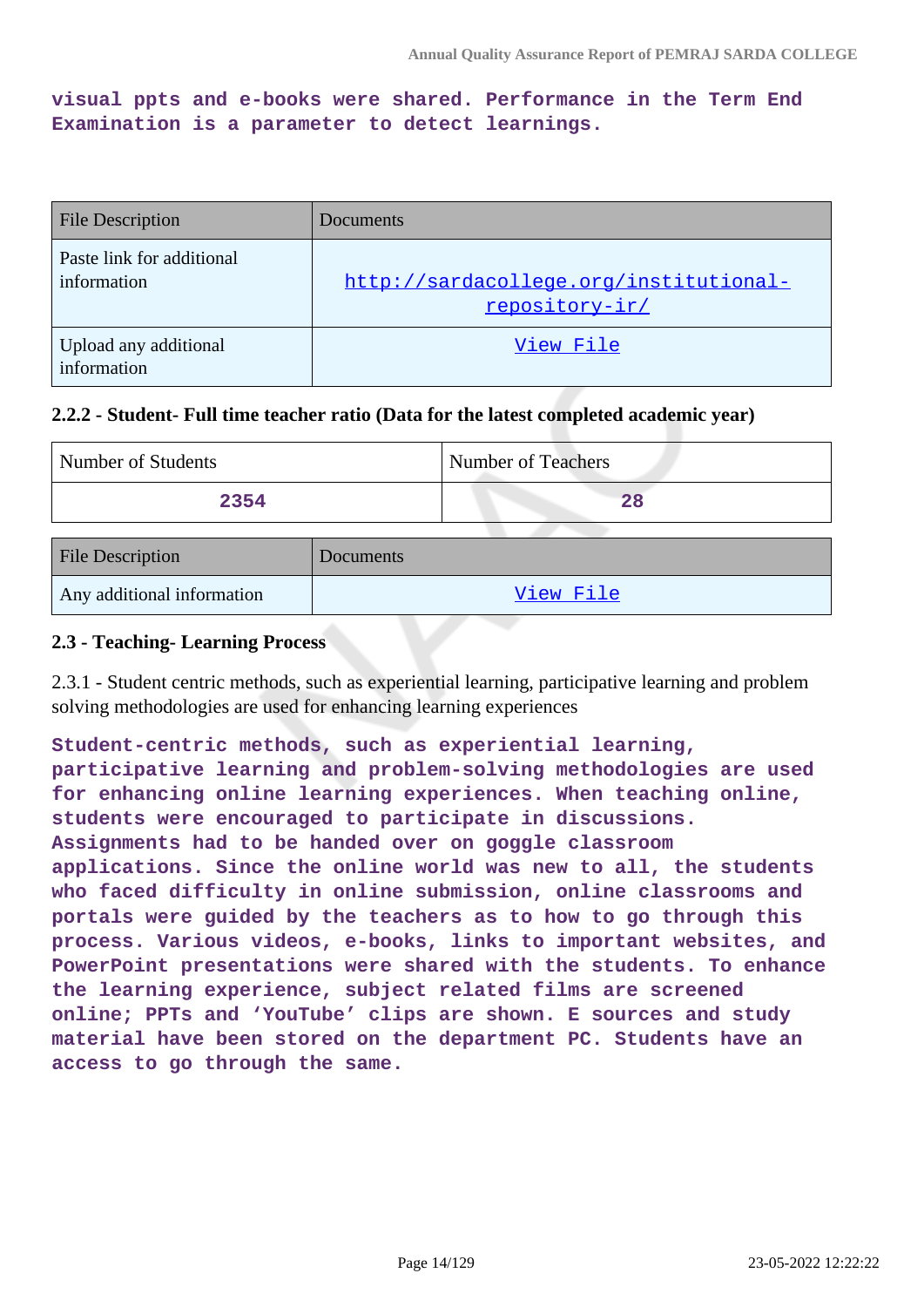visual ppts and e-books were shared. Performance in the Term End Examination is a parameter to detect learnings.

| File Description | Documents |
|---|---|
| Paste link for additional information | http://sardacollege.org/institutional-repository-ir/ |
| Upload any additional information | View File |

### 2.2.2 - Student- Full time teacher ratio (Data for the latest completed academic year)

| Number of Students | Number of Teachers |
|---|---|
| 2354 | 28 |

| File Description | Documents |
|---|---|
| Any additional information | View File |

### 2.3 - Teaching- Learning Process

2.3.1 - Student centric methods, such as experiential learning, participative learning and problem solving methodologies are used for enhancing learning experiences

Student-centric methods, such as experiential learning, participative learning and problem-solving methodologies are used for enhancing online learning experiences. When teaching online, students were encouraged to participate in discussions. Assignments had to be handed over on goggle classroom applications. Since the online world was new to all, the students who faced difficulty in online submission, online classrooms and portals were guided by the teachers as to how to go through this process. Various videos, e-books, links to important websites, and PowerPoint presentations were shared with the students. To enhance the learning experience, subject related films are screened online; PPTs and 'YouTube' clips are shown. E sources and study material have been stored on the department PC. Students have an access to go through the same.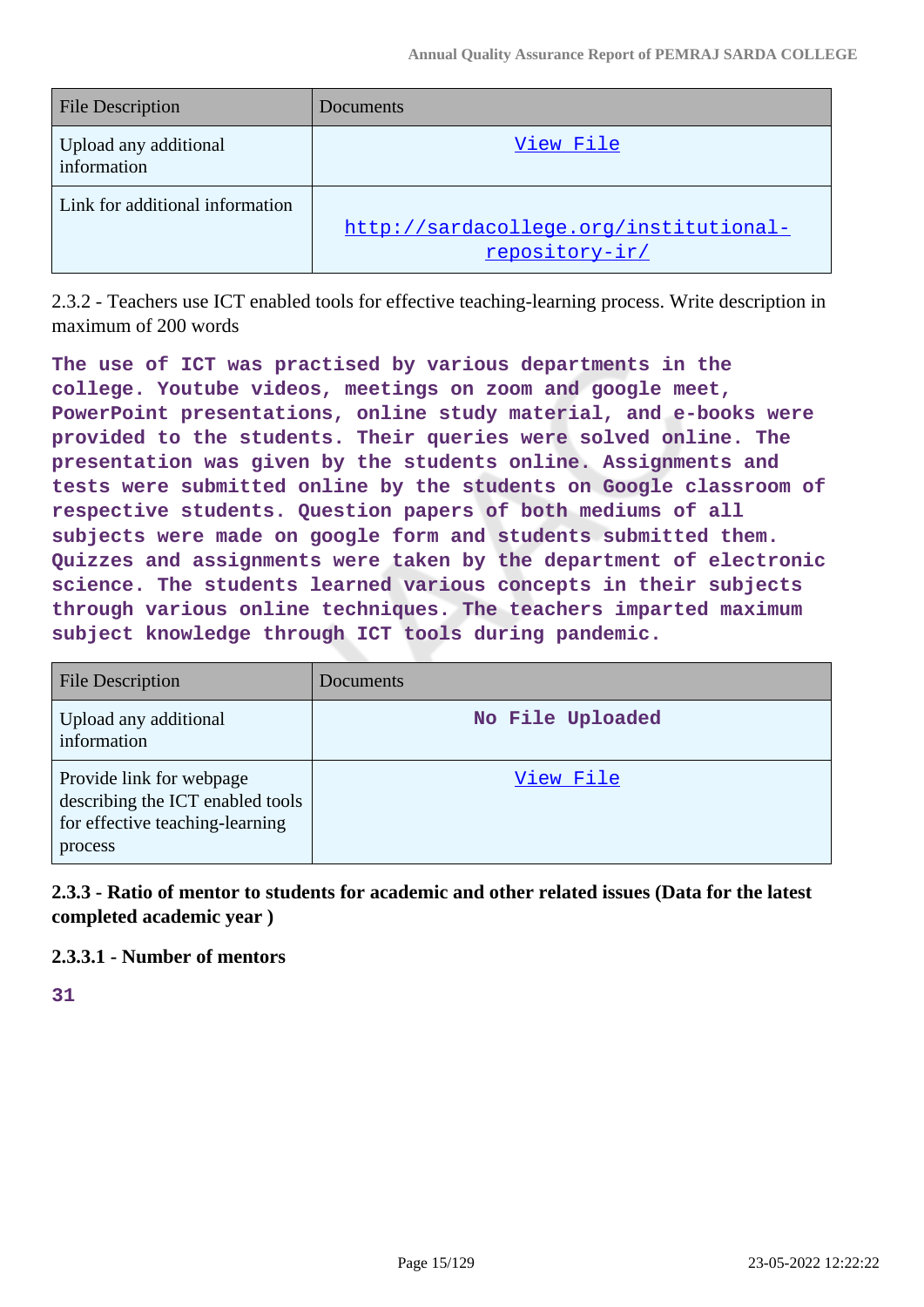| File Description | Documents |
|---|---|
| Upload any additional information | View File |
| Link for additional information | http://sardacollege.org/institutional-repository-ir/ |

2.3.2 - Teachers use ICT enabled tools for effective teaching-learning process. Write description in maximum of 200 words

**The use of ICT was practised by various departments in the college. Youtube videos, meetings on zoom and google meet, PowerPoint presentations, online study material, and e-books were provided to the students. Their queries were solved online. The presentation was given by the students online. Assignments and tests were submitted online by the students on Google classroom of respective students. Question papers of both mediums of all subjects were made on google form and students submitted them. Quizzes and assignments were taken by the department of electronic science. The students learned various concepts in their subjects through various online techniques. The teachers imparted maximum subject knowledge through ICT tools during pandemic.**

| File Description | Documents |
|---|---|
| Upload any additional information | No File Uploaded |
| Provide link for webpage describing the ICT enabled tools for effective teaching-learning process | View File |

**2.3.3 - Ratio of mentor to students for academic and other related issues (Data for the latest completed academic year )**

**2.3.3.1 - Number of mentors**

**31**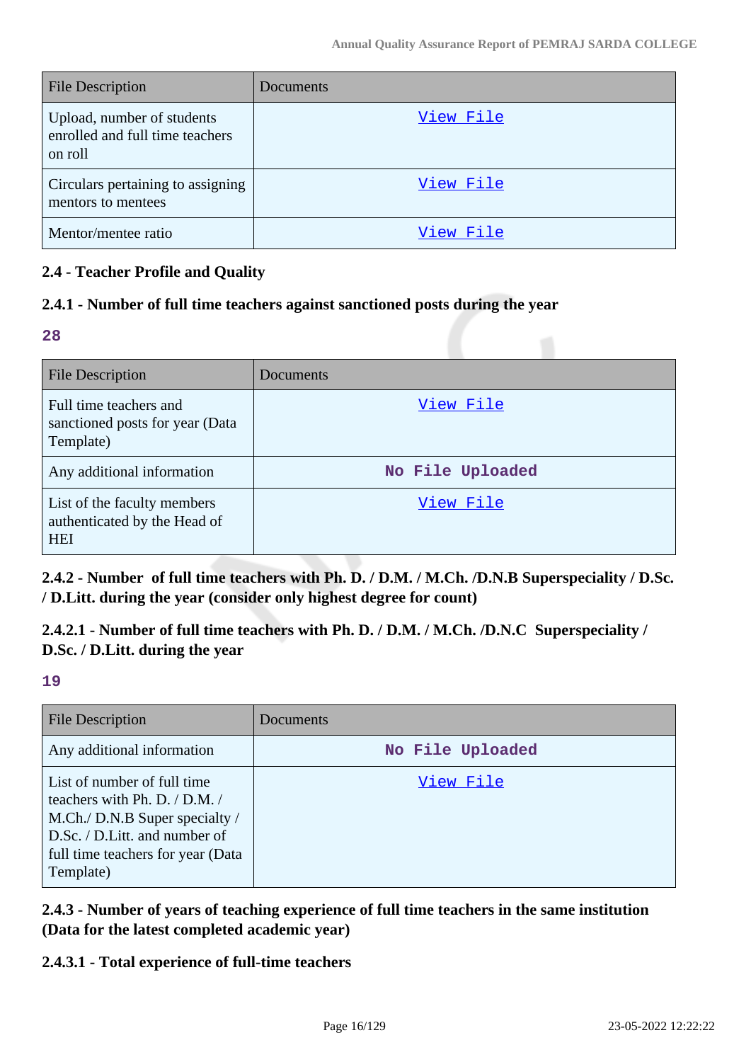| File Description | Documents |
|---|---|
| Upload, number of students enrolled and full time teachers on roll | View File |
| Circulars pertaining to assigning mentors to mentees | View File |
| Mentor/mentee ratio | View File |

### 2.4 - Teacher Profile and Quality

### 2.4.1 - Number of full time teachers against sanctioned posts during the year

**28**

| File Description | Documents |
|---|---|
| Full time teachers and sanctioned posts for year (Data Template) | View File |
| Any additional information | No File Uploaded |
| List of the faculty members authenticated by the Head of HEI | View File |

### 2.4.2 - Number of full time teachers with Ph. D. / D.M. / M.Ch. /D.N.B Superspeciality / D.Sc. / D.Litt. during the year (consider only highest degree for count)

### 2.4.2.1 - Number of full time teachers with Ph. D. / D.M. / M.Ch. /D.N.C Superspeciality / D.Sc. / D.Litt. during the year

**19**

| File Description | Documents |
|---|---|
| Any additional information | No File Uploaded |
| List of number of full time teachers with Ph. D. / D.M. / M.Ch./ D.N.B Super specialty / D.Sc. / D.Litt. and number of full time teachers for year (Data Template) | View File |

### 2.4.3 - Number of years of teaching experience of full time teachers in the same institution (Data for the latest completed academic year)

### 2.4.3.1 - Total experience of full-time teachers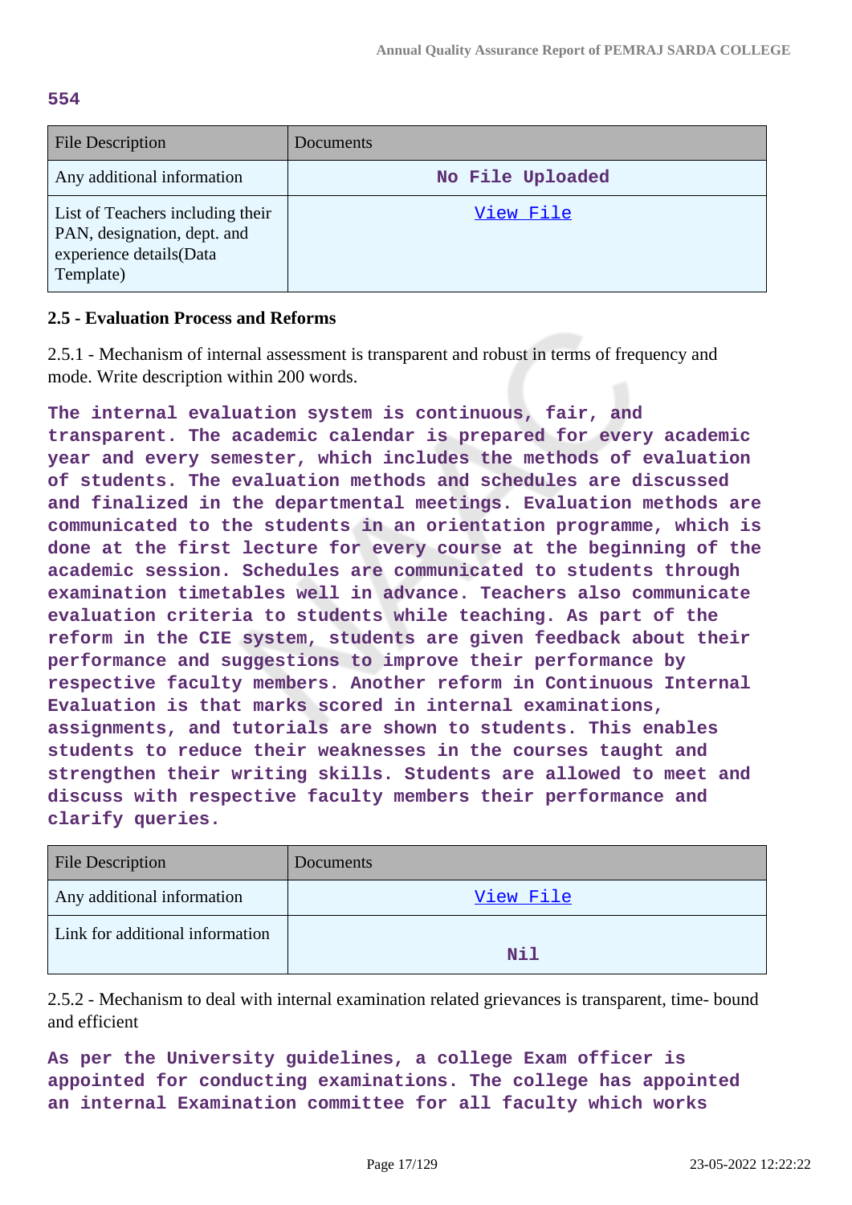**554**

| File Description | Documents |
|---|---|
| Any additional information | **No File Uploaded** |
| List of Teachers including their PAN, designation, dept. and experience details(Data Template) | View File |

### 2.5 - Evaluation Process and Reforms

2.5.1 - Mechanism of internal assessment is transparent and robust in terms of frequency and mode. Write description within 200 words.

**The internal evaluation system is continuous, fair, and transparent. The academic calendar is prepared for every academic year and every semester, which includes the methods of evaluation of students. The evaluation methods and schedules are discussed and finalized in the departmental meetings. Evaluation methods are communicated to the students in an orientation programme, which is done at the first lecture for every course at the beginning of the academic session. Schedules are communicated to students through examination timetables well in advance. Teachers also communicate evaluation criteria to students while teaching. As part of the reform in the CIE system, students are given feedback about their performance and suggestions to improve their performance by respective faculty members. Another reform in Continuous Internal Evaluation is that marks scored in internal examinations, assignments, and tutorials are shown to students. This enables students to reduce their weaknesses in the courses taught and strengthen their writing skills. Students are allowed to meet and discuss with respective faculty members their performance and clarify queries.**

| File Description | Documents |
|---|---|
| Any additional information | View File |
| Link for additional information | **Nil** |

2.5.2 - Mechanism to deal with internal examination related grievances is transparent, time- bound and efficient

**As per the University guidelines, a college Exam officer is appointed for conducting examinations. The college has appointed an internal Examination committee for all faculty which works**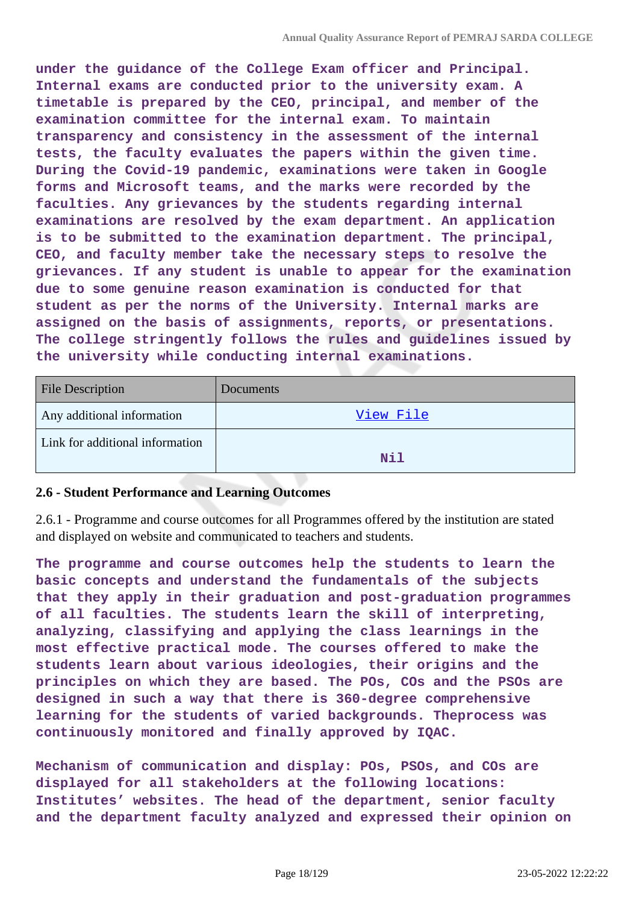**under the guidance of the College Exam officer and Principal. Internal exams are conducted prior to the university exam. A timetable is prepared by the CEO, principal, and member of the examination committee for the internal exam. To maintain transparency and consistency in the assessment of the internal tests, the faculty evaluates the papers within the given time. During the Covid-19 pandemic, examinations were taken in Google forms and Microsoft teams, and the marks were recorded by the faculties. Any grievances by the students regarding internal examinations are resolved by the exam department. An application is to be submitted to the examination department. The principal, CEO, and faculty member take the necessary steps to resolve the grievances. If any student is unable to appear for the examination due to some genuine reason examination is conducted for that student as per the norms of the University. Internal marks are assigned on the basis of assignments, reports, or presentations. The college stringently follows the rules and guidelines issued by the university while conducting internal examinations.**

| File Description | Documents |
|---|---|
| Any additional information | View File |
| Link for additional information | Nil |

### 2.6 - Student Performance and Learning Outcomes

2.6.1 - Programme and course outcomes for all Programmes offered by the institution are stated and displayed on website and communicated to teachers and students.

**The programme and course outcomes help the students to learn the basic concepts and understand the fundamentals of the subjects that they apply in their graduation and post-graduation programmes of all faculties. The students learn the skill of interpreting, analyzing, classifying and applying the class learnings in the most effective practical mode. The courses offered to make the students learn about various ideologies, their origins and the principles on which they are based. The POs, COs and the PSOs are designed in such a way that there is 360-degree comprehensive learning for the students of varied backgrounds. Theprocess was continuously monitored and finally approved by IQAC.**

**Mechanism of communication and display: POs, PSOs, and COs are displayed for all stakeholders at the following locations: Institutes' websites. The head of the department, senior faculty and the department faculty analyzed and expressed their opinion on**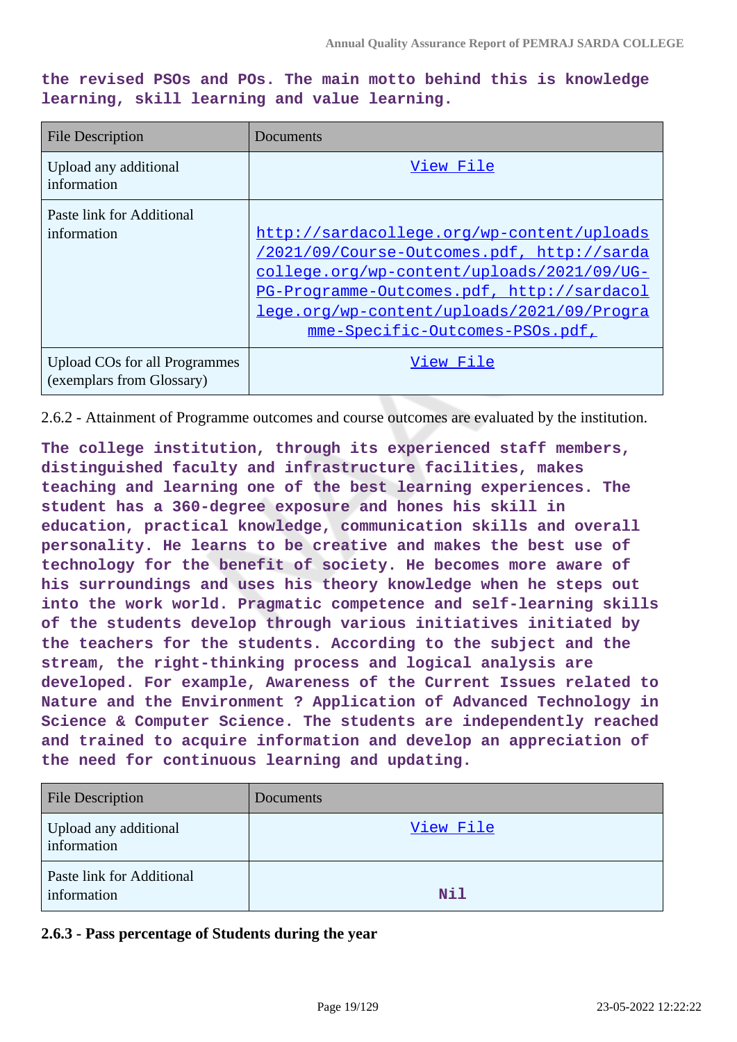**the revised PSOs and POs. The main motto behind this is knowledge learning, skill learning and value learning.**

| File Description | Documents |
|---|---|
| Upload any additional information | View File |
| Paste link for Additional information | http://sardacollege.org/wp-content/uploads/2021/09/Course-Outcomes.pdf, http://sardacollege.org/wp-content/uploads/2021/09/UG-PG-Programme-Outcomes.pdf, http://sardacollege.org/wp-content/uploads/2021/09/Programme-Specific-Outcomes-PSOs.pdf, |
| Upload COs for all Programmes (exemplars from Glossary) | View File |

2.6.2 - Attainment of Programme outcomes and course outcomes are evaluated by the institution.

**The college institution, through its experienced staff members, distinguished faculty and infrastructure facilities, makes teaching and learning one of the best learning experiences. The student has a 360-degree exposure and hones his skill in education, practical knowledge, communication skills and overall personality. He learns to be creative and makes the best use of technology for the benefit of society. He becomes more aware of his surroundings and uses his theory knowledge when he steps out into the work world. Pragmatic competence and self-learning skills of the students develop through various initiatives initiated by the teachers for the students. According to the subject and the stream, the right-thinking process and logical analysis are developed. For example, Awareness of the Current Issues related to Nature and the Environment ? Application of Advanced Technology in Science & Computer Science. The students are independently reached and trained to acquire information and develop an appreciation of the need for continuous learning and updating.**

| File Description | Documents |
|---|---|
| Upload any additional information | View File |
| Paste link for Additional information | **Nil** |

**2.6.3 - Pass percentage of Students during the year**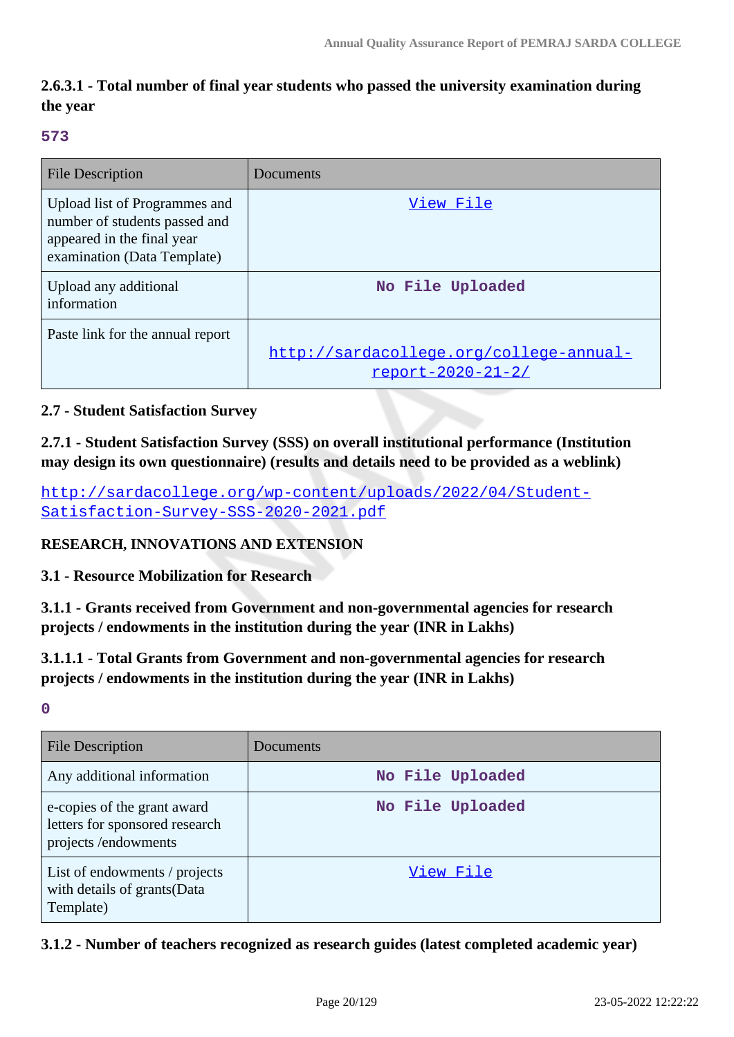**2.6.3.1 - Total number of final year students who passed the university examination during the year**

573

| File Description | Documents |
|---|---|
| Upload list of Programmes and number of students passed and appeared in the final year examination (Data Template) | View File |
| Upload any additional information | No File Uploaded |
| Paste link for the annual report | http://sardacollege.org/college-annual-report-2020-21-2/ |

**2.7 - Student Satisfaction Survey**

**2.7.1 - Student Satisfaction Survey (SSS) on overall institutional performance (Institution may design its own questionnaire) (results and details need to be provided as a weblink)**

http://sardacollege.org/wp-content/uploads/2022/04/Student-Satisfaction-Survey-SSS-2020-2021.pdf

**RESEARCH, INNOVATIONS AND EXTENSION**

**3.1 - Resource Mobilization for Research**

**3.1.1 - Grants received from Government and non-governmental agencies for research projects / endowments in the institution during the year (INR in Lakhs)**

**3.1.1.1 - Total Grants from Government and non-governmental agencies for research projects / endowments in the institution during the year (INR in Lakhs)**

0

| File Description | Documents |
|---|---|
| Any additional information | No File Uploaded |
| e-copies of the grant award letters for sponsored research projects /endowments | No File Uploaded |
| List of endowments / projects with details of grants(Data Template) | View File |

**3.1.2 - Number of teachers recognized as research guides (latest completed academic year)**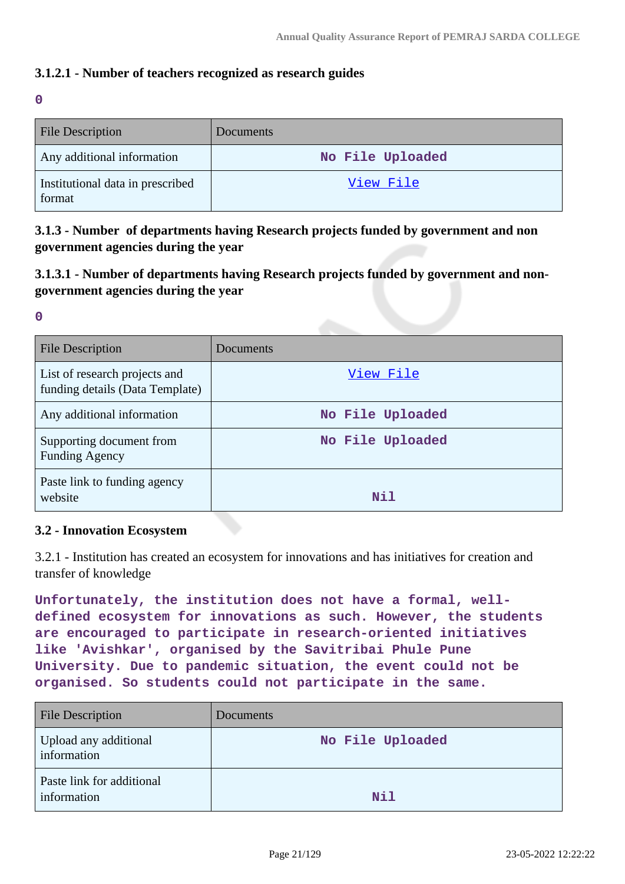### 3.1.2.1 - Number of teachers recognized as research guides

**0**

| File Description | Documents |
|---|---|
| Any additional information | No File Uploaded |
| Institutional data in prescribed format | View File |

### 3.1.3 - Number of departments having Research projects funded by government and non government agencies during the year

### 3.1.3.1 - Number of departments having Research projects funded by government and non-government agencies during the year

**0**

| File Description | Documents |
|---|---|
| List of research projects and funding details (Data Template) | View File |
| Any additional information | No File Uploaded |
| Supporting document from Funding Agency | No File Uploaded |
| Paste link to funding agency website | Nil |

### 3.2 - Innovation Ecosystem

3.2.1 - Institution has created an ecosystem for innovations and has initiatives for creation and transfer of knowledge

**Unfortunately, the institution does not have a formal, well-defined ecosystem for innovations as such. However, the students are encouraged to participate in research-oriented initiatives like 'Avishkar', organised by the Savitribai Phule Pune University. Due to pandemic situation, the event could not be organised. So students could not participate in the same.**

| File Description | Documents |
|---|---|
| Upload any additional information | No File Uploaded |
| Paste link for additional information | Nil |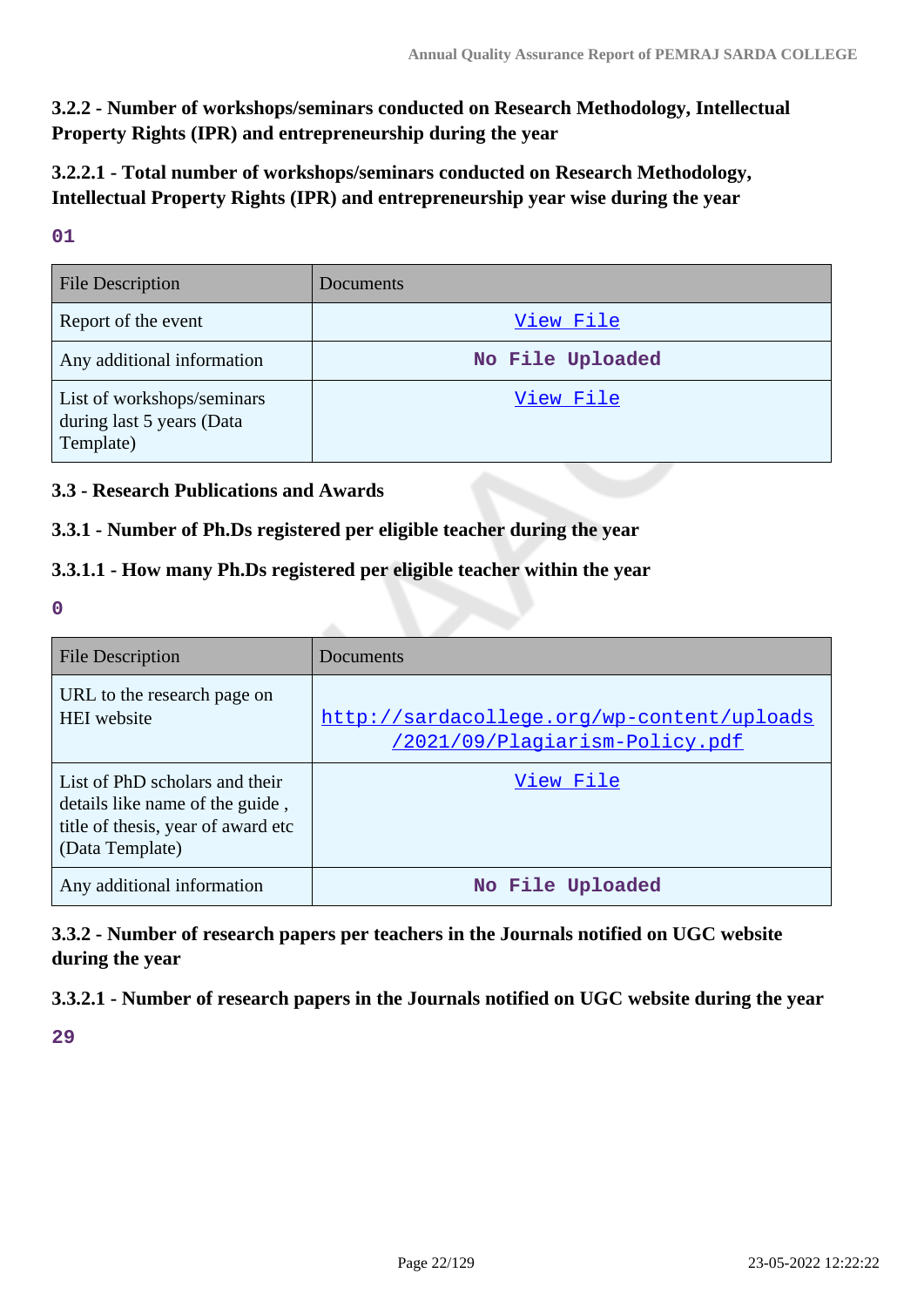### 3.2.2 - Number of workshops/seminars conducted on Research Methodology, Intellectual Property Rights (IPR) and entrepreneurship during the year

### 3.2.2.1 - Total number of workshops/seminars conducted on Research Methodology, Intellectual Property Rights (IPR) and entrepreneurship year wise during the year

01

| File Description | Documents |
|---|---|
| Report of the event | View File |
| Any additional information | No File Uploaded |
| List of workshops/seminars during last 5 years (Data Template) | View File |

### 3.3 - Research Publications and Awards

### 3.3.1 - Number of Ph.Ds registered per eligible teacher during the year

### 3.3.1.1 - How many Ph.Ds registered per eligible teacher within the year

0

| File Description | Documents |
|---|---|
| URL to the research page on HEI website | http://sardacollege.org/wp-content/uploads/2021/09/Plagiarism-Policy.pdf |
| List of PhD scholars and their details like name of the guide , title of thesis, year of award etc (Data Template) | View File |
| Any additional information | No File Uploaded |

### 3.3.2 - Number of research papers per teachers in the Journals notified on UGC website during the year

### 3.3.2.1 - Number of research papers in the Journals notified on UGC website during the year

29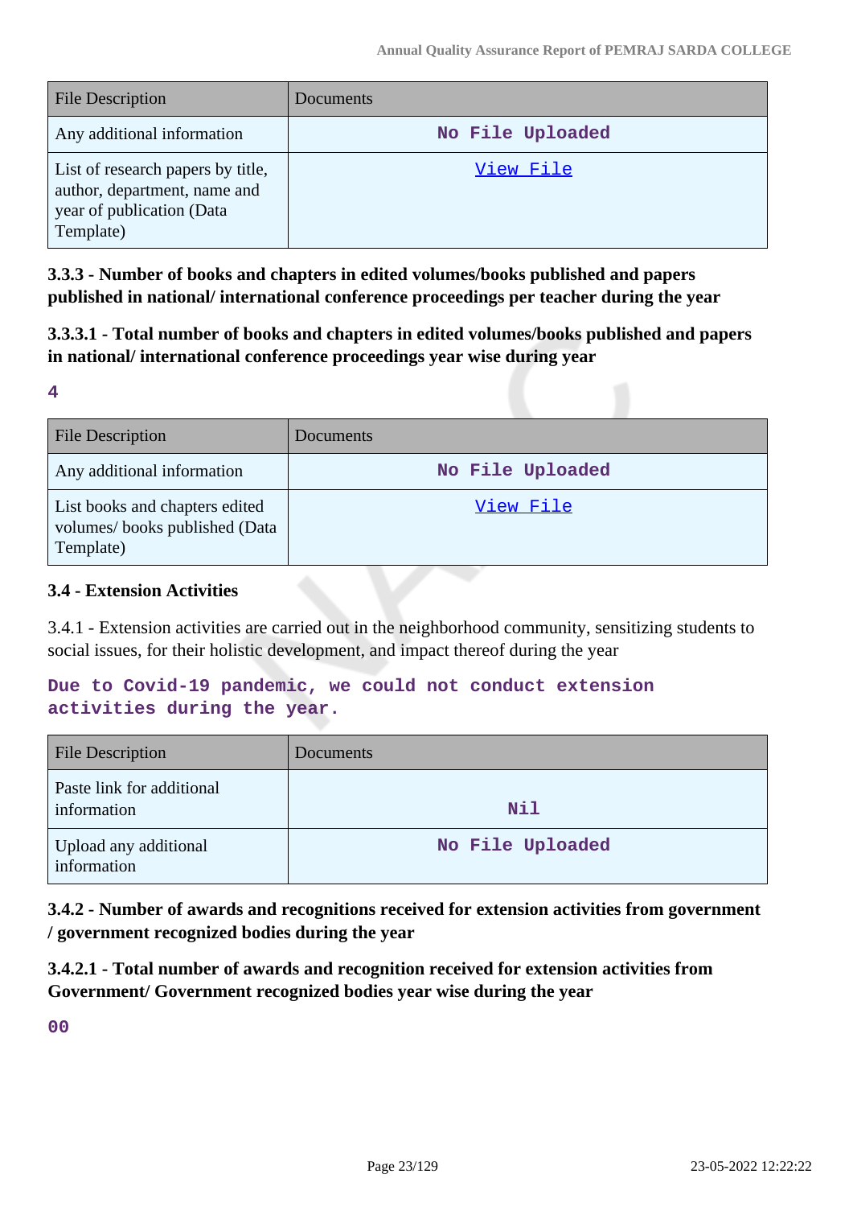| File Description | Documents |
|---|---|
| Any additional information | No File Uploaded |
| List of research papers by title, author, department, name and year of publication (Data Template) | View File |

### 3.3.3 - Number of books and chapters in edited volumes/books published and papers published in national/ international conference proceedings per teacher during the year

### 3.3.3.1 - Total number of books and chapters in edited volumes/books published and papers in national/ international conference proceedings year wise during year

**4**

| File Description | Documents |
|---|---|
| Any additional information | No File Uploaded |
| List books and chapters edited volumes/ books published (Data Template) | View File |

### 3.4 - Extension Activities

3.4.1 - Extension activities are carried out in the neighborhood community, sensitizing students to social issues, for their holistic development, and impact thereof during the year

**Due to Covid-19 pandemic, we could not conduct extension activities during the year.**

| File Description | Documents |
|---|---|
| Paste link for additional information | Nil |
| Upload any additional information | No File Uploaded |

### 3.4.2 - Number of awards and recognitions received for extension activities from government / government recognized bodies during the year

### 3.4.2.1 - Total number of awards and recognition received for extension activities from Government/ Government recognized bodies year wise during the year

**00**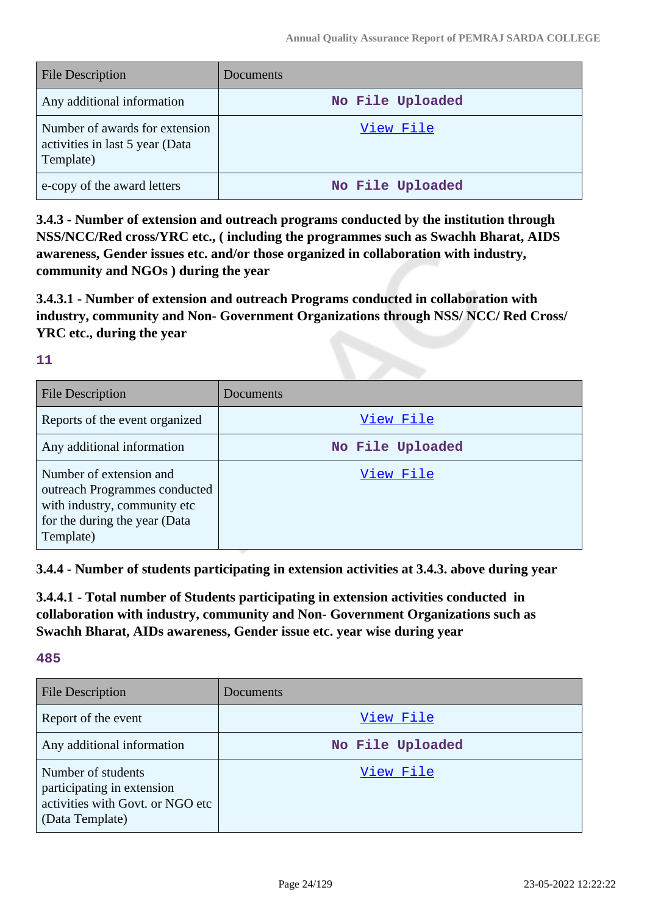| File Description | Documents |
|---|---|
| Any additional information | No File Uploaded |
| Number of awards for extension activities in last 5 year (Data Template) | View File |
| e-copy of the award letters | No File Uploaded |

**3.4.3 - Number of extension and outreach programs conducted by the institution through NSS/NCC/Red cross/YRC etc., ( including the programmes such as Swachh Bharat, AIDS awareness, Gender issues etc. and/or those organized in collaboration with industry, community and NGOs ) during the year**

**3.4.3.1 - Number of extension and outreach Programs conducted in collaboration with industry, community and Non- Government Organizations through NSS/ NCC/ Red Cross/ YRC etc., during the year**

**11**

| File Description | Documents |
|---|---|
| Reports of the event organized | View File |
| Any additional information | No File Uploaded |
| Number of extension and outreach Programmes conducted with industry, community etc for the during the year (Data Template) | View File |

**3.4.4 - Number of students participating in extension activities at 3.4.3. above during year**

**3.4.4.1 - Total number of Students participating in extension activities conducted in collaboration with industry, community and Non- Government Organizations such as Swachh Bharat, AIDs awareness, Gender issue etc. year wise during year**

**485**

| File Description | Documents |
|---|---|
| Report of the event | View File |
| Any additional information | No File Uploaded |
| Number of students participating in extension activities with Govt. or NGO etc (Data Template) | View File |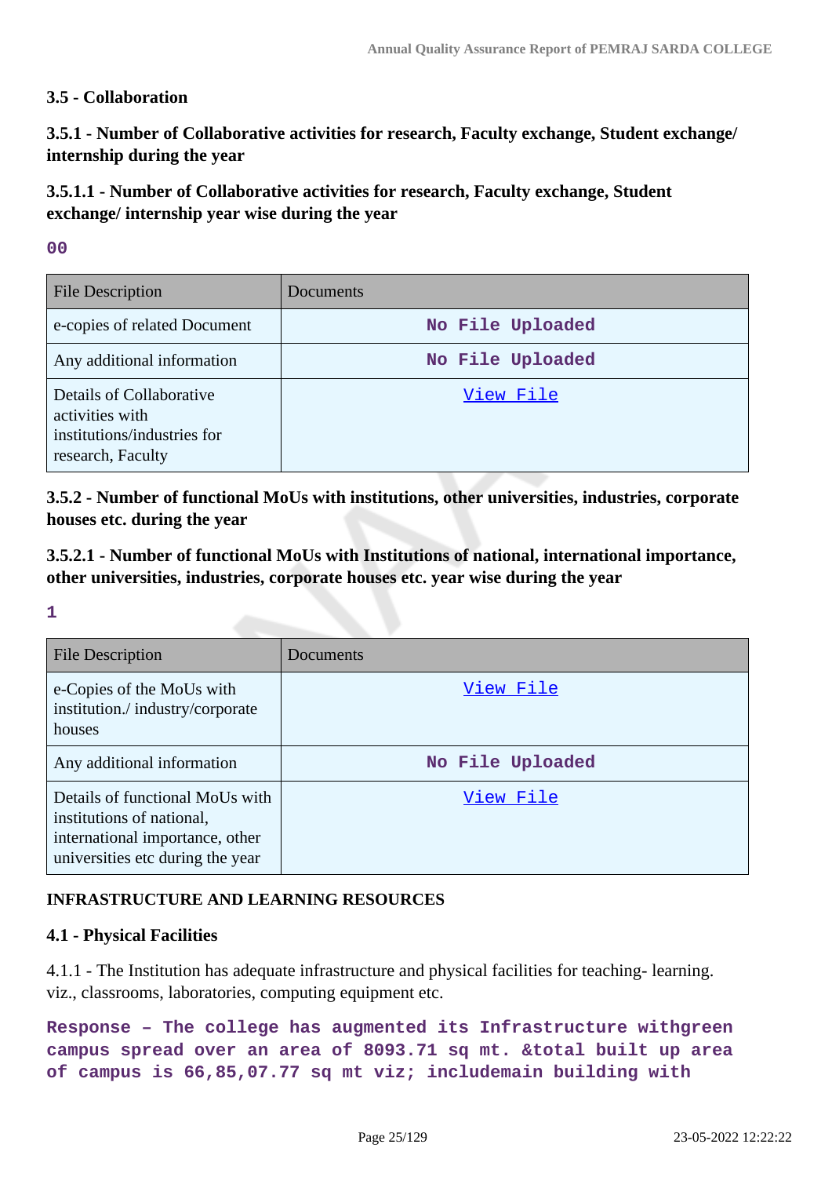### 3.5 - Collaboration

#### 3.5.1 - Number of Collaborative activities for research, Faculty exchange, Student exchange/ internship during the year

#### 3.5.1.1 - Number of Collaborative activities for research, Faculty exchange, Student exchange/ internship year wise during the year

**00**

| File Description | Documents |
|---|---|
| e-copies of related Document | **No File Uploaded** |
| Any additional information | **No File Uploaded** |
| Details of Collaborative activities with institutions/industries for research, Faculty | View File |

#### 3.5.2 - Number of functional MoUs with institutions, other universities, industries, corporate houses etc. during the year

#### 3.5.2.1 - Number of functional MoUs with Institutions of national, international importance, other universities, industries, corporate houses etc. year wise during the year

**1**

| File Description | Documents |
|---|---|
| e-Copies of the MoUs with institution./ industry/corporate houses | View File |
| Any additional information | **No File Uploaded** |
| Details of functional MoUs with institutions of national, international importance, other universities etc during the year | View File |

### INFRASTRUCTURE AND LEARNING RESOURCES

### 4.1 - Physical Facilities

4.1.1 - The Institution has adequate infrastructure and physical facilities for teaching- learning. viz., classrooms, laboratories, computing equipment etc.

**Response – The college has augmented its Infrastructure withgreen campus spread over an area of 8093.71 sq mt. &total built up area of campus is 66,85,07.77 sq mt viz; includemain building with**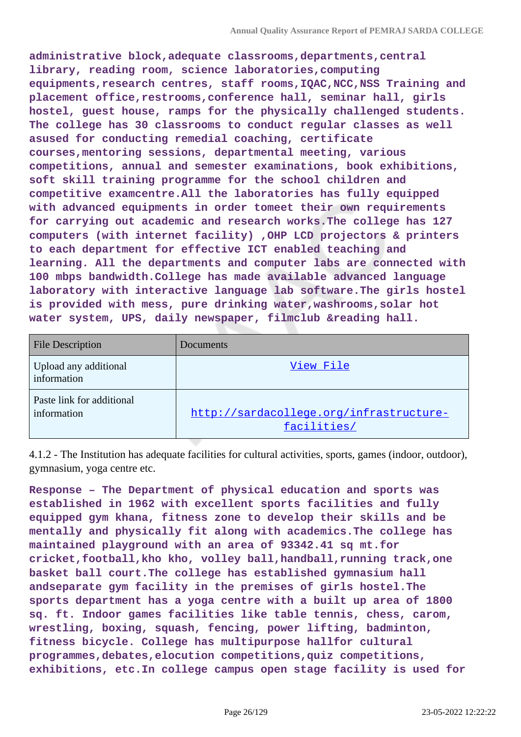**administrative block,adequate classrooms,departments,central library, reading room, science laboratories,computing equipments,research centres, staff rooms,IQAC,NCC,NSS Training and placement office,restrooms,conference hall, seminar hall, girls hostel, guest house, ramps for the physically challenged students. The college has 30 classrooms to conduct regular classes as well asused for conducting remedial coaching, certificate courses,mentoring sessions, departmental meeting, various competitions, annual and semester examinations, book exhibitions, soft skill training programme for the school children and competitive examcentre.All the laboratories has fully equipped with advanced equipments in order tomeet their own requirements for carrying out academic and research works.The college has 127 computers (with internet facility) ,OHP LCD projectors & printers to each department for effective ICT enabled teaching and learning. All the departments and computer labs are connected with 100 mbps bandwidth.College has made available advanced language laboratory with interactive language lab software.The girls hostel is provided with mess, pure drinking water,washrooms,solar hot water system, UPS, daily newspaper, filmclub &reading hall.**

| File Description | Documents |
|---|---|
| Upload any additional information | View File |
| Paste link for additional information | http://sardacollege.org/infrastructure-facilities/ |

4.1.2 - The Institution has adequate facilities for cultural activities, sports, games (indoor, outdoor), gymnasium, yoga centre etc.

**Response – The Department of physical education and sports was established in 1962 with excellent sports facilities and fully equipped gym khana, fitness zone to develop their skills and be mentally and physically fit along with academics.The college has maintained playground with an area of 93342.41 sq mt.for cricket,football,kho kho, volley ball,handball,running track,one basket ball court.The college has established gymnasium hall andseparate gym facility in the premises of girls hostel.The sports department has a yoga centre with a built up area of 1800 sq. ft. Indoor games facilities like table tennis, chess, carom, wrestling, boxing, squash, fencing, power lifting, badminton, fitness bicycle. College has multipurpose hallfor cultural programmes,debates,elocution competitions,quiz competitions, exhibitions, etc.In college campus open stage facility is used for**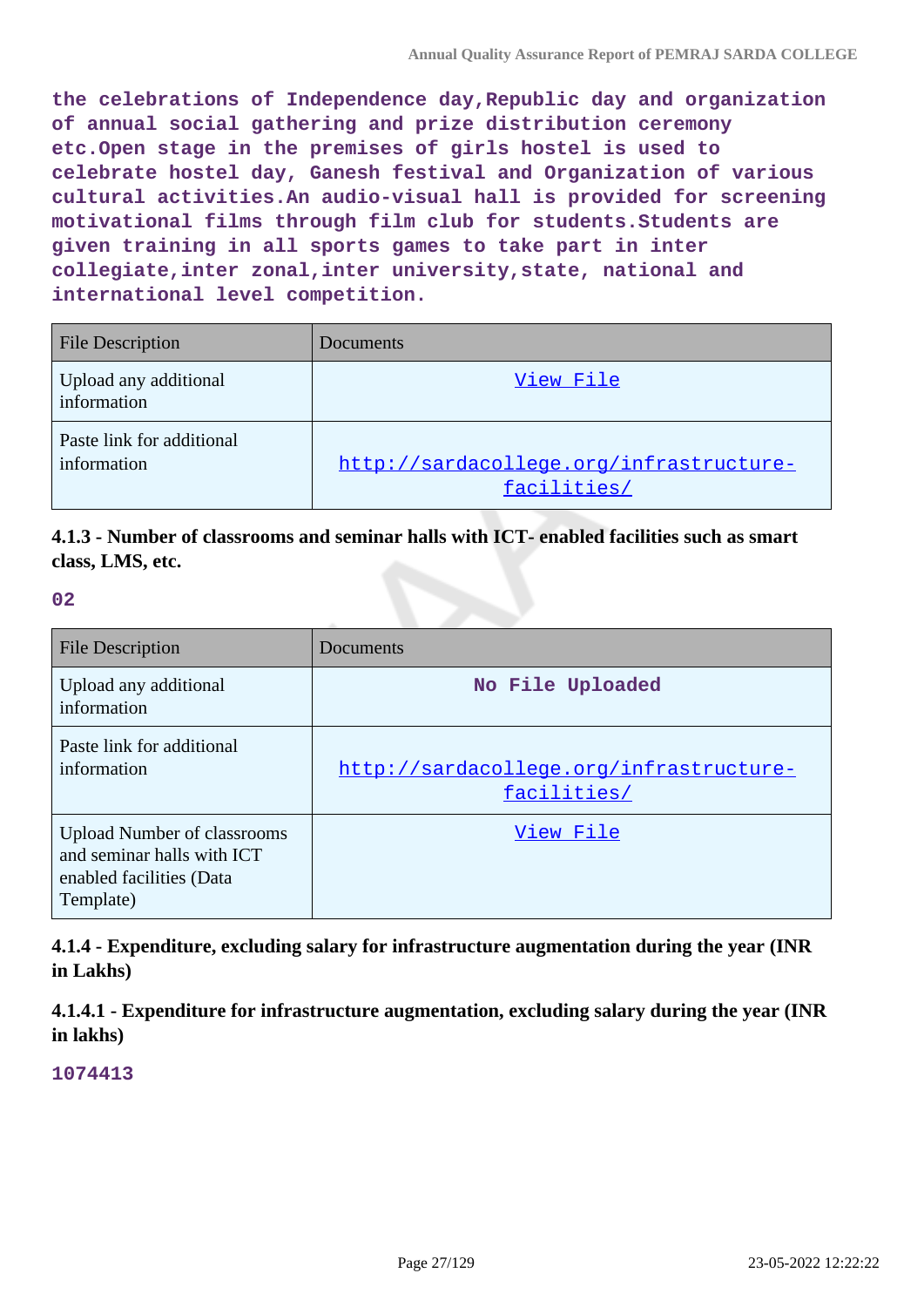the celebrations of Independence day,Republic day and organization of annual social gathering and prize distribution ceremony etc.Open stage in the premises of girls hostel is used to celebrate hostel day, Ganesh festival and Organization of various cultural activities.An audio-visual hall is provided for screening motivational films through film club for students.Students are given training in all sports games to take part in inter collegiate,inter zonal,inter university,state, national and international level competition.

| File Description | Documents |
|---|---|
| Upload any additional information | View File |
| Paste link for additional information | http://sardacollege.org/infrastructure-facilities/ |

**4.1.3 - Number of classrooms and seminar halls with ICT- enabled facilities such as smart class, LMS, etc.**

02

| File Description | Documents |
|---|---|
| Upload any additional information | No File Uploaded |
| Paste link for additional information | http://sardacollege.org/infrastructure-facilities/ |
| Upload Number of classrooms and seminar halls with ICT enabled facilities (Data Template) | View File |

**4.1.4 - Expenditure, excluding salary for infrastructure augmentation during the year (INR in Lakhs)**

**4.1.4.1 - Expenditure for infrastructure augmentation, excluding salary during the year (INR in lakhs)**

1074413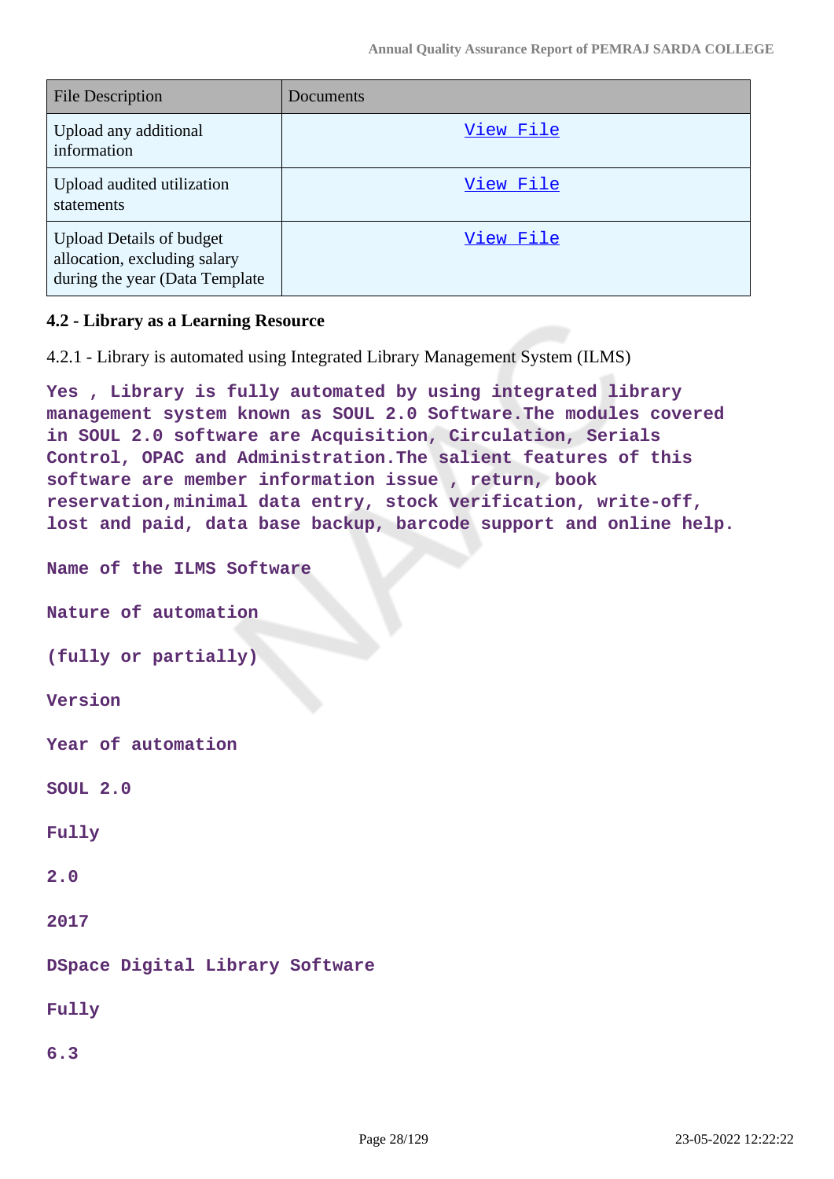| File Description | Documents |
|---|---|
| Upload any additional information | View File |
| Upload audited utilization statements | View File |
| Upload Details of budget allocation, excluding salary during the year (Data Template | View File |

### 4.2 - Library as a Learning Resource

4.2.1 - Library is automated using Integrated Library Management System (ILMS)

**Yes , Library is fully automated by using integrated library management system known as SOUL 2.0 Software.The modules covered in SOUL 2.0 software are Acquisition, Circulation, Serials Control, OPAC and Administration.The salient features of this software are member information issue , return, book reservation,minimal data entry, stock verification, write-off, lost and paid, data base backup, barcode support and online help.**

**Name of the ILMS Software**

**Nature of automation**

**(fully or partially)**

**Version**

**Year of automation**

**SOUL 2.0**

**Fully**

**2.0**

**2017**

**DSpace Digital Library Software**

**Fully**

**6.3**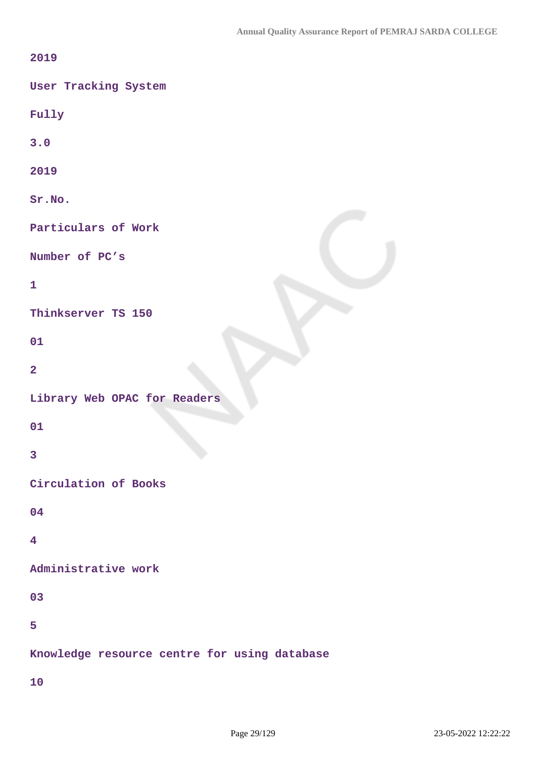2019

User Tracking System

Fully

3.0

2019

| Sr.No. | Particulars of Work | Number of PC’s |
|---|---|---|
| 1 | Thinkserver TS 150 | 01 |
| 2 | Library Web OPAC for Readers | 01 |
| 3 | Circulation of Books | 04 |
| 4 | Administrative work | 03 |
| 5 | Knowledge resource centre for using database | 10 |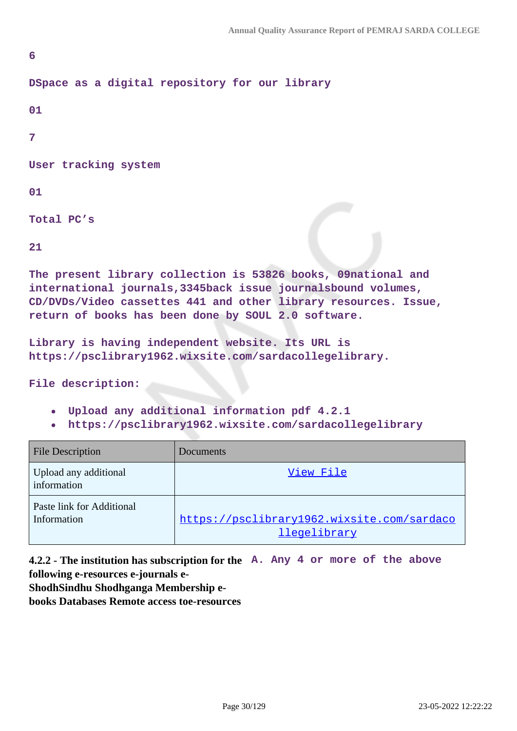6

DSpace as a digital repository for our library

01

7

User tracking system

01

Total PC's

21

The present library collection is 53826 books, 09national and international journals,3345back issue journalsbound volumes, CD/DVDs/Video cassettes 441 and other library resources. Issue, return of books has been done by SOUL 2.0 software.

Library is having independent website. Its URL is https://psclibrary1962.wixsite.com/sardacollegelibrary.

File description:

- Upload any additional information pdf 4.2.1
- https://psclibrary1962.wixsite.com/sardacollegelibrary

| File Description | Documents |
|---|---|
| Upload any additional information | View File |
| Paste link for Additional Information | https://psclibrary1962.wixsite.com/sardacollegelibrary |

**4.2.2 - The institution has subscription for the following e-resources e-journals e-ShodhSindhu Shodhganga Membership e-books Databases Remote access toe-resources**

A. Any 4 or more of the above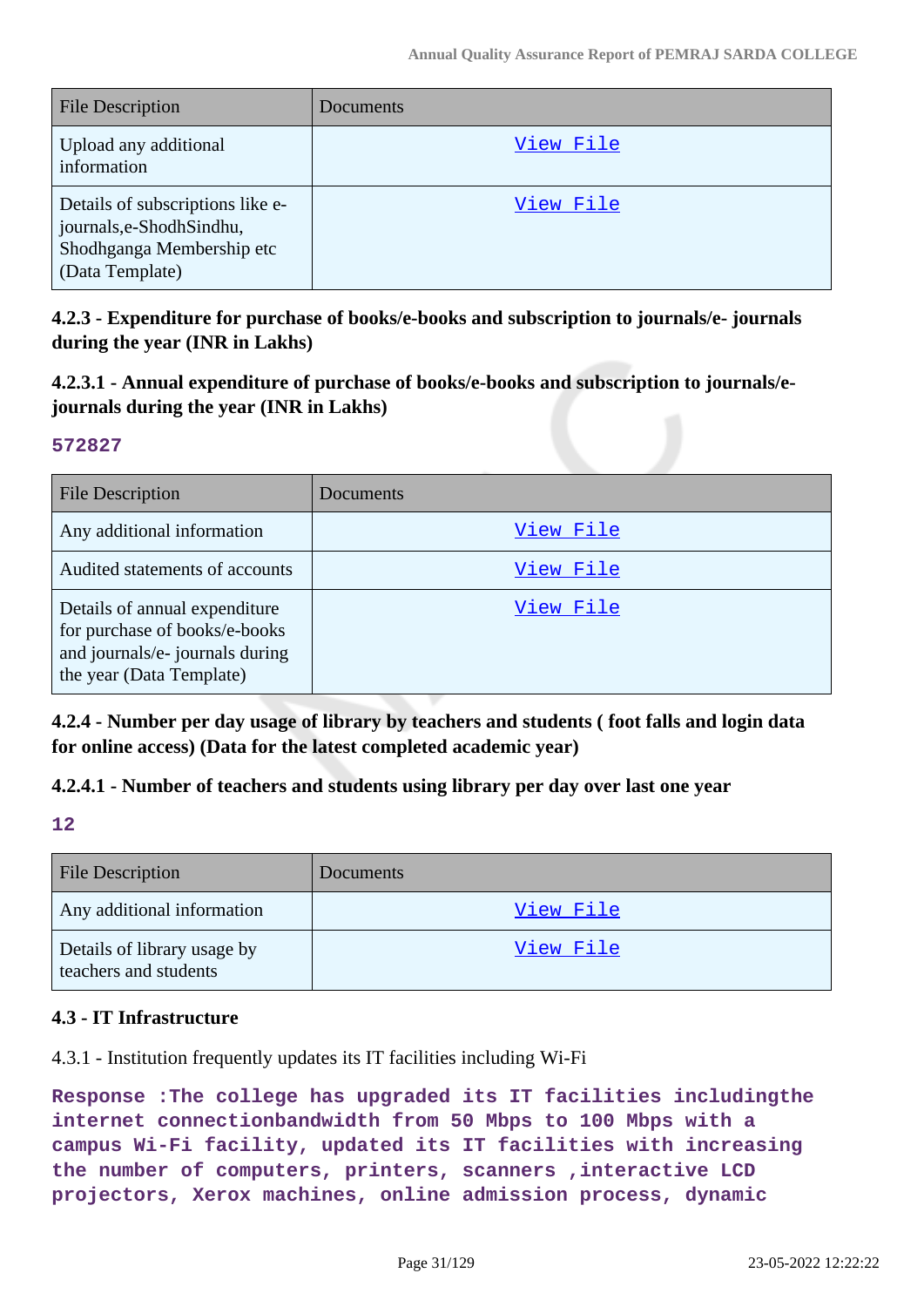| File Description | Documents |
|---|---|
| Upload any additional information | View File |
| Details of subscriptions like e-journals,e-ShodhSindhu, Shodhganga Membership etc (Data Template) | View File |

**4.2.3 - Expenditure for purchase of books/e-books and subscription to journals/e- journals during the year (INR in Lakhs)**

**4.2.3.1 - Annual expenditure of purchase of books/e-books and subscription to journals/e-journals during the year (INR in Lakhs)**

**572827**

| File Description | Documents |
|---|---|
| Any additional information | View File |
| Audited statements of accounts | View File |
| Details of annual expenditure for purchase of books/e-books and journals/e- journals during the year (Data Template) | View File |

**4.2.4 - Number per day usage of library by teachers and students ( foot falls and login data for online access) (Data for the latest completed academic year)**

**4.2.4.1 - Number of teachers and students using library per day over last one year**

**12**

| File Description | Documents |
|---|---|
| Any additional information | View File |
| Details of library usage by teachers and students | View File |

**4.3 - IT Infrastructure**

4.3.1 - Institution frequently updates its IT facilities including Wi-Fi

**Response :The college has upgraded its IT facilities includingthe internet connectionbandwidth from 50 Mbps to 100 Mbps with a campus Wi-Fi facility, updated its IT facilities with increasing the number of computers, printers, scanners ,interactive LCD projectors, Xerox machines, online admission process, dynamic**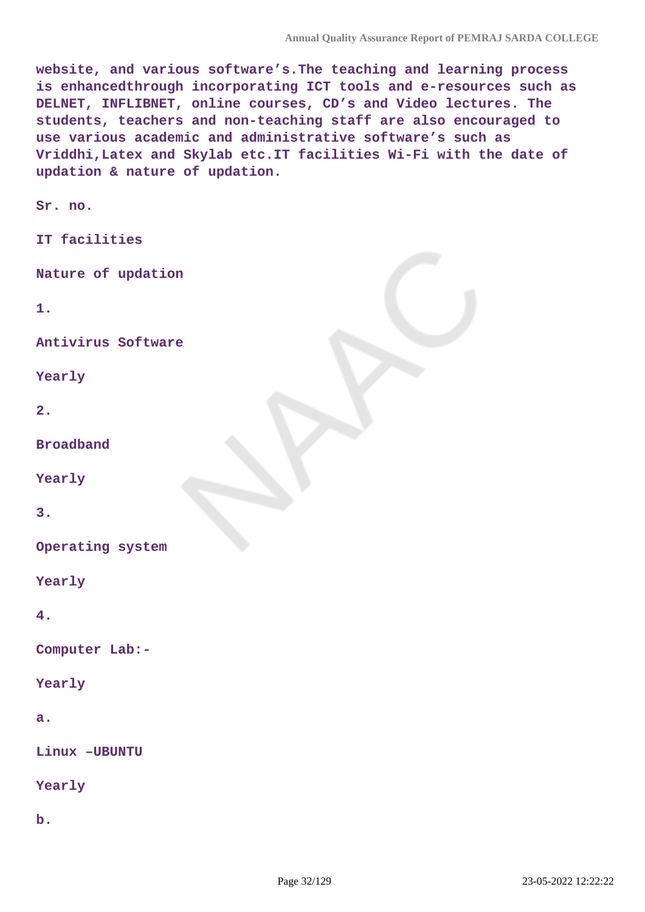**website, and various software's.The teaching and learning process is enhancedthrough incorporating ICT tools and e-resources such as DELNET, INFLIBNET, online courses, CD's and Video lectures. The students, teachers and non-teaching staff are also encouraged to use various academic and administrative software's such as Vriddhi,Latex and Skylab etc.IT facilities Wi-Fi with the date of updation & nature of updation.**

| Sr. no. | IT facilities | Nature of updation |
|---|---|---|
| 1. | Antivirus Software | Yearly |
| 2. | Broadband | Yearly |
| 3. | Operating system | Yearly |
| 4. | Computer Lab:- | Yearly |
| a. | Linux –UBUNTU | Yearly |
| b. | | |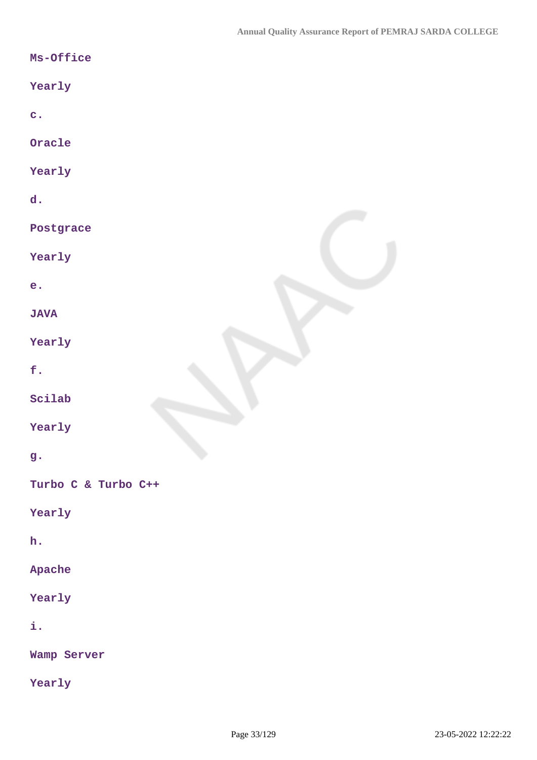Ms-Office

Yearly

c.

Oracle

Yearly

d.

Postgrace

Yearly

e.

JAVA

Yearly

f.

Scilab

Yearly

g.

Turbo C & Turbo C++

Yearly

h.

Apache

Yearly

i.

Wamp Server

Yearly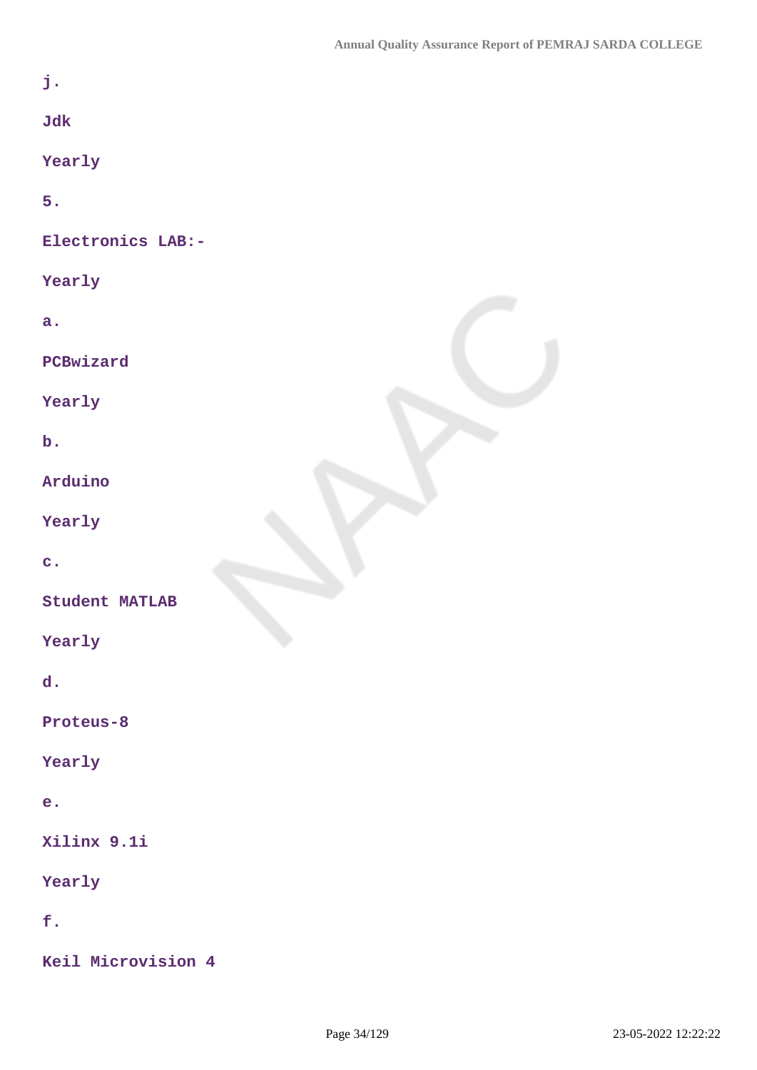j.

Jdk

Yearly

5.

Electronics LAB:-

Yearly

a.

PCBwizard

Yearly

b.

Arduino

Yearly

c.

Student MATLAB

Yearly

d.

Proteus-8

Yearly

e.

Xilinx 9.1i

Yearly

f.

Keil Microvision 4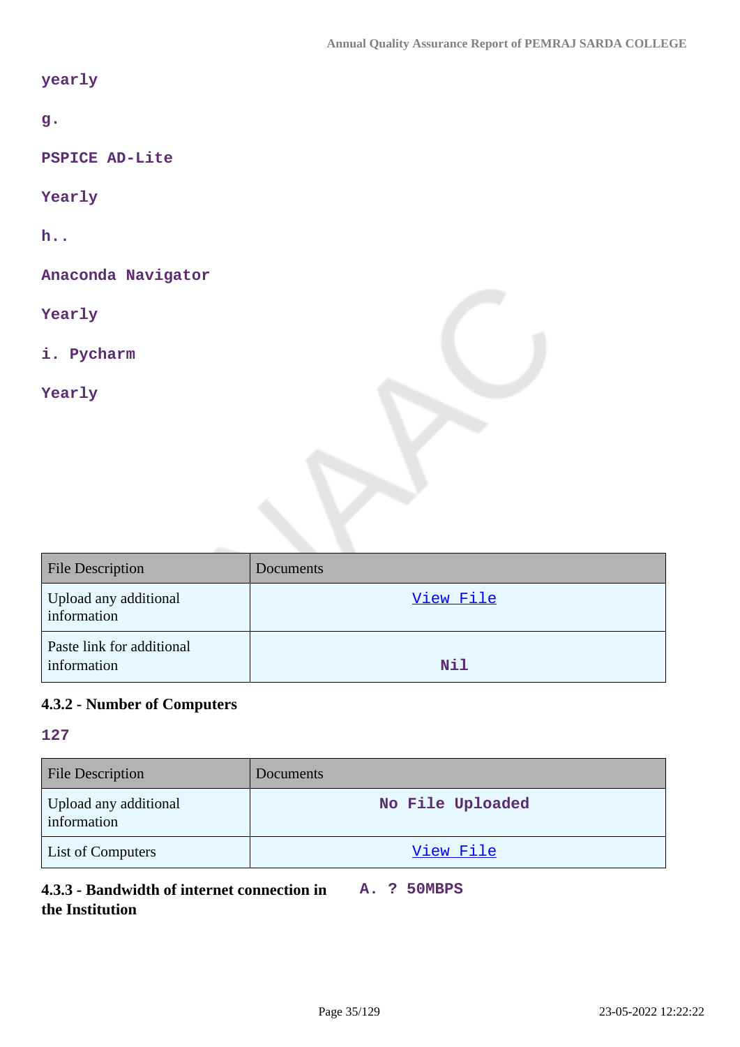yearly

g.

PSPICE AD-Lite

Yearly

h..

Anaconda Navigator

Yearly

i. Pycharm

Yearly

| File Description | Documents |
|---|---|
| Upload any additional information | View File |
| Paste link for additional information | Nil |

**4.3.2 - Number of Computers**

127

| File Description | Documents |
|---|---|
| Upload any additional information | No File Uploaded |
| List of Computers | View File |

**4.3.3 - Bandwidth of internet connection in the Institution** A. ? 50MBPS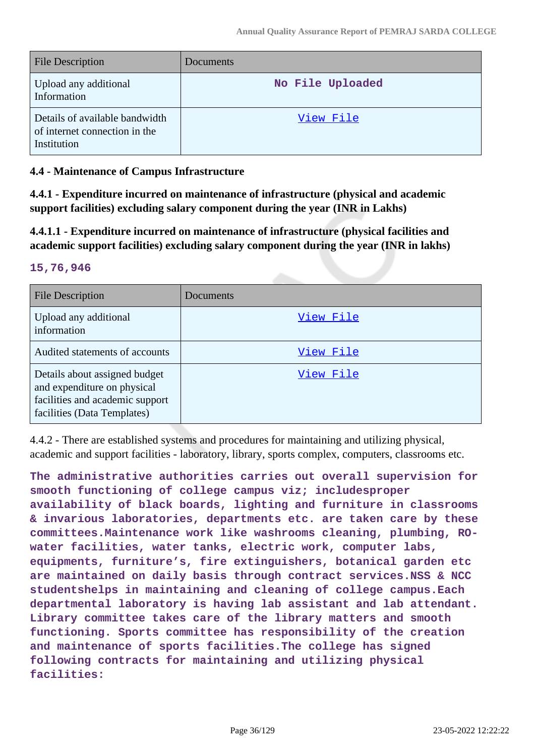| File Description | Documents |
| --- | --- |
| Upload any additional Information | No File Uploaded |
| Details of available bandwidth of internet connection in the Institution | View File |

### 4.4 - Maintenance of Campus Infrastructure

**4.4.1 - Expenditure incurred on maintenance of infrastructure (physical and academic support facilities) excluding salary component during the year (INR in Lakhs)**

**4.4.1.1 - Expenditure incurred on maintenance of infrastructure (physical facilities and academic support facilities) excluding salary component during the year (INR in lakhs)**

**15,76,946**

| File Description | Documents |
| --- | --- |
| Upload any additional information | View File |
| Audited statements of accounts | View File |
| Details about assigned budget and expenditure on physical facilities and academic support facilities (Data Templates) | View File |

4.4.2 - There are established systems and procedures for maintaining and utilizing physical, academic and support facilities - laboratory, library, sports complex, computers, classrooms etc.

**The administrative authorities carries out overall supervision for smooth functioning of college campus viz; includesproper availability of black boards, lighting and furniture in classrooms & invarious laboratories, departments etc. are taken care by these committees.Maintenance work like washrooms cleaning, plumbing, RO-water facilities, water tanks, electric work, computer labs, equipments, furniture's, fire extinguishers, botanical garden etc are maintained on daily basis through contract services.NSS & NCC studentshelps in maintaining and cleaning of college campus.Each departmental laboratory is having lab assistant and lab attendant. Library committee takes care of the library matters and smooth functioning. Sports committee has responsibility of the creation and maintenance of sports facilities.The college has signed following contracts for maintaining and utilizing physical facilities:**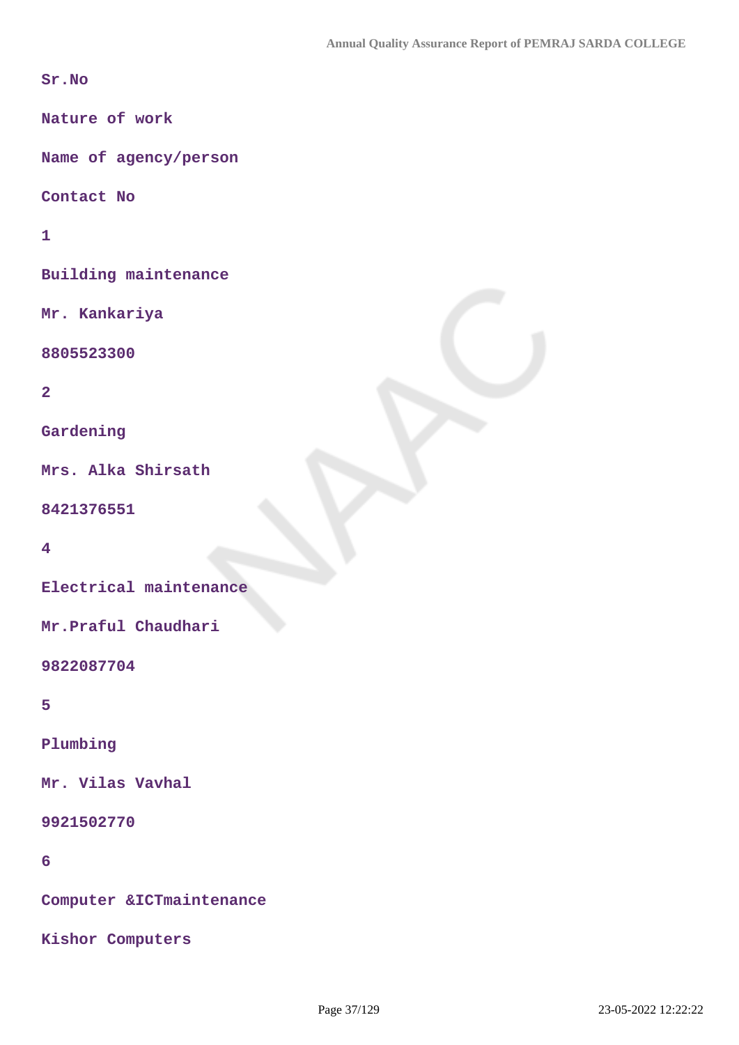| Sr.No | Nature of work | Name of agency/person | Contact No |
|---|---|---|---|
| 1 | Building maintenance | Mr. Kankariya | 8805523300 |
| 2 | Gardening | Mrs. Alka Shirsath | 8421376551 |
| 4 | Electrical maintenance | Mr.Praful Chaudhari | 9822087704 |
| 5 | Plumbing | Mr. Vilas Vavhal | 9921502770 |
| 6 | Computer &ICTmaintenance | Kishor Computers | |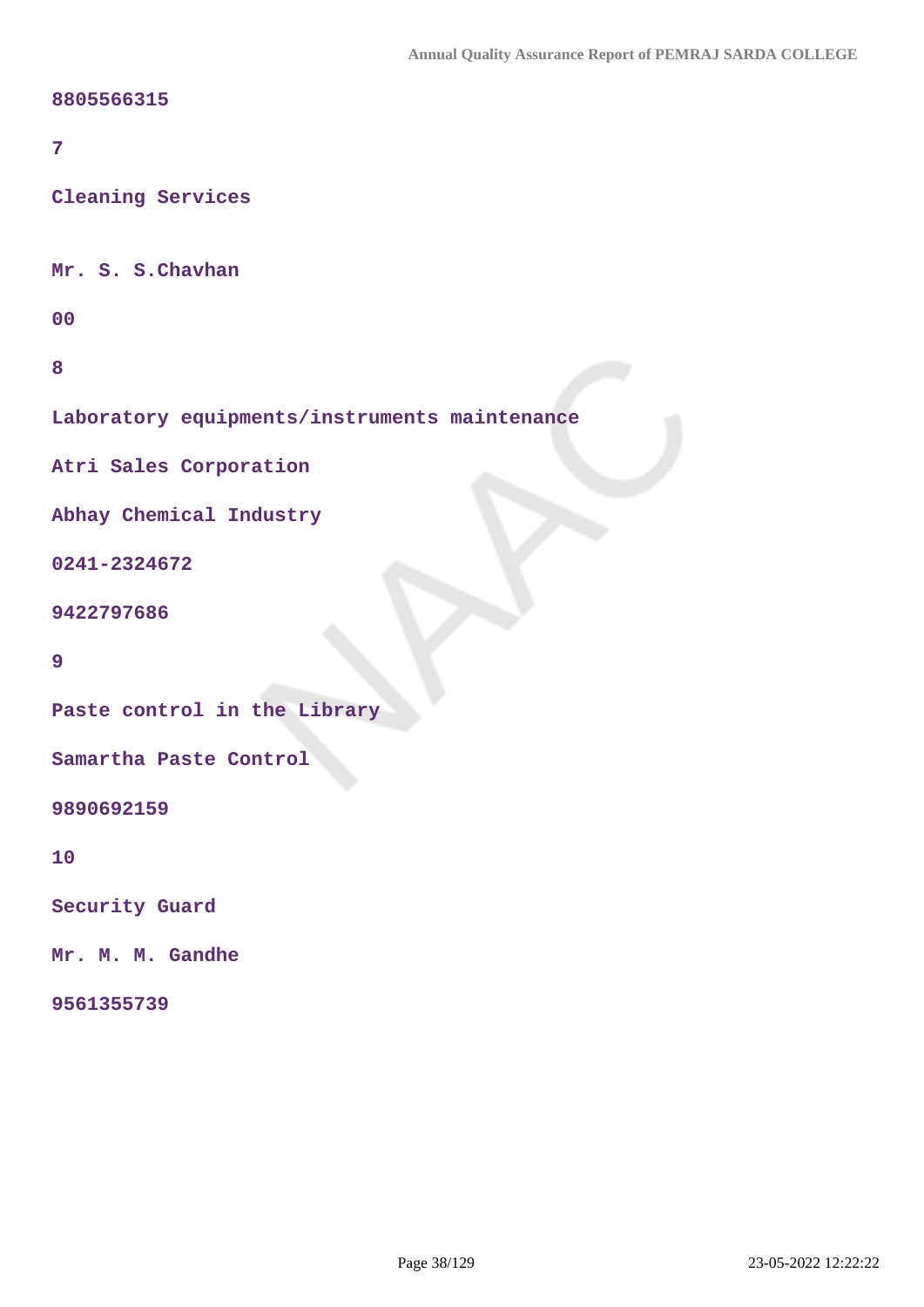8805566315

7

Cleaning Services

Mr. S. S.Chavhan

00

8

Laboratory equipments/instruments maintenance

Atri Sales Corporation

Abhay Chemical Industry

0241-2324672

9422797686

9

Paste control in the Library

Samartha Paste Control

9890692159

10

Security Guard

Mr. M. M. Gandhe

9561355739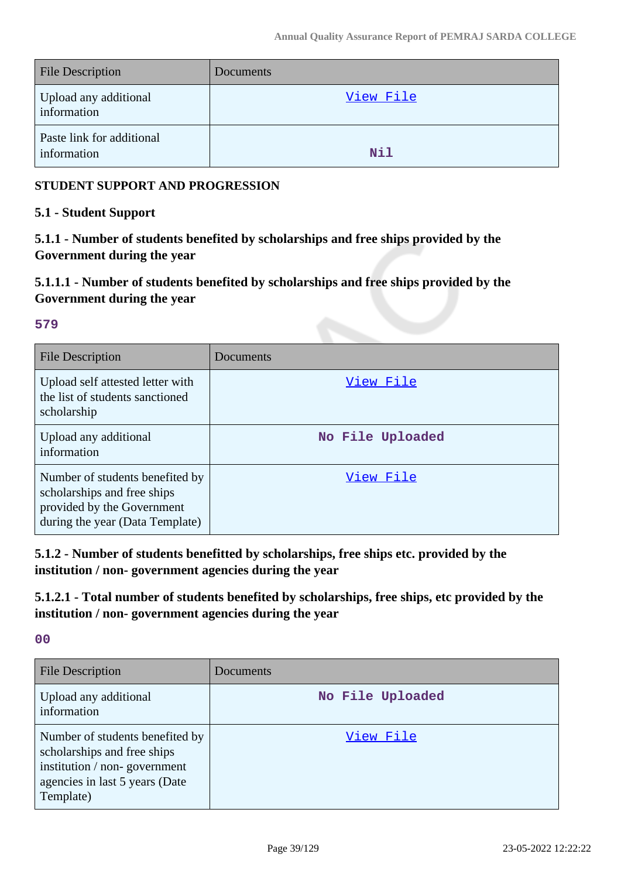| File Description | Documents |
| --- | --- |
| Upload any additional information | View File |
| Paste link for additional information | Nil |

**STUDENT SUPPORT AND PROGRESSION**

**5.1 - Student Support**

**5.1.1 - Number of students benefited by scholarships and free ships provided by the Government during the year**

**5.1.1.1 - Number of students benefited by scholarships and free ships provided by the Government during the year**

**579**

| File Description | Documents |
| --- | --- |
| Upload self attested letter with the list of students sanctioned scholarship | View File |
| Upload any additional information | No File Uploaded |
| Number of students benefited by scholarships and free ships provided by the Government during the year (Data Template) | View File |

**5.1.2 - Number of students benefitted by scholarships, free ships etc. provided by the institution / non- government agencies during the year**

**5.1.2.1 - Total number of students benefited by scholarships, free ships, etc provided by the institution / non- government agencies during the year**

**00**

| File Description | Documents |
| --- | --- |
| Upload any additional information | No File Uploaded |
| Number of students benefited by scholarships and free ships institution / non- government agencies in last 5 years (Date Template) | View File |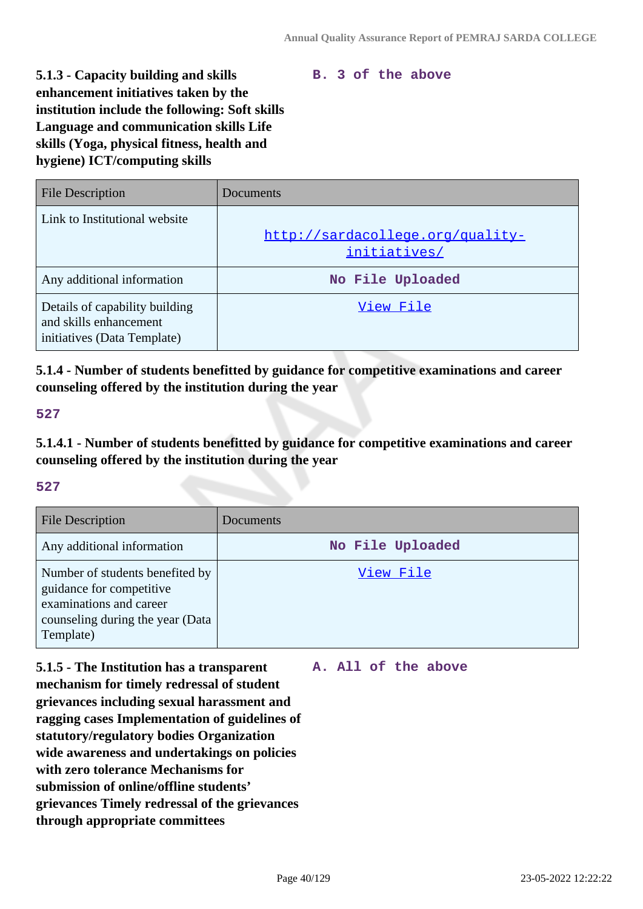**5.1.3 - Capacity building and skills enhancement initiatives taken by the institution include the following: Soft skills Language and communication skills Life skills (Yoga, physical fitness, health and hygiene) ICT/computing skills**

**B. 3 of the above**

| File Description | Documents |
|---|---|
| Link to Institutional website | http://sardacollege.org/quality-initiatives/ |
| Any additional information | No File Uploaded |
| Details of capability building and skills enhancement initiatives (Data Template) | View File |

**5.1.4 - Number of students benefitted by guidance for competitive examinations and career counseling offered by the institution during the year**

**527**

**5.1.4.1 - Number of students benefitted by guidance for competitive examinations and career counseling offered by the institution during the year**

**527**

| File Description | Documents |
|---|---|
| Any additional information | No File Uploaded |
| Number of students benefited by guidance for competitive examinations and career counseling during the year (Data Template) | View File |

**5.1.5 - The Institution has a transparent mechanism for timely redressal of student grievances including sexual harassment and ragging cases Implementation of guidelines of statutory/regulatory bodies Organization wide awareness and undertakings on policies with zero tolerance Mechanisms for submission of online/offline students' grievances Timely redressal of the grievances through appropriate committees**

**A. All of the above**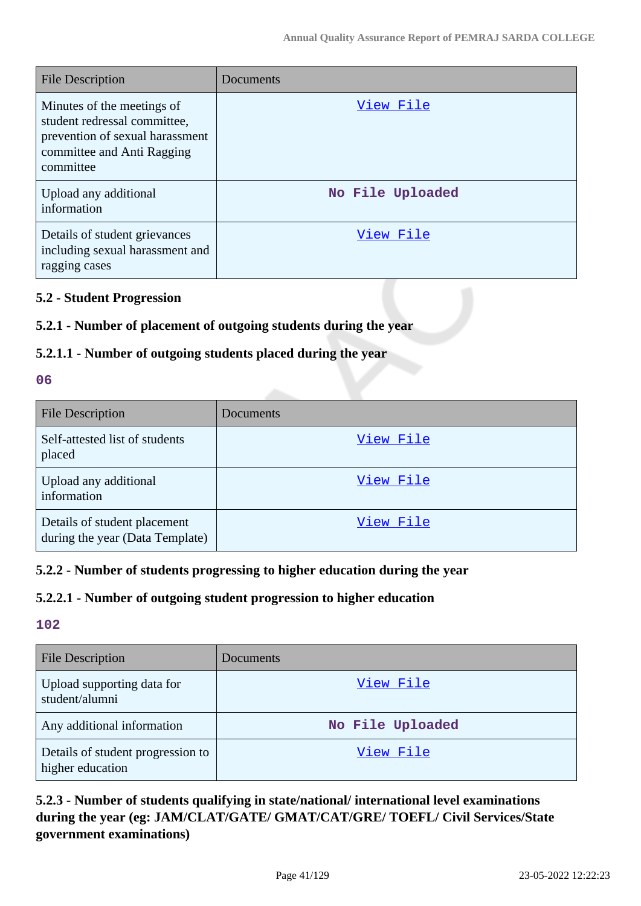| File Description | Documents |
| --- | --- |
| Minutes of the meetings of student redressal committee, prevention of sexual harassment committee and Anti Ragging committee | View File |
| Upload any additional information | No File Uploaded |
| Details of student grievances including sexual harassment and ragging cases | View File |

### 5.2 - Student Progression

### 5.2.1 - Number of placement of outgoing students during the year

### 5.2.1.1 - Number of outgoing students placed during the year

**06**

| File Description | Documents |
| --- | --- |
| Self-attested list of students placed | View File |
| Upload any additional information | View File |
| Details of student placement during the year (Data Template) | View File |

### 5.2.2 - Number of students progressing to higher education during the year

### 5.2.2.1 - Number of outgoing student progression to higher education

**102**

| File Description | Documents |
| --- | --- |
| Upload supporting data for student/alumni | View File |
| Any additional information | No File Uploaded |
| Details of student progression to higher education | View File |

### 5.2.3 - Number of students qualifying in state/national/ international level examinations during the year (eg: JAM/CLAT/GATE/ GMAT/CAT/GRE/ TOEFL/ Civil Services/State government examinations)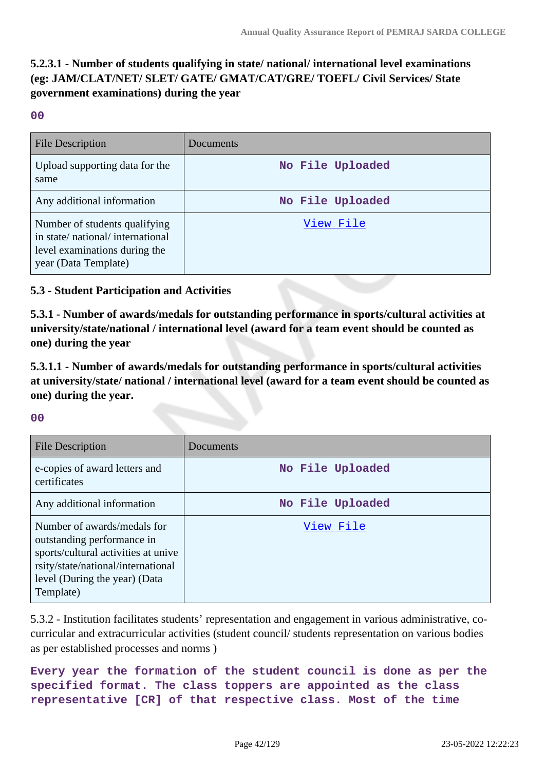**5.2.3.1 - Number of students qualifying in state/ national/ international level examinations (eg: JAM/CLAT/NET/ SLET/ GATE/ GMAT/CAT/GRE/ TOEFL/ Civil Services/ State government examinations) during the year**

**00**

| File Description | Documents |
|---|---|
| Upload supporting data for the same | No File Uploaded |
| Any additional information | No File Uploaded |
| Number of students qualifying in state/ national/ international level examinations during the year (Data Template) | View File |

**5.3 - Student Participation and Activities**

**5.3.1 - Number of awards/medals for outstanding performance in sports/cultural activities at university/state/national / international level (award for a team event should be counted as one) during the year**

**5.3.1.1 - Number of awards/medals for outstanding performance in sports/cultural activities at university/state/ national / international level (award for a team event should be counted as one) during the year.**

**00**

| File Description | Documents |
|---|---|
| e-copies of award letters and certificates | No File Uploaded |
| Any additional information | No File Uploaded |
| Number of awards/medals for outstanding performance in sports/cultural activities at university/state/national/international level (During the year) (Data Template) | View File |

5.3.2 - Institution facilitates students' representation and engagement in various administrative, co-curricular and extracurricular activities (student council/ students representation on various bodies as per established processes and norms )

**Every year the formation of the student council is done as per the specified format. The class toppers are appointed as the class representative [CR] of that respective class. Most of the time**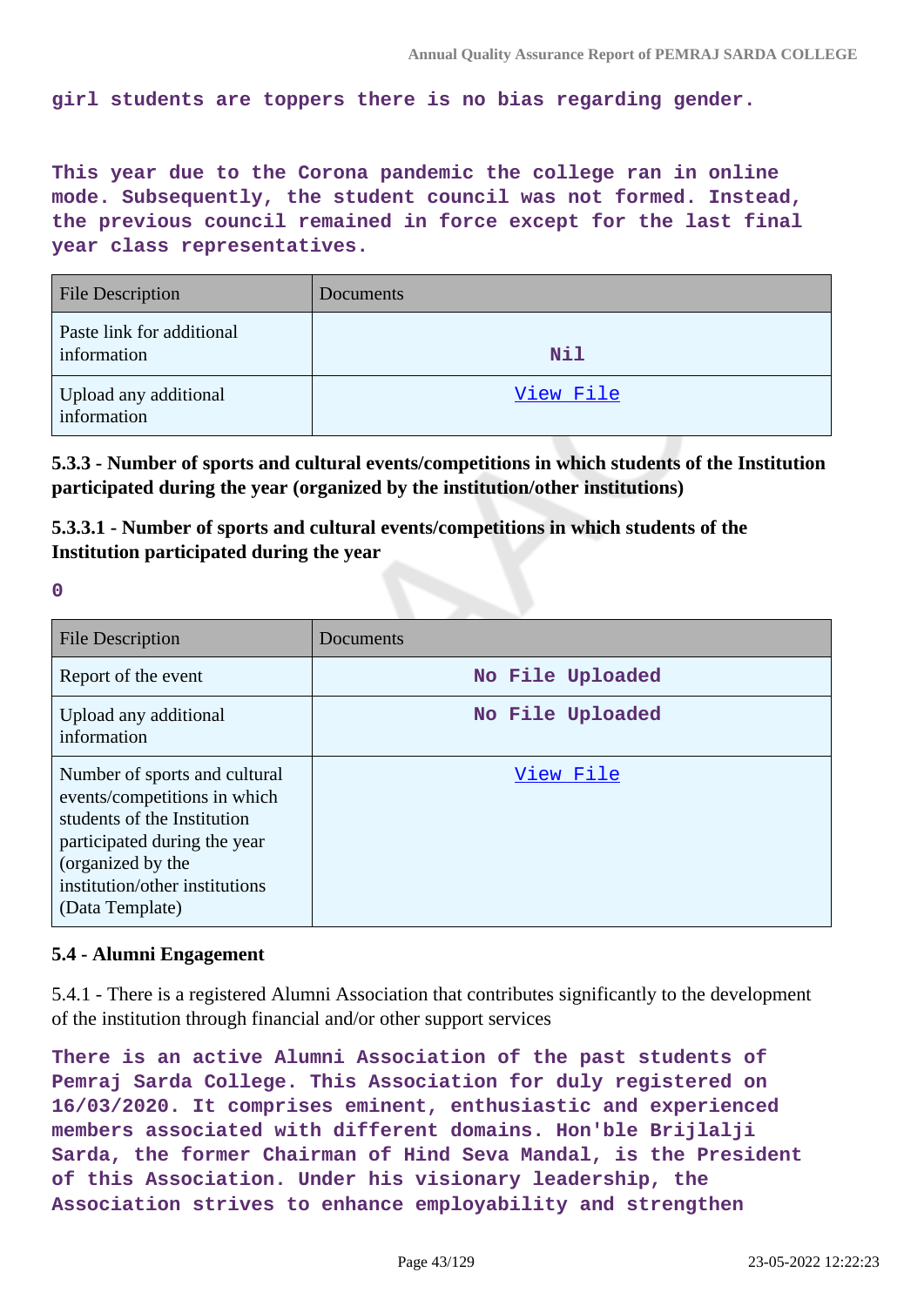girl students are toppers there is no bias regarding gender.

This year due to the Corona pandemic the college ran in online mode. Subsequently, the student council was not formed. Instead, the previous council remained in force except for the last final year class representatives.

| File Description | Documents |
|---|---|
| Paste link for additional information | Nil |
| Upload any additional information | View File |

**5.3.3 - Number of sports and cultural events/competitions in which students of the Institution participated during the year (organized by the institution/other institutions)**

**5.3.3.1 - Number of sports and cultural events/competitions in which students of the Institution participated during the year**

0

| File Description | Documents |
|---|---|
| Report of the event | No File Uploaded |
| Upload any additional information | No File Uploaded |
| Number of sports and cultural events/competitions in which students of the Institution participated during the year (organized by the institution/other institutions (Data Template) | View File |

**5.4 - Alumni Engagement**

5.4.1 - There is a registered Alumni Association that contributes significantly to the development of the institution through financial and/or other support services

There is an active Alumni Association of the past students of Pemraj Sarda College. This Association for duly registered on 16/03/2020. It comprises eminent, enthusiastic and experienced members associated with different domains. Hon'ble Brijlalji Sarda, the former Chairman of Hind Seva Mandal, is the President of this Association. Under his visionary leadership, the Association strives to enhance employability and strengthen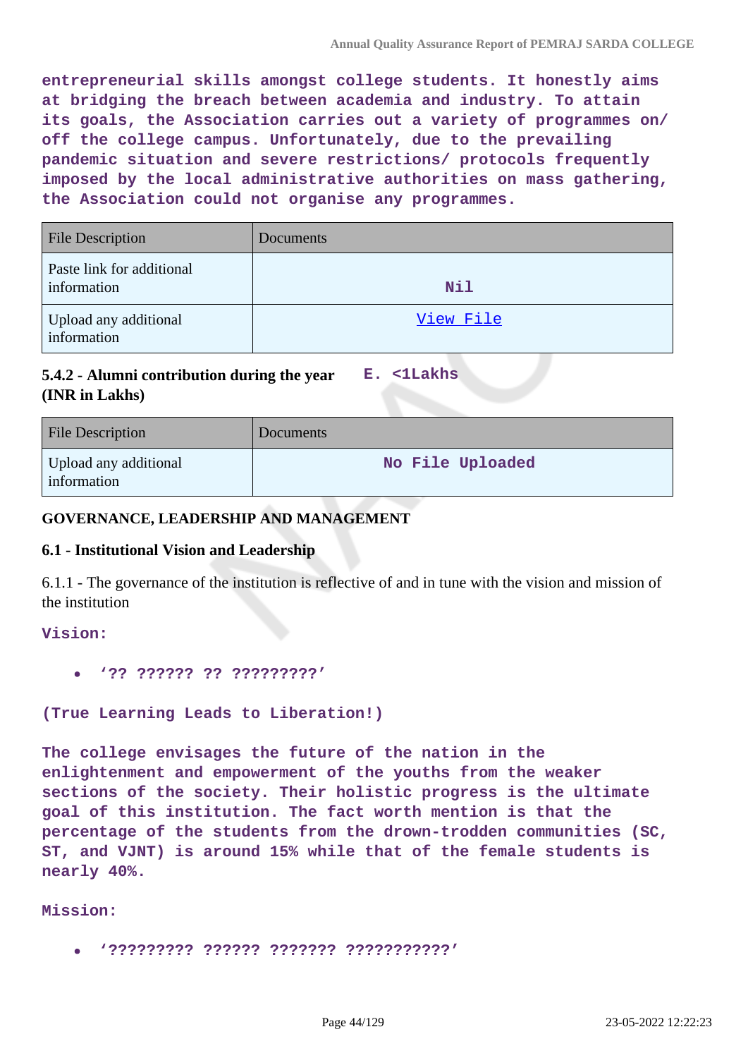**entrepreneurial skills amongst college students. It honestly aims at bridging the breach between academia and industry. To attain its goals, the Association carries out a variety of programmes on/ off the college campus. Unfortunately, due to the prevailing pandemic situation and severe restrictions/ protocols frequently imposed by the local administrative authorities on mass gathering, the Association could not organise any programmes.**

| File Description | Documents |
|---|---|
| Paste link for additional information | **Nil** |
| Upload any additional information | View File |

**5.4.2 - Alumni contribution during the year (INR in Lakhs)** **E. <1Lakhs**

| File Description | Documents |
|---|---|
| Upload any additional information | **No File Uploaded** |

**GOVERNANCE, LEADERSHIP AND MANAGEMENT**

**6.1 - Institutional Vision and Leadership**

6.1.1 - The governance of the institution is reflective of and in tune with the vision and mission of the institution

**Vision:**

- **'?? ?????? ?? ?????????'**

**(True Learning Leads to Liberation!)**

**The college envisages the future of the nation in the enlightenment and empowerment of the youths from the weaker sections of the society. Their holistic progress is the ultimate goal of this institution. The fact worth mention is that the percentage of the students from the drown-trodden communities (SC, ST, and VJNT) is around 15% while that of the female students is nearly 40%.**

**Mission:**

- **'????????? ?????? ??????? ???????????'**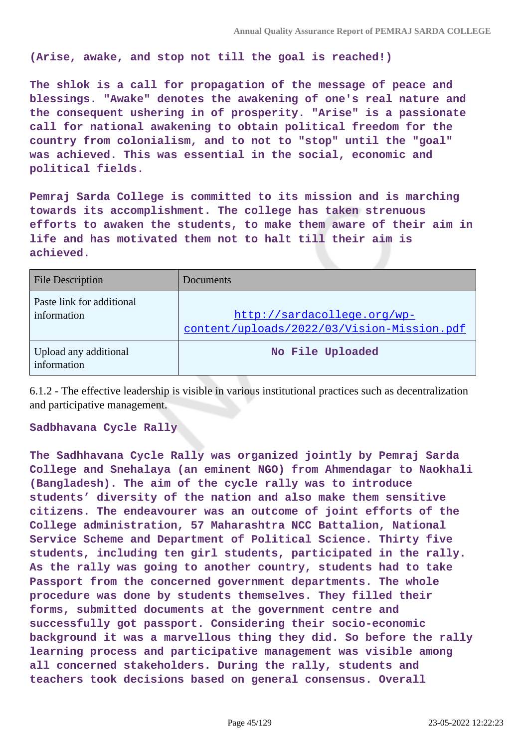**(Arise, awake, and stop not till the goal is reached!)**

**The shlok is a call for propagation of the message of peace and blessings. "Awake" denotes the awakening of one's real nature and the consequent ushering in of prosperity. "Arise" is a passionate call for national awakening to obtain political freedom for the country from colonialism, and to not to "stop" until the "goal" was achieved. This was essential in the social, economic and political fields.**

**Pemraj Sarda College is committed to its mission and is marching towards its accomplishment. The college has taken strenuous efforts to awaken the students, to make them aware of their aim in life and has motivated them not to halt till their aim is achieved.**

| File Description | Documents |
|---|---|
| Paste link for additional information | http://sardacollege.org/wp-content/uploads/2022/03/Vision-Mission.pdf |
| Upload any additional information | **No File Uploaded** |

6.1.2 - The effective leadership is visible in various institutional practices such as decentralization and participative management.

**Sadbhavana Cycle Rally**

**The Sadhhavana Cycle Rally was organized jointly by Pemraj Sarda College and Snehalaya (an eminent NGO) from Ahmendagar to Naokhali (Bangladesh). The aim of the cycle rally was to introduce students' diversity of the nation and also make them sensitive citizens. The endeavourer was an outcome of joint efforts of the College administration, 57 Maharashtra NCC Battalion, National Service Scheme and Department of Political Science. Thirty five students, including ten girl students, participated in the rally. As the rally was going to another country, students had to take Passport from the concerned government departments. The whole procedure was done by students themselves. They filled their forms, submitted documents at the government centre and successfully got passport. Considering their socio-economic background it was a marvellous thing they did. So before the rally learning process and participative management was visible among all concerned stakeholders. During the rally, students and teachers took decisions based on general consensus. Overall**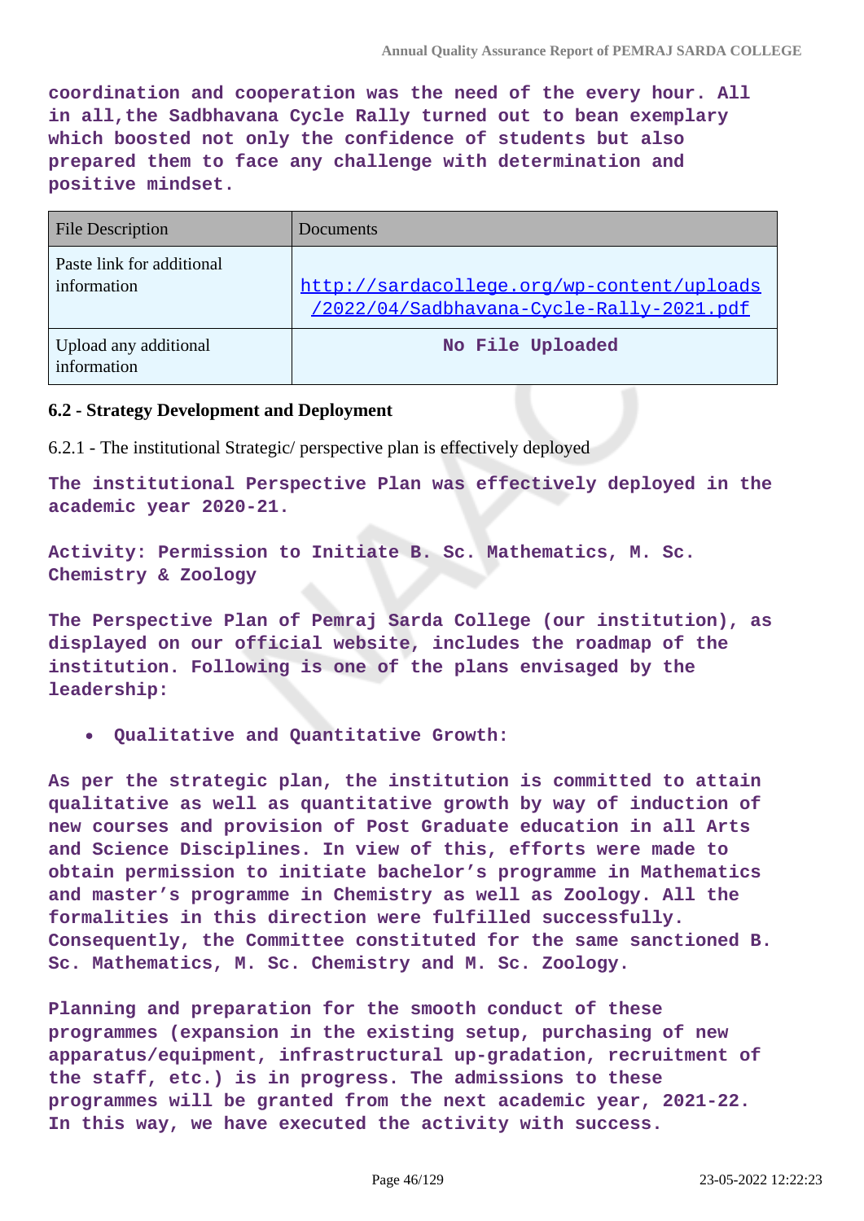**coordination and cooperation was the need of the every hour. All in all,the Sadbhavana Cycle Rally turned out to bean exemplary which boosted not only the confidence of students but also prepared them to face any challenge with determination and positive mindset.**

| File Description | Documents |
|---|---|
| Paste link for additional information | http://sardacollege.org/wp-content/uploads/2022/04/Sadbhavana-Cycle-Rally-2021.pdf |
| Upload any additional information | **No File Uploaded** |

**6.2 - Strategy Development and Deployment**

6.2.1 - The institutional Strategic/ perspective plan is effectively deployed

**The institutional Perspective Plan was effectively deployed in the academic year 2020-21.**

**Activity: Permission to Initiate B. Sc. Mathematics, M. Sc. Chemistry & Zoology**

**The Perspective Plan of Pemraj Sarda College (our institution), as displayed on our official website, includes the roadmap of the institution. Following is one of the plans envisaged by the leadership:**

- **Qualitative and Quantitative Growth:**

**As per the strategic plan, the institution is committed to attain qualitative as well as quantitative growth by way of induction of new courses and provision of Post Graduate education in all Arts and Science Disciplines. In view of this, efforts were made to obtain permission to initiate bachelor's programme in Mathematics and master's programme in Chemistry as well as Zoology. All the formalities in this direction were fulfilled successfully. Consequently, the Committee constituted for the same sanctioned B. Sc. Mathematics, M. Sc. Chemistry and M. Sc. Zoology.**

**Planning and preparation for the smooth conduct of these programmes (expansion in the existing setup, purchasing of new apparatus/equipment, infrastructural up-gradation, recruitment of the staff, etc.) is in progress. The admissions to these programmes will be granted from the next academic year, 2021-22. In this way, we have executed the activity with success.**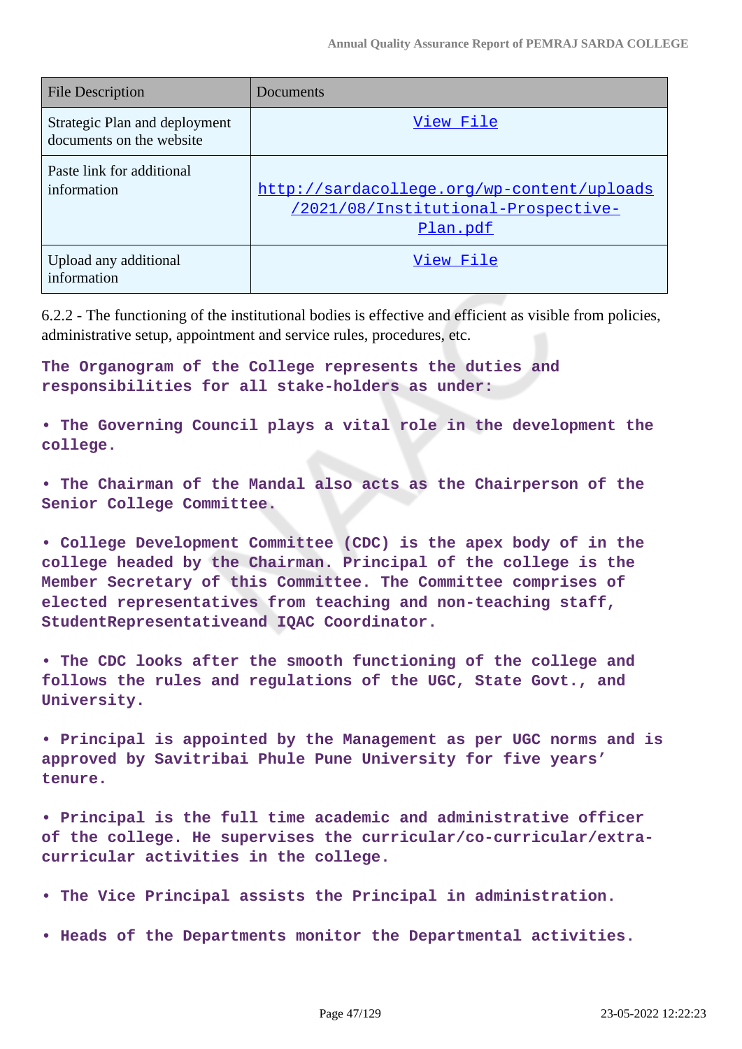| File Description | Documents |
|---|---|
| Strategic Plan and deployment documents on the website | View File |
| Paste link for additional information | http://sardacollege.org/wp-content/uploads/2021/08/Institutional-Prospective-Plan.pdf |
| Upload any additional information | View File |

6.2.2 - The functioning of the institutional bodies is effective and efficient as visible from policies, administrative setup, appointment and service rules, procedures, etc.

**The Organogram of the College represents the duties and responsibilities for all stake-holders as under:**

**• The Governing Council plays a vital role in the development the college.**

**• The Chairman of the Mandal also acts as the Chairperson of the Senior College Committee.**

**• College Development Committee (CDC) is the apex body of in the college headed by the Chairman. Principal of the college is the Member Secretary of this Committee. The Committee comprises of elected representatives from teaching and non-teaching staff, StudentRepresentativeand IQAC Coordinator.**

**• The CDC looks after the smooth functioning of the college and follows the rules and regulations of the UGC, State Govt., and University.**

**• Principal is appointed by the Management as per UGC norms and is approved by Savitribai Phule Pune University for five years' tenure.**

**• Principal is the full time academic and administrative officer of the college. He supervises the curricular/co-curricular/extra-curricular activities in the college.**

**• The Vice Principal assists the Principal in administration.**

**• Heads of the Departments monitor the Departmental activities.**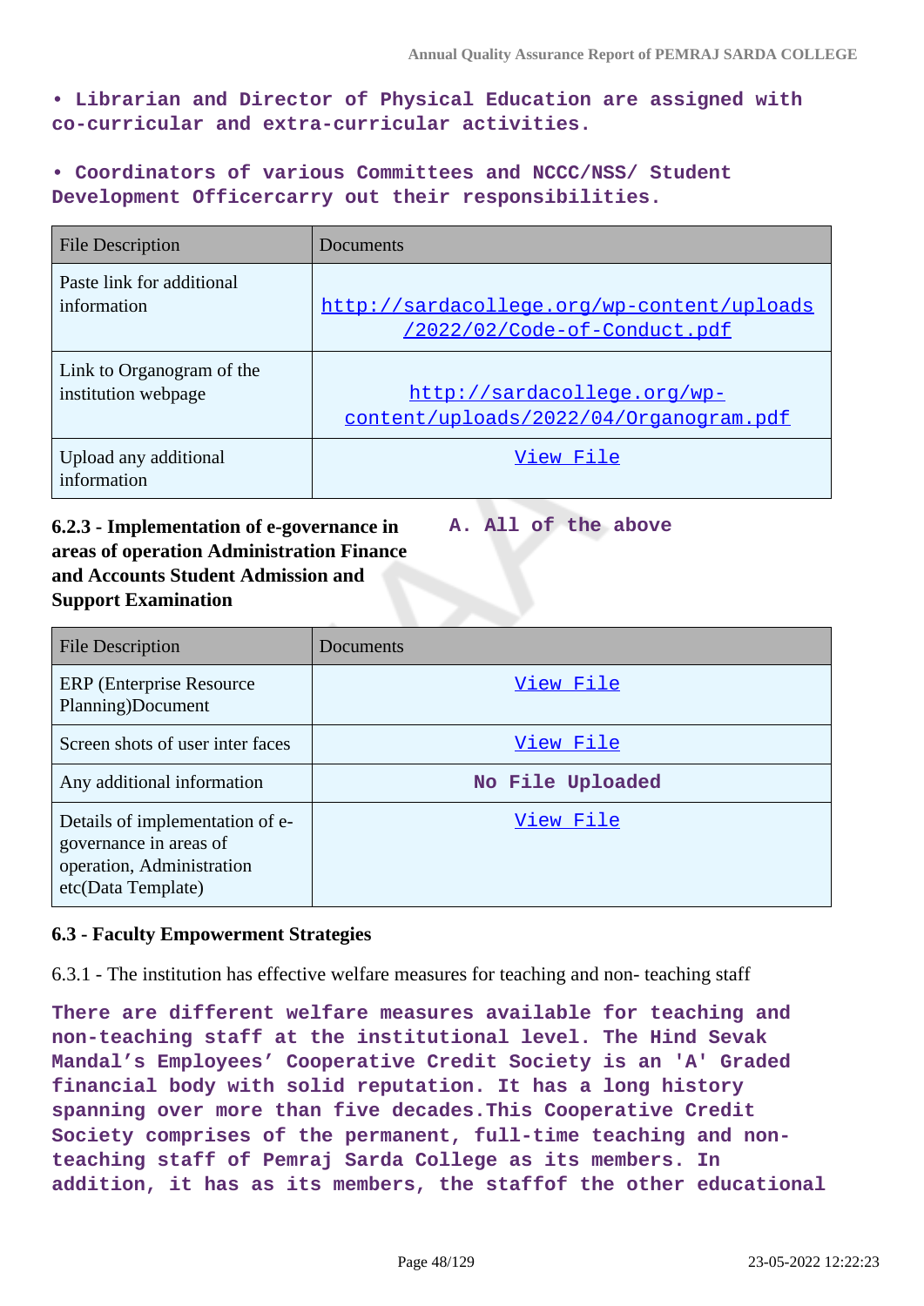**• Librarian and Director of Physical Education are assigned with co-curricular and extra-curricular activities.**

**• Coordinators of various Committees and NCCC/NSS/ Student Development Officercarry out their responsibilities.**

| File Description | Documents |
|---|---|
| Paste link for additional information | http://sardacollege.org/wp-content/uploads/2022/02/Code-of-Conduct.pdf |
| Link to Organogram of the institution webpage | http://sardacollege.org/wp-content/uploads/2022/04/Organogram.pdf |
| Upload any additional information | View File |

**6.2.3 - Implementation of e-governance in areas of operation Administration Finance and Accounts Student Admission and Support Examination**

**A. All of the above**

| File Description | Documents |
|---|---|
| ERP (Enterprise Resource Planning)Document | View File |
| Screen shots of user inter faces | View File |
| Any additional information | No File Uploaded |
| Details of implementation of e-governance in areas of operation, Administration etc(Data Template) | View File |

**6.3 - Faculty Empowerment Strategies**

6.3.1 - The institution has effective welfare measures for teaching and non- teaching staff

**There are different welfare measures available for teaching and non-teaching staff at the institutional level. The Hind Sevak Mandal's Employees' Cooperative Credit Society is an 'A' Graded financial body with solid reputation. It has a long history spanning over more than five decades.This Cooperative Credit Society comprises of the permanent, full-time teaching and non-teaching staff of Pemraj Sarda College as its members. In addition, it has as its members, the staffof the other educational**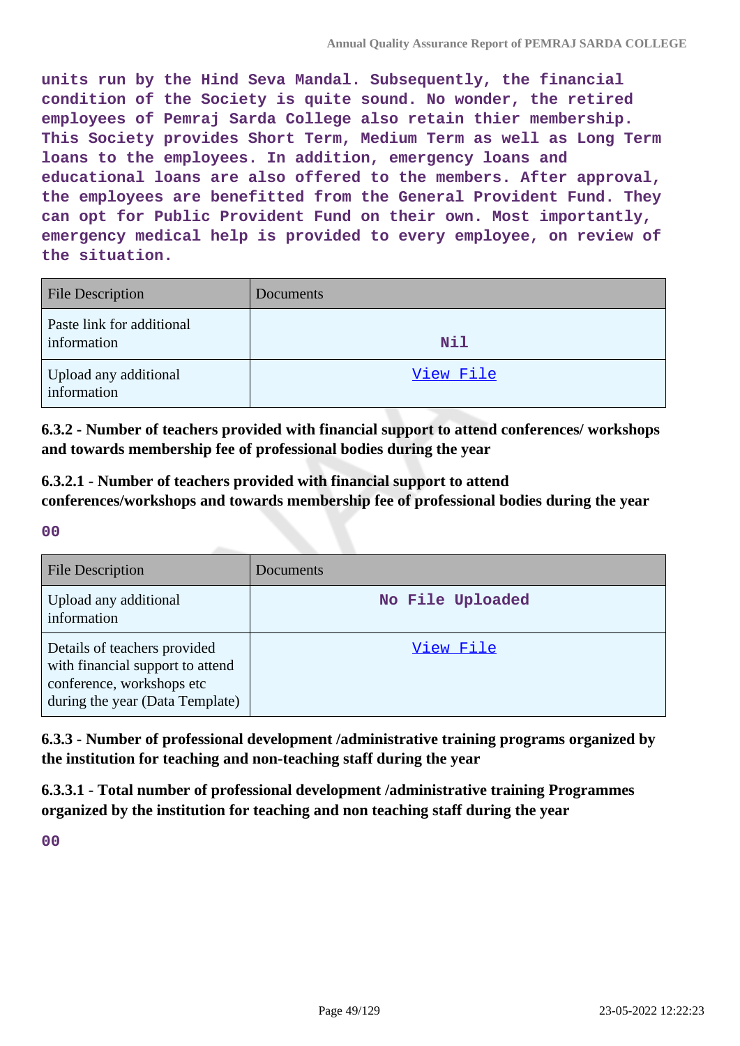units run by the Hind Seva Mandal. Subsequently, the financial condition of the Society is quite sound. No wonder, the retired employees of Pemraj Sarda College also retain thier membership. This Society provides Short Term, Medium Term as well as Long Term loans to the employees. In addition, emergency loans and educational loans are also offered to the members. After approval, the employees are benefitted from the General Provident Fund. They can opt for Public Provident Fund on their own. Most importantly, emergency medical help is provided to every employee, on review of the situation.

| File Description | Documents |
|---|---|
| Paste link for additional information | Nil |
| Upload any additional information | View File |

**6.3.2 - Number of teachers provided with financial support to attend conferences/ workshops and towards membership fee of professional bodies during the year**

**6.3.2.1 - Number of teachers provided with financial support to attend conferences/workshops and towards membership fee of professional bodies during the year**

00

| File Description | Documents |
|---|---|
| Upload any additional information | No File Uploaded |
| Details of teachers provided with financial support to attend conference, workshops etc during the year (Data Template) | View File |

**6.3.3 - Number of professional development /administrative training programs organized by the institution for teaching and non-teaching staff during the year**

**6.3.3.1 - Total number of professional development /administrative training Programmes organized by the institution for teaching and non teaching staff during the year**

00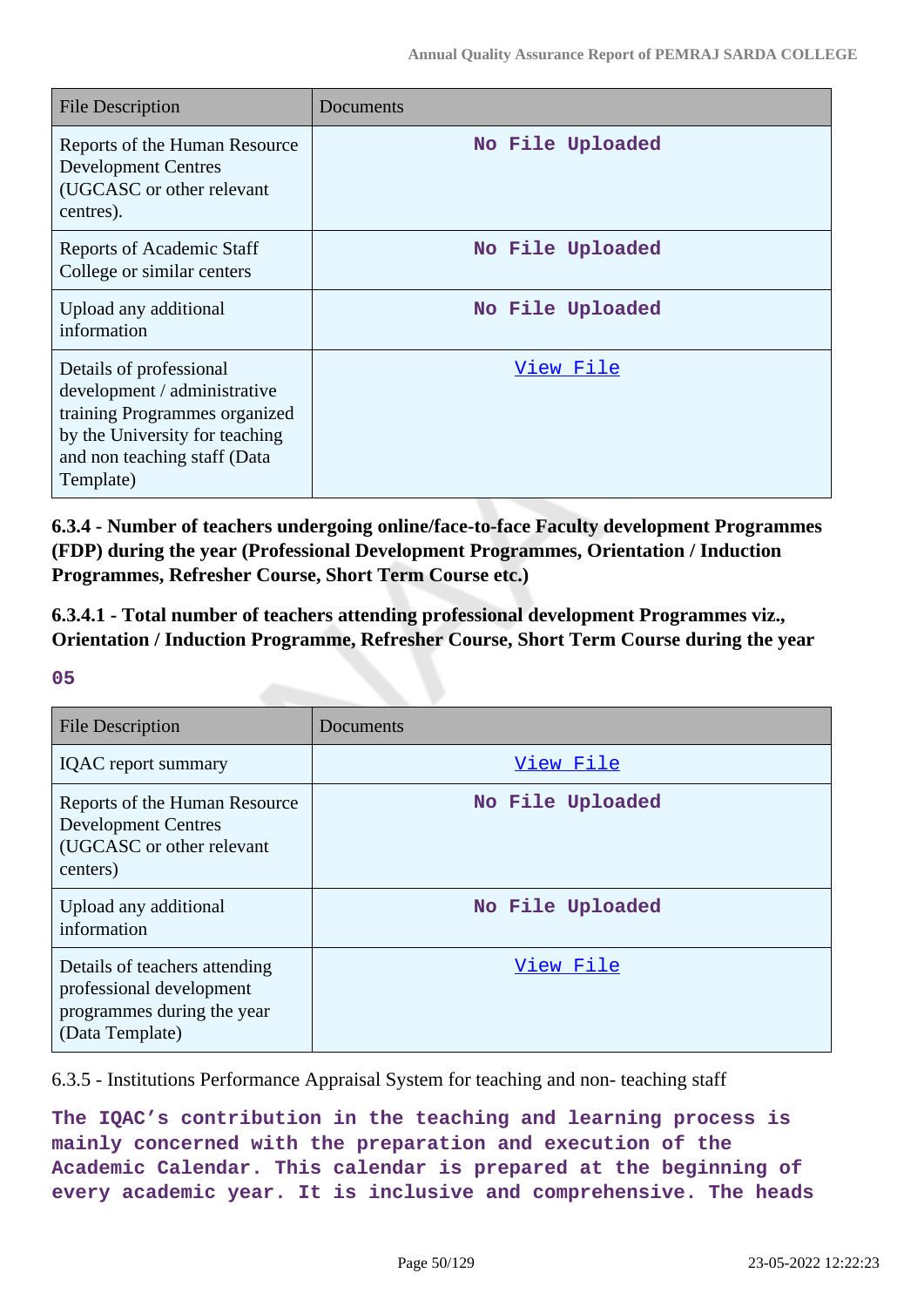| File Description | Documents |
|---|---|
| Reports of the Human Resource Development Centres (UGCASC or other relevant centres). | No File Uploaded |
| Reports of Academic Staff College or similar centers | No File Uploaded |
| Upload any additional information | No File Uploaded |
| Details of professional development / administrative training Programmes organized by the University for teaching and non teaching staff (Data Template) | View File |

**6.3.4 - Number of teachers undergoing online/face-to-face Faculty development Programmes (FDP) during the year (Professional Development Programmes, Orientation / Induction Programmes, Refresher Course, Short Term Course etc.)**

**6.3.4.1 - Total number of teachers attending professional development Programmes viz., Orientation / Induction Programme, Refresher Course, Short Term Course during the year**

**05**

| File Description | Documents |
|---|---|
| IQAC report summary | View File |
| Reports of the Human Resource Development Centres (UGCASC or other relevant centers) | No File Uploaded |
| Upload any additional information | No File Uploaded |
| Details of teachers attending professional development programmes during the year (Data Template) | View File |

6.3.5 - Institutions Performance Appraisal System for teaching and non- teaching staff

**The IQAC's contribution in the teaching and learning process is mainly concerned with the preparation and execution of the Academic Calendar. This calendar is prepared at the beginning of every academic year. It is inclusive and comprehensive. The heads**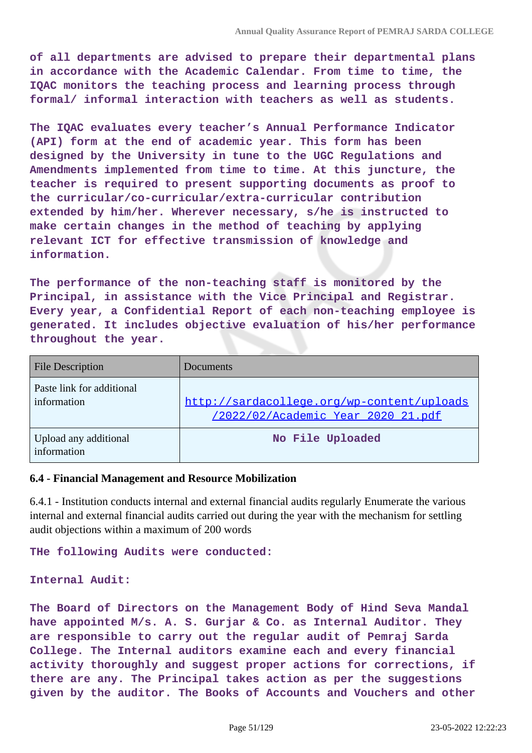of all departments are advised to prepare their departmental plans in accordance with the Academic Calendar. From time to time, the IQAC monitors the teaching process and learning process through formal/ informal interaction with teachers as well as students.

The IQAC evaluates every teacher's Annual Performance Indicator (API) form at the end of academic year. This form has been designed by the University in tune to the UGC Regulations and Amendments implemented from time to time. At this juncture, the teacher is required to present supporting documents as proof to the curricular/co-curricular/extra-curricular contribution extended by him/her. Wherever necessary, s/he is instructed to make certain changes in the method of teaching by applying relevant ICT for effective transmission of knowledge and information.

The performance of the non-teaching staff is monitored by the Principal, in assistance with the Vice Principal and Registrar. Every year, a Confidential Report of each non-teaching employee is generated. It includes objective evaluation of his/her performance throughout the year.

| File Description | Documents |
|---|---|
| Paste link for additional information | http://sardacollege.org/wp-content/uploads/2022/02/Academic_Year_2020_21.pdf |
| Upload any additional information | No File Uploaded |

### 6.4 - Financial Management and Resource Mobilization

6.4.1 - Institution conducts internal and external financial audits regularly Enumerate the various internal and external financial audits carried out during the year with the mechanism for settling audit objections within a maximum of 200 words

THe following Audits were conducted:

Internal Audit:

The Board of Directors on the Management Body of Hind Seva Mandal have appointed M/s. A. S. Gurjar & Co. as Internal Auditor. They are responsible to carry out the regular audit of Pemraj Sarda College. The Internal auditors examine each and every financial activity thoroughly and suggest proper actions for corrections, if there are any. The Principal takes action as per the suggestions given by the auditor. The Books of Accounts and Vouchers and other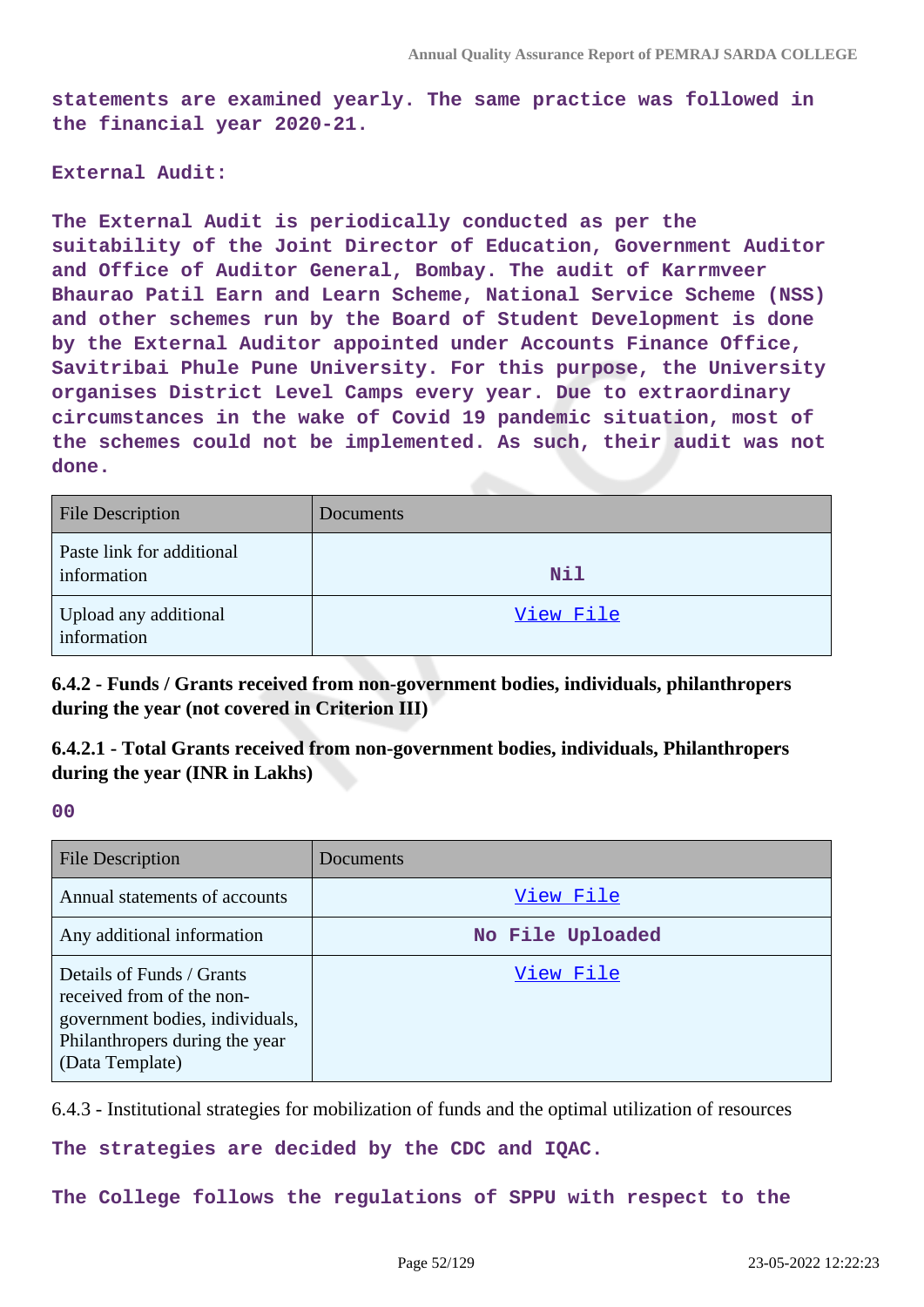**statements are examined yearly. The same practice was followed in the financial year 2020-21.**

**External Audit:**

**The External Audit is periodically conducted as per the suitability of the Joint Director of Education, Government Auditor and Office of Auditor General, Bombay. The audit of Karrmveer Bhaurao Patil Earn and Learn Scheme, National Service Scheme (NSS) and other schemes run by the Board of Student Development is done by the External Auditor appointed under Accounts Finance Office, Savitribai Phule Pune University. For this purpose, the University organises District Level Camps every year. Due to extraordinary circumstances in the wake of Covid 19 pandemic situation, most of the schemes could not be implemented. As such, their audit was not done.**

| File Description | Documents |
|---|---|
| Paste link for additional information | Nil |
| Upload any additional information | View File |

**6.4.2 - Funds / Grants received from non-government bodies, individuals, philanthropers during the year (not covered in Criterion III)**

**6.4.2.1 - Total Grants received from non-government bodies, individuals, Philanthropers during the year (INR in Lakhs)**

**00**

| File Description | Documents |
|---|---|
| Annual statements of accounts | View File |
| Any additional information | No File Uploaded |
| Details of Funds / Grants received from of the non-government bodies, individuals, Philanthropers during the year (Data Template) | View File |

6.4.3 - Institutional strategies for mobilization of funds and the optimal utilization of resources

**The strategies are decided by the CDC and IQAC.**

**The College follows the regulations of SPPU with respect to the**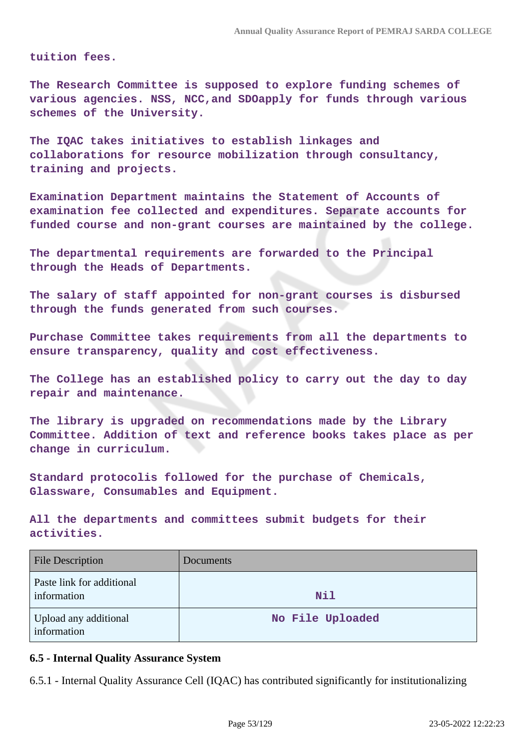**tuition fees.**

**The Research Committee is supposed to explore funding schemes of various agencies. NSS, NCC,and SDOapply for funds through various schemes of the University.**

**The IQAC takes initiatives to establish linkages and collaborations for resource mobilization through consultancy, training and projects.**

**Examination Department maintains the Statement of Accounts of examination fee collected and expenditures. Separate accounts for funded course and non-grant courses are maintained by the college.**

**The departmental requirements are forwarded to the Principal through the Heads of Departments.**

**The salary of staff appointed for non-grant courses is disbursed through the funds generated from such courses.**

**Purchase Committee takes requirements from all the departments to ensure transparency, quality and cost effectiveness.**

**The College has an established policy to carry out the day to day repair and maintenance.**

**The library is upgraded on recommendations made by the Library Committee. Addition of text and reference books takes place as per change in curriculum.**

**Standard protocolis followed for the purchase of Chemicals, Glassware, Consumables and Equipment.**

**All the departments and committees submit budgets for their activities.**

| File Description | Documents |
|---|---|
| Paste link for additional information | **Nil** |
| Upload any additional information | **No File Uploaded** |

**6.5 - Internal Quality Assurance System**

6.5.1 - Internal Quality Assurance Cell (IQAC) has contributed significantly for institutionalizing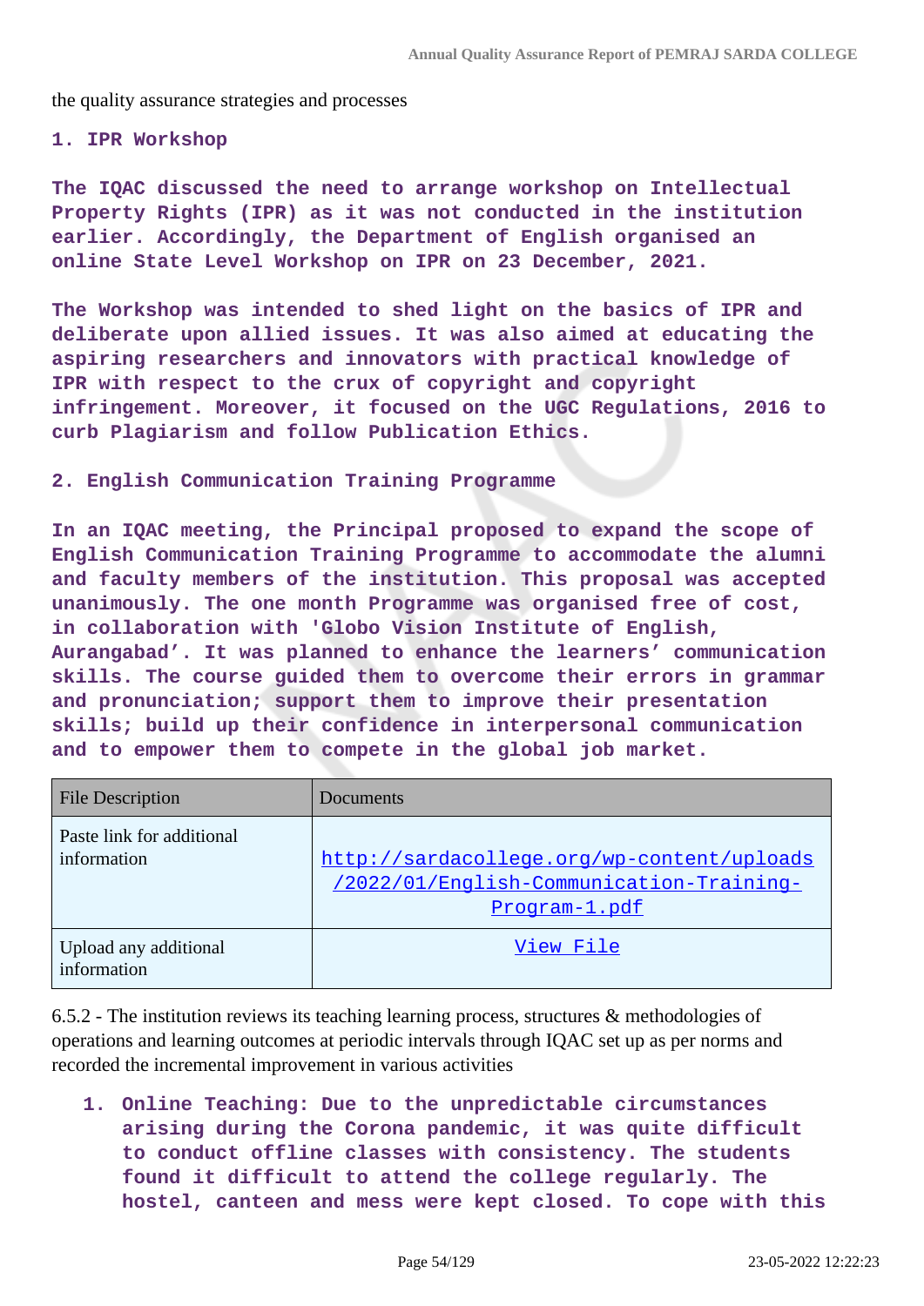the quality assurance strategies and processes

**1. IPR Workshop**

**The IQAC discussed the need to arrange workshop on Intellectual Property Rights (IPR) as it was not conducted in the institution earlier. Accordingly, the Department of English organised an online State Level Workshop on IPR on 23 December, 2021.**

**The Workshop was intended to shed light on the basics of IPR and deliberate upon allied issues. It was also aimed at educating the aspiring researchers and innovators with practical knowledge of IPR with respect to the crux of copyright and copyright infringement. Moreover, it focused on the UGC Regulations, 2016 to curb Plagiarism and follow Publication Ethics.**

**2. English Communication Training Programme**

**In an IQAC meeting, the Principal proposed to expand the scope of English Communication Training Programme to accommodate the alumni and faculty members of the institution. This proposal was accepted unanimously. The one month Programme was organised free of cost, in collaboration with 'Globo Vision Institute of English, Aurangabad'. It was planned to enhance the learners' communication skills. The course guided them to overcome their errors in grammar and pronunciation; support them to improve their presentation skills; build up their confidence in interpersonal communication and to empower them to compete in the global job market.**

| File Description | Documents |
|---|---|
| Paste link for additional information | http://sardacollege.org/wp-content/uploads/2022/01/English-Communication-Training-Program-1.pdf |
| Upload any additional information | View File |

6.5.2 - The institution reviews its teaching learning process, structures & methodologies of operations and learning outcomes at periodic intervals through IQAC set up as per norms and recorded the incremental improvement in various activities

1. **Online Teaching: Due to the unpredictable circumstances arising during the Corona pandemic, it was quite difficult to conduct offline classes with consistency. The students found it difficult to attend the college regularly. The hostel, canteen and mess were kept closed. To cope with this**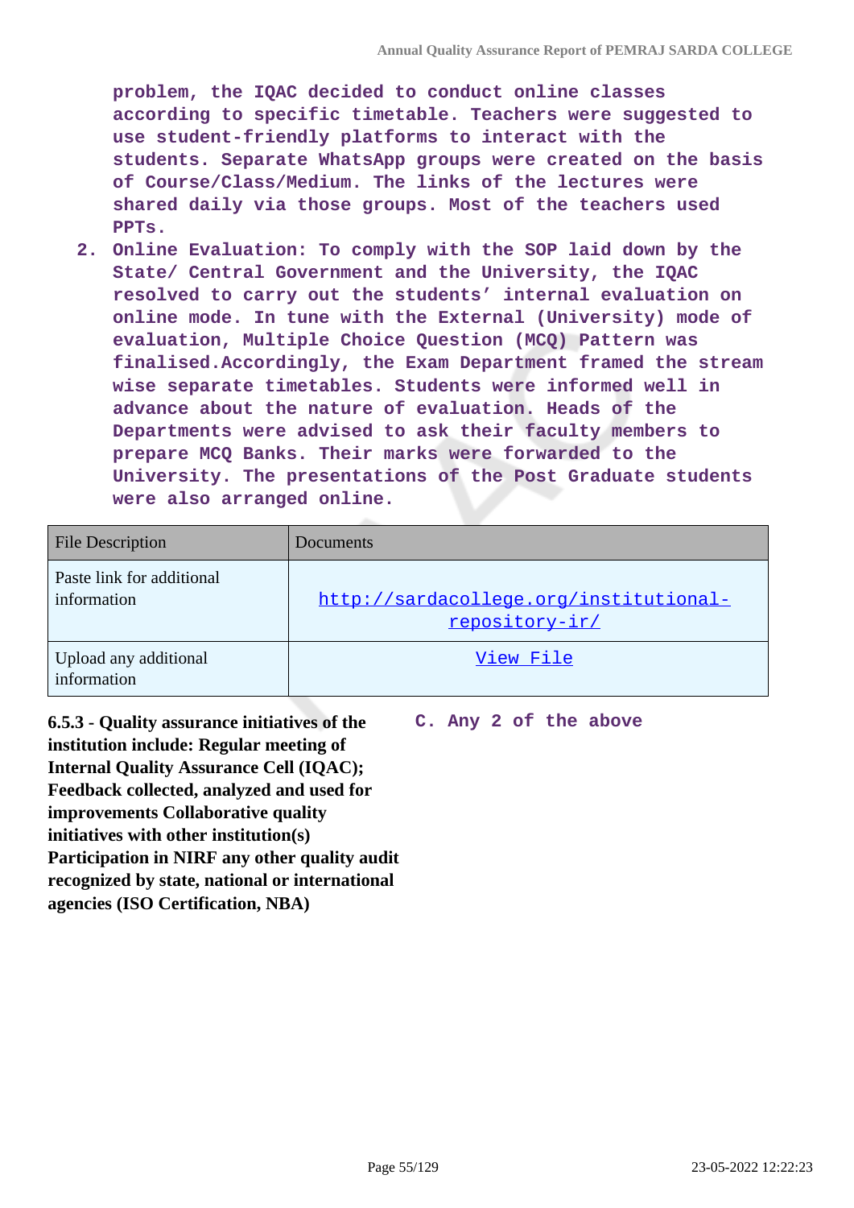problem, the IQAC decided to conduct online classes according to specific timetable. Teachers were suggested to use student-friendly platforms to interact with the students. Separate WhatsApp groups were created on the basis of Course/Class/Medium. The links of the lectures were shared daily via those groups. Most of the teachers used PPTs.

2. Online Evaluation: To comply with the SOP laid down by the State/ Central Government and the University, the IQAC resolved to carry out the students' internal evaluation on online mode. In tune with the External (University) mode of evaluation, Multiple Choice Question (MCQ) Pattern was finalised.Accordingly, the Exam Department framed the stream wise separate timetables. Students were informed well in advance about the nature of evaluation. Heads of the Departments were advised to ask their faculty members to prepare MCQ Banks. Their marks were forwarded to the University. The presentations of the Post Graduate students were also arranged online.

| File Description | Documents |
|---|---|
| Paste link for additional information | http://sardacollege.org/institutional-repository-ir/ |
| Upload any additional information | View File |

**6.5.3 - Quality assurance initiatives of the institution include: Regular meeting of Internal Quality Assurance Cell (IQAC); Feedback collected, analyzed and used for improvements Collaborative quality initiatives with other institution(s) Participation in NIRF any other quality audit recognized by state, national or international agencies (ISO Certification, NBA)**

C. Any 2 of the above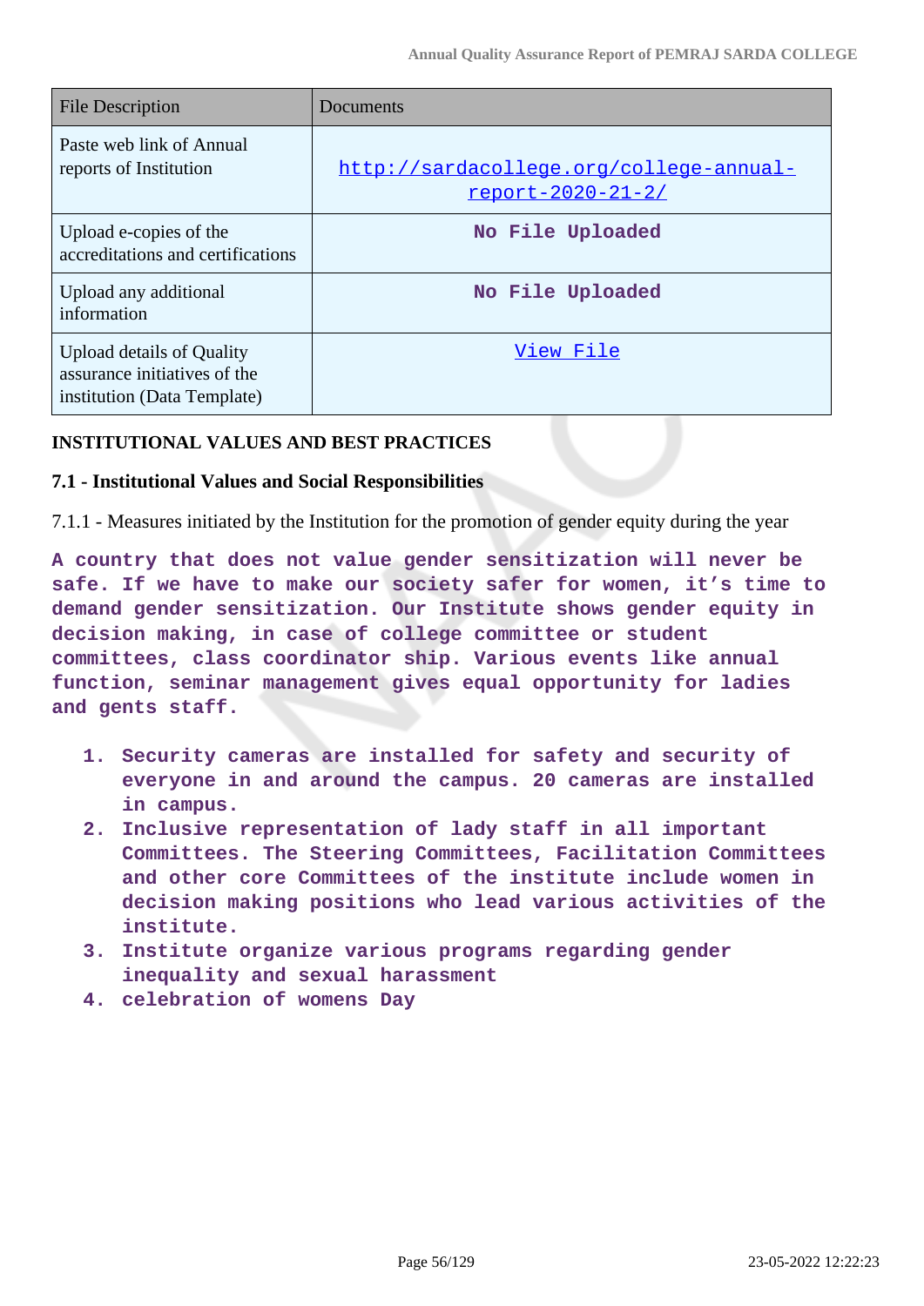| File Description | Documents |
| --- | --- |
| Paste web link of Annual reports of Institution | http://sardacollege.org/college-annual-report-2020-21-2/ |
| Upload e-copies of the accreditations and certifications | No File Uploaded |
| Upload any additional information | No File Uploaded |
| Upload details of Quality assurance initiatives of the institution (Data Template) | View File |

**INSTITUTIONAL VALUES AND BEST PRACTICES**

**7.1 - Institutional Values and Social Responsibilities**

7.1.1 - Measures initiated by the Institution for the promotion of gender equity during the year

A country that does not value gender sensitization will never be safe. If we have to make our society safer for women, it's time to demand gender sensitization. Our Institute shows gender equity in decision making, in case of college committee or student committees, class coordinator ship. Various events like annual function, seminar management gives equal opportunity for ladies and gents staff.

1. Security cameras are installed for safety and security of everyone in and around the campus. 20 cameras are installed in campus.
2. Inclusive representation of lady staff in all important Committees. The Steering Committees, Facilitation Committees and other core Committees of the institute include women in decision making positions who lead various activities of the institute.
3. Institute organize various programs regarding gender inequality and sexual harassment
4. celebration of womens Day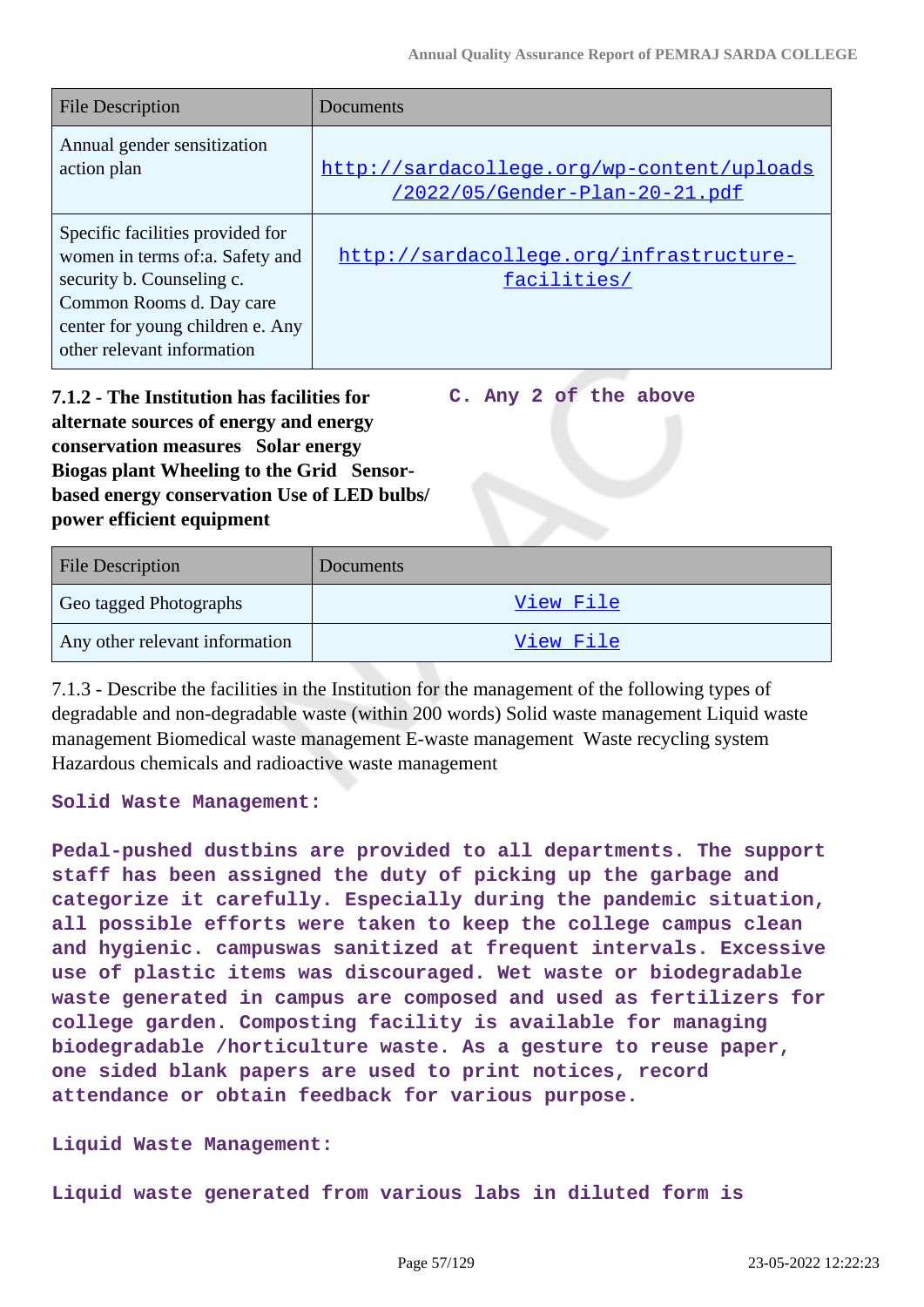| File Description | Documents |
|---|---|
| Annual gender sensitization action plan | http://sardacollege.org/wp-content/uploads/2022/05/Gender-Plan-20-21.pdf |
| Specific facilities provided for women in terms of:a. Safety and security b. Counseling c. Common Rooms d. Day care center for young children e. Any other relevant information | http://sardacollege.org/infrastructure-facilities/ |

**7.1.2 - The Institution has facilities for alternate sources of energy and energy conservation measures Solar energy Biogas plant Wheeling to the Grid Sensor-based energy conservation Use of LED bulbs/ power efficient equipment**

**C. Any 2 of the above**

| File Description | Documents |
|---|---|
| Geo tagged Photographs | View File |
| Any other relevant information | View File |

7.1.3 - Describe the facilities in the Institution for the management of the following types of degradable and non-degradable waste (within 200 words) Solid waste management Liquid waste management Biomedical waste management E-waste management Waste recycling system Hazardous chemicals and radioactive waste management

**Solid Waste Management:**

**Pedal-pushed dustbins are provided to all departments. The support staff has been assigned the duty of picking up the garbage and categorize it carefully. Especially during the pandemic situation, all possible efforts were taken to keep the college campus clean and hygienic. campuswas sanitized at frequent intervals. Excessive use of plastic items was discouraged. Wet waste or biodegradable waste generated in campus are composed and used as fertilizers for college garden. Composting facility is available for managing biodegradable /horticulture waste. As a gesture to reuse paper, one sided blank papers are used to print notices, record attendance or obtain feedback for various purpose.**

**Liquid Waste Management:**

**Liquid waste generated from various labs in diluted form is**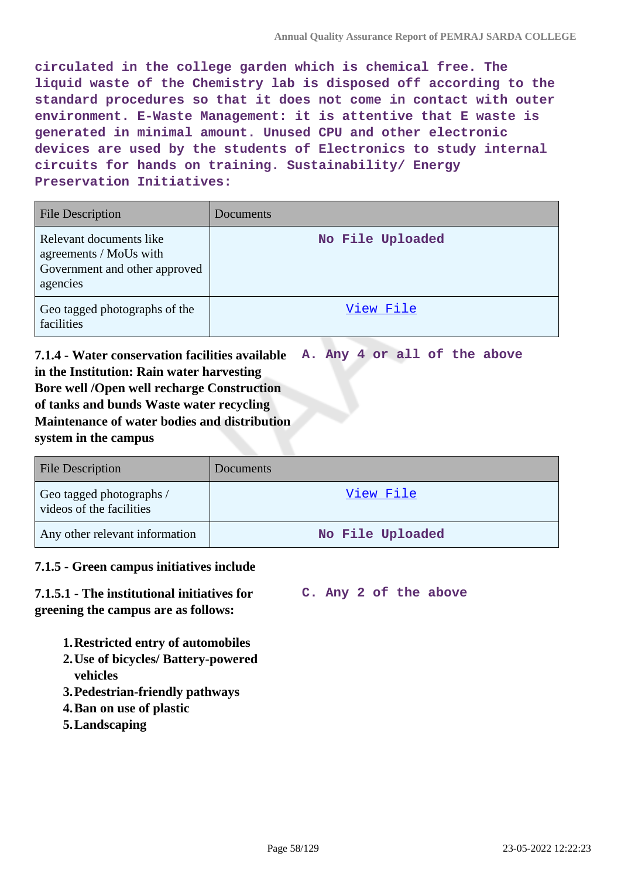circulated in the college garden which is chemical free. The liquid waste of the Chemistry lab is disposed off according to the standard procedures so that it does not come in contact with outer environment. E-Waste Management: it is attentive that E waste is generated in minimal amount. Unused CPU and other electronic devices are used by the students of Electronics to study internal circuits for hands on training. Sustainability/ Energy Preservation Initiatives:

| File Description | Documents |
|---|---|
| Relevant documents like agreements / MoUs with Government and other approved agencies | No File Uploaded |
| Geo tagged photographs of the facilities | View File |

**7.1.4 - Water conservation facilities available in the Institution: Rain water harvesting Bore well /Open well recharge Construction of tanks and bunds Waste water recycling Maintenance of water bodies and distribution system in the campus**

A. Any 4 or all of the above

| File Description | Documents |
|---|---|
| Geo tagged photographs / videos of the facilities | View File |
| Any other relevant information | No File Uploaded |

**7.1.5 - Green campus initiatives include**

**7.1.5.1 - The institutional initiatives for greening the campus are as follows:**

C. Any 2 of the above

1. **Restricted entry of automobiles**
2. **Use of bicycles/ Battery-powered vehicles**
3. **Pedestrian-friendly pathways**
4. **Ban on use of plastic**
5. **Landscaping**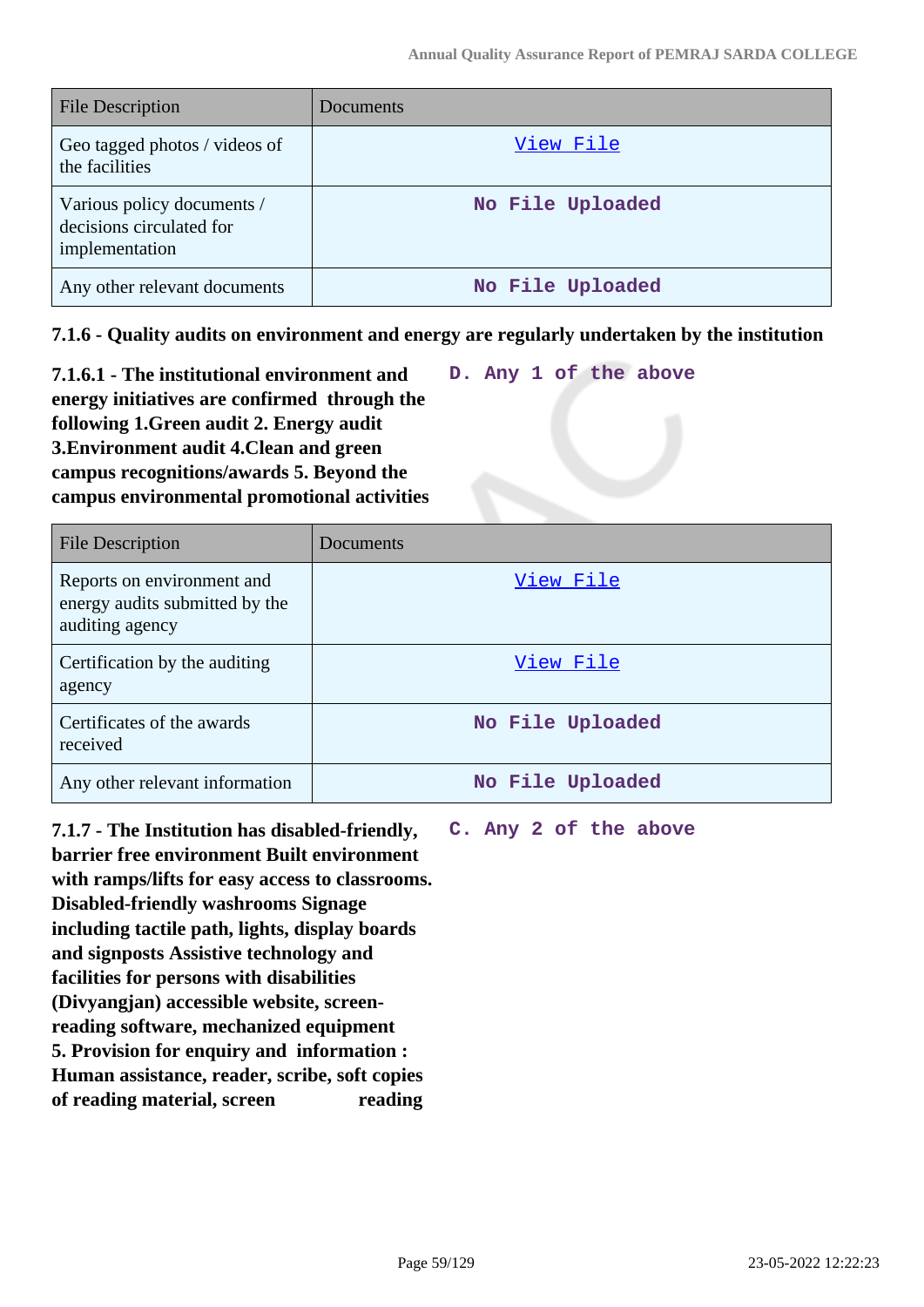| File Description | Documents |
|---|---|
| Geo tagged photos / videos of the facilities | View File |
| Various policy documents / decisions circulated for implementation | No File Uploaded |
| Any other relevant documents | No File Uploaded |

**7.1.6 - Quality audits on environment and energy are regularly undertaken by the institution**

**7.1.6.1 - The institutional environment and energy initiatives are confirmed through the following 1.Green audit 2. Energy audit 3.Environment audit 4.Clean and green campus recognitions/awards 5. Beyond the campus environmental promotional activities**

D. Any 1 of the above

| File Description | Documents |
|---|---|
| Reports on environment and energy audits submitted by the auditing agency | View File |
| Certification by the auditing agency | View File |
| Certificates of the awards received | No File Uploaded |
| Any other relevant information | No File Uploaded |

**7.1.7 - The Institution has disabled-friendly, barrier free environment Built environment with ramps/lifts for easy access to classrooms. Disabled-friendly washrooms Signage including tactile path, lights, display boards and signposts Assistive technology and facilities for persons with disabilities (Divyangjan) accessible website, screen-reading software, mechanized equipment 5. Provision for enquiry and information : Human assistance, reader, scribe, soft copies of reading material, screen reading**

C. Any 2 of the above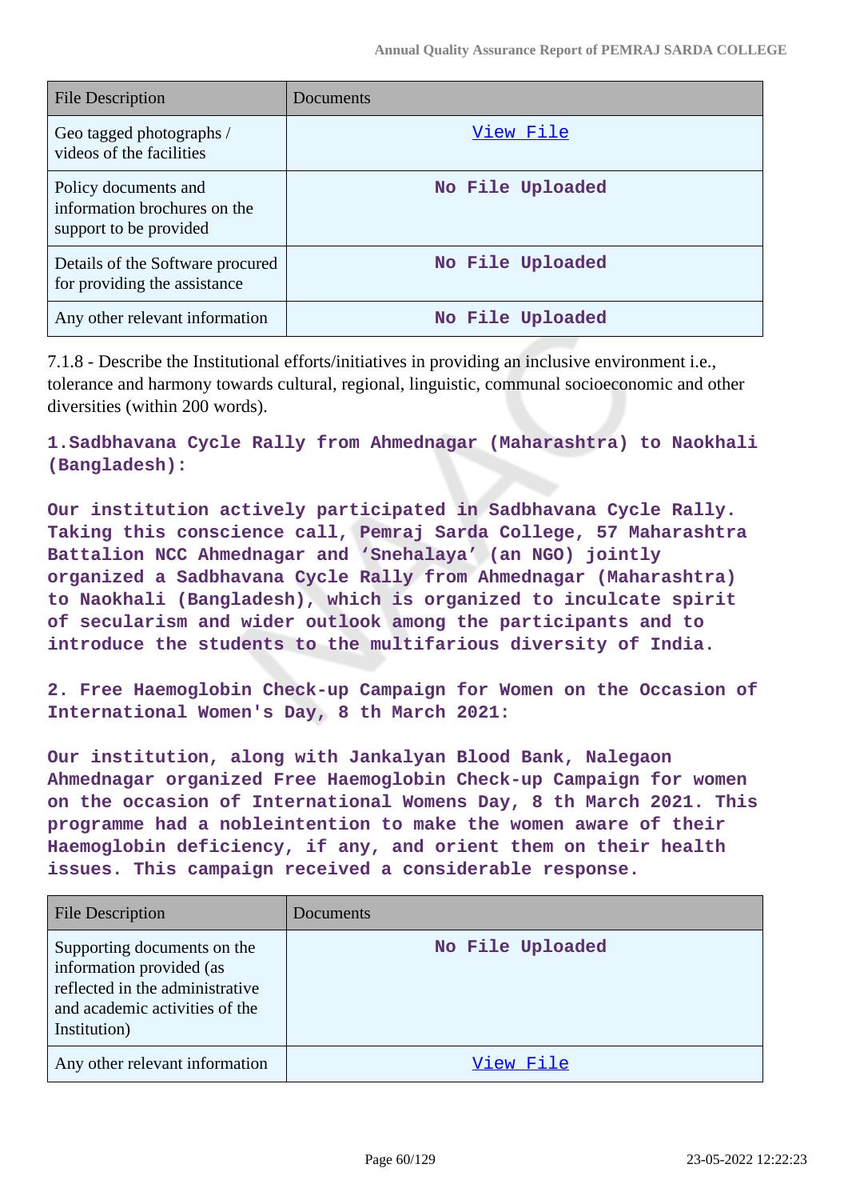| File Description | Documents |
|---|---|
| Geo tagged photographs / videos of the facilities | View File |
| Policy documents and information brochures on the support to be provided | No File Uploaded |
| Details of the Software procured for providing the assistance | No File Uploaded |
| Any other relevant information | No File Uploaded |

7.1.8 - Describe the Institutional efforts/initiatives in providing an inclusive environment i.e., tolerance and harmony towards cultural, regional, linguistic, communal socioeconomic and other diversities (within 200 words).

**1.Sadbhavana Cycle Rally from Ahmednagar (Maharashtra) to Naokhali (Bangladesh):**

**Our institution actively participated in Sadbhavana Cycle Rally. Taking this conscience call, Pemraj Sarda College, 57 Maharashtra Battalion NCC Ahmednagar and 'Snehalaya' (an NGO) jointly organized a Sadbhavana Cycle Rally from Ahmednagar (Maharashtra) to Naokhali (Bangladesh), which is organized to inculcate spirit of secularism and wider outlook among the participants and to introduce the students to the multifarious diversity of India.**

**2. Free Haemoglobin Check-up Campaign for Women on the Occasion of International Women's Day, 8 th March 2021:**

**Our institution, along with Jankalyan Blood Bank, Nalegaon Ahmednagar organized Free Haemoglobin Check-up Campaign for women on the occasion of International Womens Day, 8 th March 2021. This programme had a nobleintention to make the women aware of their Haemoglobin deficiency, if any, and orient them on their health issues. This campaign received a considerable response.**

| File Description | Documents |
|---|---|
| Supporting documents on the information provided (as reflected in the administrative and academic activities of the Institution) | No File Uploaded |
| Any other relevant information | View File |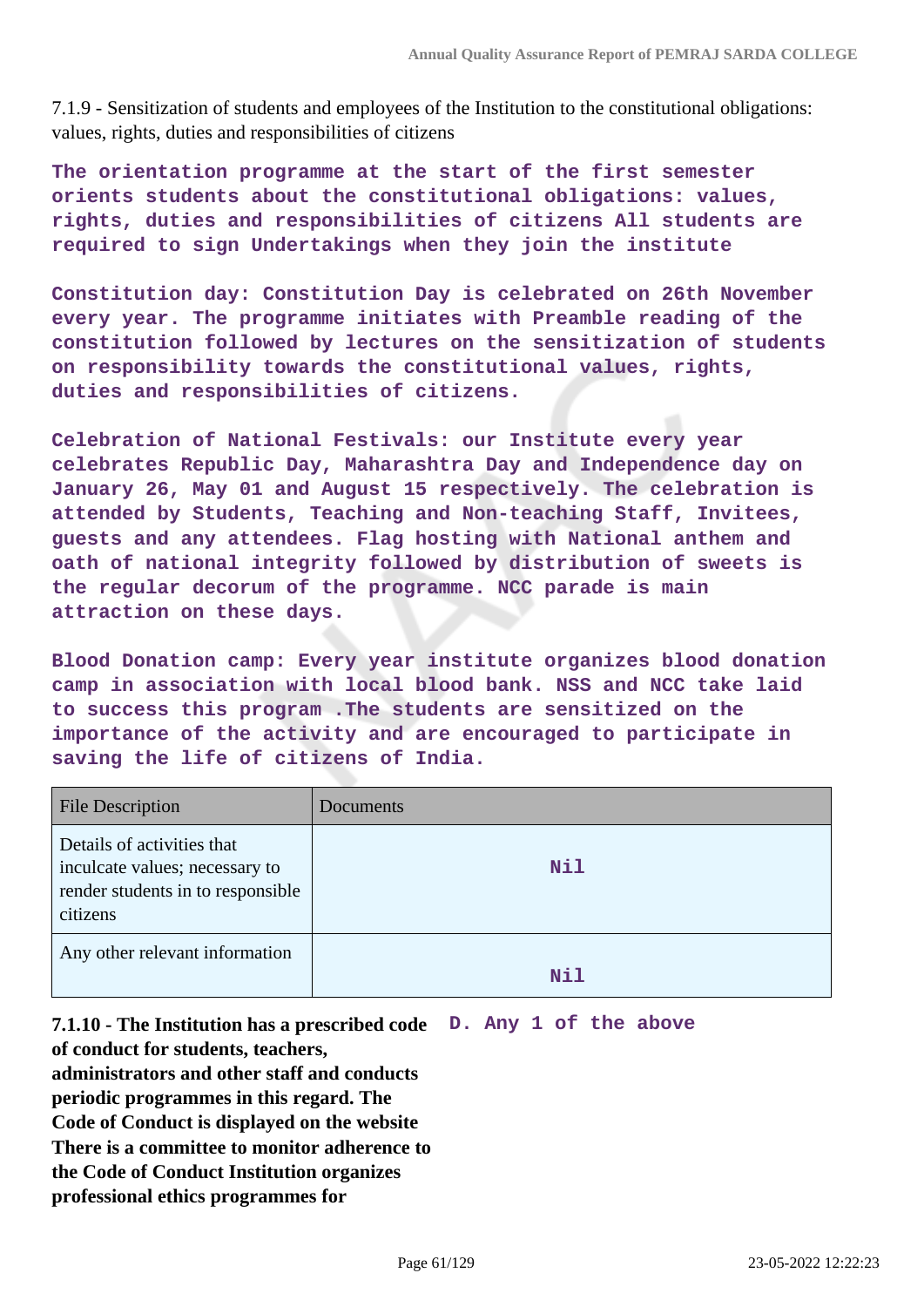7.1.9 - Sensitization of students and employees of the Institution to the constitutional obligations: values, rights, duties and responsibilities of citizens

**The orientation programme at the start of the first semester orients students about the constitutional obligations: values, rights, duties and responsibilities of citizens All students are required to sign Undertakings when they join the institute**

**Constitution day: Constitution Day is celebrated on 26th November every year. The programme initiates with Preamble reading of the constitution followed by lectures on the sensitization of students on responsibility towards the constitutional values, rights, duties and responsibilities of citizens.**

**Celebration of National Festivals: our Institute every year celebrates Republic Day, Maharashtra Day and Independence day on January 26, May 01 and August 15 respectively. The celebration is attended by Students, Teaching and Non-teaching Staff, Invitees, guests and any attendees. Flag hosting with National anthem and oath of national integrity followed by distribution of sweets is the regular decorum of the programme. NCC parade is main attraction on these days.**

**Blood Donation camp: Every year institute organizes blood donation camp in association with local blood bank. NSS and NCC take laid to success this program .The students are sensitized on the importance of the activity and are encouraged to participate in saving the life of citizens of India.**

| File Description | Documents |
|---|---|
| Details of activities that inculcate values; necessary to render students in to responsible citizens | Nil |
| Any other relevant information | Nil |

**7.1.10 - The Institution has a prescribed code of conduct for students, teachers, administrators and other staff and conducts periodic programmes in this regard. The Code of Conduct is displayed on the website There is a committee to monitor adherence to the Code of Conduct Institution organizes professional ethics programmes for**

**D. Any 1 of the above**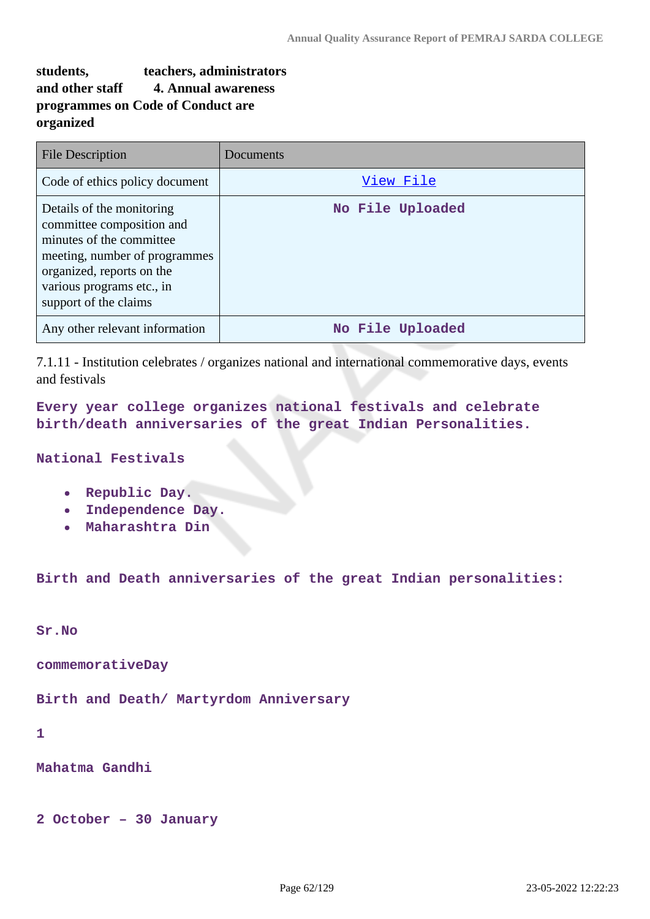**students, teachers, administrators and other staff 4. Annual awareness programmes on Code of Conduct are organized**

| File Description | Documents |
|---|---|
| Code of ethics policy document | View File |
| Details of the monitoring committee composition and minutes of the committee meeting, number of programmes organized, reports on the various programs etc., in support of the claims | No File Uploaded |
| Any other relevant information | No File Uploaded |

7.1.11 - Institution celebrates / organizes national and international commemorative days, events and festivals

**Every year college organizes national festivals and celebrate birth/death anniversaries of the great Indian Personalities.**

**National Festivals**

- **Republic Day.**
- **Independence Day.**
- **Maharashtra Din**

**Birth and Death anniversaries of the great Indian personalities:**

**Sr.No**

**commemorativeDay**

**Birth and Death/ Martyrdom Anniversary**

**1**

**Mahatma Gandhi**

**2 October – 30 January**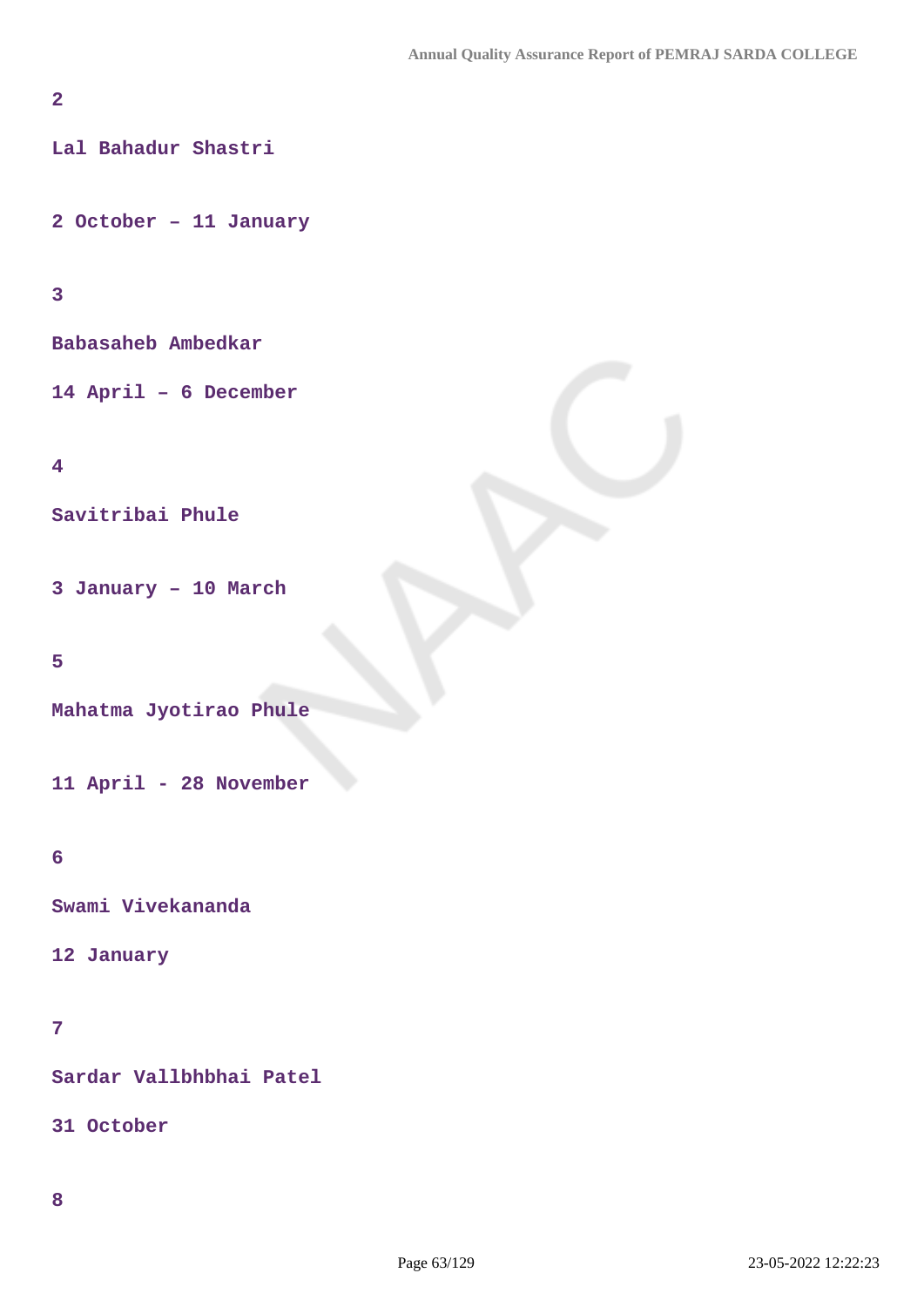2

Lal Bahadur Shastri

2 October – 11 January

3

Babasaheb Ambedkar

14 April – 6 December

4

Savitribai Phule

3 January – 10 March

5

Mahatma Jyotirao Phule

11 April - 28 November

6

Swami Vivekananda

12 January

7

Sardar Vallbhbhai Patel

31 October

8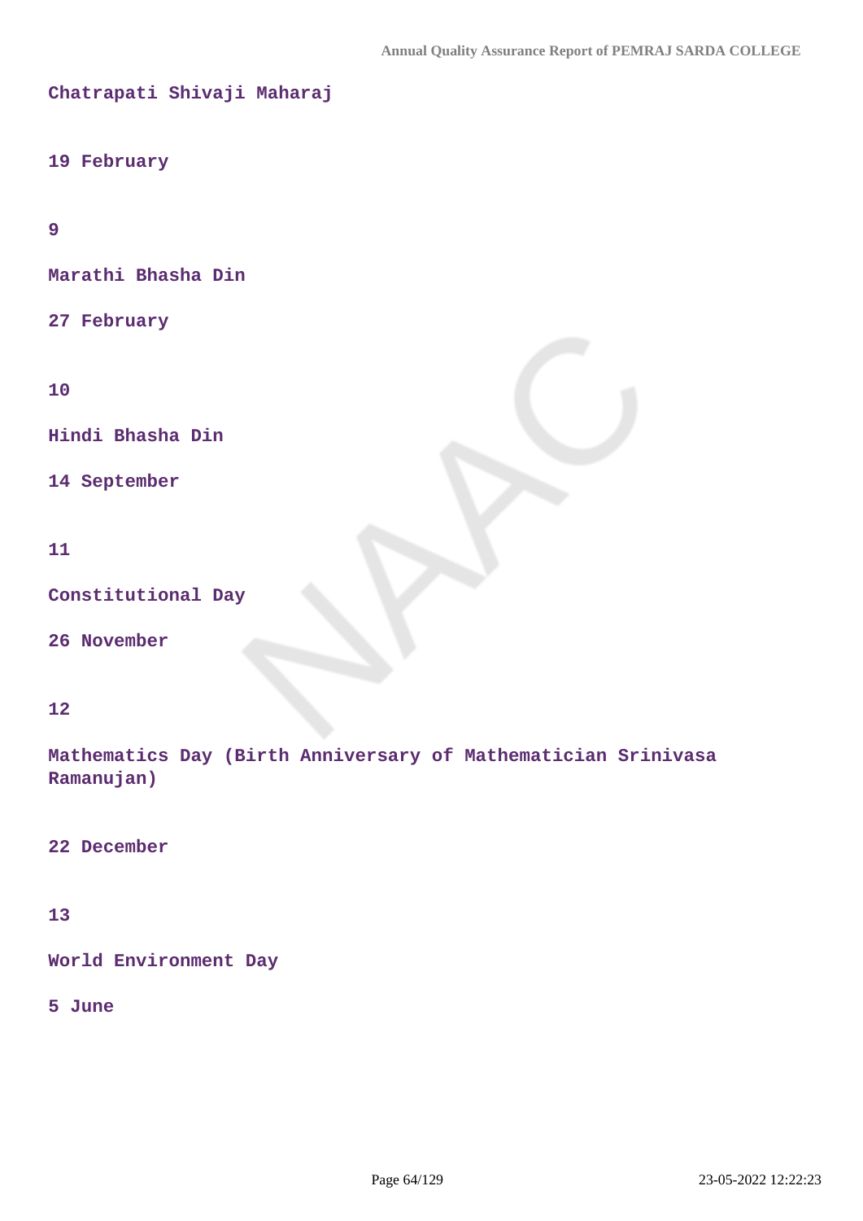Chatrapati Shivaji Maharaj

19 February

9

Marathi Bhasha Din

27 February

10

Hindi Bhasha Din

14 September

11

Constitutional Day

26 November

12

Mathematics Day (Birth Anniversary of Mathematician Srinivasa Ramanujan)

22 December

13

World Environment Day

5 June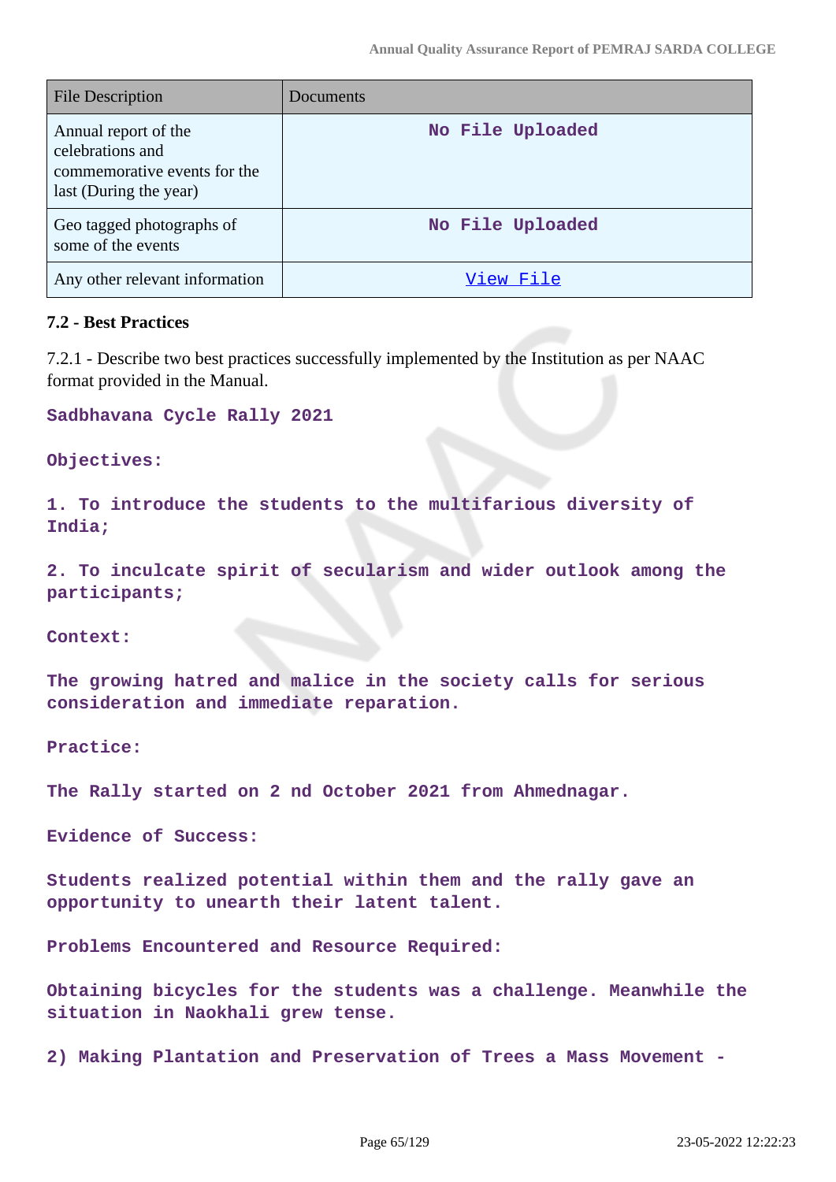| File Description | Documents |
|---|---|
| Annual report of the celebrations and commemorative events for the last (During the year) | No File Uploaded |
| Geo tagged photographs of some of the events | No File Uploaded |
| Any other relevant information | View File |

**7.2 - Best Practices**

7.2.1 - Describe two best practices successfully implemented by the Institution as per NAAC format provided in the Manual.

Sadbhavana Cycle Rally 2021

Objectives:

1. To introduce the students to the multifarious diversity of India;

2. To inculcate spirit of secularism and wider outlook among the participants;

Context:

The growing hatred and malice in the society calls for serious consideration and immediate reparation.

Practice:

The Rally started on 2 nd October 2021 from Ahmednagar.

Evidence of Success:

Students realized potential within them and the rally gave an opportunity to unearth their latent talent.

Problems Encountered and Resource Required:

Obtaining bicycles for the students was a challenge. Meanwhile the situation in Naokhali grew tense.

2) Making Plantation and Preservation of Trees a Mass Movement -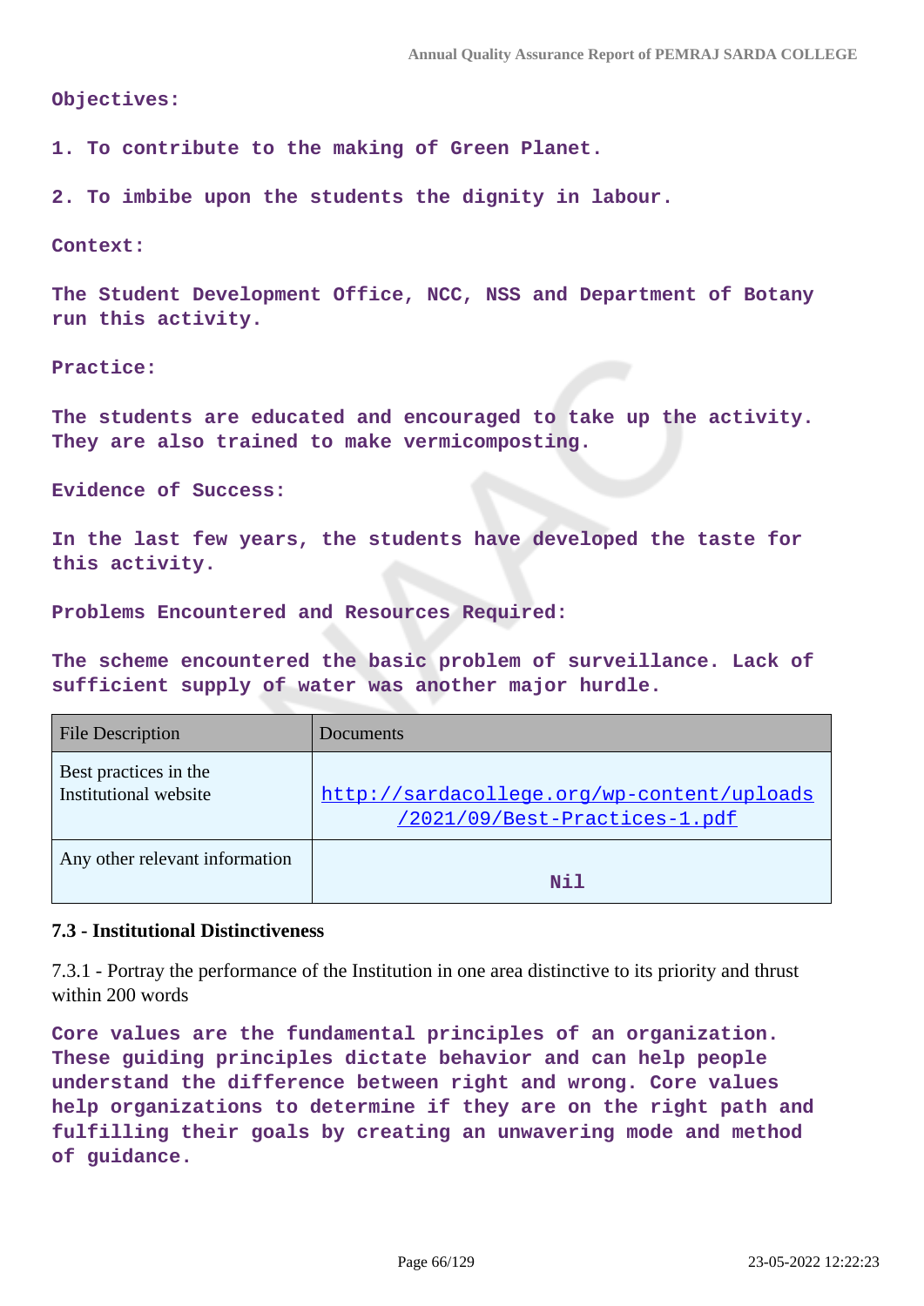Objectives:

1. To contribute to the making of Green Planet.

2. To imbibe upon the students the dignity in labour.

Context:

The Student Development Office, NCC, NSS and Department of Botany run this activity.

Practice:

The students are educated and encouraged to take up the activity. They are also trained to make vermicomposting.

Evidence of Success:

In the last few years, the students have developed the taste for this activity.

Problems Encountered and Resources Required:

The scheme encountered the basic problem of surveillance. Lack of sufficient supply of water was another major hurdle.

| File Description | Documents |
| --- | --- |
| Best practices in the Institutional website | http://sardacollege.org/wp-content/uploads/2021/09/Best-Practices-1.pdf |
| Any other relevant information | Nil |

### 7.3 - Institutional Distinctiveness

7.3.1 - Portray the performance of the Institution in one area distinctive to its priority and thrust within 200 words

Core values are the fundamental principles of an organization. These guiding principles dictate behavior and can help people understand the difference between right and wrong. Core values help organizations to determine if they are on the right path and fulfilling their goals by creating an unwavering mode and method of guidance.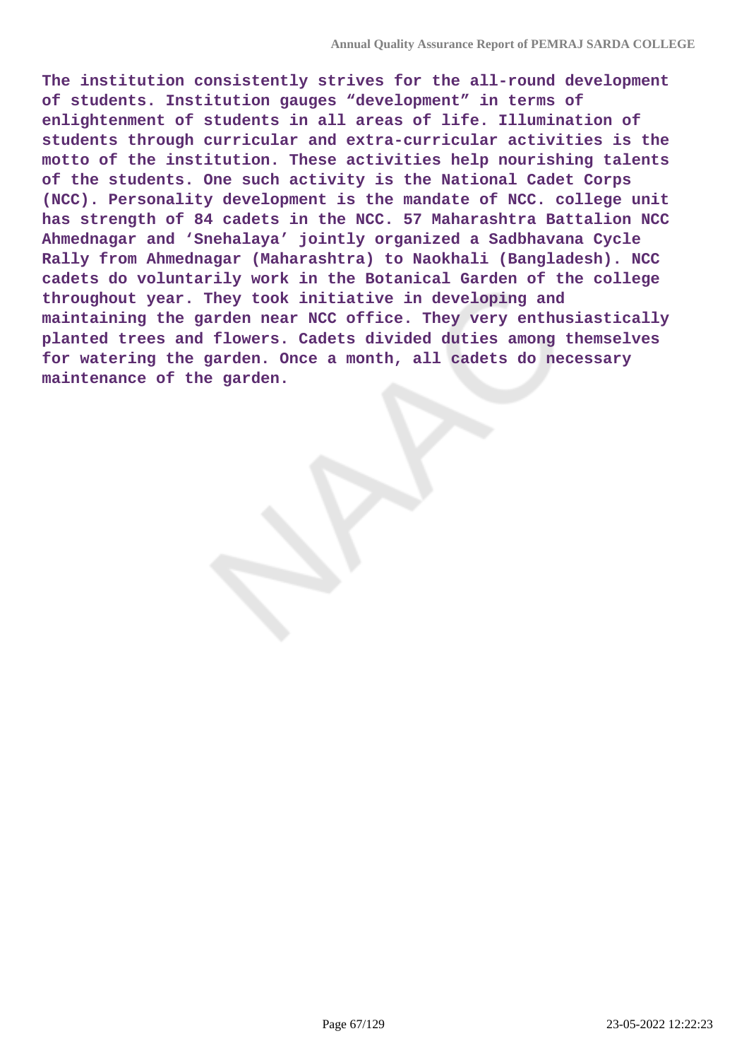**The institution consistently strives for the all-round development of students. Institution gauges “development” in terms of enlightenment of students in all areas of life. Illumination of students through curricular and extra-curricular activities is the motto of the institution. These activities help nourishing talents of the students. One such activity is the National Cadet Corps (NCC). Personality development is the mandate of NCC. college unit has strength of 84 cadets in the NCC. 57 Maharashtra Battalion NCC Ahmednagar and ‘Snehalaya’ jointly organized a Sadbhavana Cycle Rally from Ahmednagar (Maharashtra) to Naokhali (Bangladesh). NCC cadets do voluntarily work in the Botanical Garden of the college throughout year. They took initiative in developing and maintaining the garden near NCC office. They very enthusiastically planted trees and flowers. Cadets divided duties among themselves for watering the garden. Once a month, all cadets do necessary maintenance of the garden.**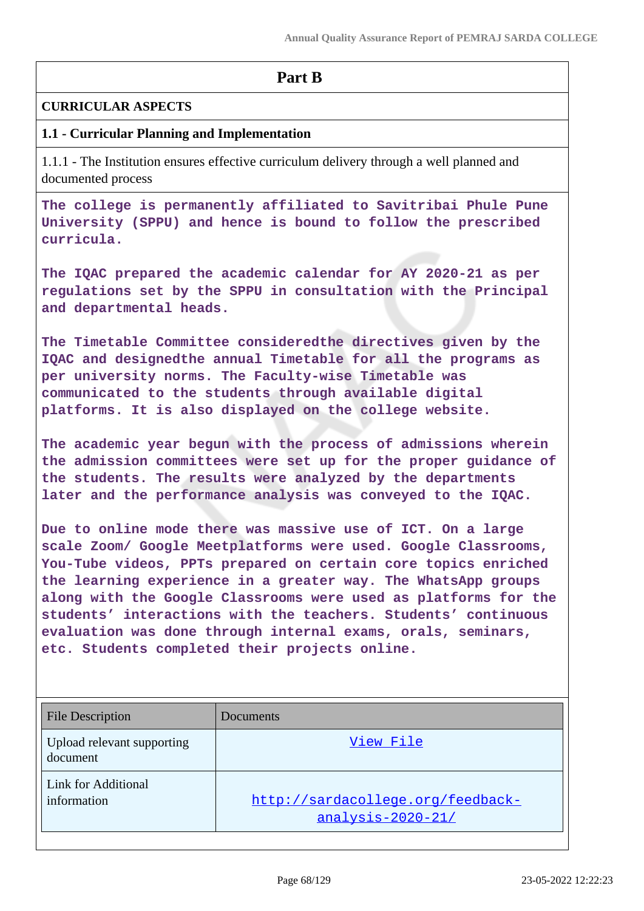# Part B

## CURRICULAR ASPECTS

### 1.1 - Curricular Planning and Implementation

1.1.1 - The Institution ensures effective curriculum delivery through a well planned and documented process

The college is permanently affiliated to Savitribai Phule Pune University (SPPU) and hence is bound to follow the prescribed curricula.

The IQAC prepared the academic calendar for AY 2020-21 as per regulations set by the SPPU in consultation with the Principal and departmental heads.

The Timetable Committee consideredthe directives given by the IQAC and designedthe annual Timetable for all the programs as per university norms. The Faculty-wise Timetable was communicated to the students through available digital platforms. It is also displayed on the college website.

The academic year begun with the process of admissions wherein the admission committees were set up for the proper guidance of the students. The results were analyzed by the departments later and the performance analysis was conveyed to the IQAC.

Due to online mode there was massive use of ICT. On a large scale Zoom/ Google Meetplatforms were used. Google Classrooms, You-Tube videos, PPTs prepared on certain core topics enriched the learning experience in a greater way. The WhatsApp groups along with the Google Classrooms were used as platforms for the students' interactions with the teachers. Students' continuous evaluation was done through internal exams, orals, seminars, etc. Students completed their projects online.

| File Description | Documents |
|---|---|
| Upload relevant supporting document | View File |
| Link for Additional information | http://sardacollege.org/feedback-analysis-2020-21/ |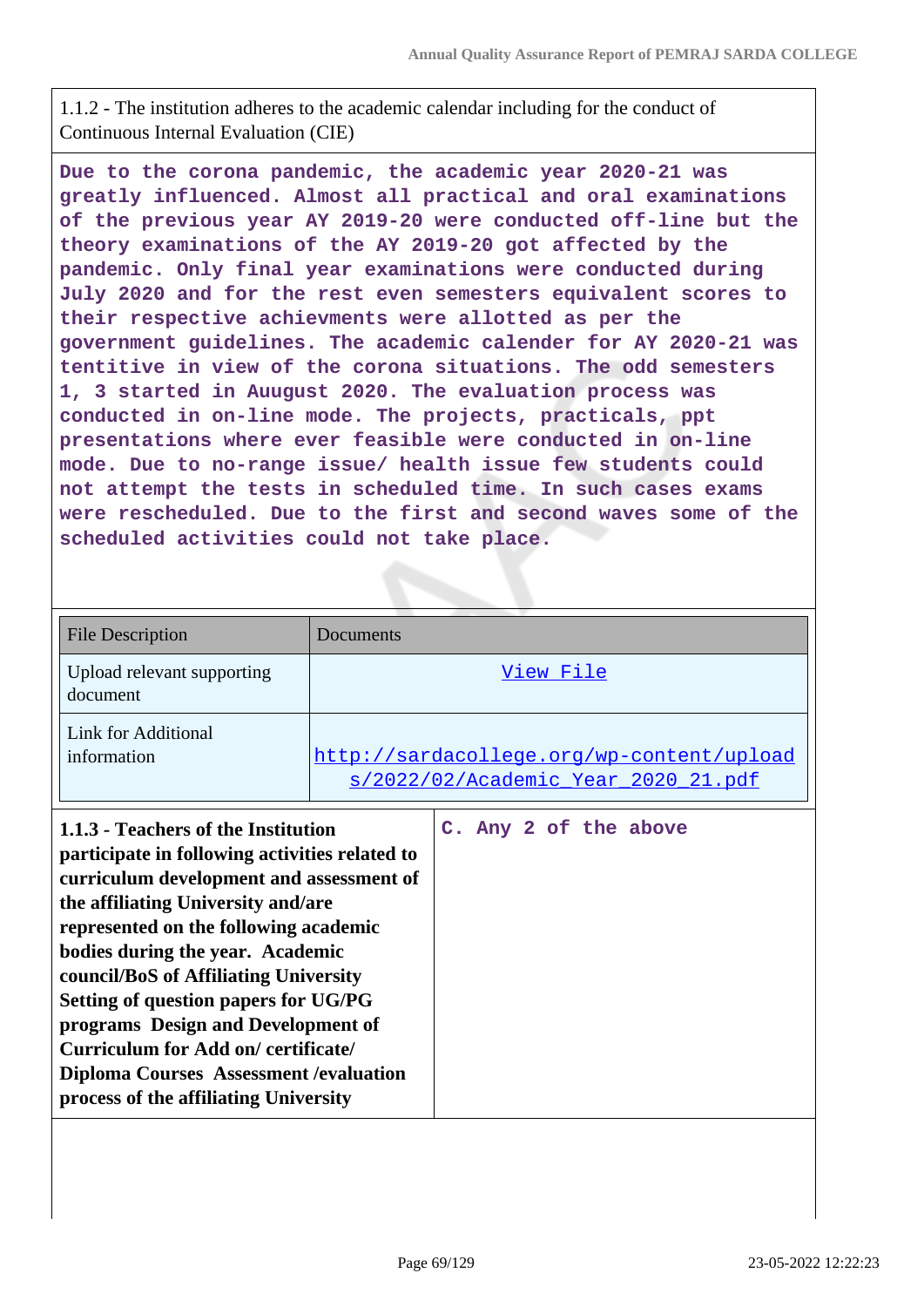1.1.2 - The institution adheres to the academic calendar including for the conduct of Continuous Internal Evaluation (CIE)

**Due to the corona pandemic, the academic year 2020-21 was greatly influenced. Almost all practical and oral examinations of the previous year AY 2019-20 were conducted off-line but the theory examinations of the AY 2019-20 got affected by the pandemic. Only final year examinations were conducted during July 2020 and for the rest even semesters equivalent scores to their respective achievments were allotted as per the government guidelines. The academic calender for AY 2020-21 was tentitive in view of the corona situations. The odd semesters 1, 3 started in Auugust 2020. The evaluation process was conducted in on-line mode. The projects, practicals, ppt presentations where ever feasible were conducted in on-line mode. Due to no-range issue/ health issue few students could not attempt the tests in scheduled time. In such cases exams were rescheduled. Due to the first and second waves some of the scheduled activities could not take place.**

| File Description | Documents |
|---|---|
| Upload relevant supporting document | View File |
| Link for Additional information | http://sardacollege.org/wp-content/uploads/2022/02/Academic_Year_2020_21.pdf |

| **1.1.3 - Teachers of the Institution participate in following activities related to curriculum development and assessment of the affiliating University and/are represented on the following academic bodies during the year. Academic council/BoS of Affiliating University Setting of question papers for UG/PG programs Design and Development of Curriculum for Add on/ certificate/ Diploma Courses Assessment /evaluation process of the affiliating University** | **C. Any 2 of the above** |
|---|---|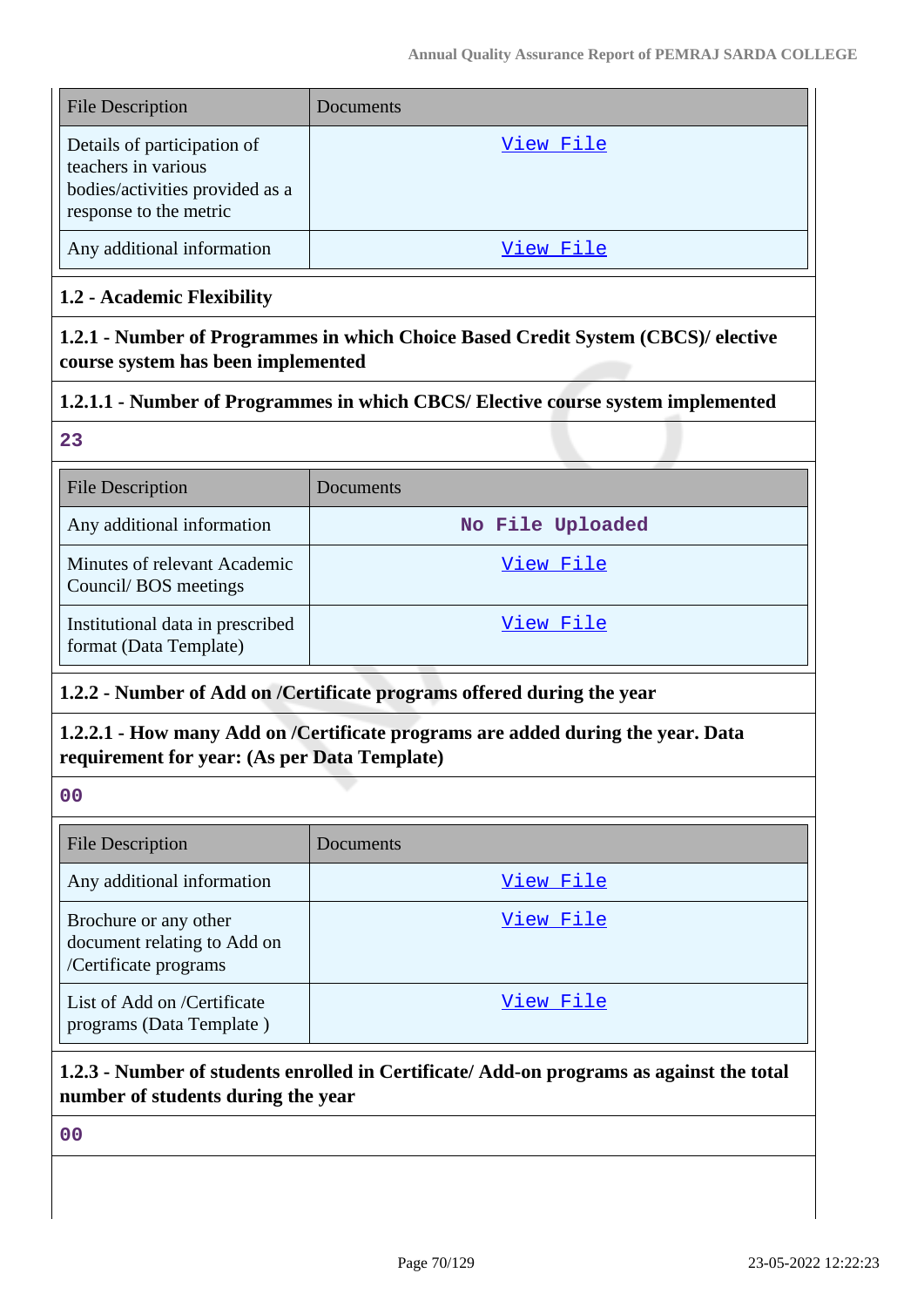| File Description | Documents |
|---|---|
| Details of participation of teachers in various bodies/activities provided as a response to the metric | View File |
| Any additional information | View File |

**1.2 - Academic Flexibility**

**1.2.1 - Number of Programmes in which Choice Based Credit System (CBCS)/ elective course system has been implemented**

**1.2.1.1 - Number of Programmes in which CBCS/ Elective course system implemented**

**23**

| File Description | Documents |
|---|---|
| Any additional information | No File Uploaded |
| Minutes of relevant Academic Council/ BOS meetings | View File |
| Institutional data in prescribed format (Data Template) | View File |

**1.2.2 - Number of Add on /Certificate programs offered during the year**

**1.2.2.1 - How many Add on /Certificate programs are added during the year. Data requirement for year: (As per Data Template)**

**00**

| File Description | Documents |
|---|---|
| Any additional information | View File |
| Brochure or any other document relating to Add on /Certificate programs | View File |
| List of Add on /Certificate programs (Data Template ) | View File |

**1.2.3 - Number of students enrolled in Certificate/ Add-on programs as against the total number of students during the year**

**00**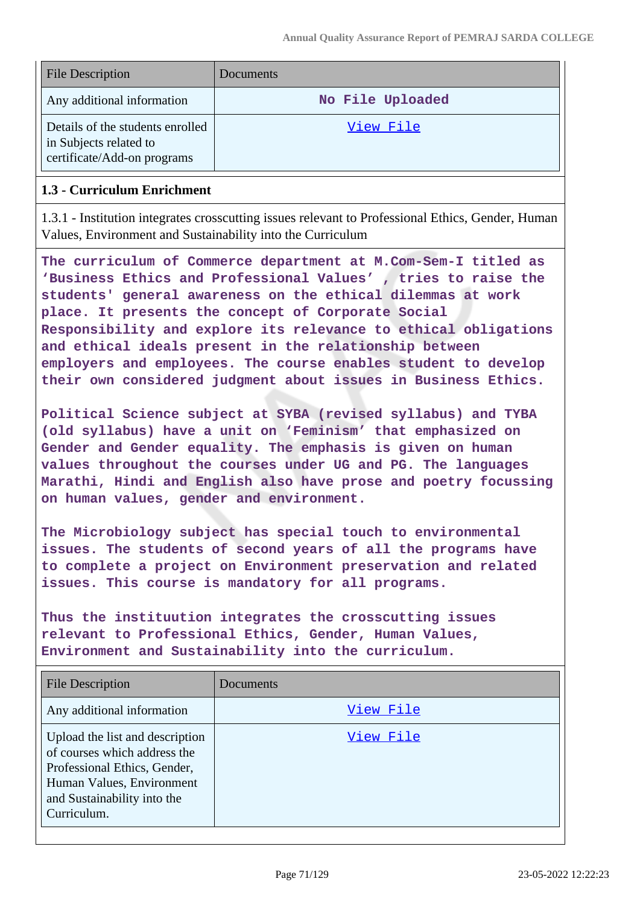| File Description | Documents |
| --- | --- |
| Any additional information | No File Uploaded |
| Details of the students enrolled in Subjects related to certificate/Add-on programs | View File |

### 1.3 - Curriculum Enrichment

1.3.1 - Institution integrates crosscutting issues relevant to Professional Ethics, Gender, Human Values, Environment and Sustainability into the Curriculum

The curriculum of Commerce department at M.Com-Sem-I titled as 'Business Ethics and Professional Values' , tries to raise the students' general awareness on the ethical dilemmas at work place. It presents the concept of Corporate Social Responsibility and explore its relevance to ethical obligations and ethical ideals present in the relationship between employers and employees. The course enables student to develop their own considered judgment about issues in Business Ethics.

Political Science subject at SYBA (revised syllabus) and TYBA (old syllabus) have a unit on 'Feminism' that emphasized on Gender and Gender equality. The emphasis is given on human values throughout the courses under UG and PG. The languages Marathi, Hindi and English also have prose and poetry focussing on human values, gender and environment.

The Microbiology subject has special touch to environmental issues. The students of second years of all the programs have to complete a project on Environment preservation and related issues. This course is mandatory for all programs.

Thus the instituution integrates the crosscutting issues relevant to Professional Ethics, Gender, Human Values, Environment and Sustainability into the curriculum.

| File Description | Documents |
| --- | --- |
| Any additional information | View File |
| Upload the list and description of courses which address the Professional Ethics, Gender, Human Values, Environment and Sustainability into the Curriculum. | View File |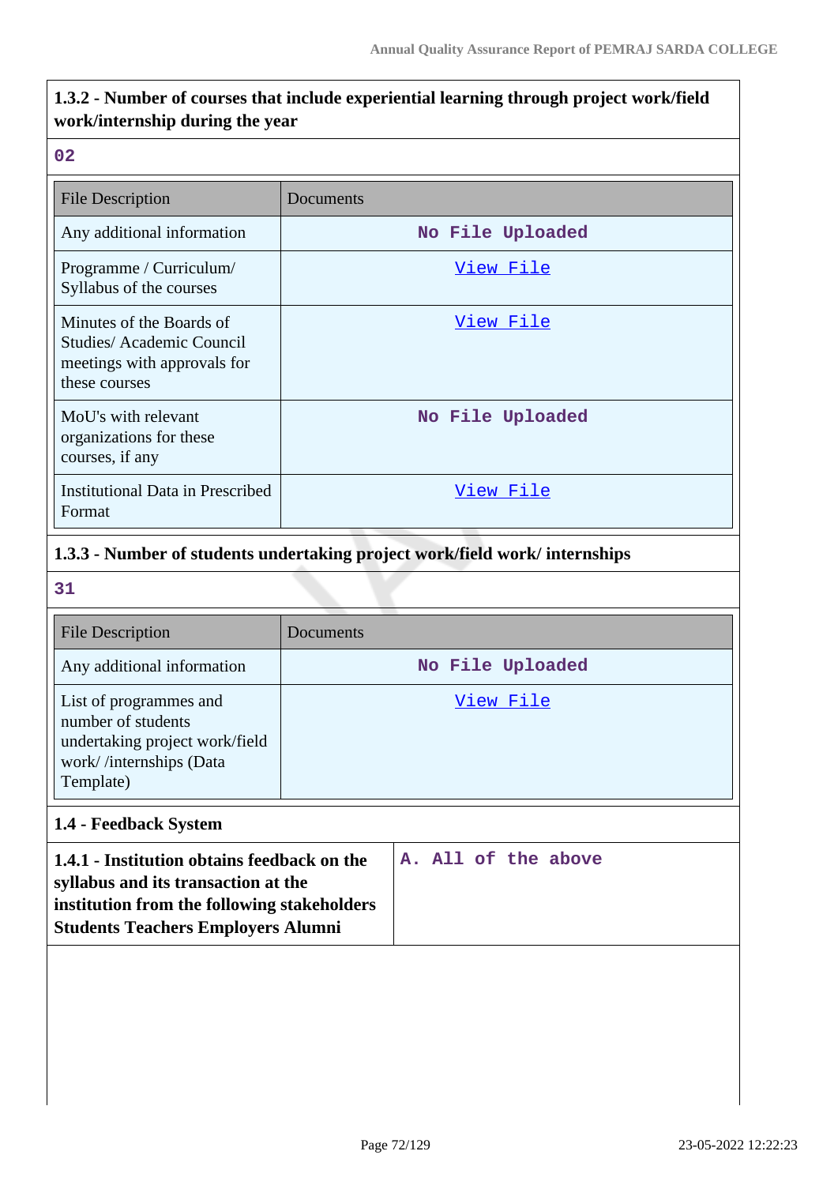**1.3.2 - Number of courses that include experiential learning through project work/field work/internship during the year**

02

| File Description | Documents |
| --- | --- |
| Any additional information | No File Uploaded |
| Programme / Curriculum/ Syllabus of the courses | View File |
| Minutes of the Boards of Studies/ Academic Council meetings with approvals for these courses | View File |
| MoU's with relevant organizations for these courses, if any | No File Uploaded |
| Institutional Data in Prescribed Format | View File |

**1.3.3 - Number of students undertaking project work/field work/ internships**

31

| File Description | Documents |
| --- | --- |
| Any additional information | No File Uploaded |
| List of programmes and number of students undertaking project work/field work/ /internships (Data Template) | View File |

**1.4 - Feedback System**

| **1.4.1 - Institution obtains feedback on the syllabus and its transaction at the institution from the following stakeholders Students Teachers Employers Alumni** | A. All of the above |
| --- | --- |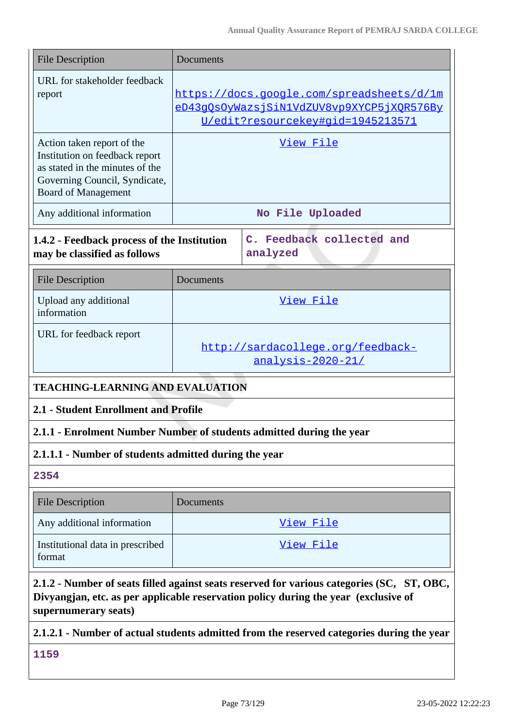| File Description | Documents |
|---|---|
| URL for stakeholder feedback report | https://docs.google.com/spreadsheets/d/1meD43gQsOyWazsjSiN1VdZUV8vp9XYCP5jXQR576ByU/edit?resourcekey#gid=1945213571 |
| Action taken report of the Institution on feedback report as stated in the minutes of the Governing Council, Syndicate, Board of Management | View File |
| Any additional information | No File Uploaded |

**1.4.2 - Feedback process of the Institution may be classified as follows**

C. Feedback collected and analyzed

| File Description | Documents |
|---|---|
| Upload any additional information | View File |
| URL for feedback report | http://sardacollege.org/feedback-analysis-2020-21/ |

## TEACHING-LEARNING AND EVALUATION

### 2.1 - Student Enrollment and Profile

**2.1.1 - Enrolment Number Number of students admitted during the year**

**2.1.1.1 - Number of students admitted during the year**

2354

| File Description | Documents |
|---|---|
| Any additional information | View File |
| Institutional data in prescribed format | View File |

**2.1.2 - Number of seats filled against seats reserved for various categories (SC, ST, OBC, Divyangjan, etc. as per applicable reservation policy during the year (exclusive of supernumerary seats)**

**2.1.2.1 - Number of actual students admitted from the reserved categories during the year**

1159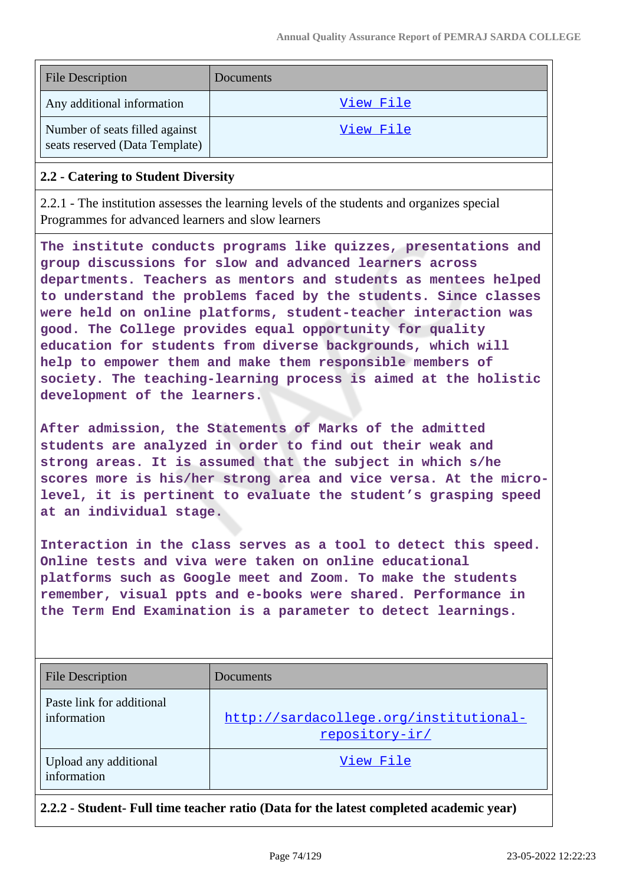| File Description | Documents |
|---|---|
| Any additional information | View File |
| Number of seats filled against seats reserved (Data Template) | View File |

**2.2 - Catering to Student Diversity**

2.2.1 - The institution assesses the learning levels of the students and organizes special Programmes for advanced learners and slow learners

The institute conducts programs like quizzes, presentations and group discussions for slow and advanced learners across departments. Teachers as mentors and students as mentees helped to understand the problems faced by the students. Since classes were held on online platforms, student-teacher interaction was good. The College provides equal opportunity for quality education for students from diverse backgrounds, which will help to empower them and make them responsible members of society. The teaching-learning process is aimed at the holistic development of the learners.

After admission, the Statements of Marks of the admitted students are analyzed in order to find out their weak and strong areas. It is assumed that the subject in which s/he scores more is his/her strong area and vice versa. At the micro-level, it is pertinent to evaluate the student's grasping speed at an individual stage.

Interaction in the class serves as a tool to detect this speed. Online tests and viva were taken on online educational platforms such as Google meet and Zoom. To make the students remember, visual ppts and e-books were shared. Performance in the Term End Examination is a parameter to detect learnings.

| File Description | Documents |
|---|---|
| Paste link for additional information | http://sardacollege.org/institutional-repository-ir/ |
| Upload any additional information | View File |

**2.2.2 - Student- Full time teacher ratio (Data for the latest completed academic year)**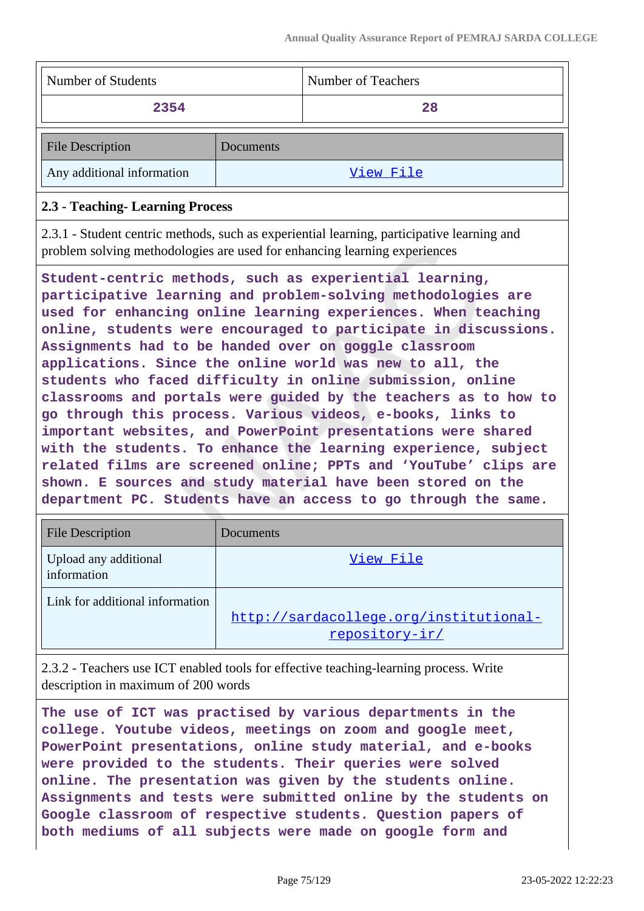| Number of Students | Number of Teachers |
|---|---|
| 2354 | 28 |

| File Description | Documents |
|---|---|
| Any additional information | View File |

**2.3 - Teaching- Learning Process**

2.3.1 - Student centric methods, such as experiential learning, participative learning and problem solving methodologies are used for enhancing learning experiences

Student-centric methods, such as experiential learning, participative learning and problem-solving methodologies are used for enhancing online learning experiences. When teaching online, students were encouraged to participate in discussions. Assignments had to be handed over on goggle classroom applications. Since the online world was new to all, the students who faced difficulty in online submission, online classrooms and portals were guided by the teachers as to how to go through this process. Various videos, e-books, links to important websites, and PowerPoint presentations were shared with the students. To enhance the learning experience, subject related films are screened online; PPTs and 'YouTube' clips are shown. E sources and study material have been stored on the department PC. Students have an access to go through the same.

| File Description | Documents |
|---|---|
| Upload any additional information | View File |
| Link for additional information | http://sardacollege.org/institutional-repository-ir/ |

2.3.2 - Teachers use ICT enabled tools for effective teaching-learning process. Write description in maximum of 200 words

The use of ICT was practised by various departments in the college. Youtube videos, meetings on zoom and google meet, PowerPoint presentations, online study material, and e-books were provided to the students. Their queries were solved online. The presentation was given by the students online. Assignments and tests were submitted online by the students on Google classroom of respective students. Question papers of both mediums of all subjects were made on google form and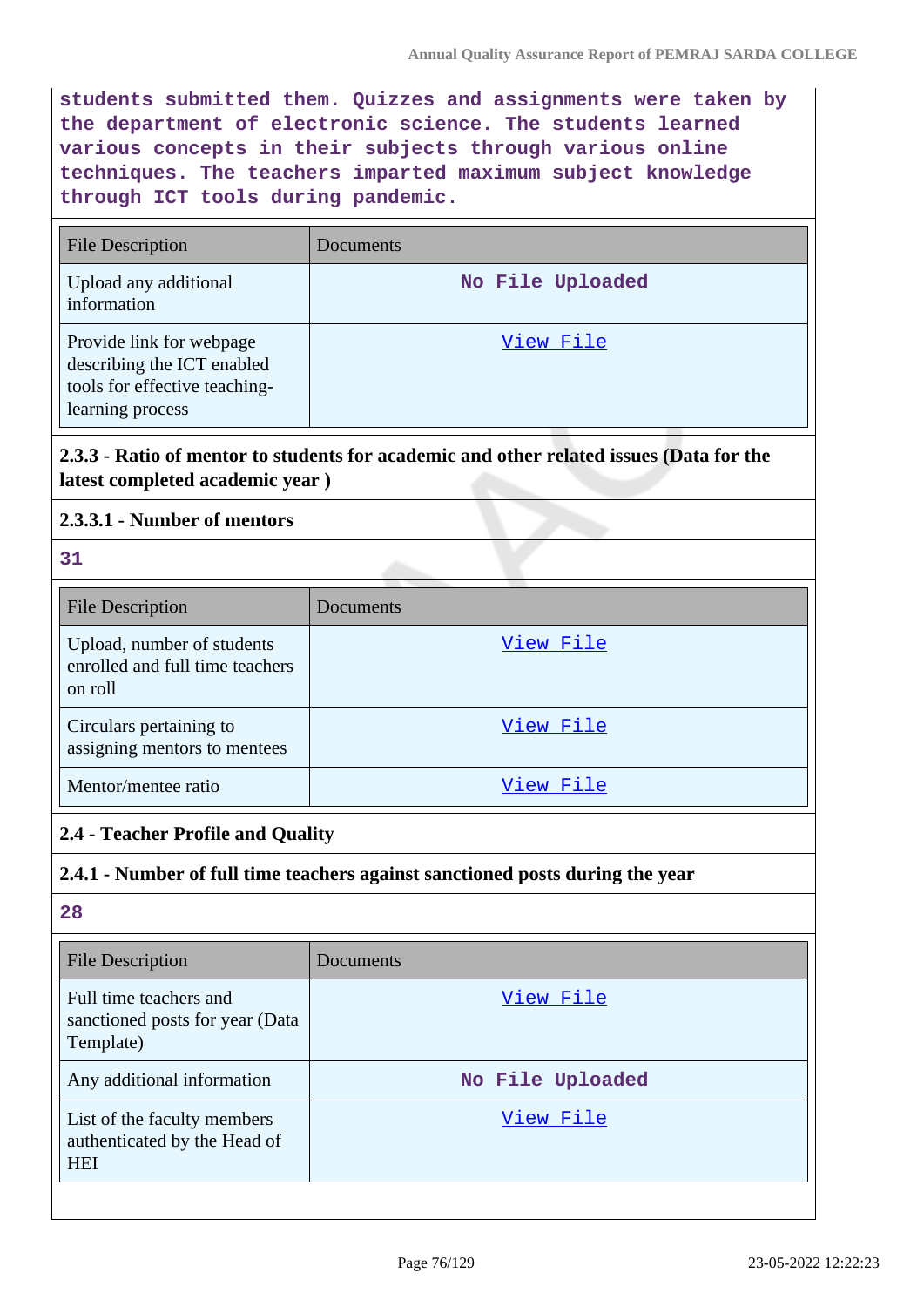students submitted them. Quizzes and assignments were taken by the department of electronic science. The students learned various concepts in their subjects through various online techniques. The teachers imparted maximum subject knowledge through ICT tools during pandemic.

| File Description | Documents |
| --- | --- |
| Upload any additional information | No File Uploaded |
| Provide link for webpage describing the ICT enabled tools for effective teaching-learning process | View File |

### 2.3.3 - Ratio of mentor to students for academic and other related issues (Data for the latest completed academic year )

#### 2.3.3.1 - Number of mentors

31

| File Description | Documents |
| --- | --- |
| Upload, number of students enrolled and full time teachers on roll | View File |
| Circulars pertaining to assigning mentors to mentees | View File |
| Mentor/mentee ratio | View File |

## 2.4 - Teacher Profile and Quality

### 2.4.1 - Number of full time teachers against sanctioned posts during the year

28

| File Description | Documents |
| --- | --- |
| Full time teachers and sanctioned posts for year (Data Template) | View File |
| Any additional information | No File Uploaded |
| List of the faculty members authenticated by the Head of HEI | View File |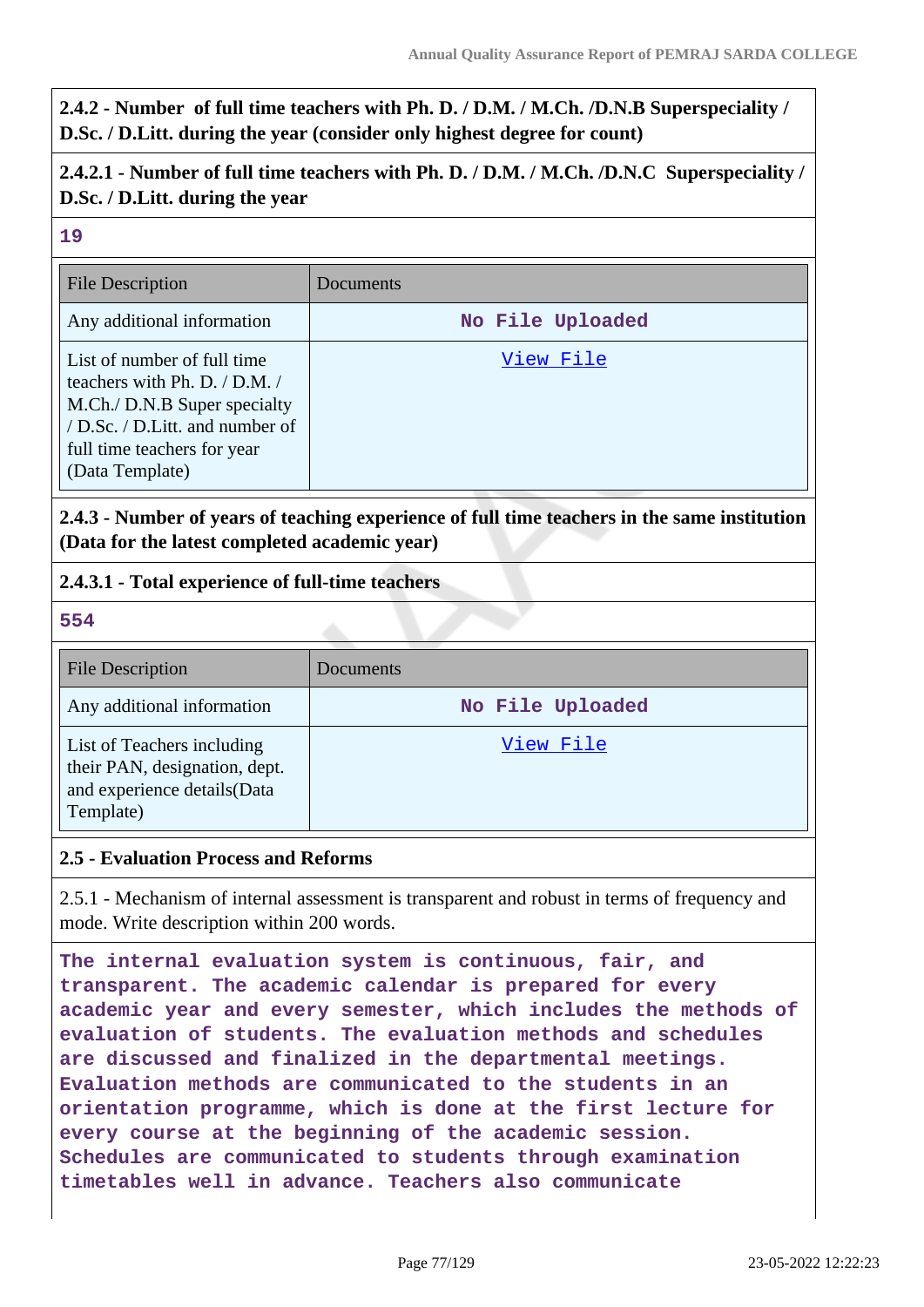**2.4.2 - Number of full time teachers with Ph. D. / D.M. / M.Ch. /D.N.B Superspeciality / D.Sc. / D.Litt. during the year (consider only highest degree for count)**

**2.4.2.1 - Number of full time teachers with Ph. D. / D.M. / M.Ch. /D.N.C Superspeciality / D.Sc. / D.Litt. during the year**

**19**

| File Description | Documents |
|---|---|
| Any additional information | No File Uploaded |
| List of number of full time teachers with Ph. D. / D.M. / M.Ch./ D.N.B Super specialty / D.Sc. / D.Litt. and number of full time teachers for year (Data Template) | View File |

**2.4.3 - Number of years of teaching experience of full time teachers in the same institution (Data for the latest completed academic year)**

**2.4.3.1 - Total experience of full-time teachers**

**554**

| File Description | Documents |
|---|---|
| Any additional information | No File Uploaded |
| List of Teachers including their PAN, designation, dept. and experience details(Data Template) | View File |

**2.5 - Evaluation Process and Reforms**

2.5.1 - Mechanism of internal assessment is transparent and robust in terms of frequency and mode. Write description within 200 words.

The internal evaluation system is continuous, fair, and transparent. The academic calendar is prepared for every academic year and every semester, which includes the methods of evaluation of students. The evaluation methods and schedules are discussed and finalized in the departmental meetings. Evaluation methods are communicated to the students in an orientation programme, which is done at the first lecture for every course at the beginning of the academic session. Schedules are communicated to students through examination timetables well in advance. Teachers also communicate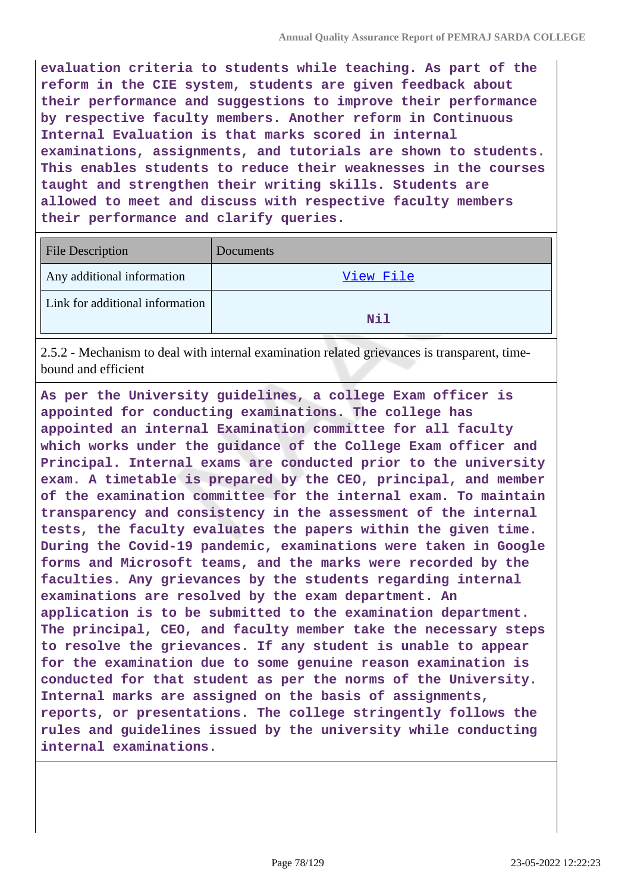evaluation criteria to students while teaching. As part of the reform in the CIE system, students are given feedback about their performance and suggestions to improve their performance by respective faculty members. Another reform in Continuous Internal Evaluation is that marks scored in internal examinations, assignments, and tutorials are shown to students. This enables students to reduce their weaknesses in the courses taught and strengthen their writing skills. Students are allowed to meet and discuss with respective faculty members their performance and clarify queries.

| File Description | Documents |
|---|---|
| Any additional information | View File |
| Link for additional information | Nil |

2.5.2 - Mechanism to deal with internal examination related grievances is transparent, time-bound and efficient

As per the University guidelines, a college Exam officer is appointed for conducting examinations. The college has appointed an internal Examination committee for all faculty which works under the guidance of the College Exam officer and Principal. Internal exams are conducted prior to the university exam. A timetable is prepared by the CEO, principal, and member of the examination committee for the internal exam. To maintain transparency and consistency in the assessment of the internal tests, the faculty evaluates the papers within the given time. During the Covid-19 pandemic, examinations were taken in Google forms and Microsoft teams, and the marks were recorded by the faculties. Any grievances by the students regarding internal examinations are resolved by the exam department. An application is to be submitted to the examination department. The principal, CEO, and faculty member take the necessary steps to resolve the grievances. If any student is unable to appear for the examination due to some genuine reason examination is conducted for that student as per the norms of the University. Internal marks are assigned on the basis of assignments, reports, or presentations. The college stringently follows the rules and guidelines issued by the university while conducting internal examinations.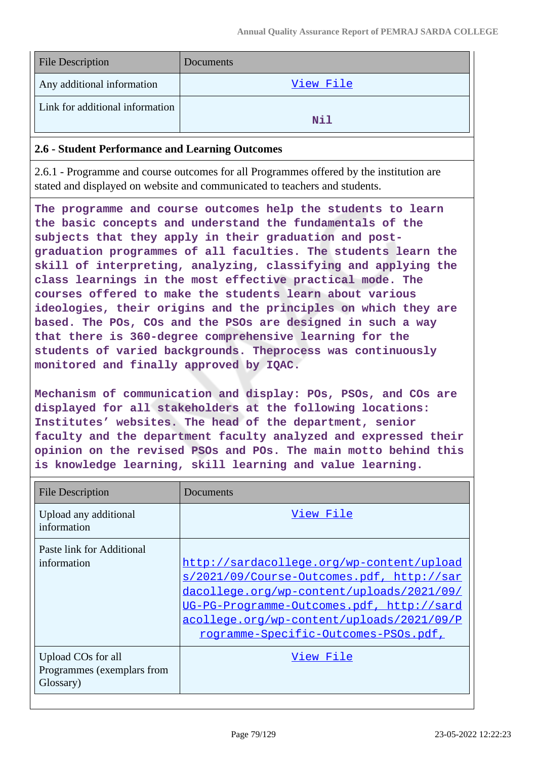| File Description | Documents |
| --- | --- |
| Any additional information | View File |
| Link for additional information | Nil |

### 2.6 - Student Performance and Learning Outcomes

2.6.1 - Programme and course outcomes for all Programmes offered by the institution are stated and displayed on website and communicated to teachers and students.

**The programme and course outcomes help the students to learn the basic concepts and understand the fundamentals of the subjects that they apply in their graduation and post-graduation programmes of all faculties. The students learn the skill of interpreting, analyzing, classifying and applying the class learnings in the most effective practical mode. The courses offered to make the students learn about various ideologies, their origins and the principles on which they are based. The POs, COs and the PSOs are designed in such a way that there is 360-degree comprehensive learning for the students of varied backgrounds. Theprocess was continuously monitored and finally approved by IQAC.**

**Mechanism of communication and display: POs, PSOs, and COs are displayed for all stakeholders at the following locations: Institutes' websites. The head of the department, senior faculty and the department faculty analyzed and expressed their opinion on the revised PSOs and POs. The main motto behind this is knowledge learning, skill learning and value learning.**

| File Description | Documents |
| --- | --- |
| Upload any additional information | View File |
| Paste link for Additional information | http://sardacollege.org/wp-content/uploads/2021/09/Course-Outcomes.pdf, http://sardacollege.org/wp-content/uploads/2021/09/UG-PG-Programme-Outcomes.pdf, http://sardacollege.org/wp-content/uploads/2021/09/Programme-Specific-Outcomes-PSOs.pdf, |
| Upload COs for all Programmes (exemplars from Glossary) | View File |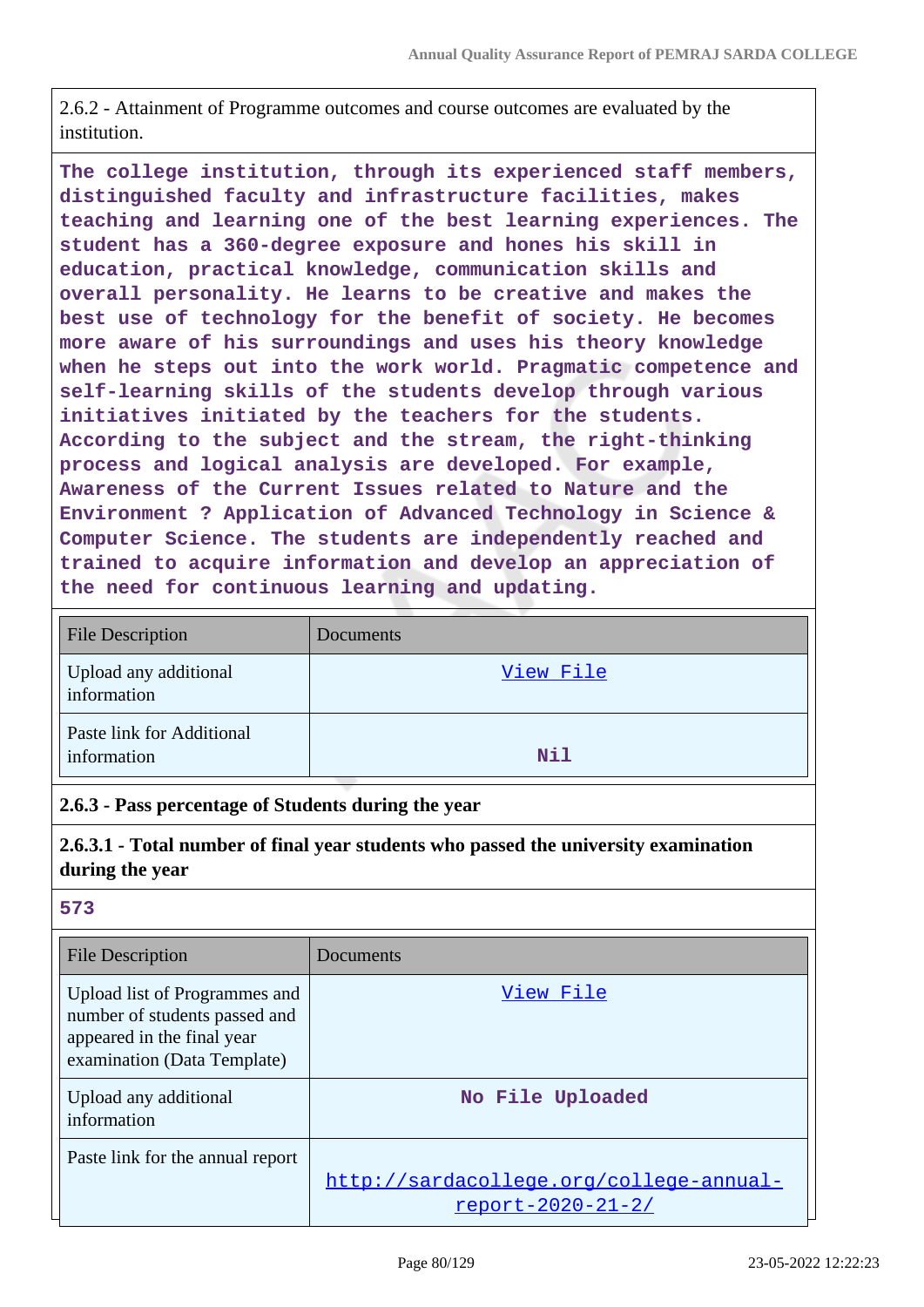2.6.2 - Attainment of Programme outcomes and course outcomes are evaluated by the institution.

**The college institution, through its experienced staff members, distinguished faculty and infrastructure facilities, makes teaching and learning one of the best learning experiences. The student has a 360-degree exposure and hones his skill in education, practical knowledge, communication skills and overall personality. He learns to be creative and makes the best use of technology for the benefit of society. He becomes more aware of his surroundings and uses his theory knowledge when he steps out into the work world. Pragmatic competence and self-learning skills of the students develop through various initiatives initiated by the teachers for the students. According to the subject and the stream, the right-thinking process and logical analysis are developed. For example, Awareness of the Current Issues related to Nature and the Environment ? Application of Advanced Technology in Science & Computer Science. The students are independently reached and trained to acquire information and develop an appreciation of the need for continuous learning and updating.**

| File Description | Documents |
|---|---|
| Upload any additional information | View File |
| Paste link for Additional information | Nil |

**2.6.3 - Pass percentage of Students during the year**

**2.6.3.1 - Total number of final year students who passed the university examination during the year**

**573**

| File Description | Documents |
|---|---|
| Upload list of Programmes and number of students passed and appeared in the final year examination (Data Template) | View File |
| Upload any additional information | No File Uploaded |
| Paste link for the annual report | http://sardacollege.org/college-annual-report-2020-21-2/ |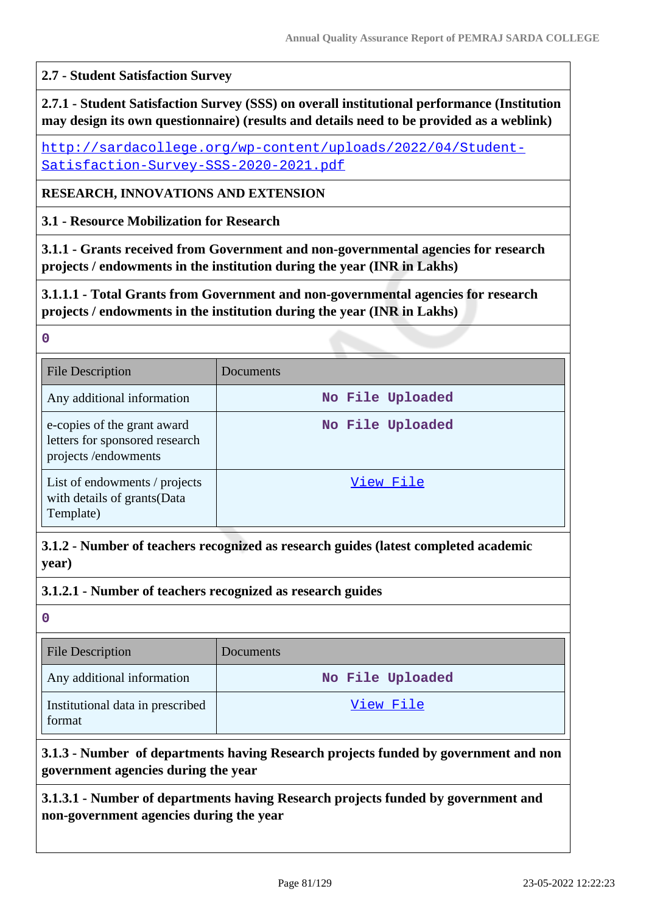**2.7 - Student Satisfaction Survey**

**2.7.1 - Student Satisfaction Survey (SSS) on overall institutional performance (Institution may design its own questionnaire) (results and details need to be provided as a weblink)**

http://sardacollege.org/wp-content/uploads/2022/04/Student-Satisfaction-Survey-SSS-2020-2021.pdf

**RESEARCH, INNOVATIONS AND EXTENSION**

**3.1 - Resource Mobilization for Research**

**3.1.1 - Grants received from Government and non-governmental agencies for research projects / endowments in the institution during the year (INR in Lakhs)**

**3.1.1.1 - Total Grants from Government and non-governmental agencies for research projects / endowments in the institution during the year (INR in Lakhs)**

0

| File Description | Documents |
| --- | --- |
| Any additional information | No File Uploaded |
| e-copies of the grant award letters for sponsored research projects /endowments | No File Uploaded |
| List of endowments / projects with details of grants(Data Template) | View File |

**3.1.2 - Number of teachers recognized as research guides (latest completed academic year)**

**3.1.2.1 - Number of teachers recognized as research guides**

0

| File Description | Documents |
| --- | --- |
| Any additional information | No File Uploaded |
| Institutional data in prescribed format | View File |

**3.1.3 - Number of departments having Research projects funded by government and non government agencies during the year**

**3.1.3.1 - Number of departments having Research projects funded by government and non-government agencies during the year**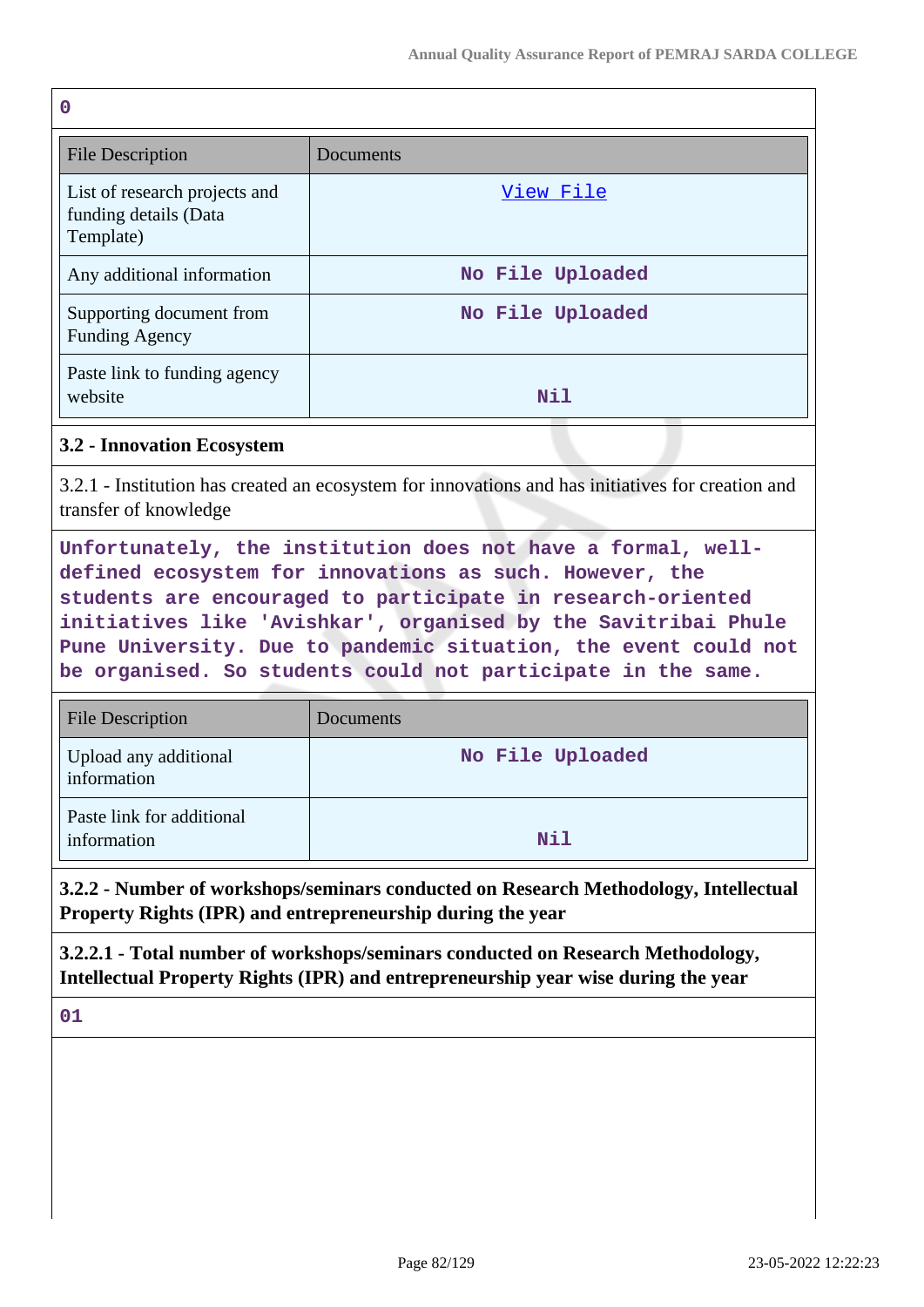0

| File Description | Documents |
|---|---|
| List of research projects and funding details (Data Template) | View File |
| Any additional information | No File Uploaded |
| Supporting document from Funding Agency | No File Uploaded |
| Paste link to funding agency website | Nil |

**3.2 - Innovation Ecosystem**

3.2.1 - Institution has created an ecosystem for innovations and has initiatives for creation and transfer of knowledge

Unfortunately, the institution does not have a formal, well-defined ecosystem for innovations as such. However, the students are encouraged to participate in research-oriented initiatives like 'Avishkar', organised by the Savitribai Phule Pune University. Due to pandemic situation, the event could not be organised. So students could not participate in the same.

| File Description | Documents |
|---|---|
| Upload any additional information | No File Uploaded |
| Paste link for additional information | Nil |

**3.2.2 - Number of workshops/seminars conducted on Research Methodology, Intellectual Property Rights (IPR) and entrepreneurship during the year**

**3.2.2.1 - Total number of workshops/seminars conducted on Research Methodology, Intellectual Property Rights (IPR) and entrepreneurship year wise during the year**

01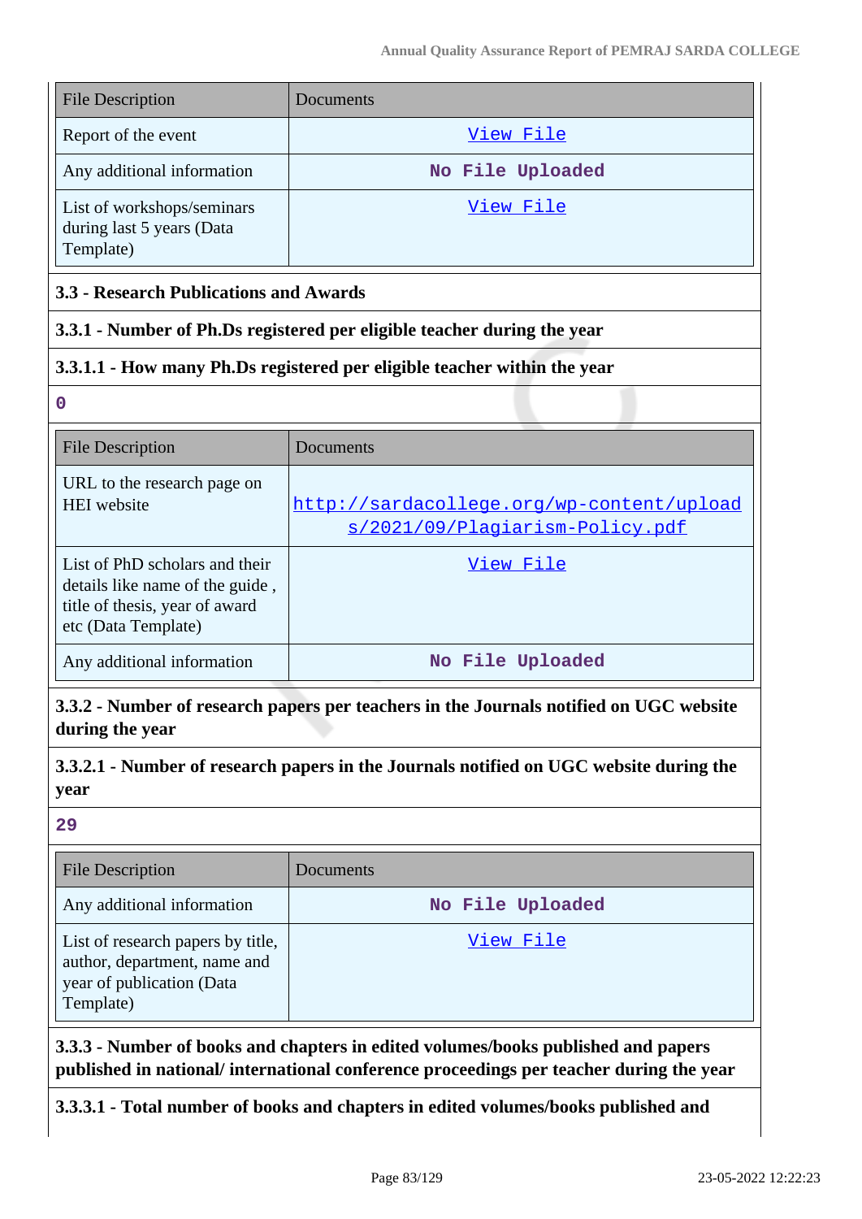| File Description | Documents |
| --- | --- |
| Report of the event | View File |
| Any additional information | No File Uploaded |
| List of workshops/seminars during last 5 years (Data Template) | View File |

**3.3 - Research Publications and Awards**

**3.3.1 - Number of Ph.Ds registered per eligible teacher during the year**

**3.3.1.1 - How many Ph.Ds registered per eligible teacher within the year**

0

| File Description | Documents |
| --- | --- |
| URL to the research page on HEI website | http://sardacollege.org/wp-content/uploads/2021/09/Plagiarism-Policy.pdf |
| List of PhD scholars and their details like name of the guide , title of thesis, year of award etc (Data Template) | View File |
| Any additional information | No File Uploaded |

**3.3.2 - Number of research papers per teachers in the Journals notified on UGC website during the year**

**3.3.2.1 - Number of research papers in the Journals notified on UGC website during the year**

29

| File Description | Documents |
| --- | --- |
| Any additional information | No File Uploaded |
| List of research papers by title, author, department, name and year of publication (Data Template) | View File |

**3.3.3 - Number of books and chapters in edited volumes/books published and papers published in national/ international conference proceedings per teacher during the year**

**3.3.3.1 - Total number of books and chapters in edited volumes/books published and**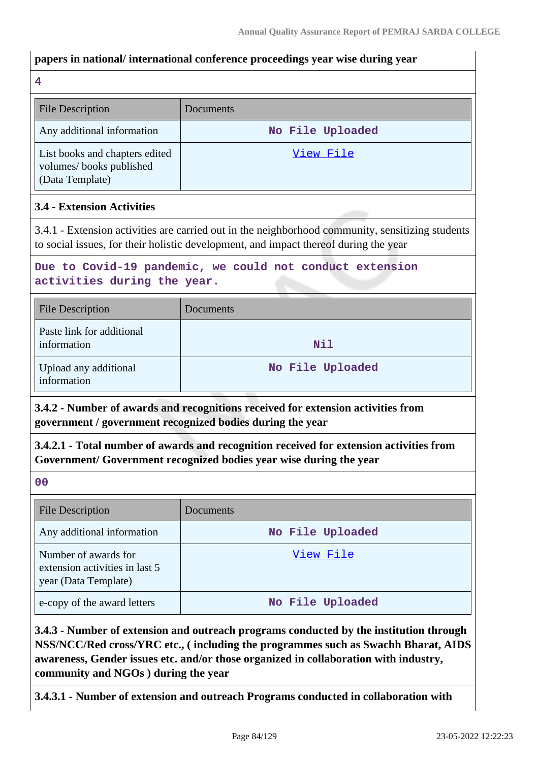**papers in national/ international conference proceedings year wise during year**

**4**

| File Description | Documents |
| --- | --- |
| Any additional information | No File Uploaded |
| List books and chapters edited volumes/ books published (Data Template) | View File |

### 3.4 - Extension Activities

3.4.1 - Extension activities are carried out in the neighborhood community, sensitizing students to social issues, for their holistic development, and impact thereof during the year

**Due to Covid-19 pandemic, we could not conduct extension activities during the year.**

| File Description | Documents |
| --- | --- |
| Paste link for additional information | Nil |
| Upload any additional information | No File Uploaded |

**3.4.2 - Number of awards and recognitions received for extension activities from government / government recognized bodies during the year**

**3.4.2.1 - Total number of awards and recognition received for extension activities from Government/ Government recognized bodies year wise during the year**

**00**

| File Description | Documents |
| --- | --- |
| Any additional information | No File Uploaded |
| Number of awards for extension activities in last 5 year (Data Template) | View File |
| e-copy of the award letters | No File Uploaded |

**3.4.3 - Number of extension and outreach programs conducted by the institution through NSS/NCC/Red cross/YRC etc., ( including the programmes such as Swachh Bharat, AIDS awareness, Gender issues etc. and/or those organized in collaboration with industry, community and NGOs ) during the year**

**3.4.3.1 - Number of extension and outreach Programs conducted in collaboration with**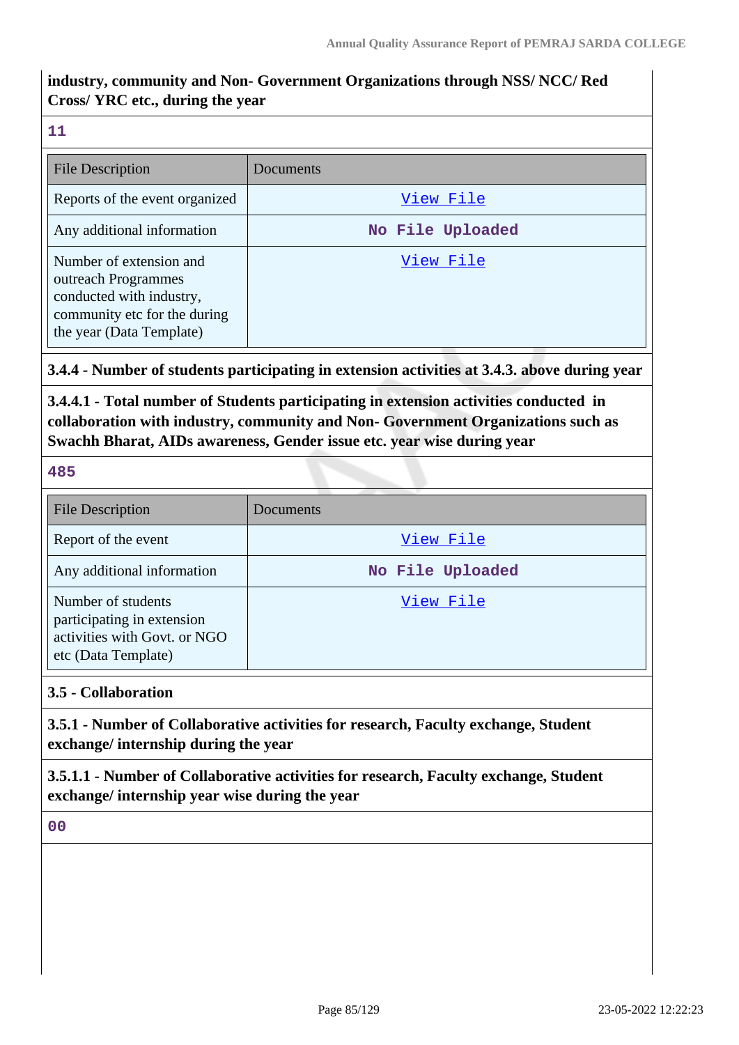**industry, community and Non- Government Organizations through NSS/ NCC/ Red Cross/ YRC etc., during the year**

**11**

| File Description | Documents |
|---|---|
| Reports of the event organized | View File |
| Any additional information | No File Uploaded |
| Number of extension and outreach Programmes conducted with industry, community etc for the during the year (Data Template) | View File |

**3.4.4 - Number of students participating in extension activities at 3.4.3. above during year**

**3.4.4.1 - Total number of Students participating in extension activities conducted in collaboration with industry, community and Non- Government Organizations such as Swachh Bharat, AIDs awareness, Gender issue etc. year wise during year**

**485**

| File Description | Documents |
|---|---|
| Report of the event | View File |
| Any additional information | No File Uploaded |
| Number of students participating in extension activities with Govt. or NGO etc (Data Template) | View File |

**3.5 - Collaboration**

**3.5.1 - Number of Collaborative activities for research, Faculty exchange, Student exchange/ internship during the year**

**3.5.1.1 - Number of Collaborative activities for research, Faculty exchange, Student exchange/ internship year wise during the year**

**00**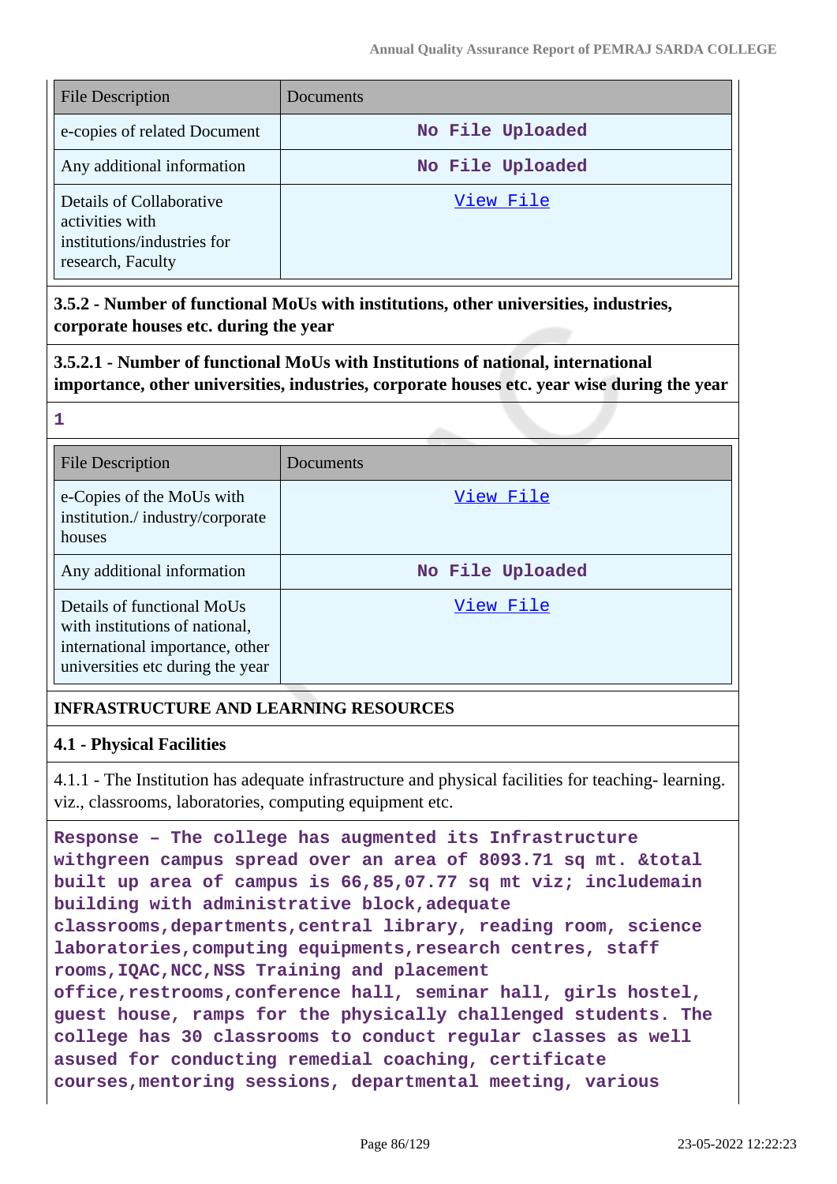| File Description | Documents |
|---|---|
| e-copies of related Document | No File Uploaded |
| Any additional information | No File Uploaded |
| Details of Collaborative activities with institutions/industries for research, Faculty | View File |

**3.5.2 - Number of functional MoUs with institutions, other universities, industries, corporate houses etc. during the year**

**3.5.2.1 - Number of functional MoUs with Institutions of national, international importance, other universities, industries, corporate houses etc. year wise during the year**

**1**

| File Description | Documents |
|---|---|
| e-Copies of the MoUs with institution./ industry/corporate houses | View File |
| Any additional information | No File Uploaded |
| Details of functional MoUs with institutions of national, international importance, other universities etc during the year | View File |

## INFRASTRUCTURE AND LEARNING RESOURCES

### 4.1 - Physical Facilities

4.1.1 - The Institution has adequate infrastructure and physical facilities for teaching- learning. viz., classrooms, laboratories, computing equipment etc.

**Response – The college has augmented its Infrastructure withgreen campus spread over an area of 8093.71 sq mt. &total built up area of campus is 66,85,07.77 sq mt viz; includemain building with administrative block,adequate classrooms,departments,central library, reading room, science laboratories,computing equipments,research centres, staff rooms,IQAC,NCC,NSS Training and placement office,restrooms,conference hall, seminar hall, girls hostel, guest house, ramps for the physically challenged students. The college has 30 classrooms to conduct regular classes as well asused for conducting remedial coaching, certificate courses,mentoring sessions, departmental meeting, various**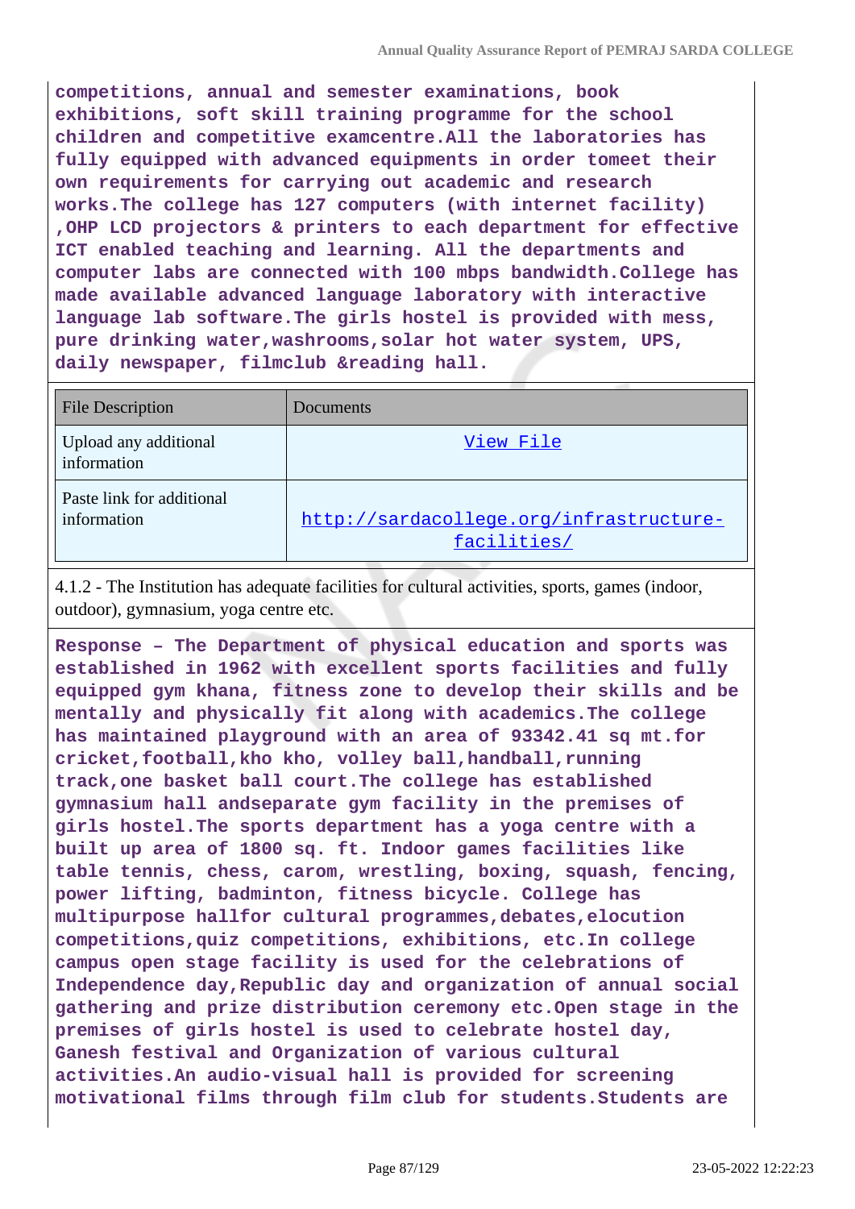**competitions, annual and semester examinations, book exhibitions, soft skill training programme for the school children and competitive examcentre.All the laboratories has fully equipped with advanced equipments in order tomeet their own requirements for carrying out academic and research works.The college has 127 computers (with internet facility) ,OHP LCD projectors & printers to each department for effective ICT enabled teaching and learning. All the departments and computer labs are connected with 100 mbps bandwidth.College has made available advanced language laboratory with interactive language lab software.The girls hostel is provided with mess, pure drinking water,washrooms,solar hot water system, UPS, daily newspaper, filmclub &reading hall.**

| File Description | Documents |
|---|---|
| Upload any additional information | View File |
| Paste link for additional information | http://sardacollege.org/infrastructure-facilities/ |

4.1.2 - The Institution has adequate facilities for cultural activities, sports, games (indoor, outdoor), gymnasium, yoga centre etc.

**Response – The Department of physical education and sports was established in 1962 with excellent sports facilities and fully equipped gym khana, fitness zone to develop their skills and be mentally and physically fit along with academics.The college has maintained playground with an area of 93342.41 sq mt.for cricket,football,kho kho, volley ball,handball,running track,one basket ball court.The college has established gymnasium hall andseparate gym facility in the premises of girls hostel.The sports department has a yoga centre with a built up area of 1800 sq. ft. Indoor games facilities like table tennis, chess, carom, wrestling, boxing, squash, fencing, power lifting, badminton, fitness bicycle. College has multipurpose hallfor cultural programmes,debates,elocution competitions,quiz competitions, exhibitions, etc.In college campus open stage facility is used for the celebrations of Independence day,Republic day and organization of annual social gathering and prize distribution ceremony etc.Open stage in the premises of girls hostel is used to celebrate hostel day, Ganesh festival and Organization of various cultural activities.An audio-visual hall is provided for screening motivational films through film club for students.Students are**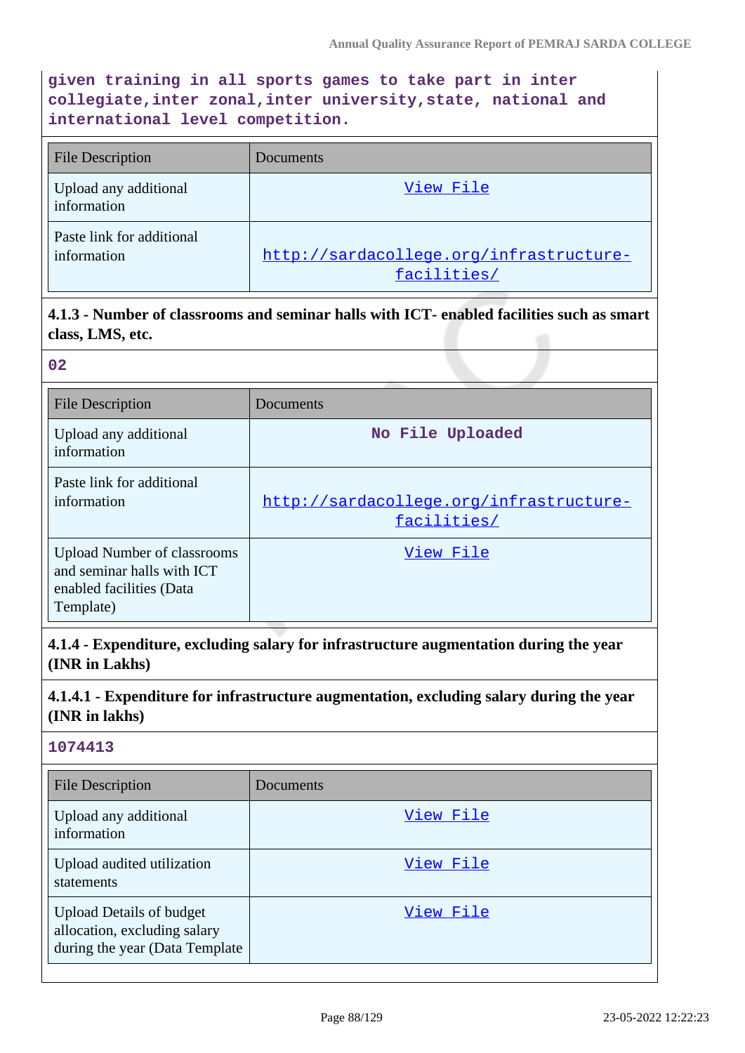given training in all sports games to take part in inter collegiate,inter zonal,inter university,state, national and international level competition.

| File Description | Documents |
|---|---|
| Upload any additional information | View File |
| Paste link for additional information | http://sardacollege.org/infrastructure-facilities/ |

**4.1.3 - Number of classrooms and seminar halls with ICT- enabled facilities such as smart class, LMS, etc.**

02

| File Description | Documents |
|---|---|
| Upload any additional information | No File Uploaded |
| Paste link for additional information | http://sardacollege.org/infrastructure-facilities/ |
| Upload Number of classrooms and seminar halls with ICT enabled facilities (Data Template) | View File |

**4.1.4 - Expenditure, excluding salary for infrastructure augmentation during the year (INR in Lakhs)**

**4.1.4.1 - Expenditure for infrastructure augmentation, excluding salary during the year (INR in lakhs)**

1074413

| File Description | Documents |
|---|---|
| Upload any additional information | View File |
| Upload audited utilization statements | View File |
| Upload Details of budget allocation, excluding salary during the year (Data Template | View File |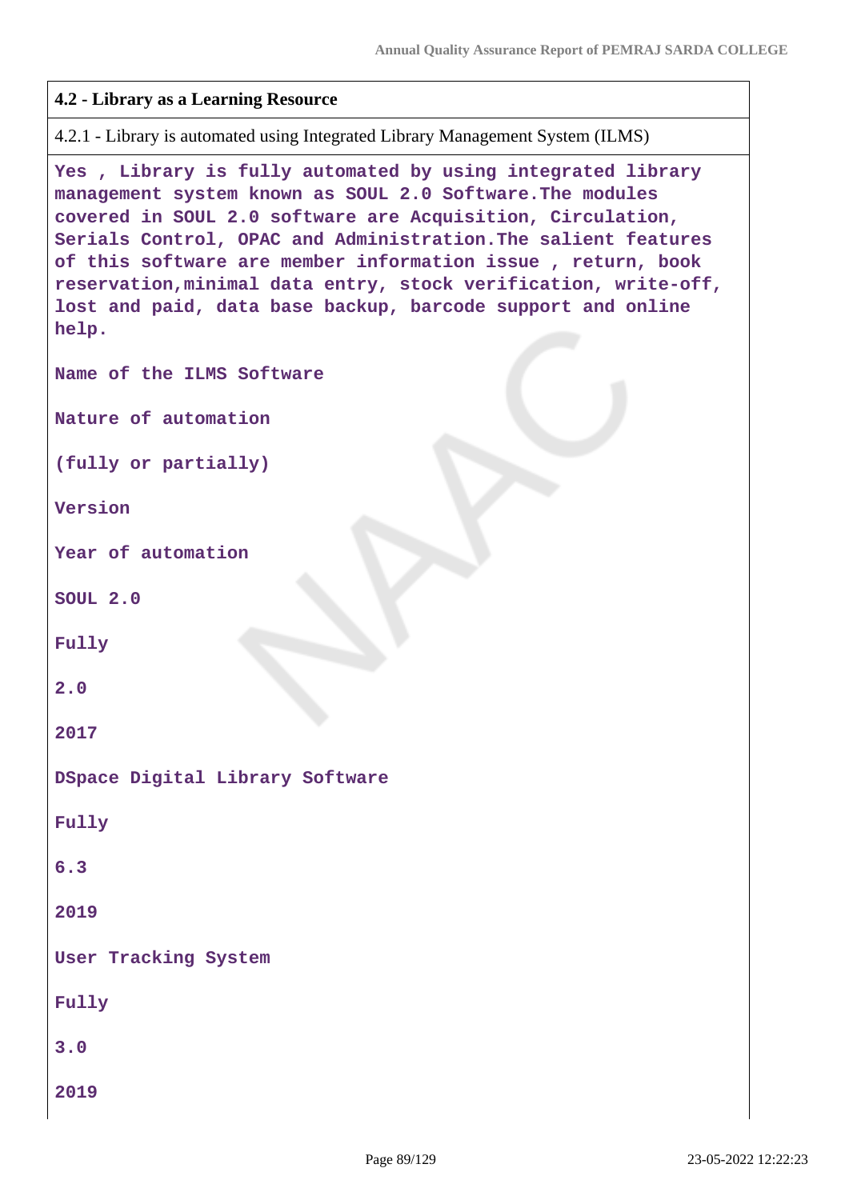**4.2 - Library as a Learning Resource**

4.2.1 - Library is automated using Integrated Library Management System (ILMS)

Yes , Library is fully automated by using integrated library management system known as SOUL 2.0 Software.The modules covered in SOUL 2.0 software are Acquisition, Circulation, Serials Control, OPAC and Administration.The salient features of this software are member information issue , return, book reservation,minimal data entry, stock verification, write-off, lost and paid, data base backup, barcode support and online help.

| Name of the ILMS Software | Nature of automation (fully or partially) | Version | Year of automation |
|---|---|---|---|
| SOUL 2.0 | Fully | 2.0 | 2017 |
| DSpace Digital Library Software | Fully | 6.3 | 2019 |
| User Tracking System | Fully | 3.0 | 2019 |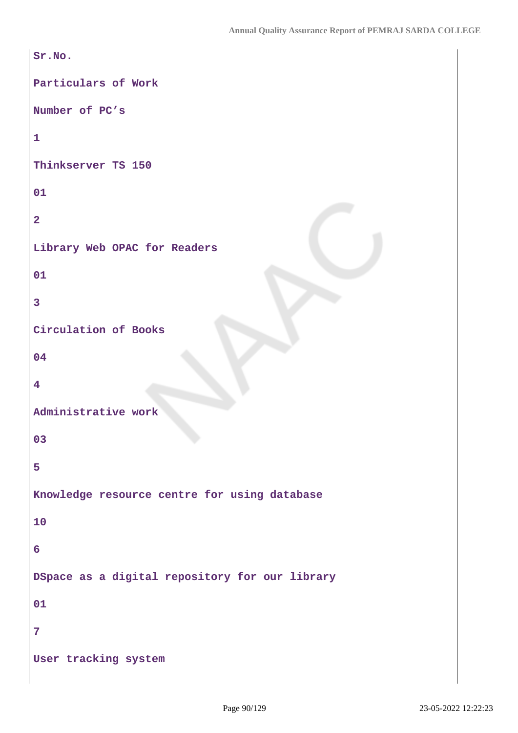| Sr.No. | Particulars of Work | Number of PC's |
|---|---|---|
| 1 | Thinkserver TS 150 | 01 |
| 2 | Library Web OPAC for Readers | 01 |
| 3 | Circulation of Books | 04 |
| 4 | Administrative work | 03 |
| 5 | Knowledge resource centre for using database | 10 |
| 6 | DSpace as a digital repository for our library | 01 |
| 7 | User tracking system | |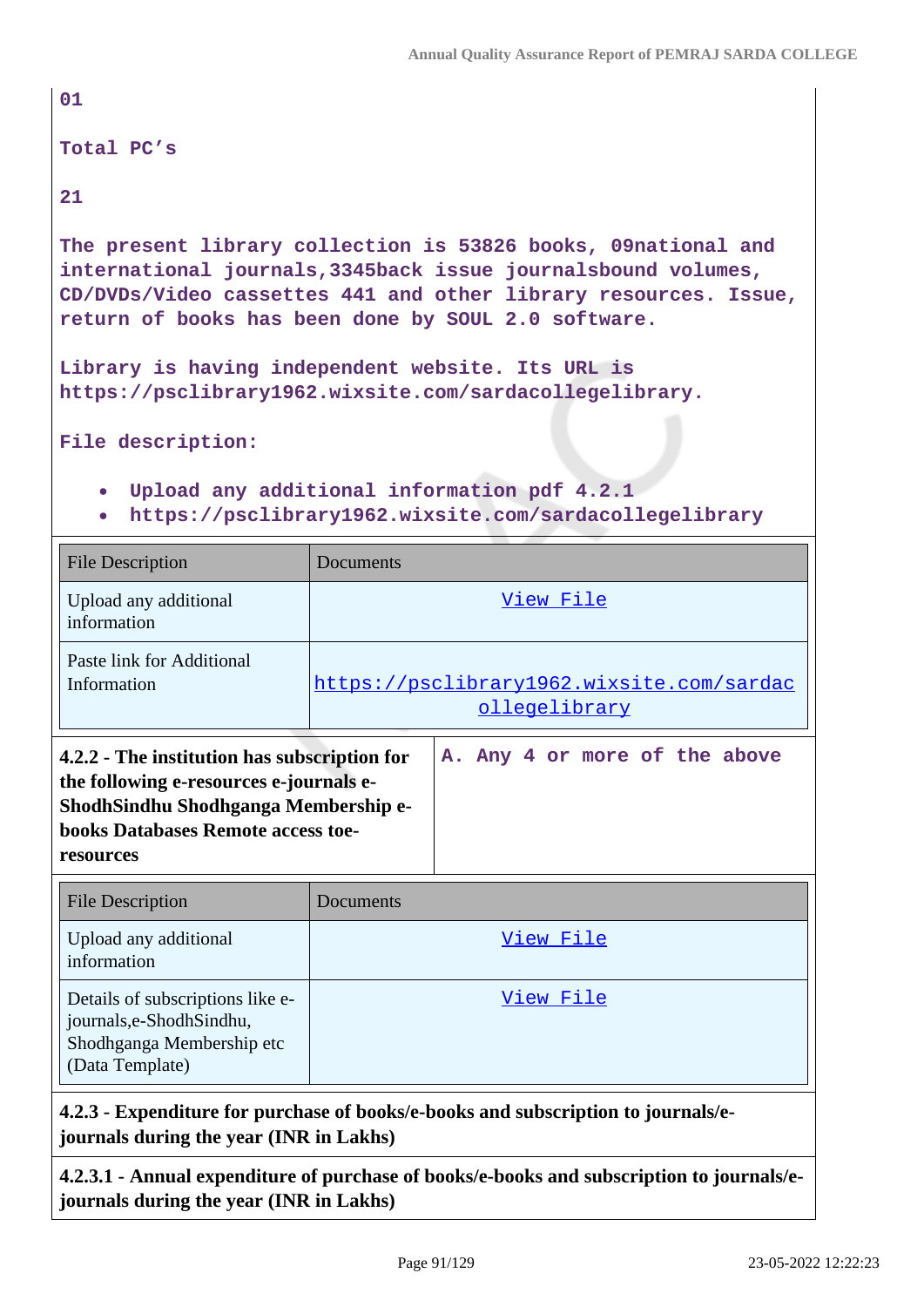01

Total PC's

21

The present library collection is 53826 books, 09national and international journals,3345back issue journalsbound volumes, CD/DVDs/Video cassettes 441 and other library resources. Issue, return of books has been done by SOUL 2.0 software.

Library is having independent website. Its URL is https://psclibrary1962.wixsite.com/sardacollegelibrary.

File description:

- Upload any additional information pdf 4.2.1
- https://psclibrary1962.wixsite.com/sardacollegelibrary

| File Description | Documents |
|---|---|
| Upload any additional information | View File |
| Paste link for Additional Information | https://psclibrary1962.wixsite.com/sardacollegelibrary |

| **4.2.2 - The institution has subscription for the following e-resources e-journals e-ShodhSindhu Shodhganga Membership e-books Databases Remote access toe-resources** | A. Any 4 or more of the above |
|---|---|

| File Description | Documents |
|---|---|
| Upload any additional information | View File |
| Details of subscriptions like e-journals,e-ShodhSindhu, Shodhganga Membership etc (Data Template) | View File |

**4.2.3 - Expenditure for purchase of books/e-books and subscription to journals/e-journals during the year (INR in Lakhs)**

**4.2.3.1 - Annual expenditure of purchase of books/e-books and subscription to journals/e-journals during the year (INR in Lakhs)**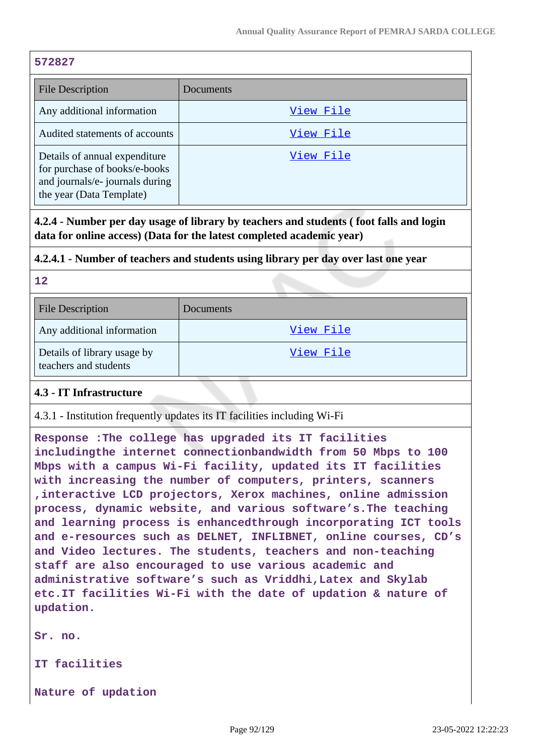572827

| File Description | Documents |
|---|---|
| Any additional information | View File |
| Audited statements of accounts | View File |
| Details of annual expenditure for purchase of books/e-books and journals/e- journals during the year (Data Template) | View File |

**4.2.4 - Number per day usage of library by teachers and students ( foot falls and login data for online access) (Data for the latest completed academic year)**

**4.2.4.1 - Number of teachers and students using library per day over last one year**

12

| File Description | Documents |
|---|---|
| Any additional information | View File |
| Details of library usage by teachers and students | View File |

**4.3 - IT Infrastructure**

4.3.1 - Institution frequently updates its IT facilities including Wi-Fi

Response :The college has upgraded its IT facilities includingthe internet connectionbandwidth from 50 Mbps to 100 Mbps with a campus Wi-Fi facility, updated its IT facilities with increasing the number of computers, printers, scanners ,interactive LCD projectors, Xerox machines, online admission process, dynamic website, and various software's.The teaching and learning process is enhancedthrough incorporating ICT tools and e-resources such as DELNET, INFLIBNET, online courses, CD's and Video lectures. The students, teachers and non-teaching staff are also encouraged to use various academic and administrative software's such as Vriddhi,Latex and Skylab etc.IT facilities Wi-Fi with the date of updation & nature of updation.

Sr. no.

IT facilities

Nature of updation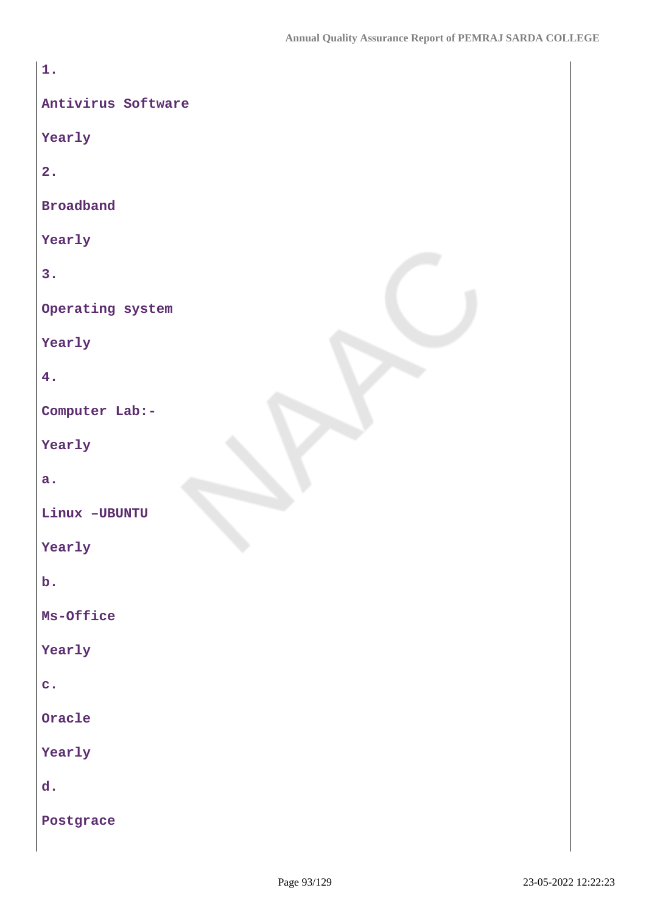1.

Antivirus Software

Yearly

2.

Broadband

Yearly

3.

Operating system

Yearly

4.

Computer Lab:-

Yearly

a.

Linux –UBUNTU

Yearly

b.

Ms-Office

Yearly

c.

Oracle

Yearly

d.

Postgrace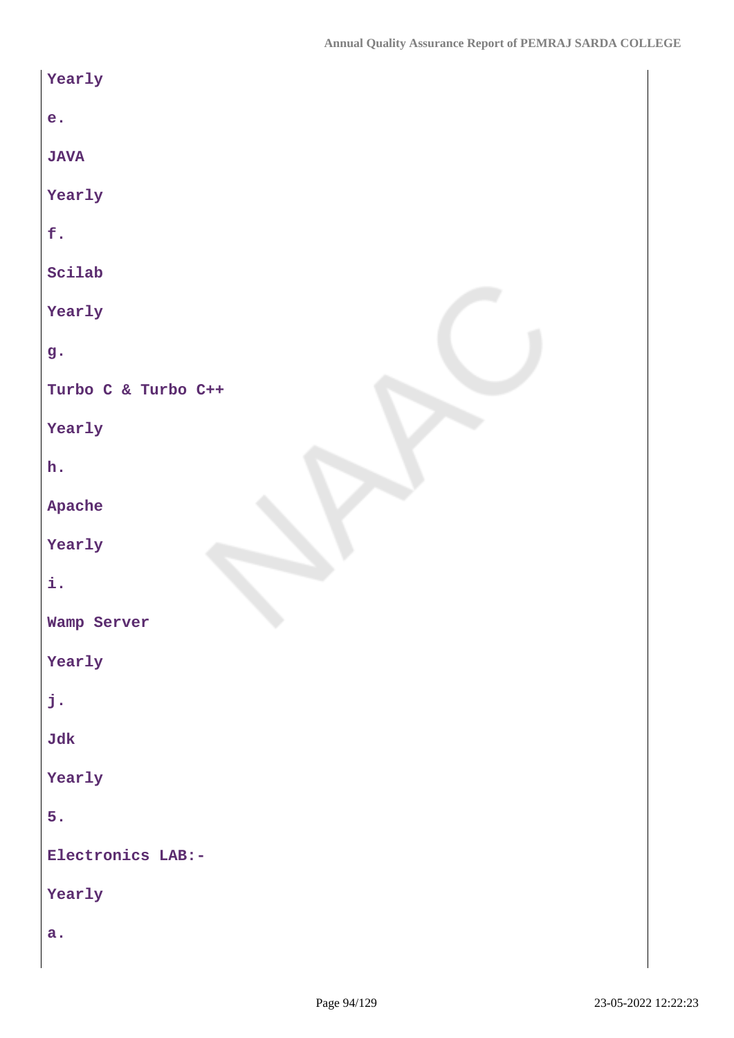Yearly

e.

JAVA

Yearly

f.

Scilab

Yearly

g.

Turbo C & Turbo C++

Yearly

h.

Apache

Yearly

i.

Wamp Server

Yearly

j.

Jdk

Yearly

5.

Electronics LAB:-

Yearly

a.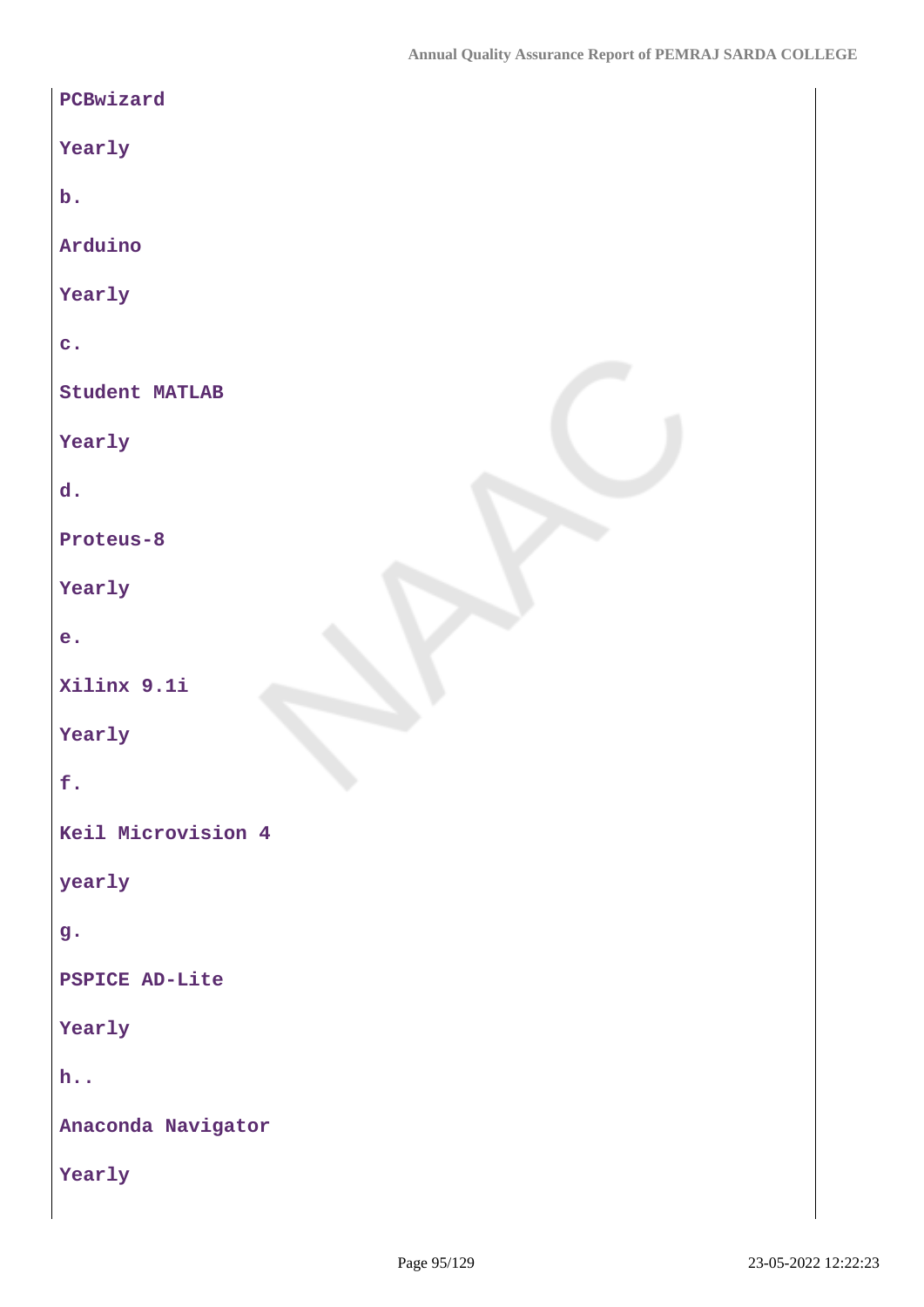**PCBwizard**

**Yearly**

**b.**

**Arduino**

**Yearly**

**c.**

**Student MATLAB**

**Yearly**

**d.**

**Proteus-8**

**Yearly**

**e.**

**Xilinx 9.1i**

**Yearly**

**f.**

**Keil Microvision 4**

**yearly**

**g.**

**PSPICE AD-Lite**

**Yearly**

**h..**

**Anaconda Navigator**

**Yearly**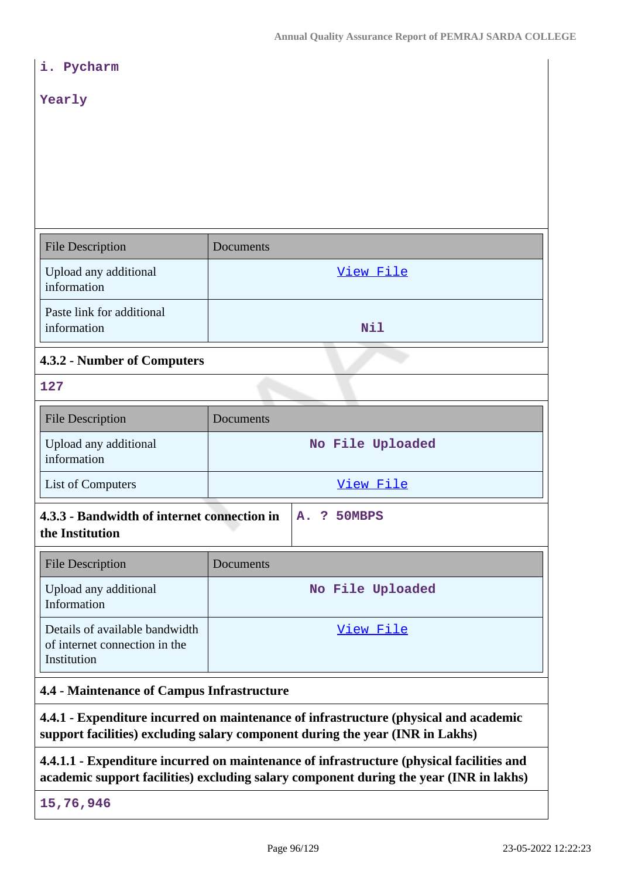i. Pycharm

Yearly

| File Description | Documents |
| --- | --- |
| Upload any additional information | View File |
| Paste link for additional information | Nil |

**4.3.2 - Number of Computers**

127

| File Description | Documents |
| --- | --- |
| Upload any additional information | No File Uploaded |
| List of Computers | View File |

| **4.3.3 - Bandwidth of internet connection in the Institution** | A. ? 50MBPS |
| --- | --- |

| File Description | Documents |
| --- | --- |
| Upload any additional Information | No File Uploaded |
| Details of available bandwidth of internet connection in the Institution | View File |

**4.4 - Maintenance of Campus Infrastructure**

**4.4.1 - Expenditure incurred on maintenance of infrastructure (physical and academic support facilities) excluding salary component during the year (INR in Lakhs)**

**4.4.1.1 - Expenditure incurred on maintenance of infrastructure (physical facilities and academic support facilities) excluding salary component during the year (INR in lakhs)**

15,76,946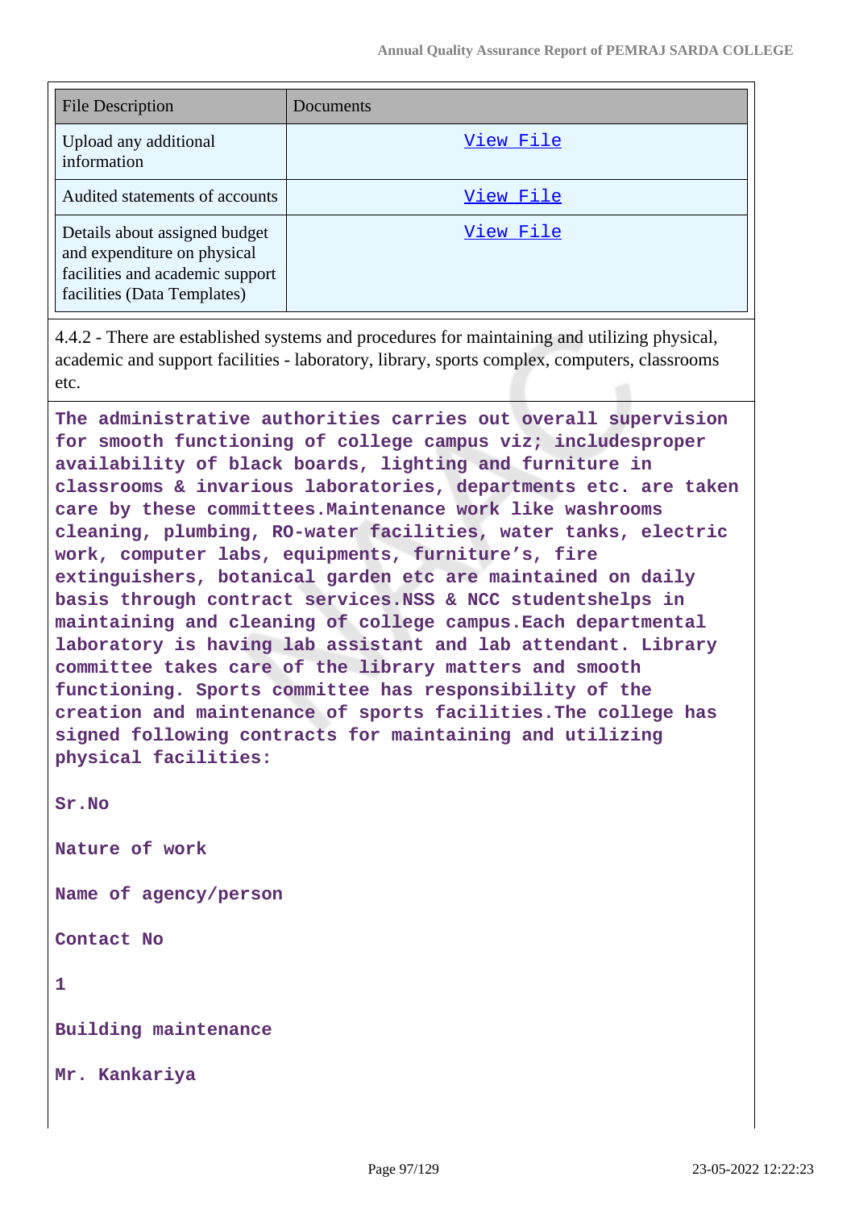| File Description | Documents |
|---|---|
| Upload any additional information | View File |
| Audited statements of accounts | View File |
| Details about assigned budget and expenditure on physical facilities and academic support facilities (Data Templates) | View File |

4.4.2 - There are established systems and procedures for maintaining and utilizing physical, academic and support facilities - laboratory, library, sports complex, computers, classrooms etc.

**The administrative authorities carries out overall supervision for smooth functioning of college campus viz; includesproper availability of black boards, lighting and furniture in classrooms & invarious laboratories, departments etc. are taken care by these committees.Maintenance work like washrooms cleaning, plumbing, RO-water facilities, water tanks, electric work, computer labs, equipments, furniture's, fire extinguishers, botanical garden etc are maintained on daily basis through contract services.NSS & NCC studentshelps in maintaining and cleaning of college campus.Each departmental laboratory is having lab assistant and lab attendant. Library committee takes care of the library matters and smooth functioning. Sports committee has responsibility of the creation and maintenance of sports facilities.The college has signed following contracts for maintaining and utilizing physical facilities:**

**Sr.No**

**Nature of work**

**Name of agency/person**

**Contact No**

**1**

**Building maintenance**

**Mr. Kankariya**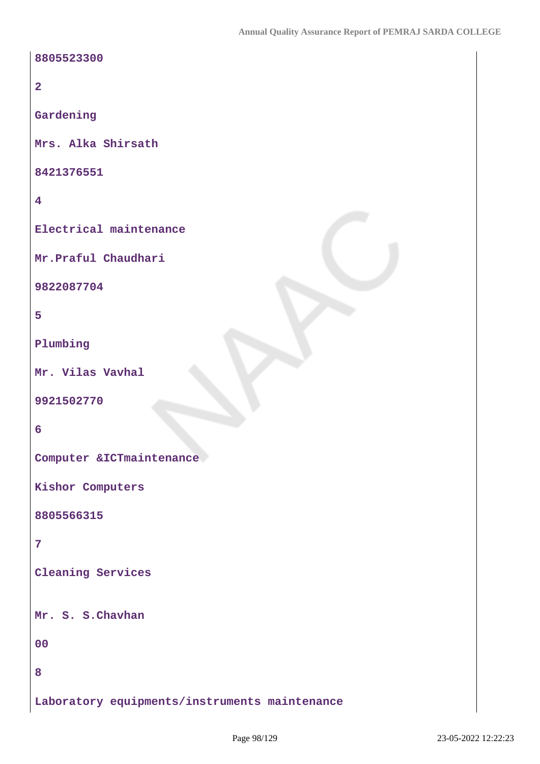8805523300

2

Gardening

Mrs. Alka Shirsath

8421376551

4

Electrical maintenance

Mr.Praful Chaudhari

9822087704

5

Plumbing

Mr. Vilas Vavhal

9921502770

6

Computer &ICTmaintenance

Kishor Computers

8805566315

7

Cleaning Services

Mr. S. S.Chavhan

00

8

Laboratory equipments/instruments maintenance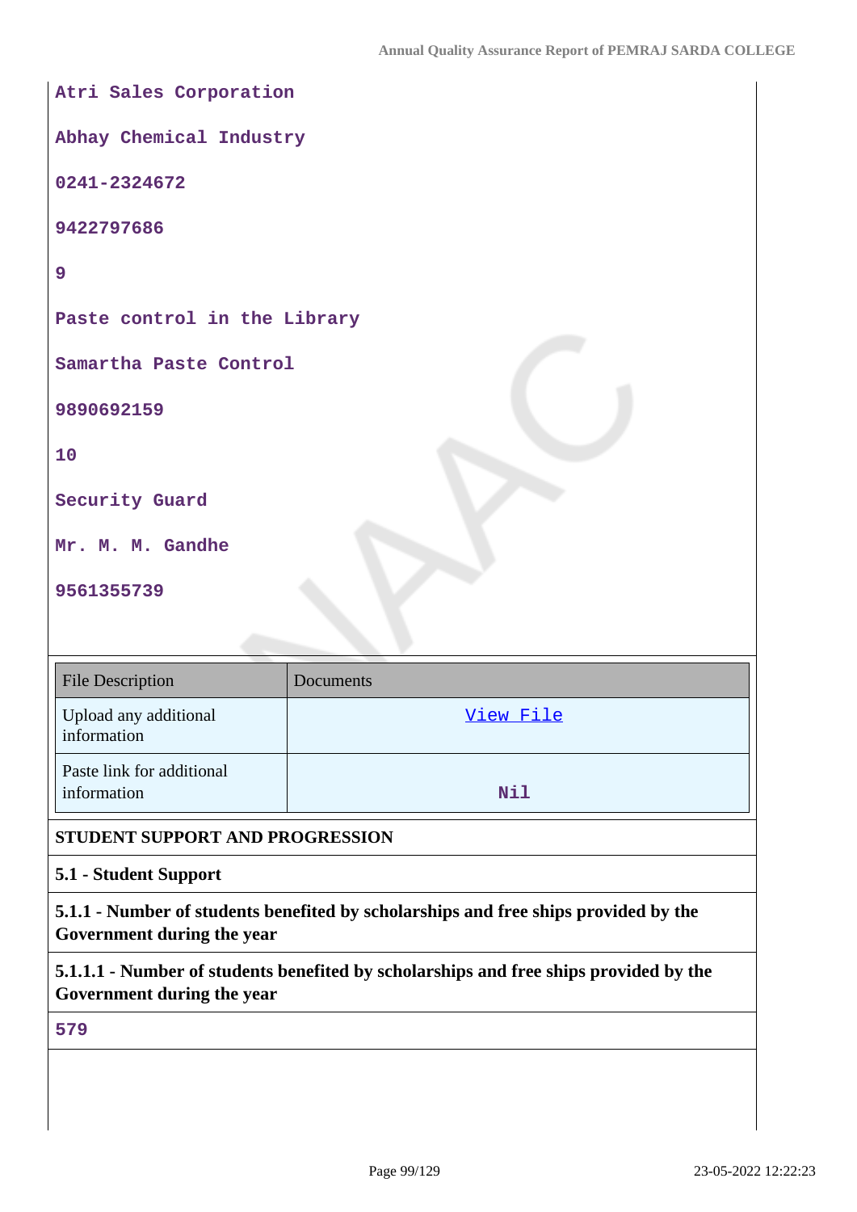Atri Sales Corporation

Abhay Chemical Industry

0241-2324672

9422797686

9

Paste control in the Library

Samartha Paste Control

9890692159

10

Security Guard

Mr. M. M. Gandhe

9561355739

| File Description | Documents |
|---|---|
| Upload any additional information | View File |
| Paste link for additional information | Nil |

**STUDENT SUPPORT AND PROGRESSION**

**5.1 - Student Support**

**5.1.1 - Number of students benefited by scholarships and free ships provided by the Government during the year**

**5.1.1.1 - Number of students benefited by scholarships and free ships provided by the Government during the year**

579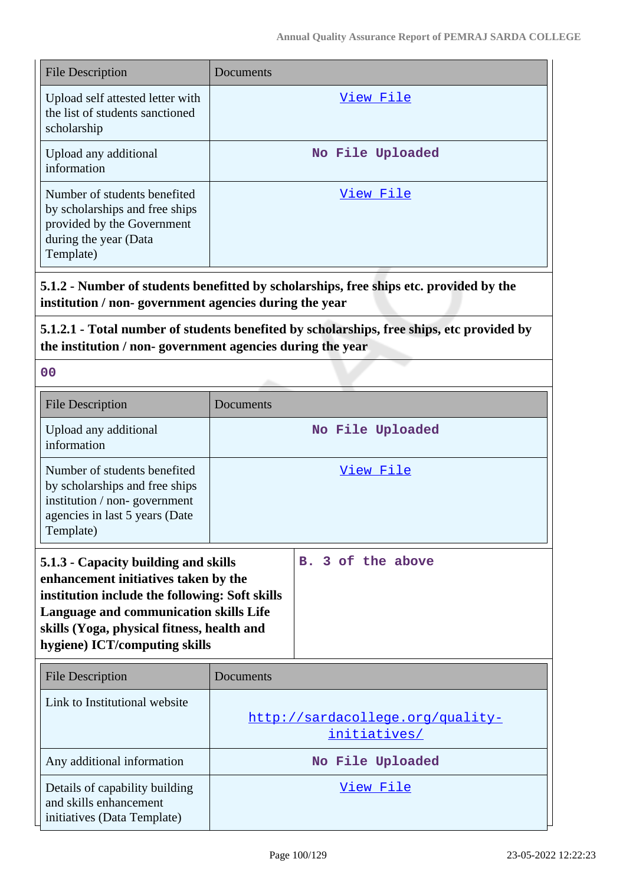| File Description | Documents |
|---|---|
| Upload self attested letter with the list of students sanctioned scholarship | View File |
| Upload any additional information | No File Uploaded |
| Number of students benefited by scholarships and free ships provided by the Government during the year (Data Template) | View File |

**5.1.2 - Number of students benefitted by scholarships, free ships etc. provided by the institution / non- government agencies during the year**

**5.1.2.1 - Total number of students benefited by scholarships, free ships, etc provided by the institution / non- government agencies during the year**

00

| File Description | Documents |
|---|---|
| Upload any additional information | No File Uploaded |
| Number of students benefited by scholarships and free ships institution / non- government agencies in last 5 years (Date Template) | View File |

| **5.1.3 - Capacity building and skills enhancement initiatives taken by the institution include the following: Soft skills Language and communication skills Life skills (Yoga, physical fitness, health and hygiene) ICT/computing skills** | B. 3 of the above |
|---|---|

| File Description | Documents |
|---|---|
| Link to Institutional website | http://sardacollege.org/quality-initiatives/ |
| Any additional information | No File Uploaded |
| Details of capability building and skills enhancement initiatives (Data Template) | View File |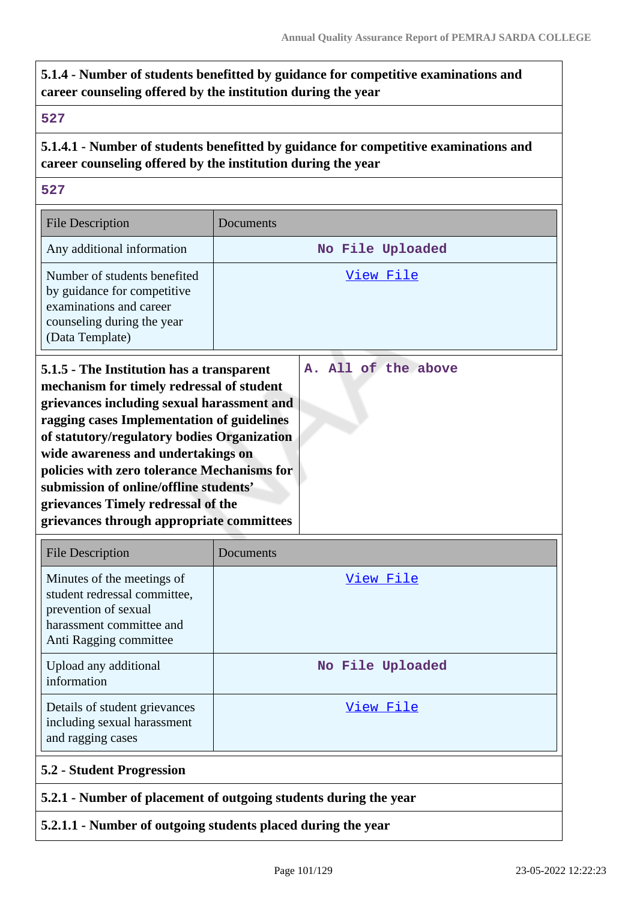**5.1.4 - Number of students benefitted by guidance for competitive examinations and career counseling offered by the institution during the year**

527

**5.1.4.1 - Number of students benefitted by guidance for competitive examinations and career counseling offered by the institution during the year**

527

| File Description | Documents |
|---|---|
| Any additional information | No File Uploaded |
| Number of students benefited by guidance for competitive examinations and career counseling during the year (Data Template) | View File |

**5.1.5 - The Institution has a transparent mechanism for timely redressal of student grievances including sexual harassment and ragging cases Implementation of guidelines of statutory/regulatory bodies Organization wide awareness and undertakings on policies with zero tolerance Mechanisms for submission of online/offline students' grievances Timely redressal of the grievances through appropriate committees**

A. All of the above

| File Description | Documents |
|---|---|
| Minutes of the meetings of student redressal committee, prevention of sexual harassment committee and Anti Ragging committee | View File |
| Upload any additional information | No File Uploaded |
| Details of student grievances including sexual harassment and ragging cases | View File |

## 5.2 - Student Progression

**5.2.1 - Number of placement of outgoing students during the year**

**5.2.1.1 - Number of outgoing students placed during the year**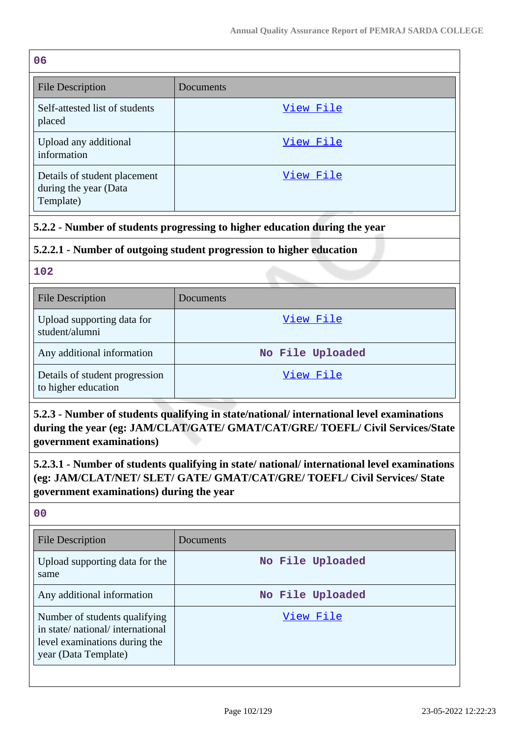06

| File Description | Documents |
|---|---|
| Self-attested list of students placed | View File |
| Upload any additional information | View File |
| Details of student placement during the year (Data Template) | View File |

**5.2.2 - Number of students progressing to higher education during the year**

**5.2.2.1 - Number of outgoing student progression to higher education**

102

| File Description | Documents |
|---|---|
| Upload supporting data for student/alumni | View File |
| Any additional information | No File Uploaded |
| Details of student progression to higher education | View File |

**5.2.3 - Number of students qualifying in state/national/ international level examinations during the year (eg: JAM/CLAT/GATE/ GMAT/CAT/GRE/ TOEFL/ Civil Services/State government examinations)**

**5.2.3.1 - Number of students qualifying in state/ national/ international level examinations (eg: JAM/CLAT/NET/ SLET/ GATE/ GMAT/CAT/GRE/ TOEFL/ Civil Services/ State government examinations) during the year**

00

| File Description | Documents |
|---|---|
| Upload supporting data for the same | No File Uploaded |
| Any additional information | No File Uploaded |
| Number of students qualifying in state/ national/ international level examinations during the year (Data Template) | View File |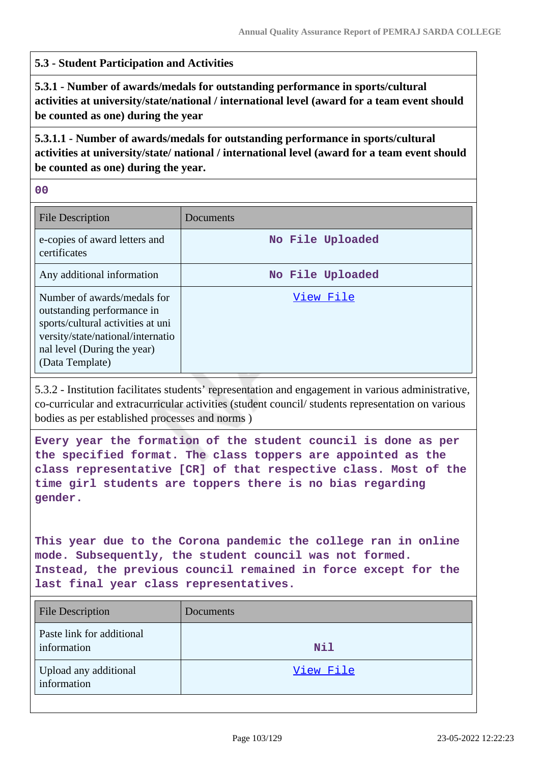## 5.3 - Student Participation and Activities

### 5.3.1 - Number of awards/medals for outstanding performance in sports/cultural activities at university/state/national / international level (award for a team event should be counted as one) during the year

### 5.3.1.1 - Number of awards/medals for outstanding performance in sports/cultural activities at university/state/ national / international level (award for a team event should be counted as one) during the year.

00

| File Description | Documents |
| --- | --- |
| e-copies of award letters and certificates | No File Uploaded |
| Any additional information | No File Uploaded |
| Number of awards/medals for outstanding performance in sports/cultural activities at university/state/national/international level (During the year) (Data Template) | View File |

5.3.2 - Institution facilitates students' representation and engagement in various administrative, co-curricular and extracurricular activities (student council/ students representation on various bodies as per established processes and norms )

Every year the formation of the student council is done as per the specified format. The class toppers are appointed as the class representative [CR] of that respective class. Most of the time girl students are toppers there is no bias regarding gender.

This year due to the Corona pandemic the college ran in online mode. Subsequently, the student council was not formed. Instead, the previous council remained in force except for the last final year class representatives.

| File Description | Documents |
| --- | --- |
| Paste link for additional information | Nil |
| Upload any additional information | View File |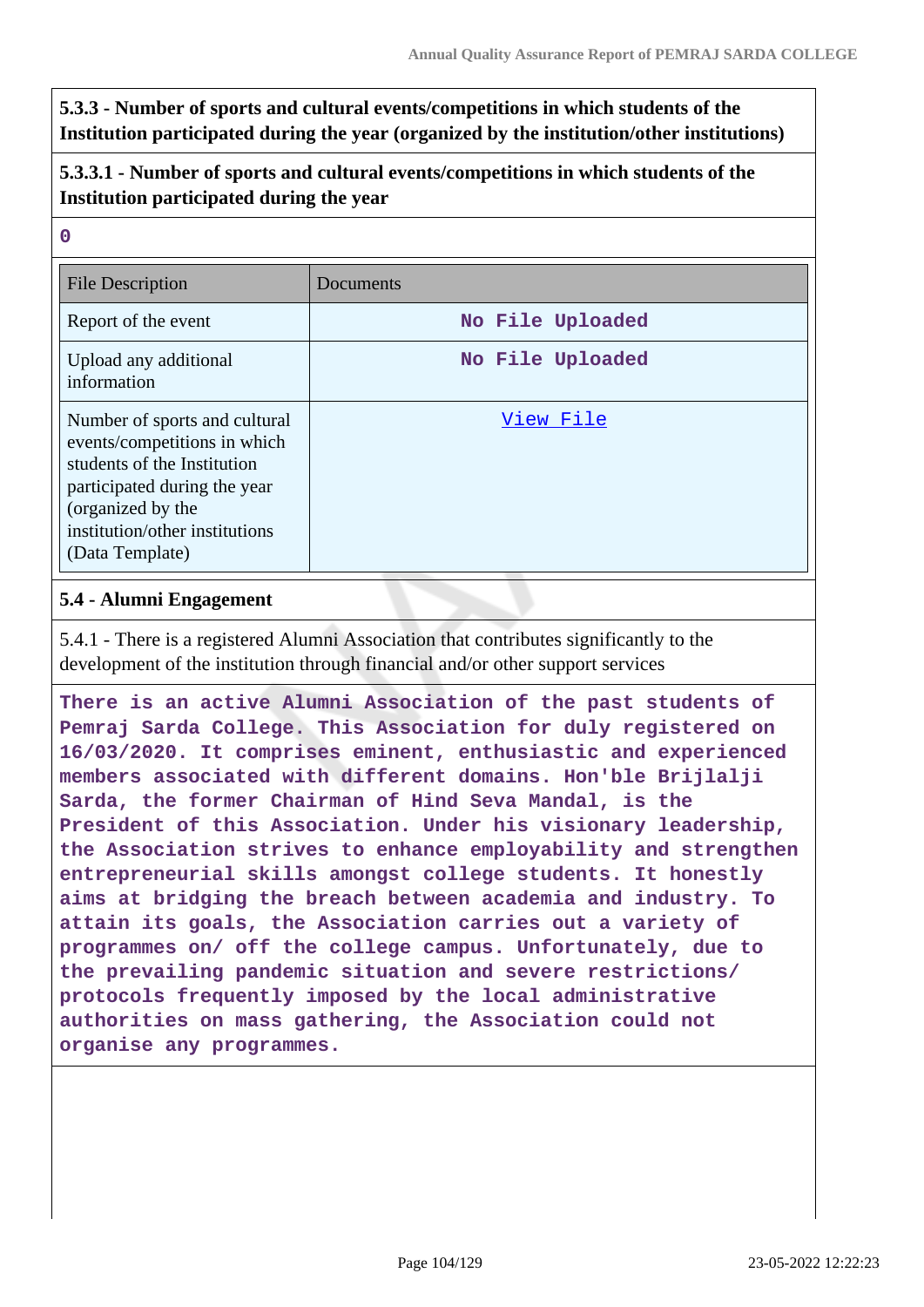**5.3.3 - Number of sports and cultural events/competitions in which students of the Institution participated during the year (organized by the institution/other institutions)**

**5.3.3.1 - Number of sports and cultural events/competitions in which students of the Institution participated during the year**

**0**

| File Description | Documents |
| --- | --- |
| Report of the event | No File Uploaded |
| Upload any additional information | No File Uploaded |
| Number of sports and cultural events/competitions in which students of the Institution participated during the year (organized by the institution/other institutions) (Data Template) | View File |

**5.4 - Alumni Engagement**

5.4.1 - There is a registered Alumni Association that contributes significantly to the development of the institution through financial and/or other support services

**There is an active Alumni Association of the past students of Pemraj Sarda College. This Association for duly registered on 16/03/2020. It comprises eminent, enthusiastic and experienced members associated with different domains. Hon'ble Brijlalji Sarda, the former Chairman of Hind Seva Mandal, is the President of this Association. Under his visionary leadership, the Association strives to enhance employability and strengthen entrepreneurial skills amongst college students. It honestly aims at bridging the breach between academia and industry. To attain its goals, the Association carries out a variety of programmes on/ off the college campus. Unfortunately, due to the prevailing pandemic situation and severe restrictions/ protocols frequently imposed by the local administrative authorities on mass gathering, the Association could not organise any programmes.**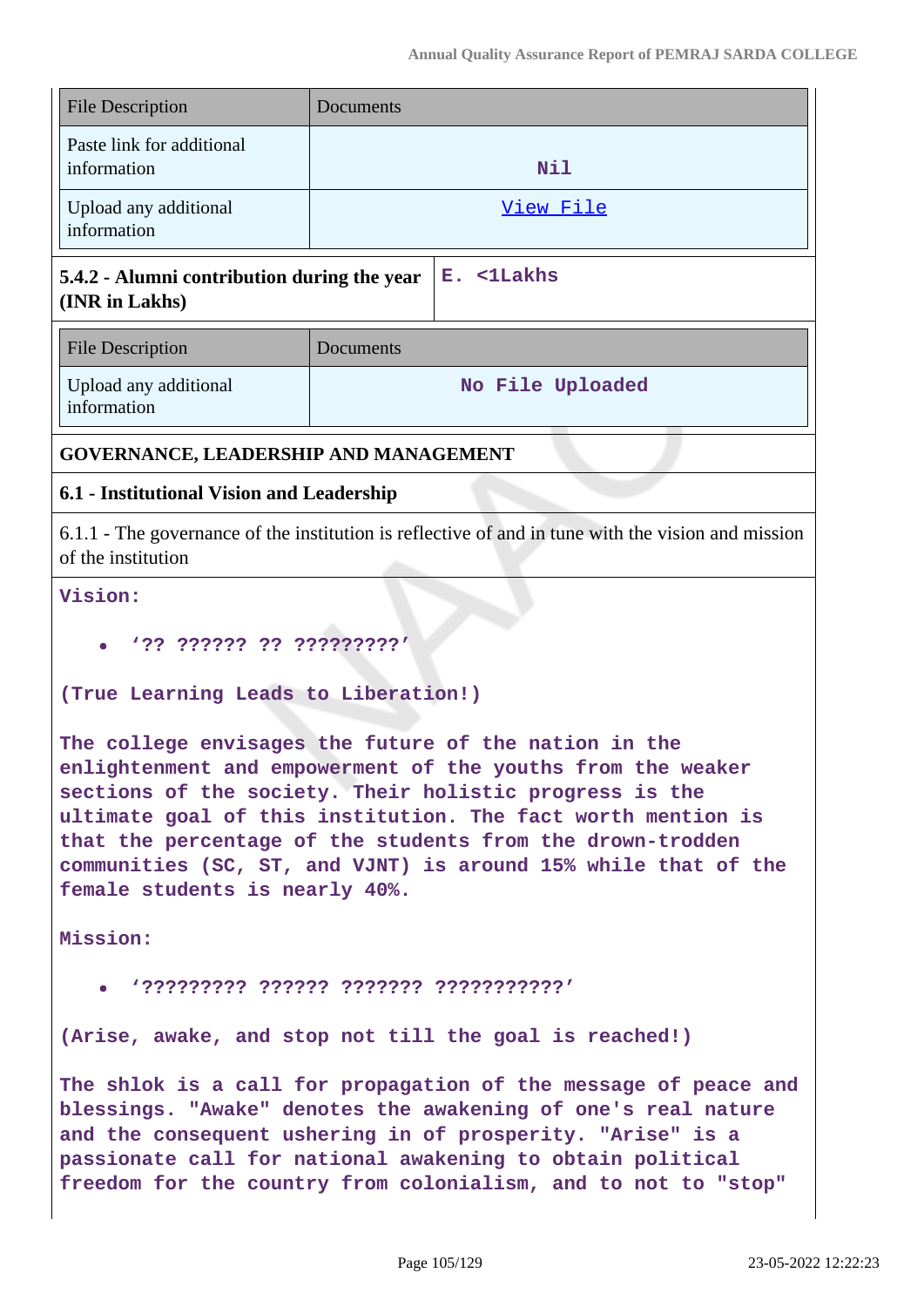| File Description | Documents |
| --- | --- |
| Paste link for additional information | Nil |
| Upload any additional information | View File |

| 5.4.2 - Alumni contribution during the year (INR in Lakhs) | E. <1Lakhs |
| --- | --- |

| File Description | Documents |
| --- | --- |
| Upload any additional information | No File Uploaded |

## GOVERNANCE, LEADERSHIP AND MANAGEMENT

### 6.1 - Institutional Vision and Leadership

6.1.1 - The governance of the institution is reflective of and in tune with the vision and mission of the institution

**Vision:**

- **'?? ?????? ?? ?????????'**

**(True Learning Leads to Liberation!)**

**The college envisages the future of the nation in the enlightenment and empowerment of the youths from the weaker sections of the society. Their holistic progress is the ultimate goal of this institution. The fact worth mention is that the percentage of the students from the drown-trodden communities (SC, ST, and VJNT) is around 15% while that of the female students is nearly 40%.**

**Mission:**

- **'????????? ?????? ??????? ???????????'**

**(Arise, awake, and stop not till the goal is reached!)**

**The shlok is a call for propagation of the message of peace and blessings. "Awake" denotes the awakening of one's real nature and the consequent ushering in of prosperity. "Arise" is a passionate call for national awakening to obtain political freedom for the country from colonialism, and to not to "stop"**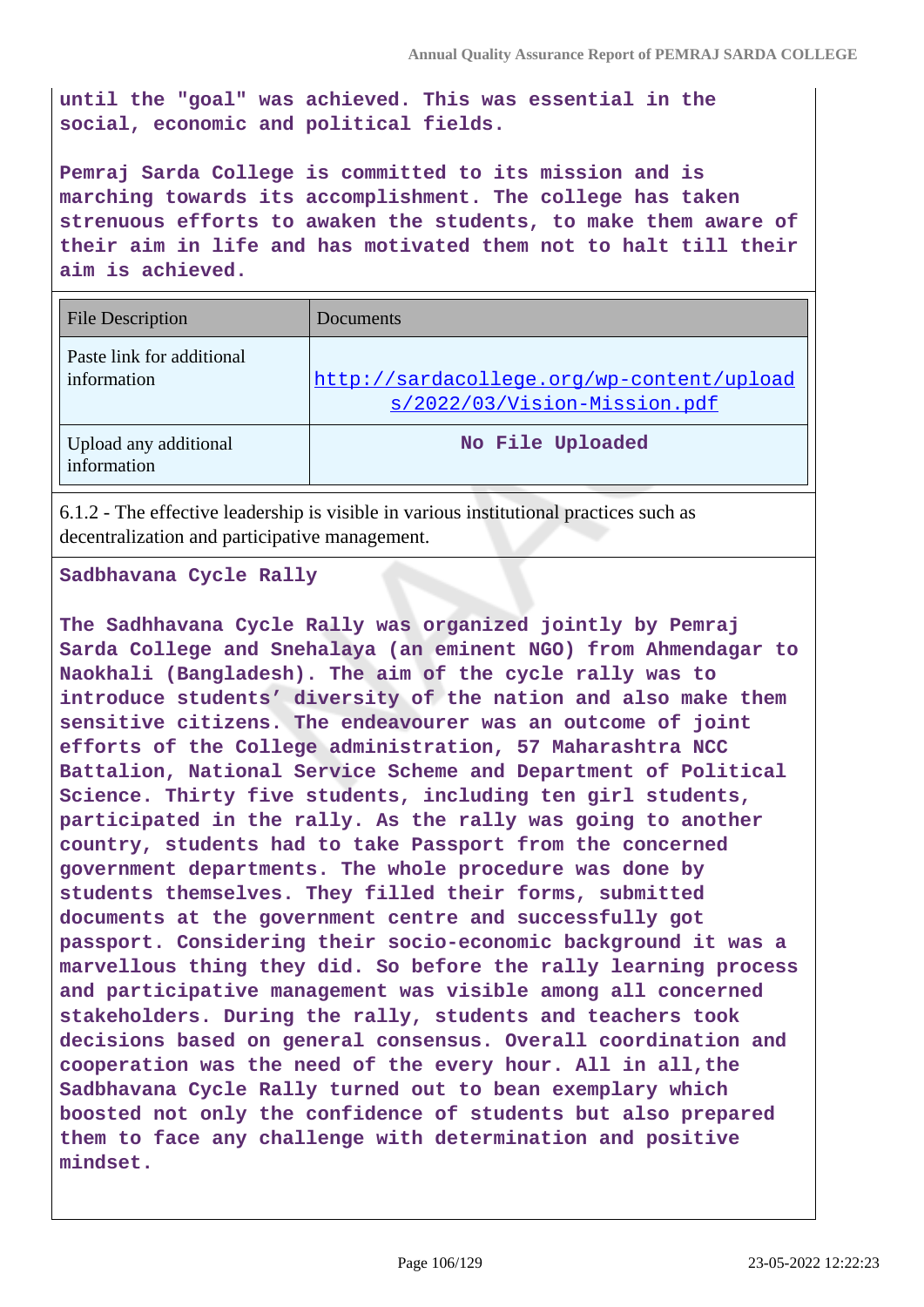**until the "goal" was achieved. This was essential in the social, economic and political fields.**

**Pemraj Sarda College is committed to its mission and is marching towards its accomplishment. The college has taken strenuous efforts to awaken the students, to make them aware of their aim in life and has motivated them not to halt till their aim is achieved.**

| File Description | Documents |
|---|---|
| Paste link for additional information | http://sardacollege.org/wp-content/uploads/2022/03/Vision-Mission.pdf |
| Upload any additional information | **No File Uploaded** |

6.1.2 - The effective leadership is visible in various institutional practices such as decentralization and participative management.

**Sadbhavana Cycle Rally**

**The Sadhhavana Cycle Rally was organized jointly by Pemraj Sarda College and Snehalaya (an eminent NGO) from Ahmendagar to Naokhali (Bangladesh). The aim of the cycle rally was to introduce students' diversity of the nation and also make them sensitive citizens. The endeavourer was an outcome of joint efforts of the College administration, 57 Maharashtra NCC Battalion, National Service Scheme and Department of Political Science. Thirty five students, including ten girl students, participated in the rally. As the rally was going to another country, students had to take Passport from the concerned government departments. The whole procedure was done by students themselves. They filled their forms, submitted documents at the government centre and successfully got passport. Considering their socio-economic background it was a marvellous thing they did. So before the rally learning process and participative management was visible among all concerned stakeholders. During the rally, students and teachers took decisions based on general consensus. Overall coordination and cooperation was the need of the every hour. All in all,the Sadbhavana Cycle Rally turned out to bean exemplary which boosted not only the confidence of students but also prepared them to face any challenge with determination and positive mindset.**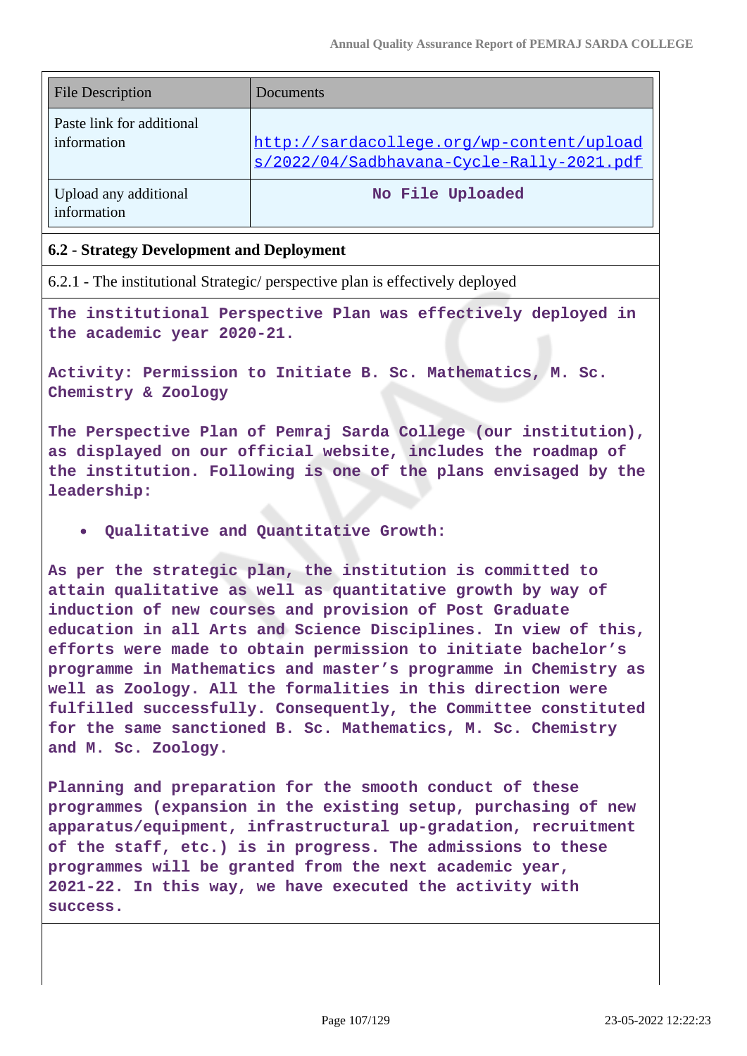| File Description | Documents |
| --- | --- |
| Paste link for additional information | http://sardacollege.org/wp-content/uploads/2022/04/Sadbhavana-Cycle-Rally-2021.pdf |
| Upload any additional information | No File Uploaded |

## 6.2 - Strategy Development and Deployment

6.2.1 - The institutional Strategic/ perspective plan is effectively deployed

The institutional Perspective Plan was effectively deployed in the academic year 2020-21.

Activity: Permission to Initiate B. Sc. Mathematics, M. Sc. Chemistry & Zoology

The Perspective Plan of Pemraj Sarda College (our institution), as displayed on our official website, includes the roadmap of the institution. Following is one of the plans envisaged by the leadership:

- Qualitative and Quantitative Growth:

As per the strategic plan, the institution is committed to attain qualitative as well as quantitative growth by way of induction of new courses and provision of Post Graduate education in all Arts and Science Disciplines. In view of this, efforts were made to obtain permission to initiate bachelor's programme in Mathematics and master's programme in Chemistry as well as Zoology. All the formalities in this direction were fulfilled successfully. Consequently, the Committee constituted for the same sanctioned B. Sc. Mathematics, M. Sc. Chemistry and M. Sc. Zoology.

Planning and preparation for the smooth conduct of these programmes (expansion in the existing setup, purchasing of new apparatus/equipment, infrastructural up-gradation, recruitment of the staff, etc.) is in progress. The admissions to these programmes will be granted from the next academic year, 2021-22. In this way, we have executed the activity with success.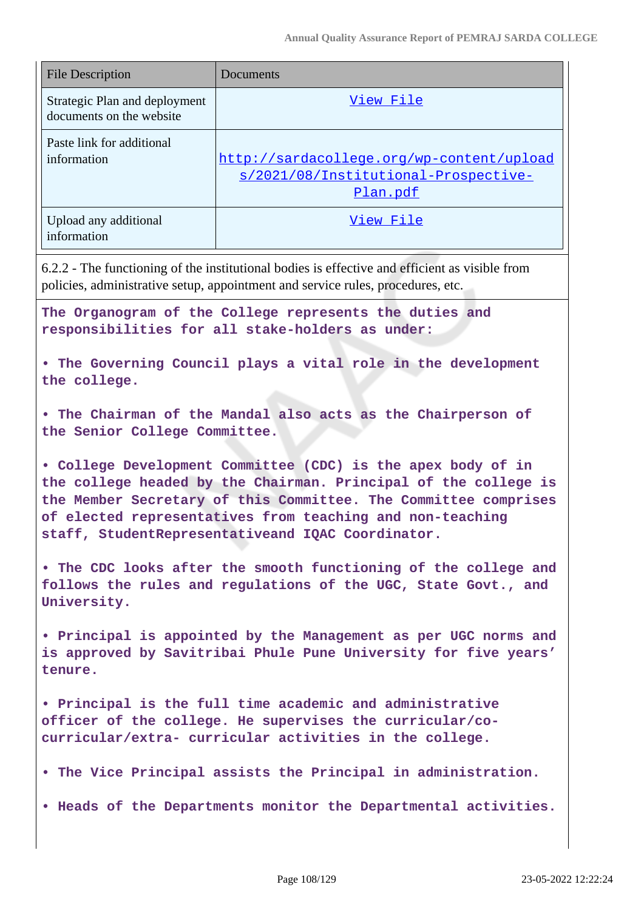| File Description | Documents |
|---|---|
| Strategic Plan and deployment documents on the website | View File |
| Paste link for additional information | http://sardacollege.org/wp-content/uploads/2021/08/Institutional-Prospective-Plan.pdf |
| Upload any additional information | View File |

6.2.2 - The functioning of the institutional bodies is effective and efficient as visible from policies, administrative setup, appointment and service rules, procedures, etc.

**The Organogram of the College represents the duties and responsibilities for all stake-holders as under:**

**• The Governing Council plays a vital role in the development the college.**

**• The Chairman of the Mandal also acts as the Chairperson of the Senior College Committee.**

**• College Development Committee (CDC) is the apex body of in the college headed by the Chairman. Principal of the college is the Member Secretary of this Committee. The Committee comprises of elected representatives from teaching and non-teaching staff, StudentRepresentativeand IQAC Coordinator.**

**• The CDC looks after the smooth functioning of the college and follows the rules and regulations of the UGC, State Govt., and University.**

**• Principal is appointed by the Management as per UGC norms and is approved by Savitribai Phule Pune University for five years' tenure.**

**• Principal is the full time academic and administrative officer of the college. He supervises the curricular/co-curricular/extra- curricular activities in the college.**

**• The Vice Principal assists the Principal in administration.**

**• Heads of the Departments monitor the Departmental activities.**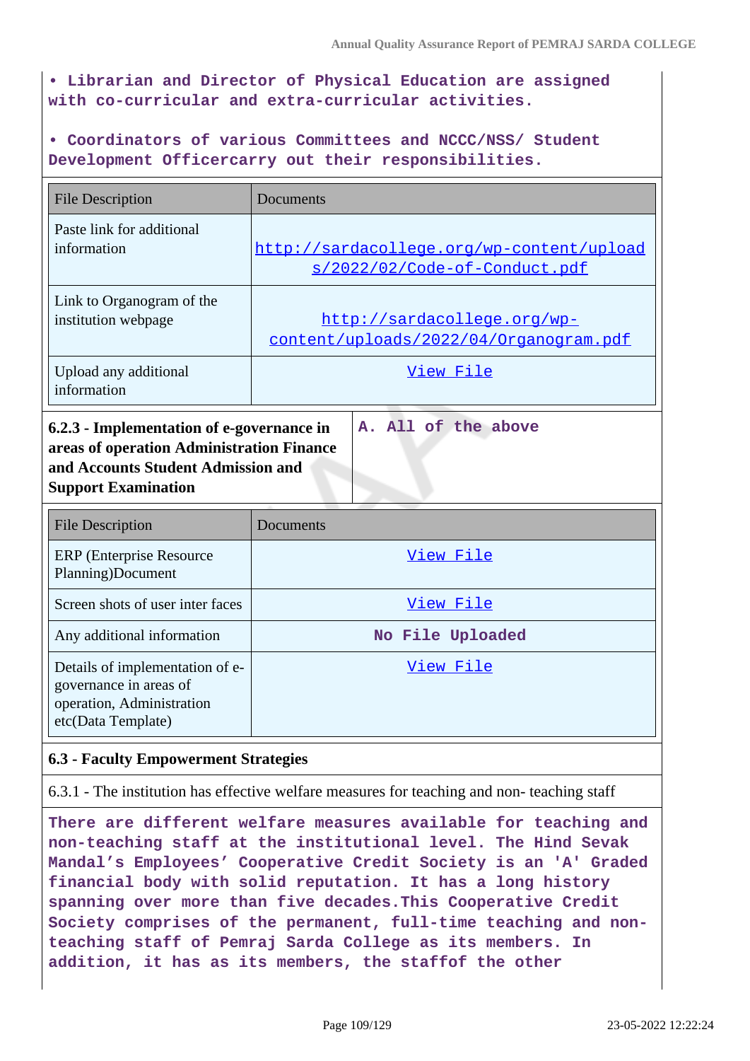• Librarian and Director of Physical Education are assigned with co-curricular and extra-curricular activities.

• Coordinators of various Committees and NCCC/NSS/ Student Development Officercarry out their responsibilities.

| File Description | Documents |
|---|---|
| Paste link for additional information | http://sardacollege.org/wp-content/uploads/2022/02/Code-of-Conduct.pdf |
| Link to Organogram of the institution webpage | http://sardacollege.org/wp-content/uploads/2022/04/Organogram.pdf |
| Upload any additional information | View File |

| 6.2.3 - Implementation of e-governance in areas of operation Administration Finance and Accounts Student Admission and Support Examination | A. All of the above |
|---|---|

| File Description | Documents |
|---|---|
| ERP (Enterprise Resource Planning)Document | View File |
| Screen shots of user inter faces | View File |
| Any additional information | No File Uploaded |
| Details of implementation of e-governance in areas of operation, Administration etc(Data Template) | View File |

**6.3 - Faculty Empowerment Strategies**

6.3.1 - The institution has effective welfare measures for teaching and non- teaching staff

There are different welfare measures available for teaching and non-teaching staff at the institutional level. The Hind Sevak Mandal's Employees' Cooperative Credit Society is an 'A' Graded financial body with solid reputation. It has a long history spanning over more than five decades.This Cooperative Credit Society comprises of the permanent, full-time teaching and non-teaching staff of Pemraj Sarda College as its members. In addition, it has as its members, the staffof the other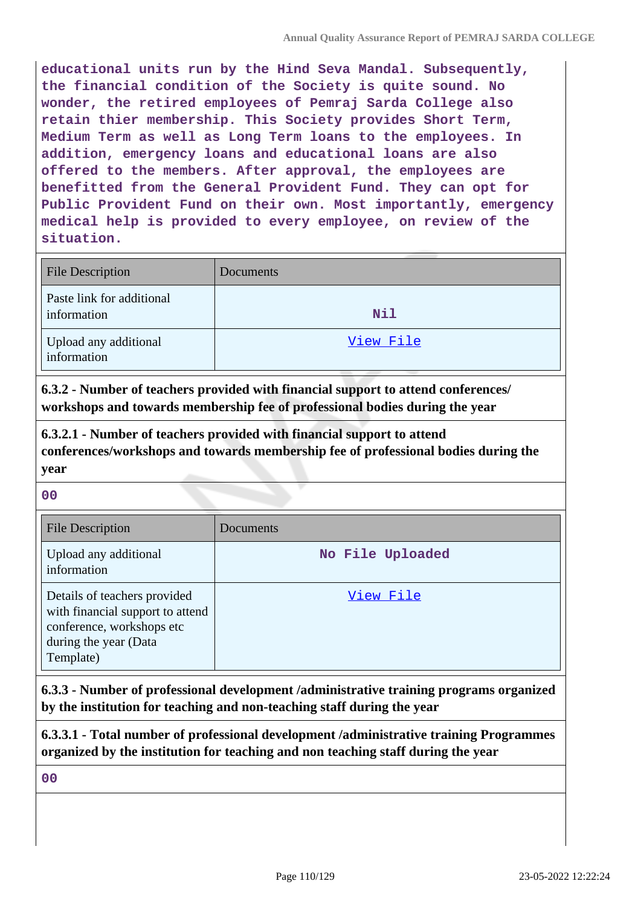**educational units run by the Hind Seva Mandal. Subsequently, the financial condition of the Society is quite sound. No wonder, the retired employees of Pemraj Sarda College also retain thier membership. This Society provides Short Term, Medium Term as well as Long Term loans to the employees. In addition, emergency loans and educational loans are also offered to the members. After approval, the employees are benefitted from the General Provident Fund. They can opt for Public Provident Fund on their own. Most importantly, emergency medical help is provided to every employee, on review of the situation.**

| File Description | Documents |
|---|---|
| Paste link for additional information | Nil |
| Upload any additional information | View File |

**6.3.2 - Number of teachers provided with financial support to attend conferences/ workshops and towards membership fee of professional bodies during the year**

**6.3.2.1 - Number of teachers provided with financial support to attend conferences/workshops and towards membership fee of professional bodies during the year**

**00**

| File Description | Documents |
|---|---|
| Upload any additional information | No File Uploaded |
| Details of teachers provided with financial support to attend conference, workshops etc during the year (Data Template) | View File |

**6.3.3 - Number of professional development /administrative training programs organized by the institution for teaching and non-teaching staff during the year**

**6.3.3.1 - Total number of professional development /administrative training Programmes organized by the institution for teaching and non teaching staff during the year**

**00**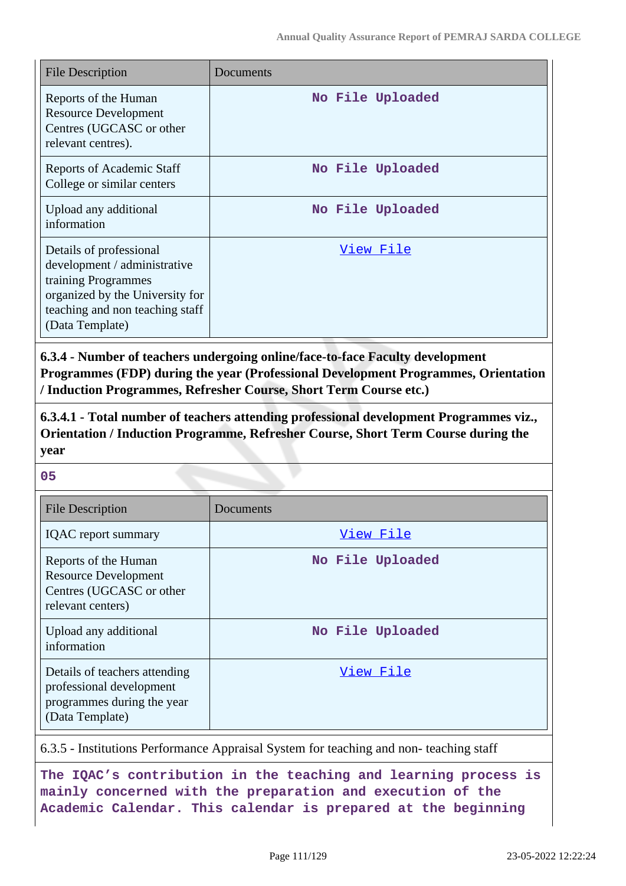| File Description | Documents |
|---|---|
| Reports of the Human Resource Development Centres (UGCASC or other relevant centres). | No File Uploaded |
| Reports of Academic Staff College or similar centers | No File Uploaded |
| Upload any additional information | No File Uploaded |
| Details of professional development / administrative training Programmes organized by the University for teaching and non teaching staff (Data Template) | View File |

**6.3.4 - Number of teachers undergoing online/face-to-face Faculty development Programmes (FDP) during the year (Professional Development Programmes, Orientation / Induction Programmes, Refresher Course, Short Term Course etc.)**

**6.3.4.1 - Total number of teachers attending professional development Programmes viz., Orientation / Induction Programme, Refresher Course, Short Term Course during the year**

**05**

| File Description | Documents |
|---|---|
| IQAC report summary | View File |
| Reports of the Human Resource Development Centres (UGCASC or other relevant centers) | No File Uploaded |
| Upload any additional information | No File Uploaded |
| Details of teachers attending professional development programmes during the year (Data Template) | View File |

6.3.5 - Institutions Performance Appraisal System for teaching and non- teaching staff

**The IQAC's contribution in the teaching and learning process is mainly concerned with the preparation and execution of the Academic Calendar. This calendar is prepared at the beginning**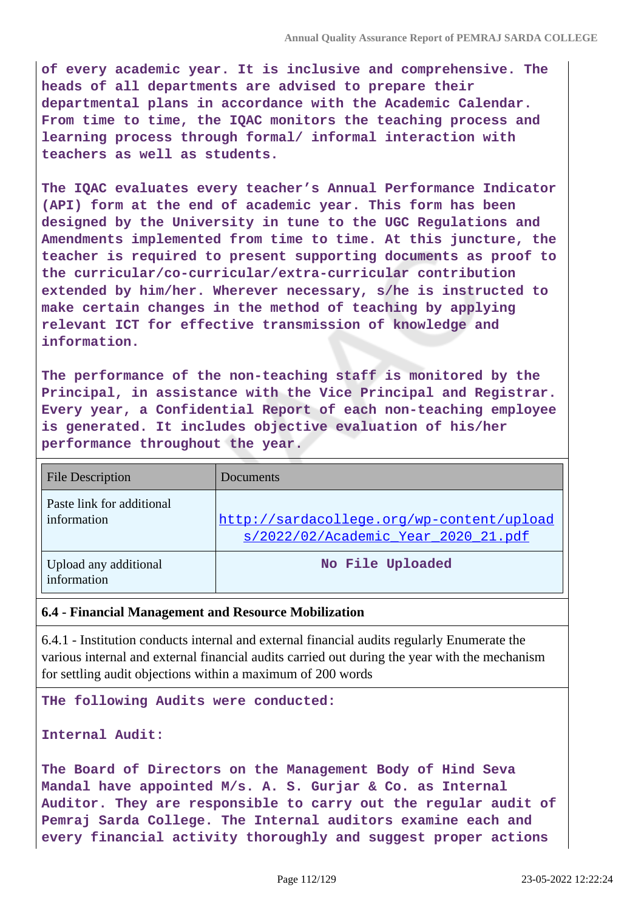of every academic year. It is inclusive and comprehensive. The heads of all departments are advised to prepare their departmental plans in accordance with the Academic Calendar. From time to time, the IQAC monitors the teaching process and learning process through formal/ informal interaction with teachers as well as students.

The IQAC evaluates every teacher's Annual Performance Indicator (API) form at the end of academic year. This form has been designed by the University in tune to the UGC Regulations and Amendments implemented from time to time. At this juncture, the teacher is required to present supporting documents as proof to the curricular/co-curricular/extra-curricular contribution extended by him/her. Wherever necessary, s/he is instructed to make certain changes in the method of teaching by applying relevant ICT for effective transmission of knowledge and information.

The performance of the non-teaching staff is monitored by the Principal, in assistance with the Vice Principal and Registrar. Every year, a Confidential Report of each non-teaching employee is generated. It includes objective evaluation of his/her performance throughout the year.

| File Description | Documents |
|---|---|
| Paste link for additional information | http://sardacollege.org/wp-content/uploads/2022/02/Academic_Year_2020_21.pdf |
| Upload any additional information | No File Uploaded |

**6.4 - Financial Management and Resource Mobilization**

6.4.1 - Institution conducts internal and external financial audits regularly Enumerate the various internal and external financial audits carried out during the year with the mechanism for settling audit objections within a maximum of 200 words

THe following Audits were conducted:

Internal Audit:

The Board of Directors on the Management Body of Hind Seva Mandal have appointed M/s. A. S. Gurjar & Co. as Internal Auditor. They are responsible to carry out the regular audit of Pemraj Sarda College. The Internal auditors examine each and every financial activity thoroughly and suggest proper actions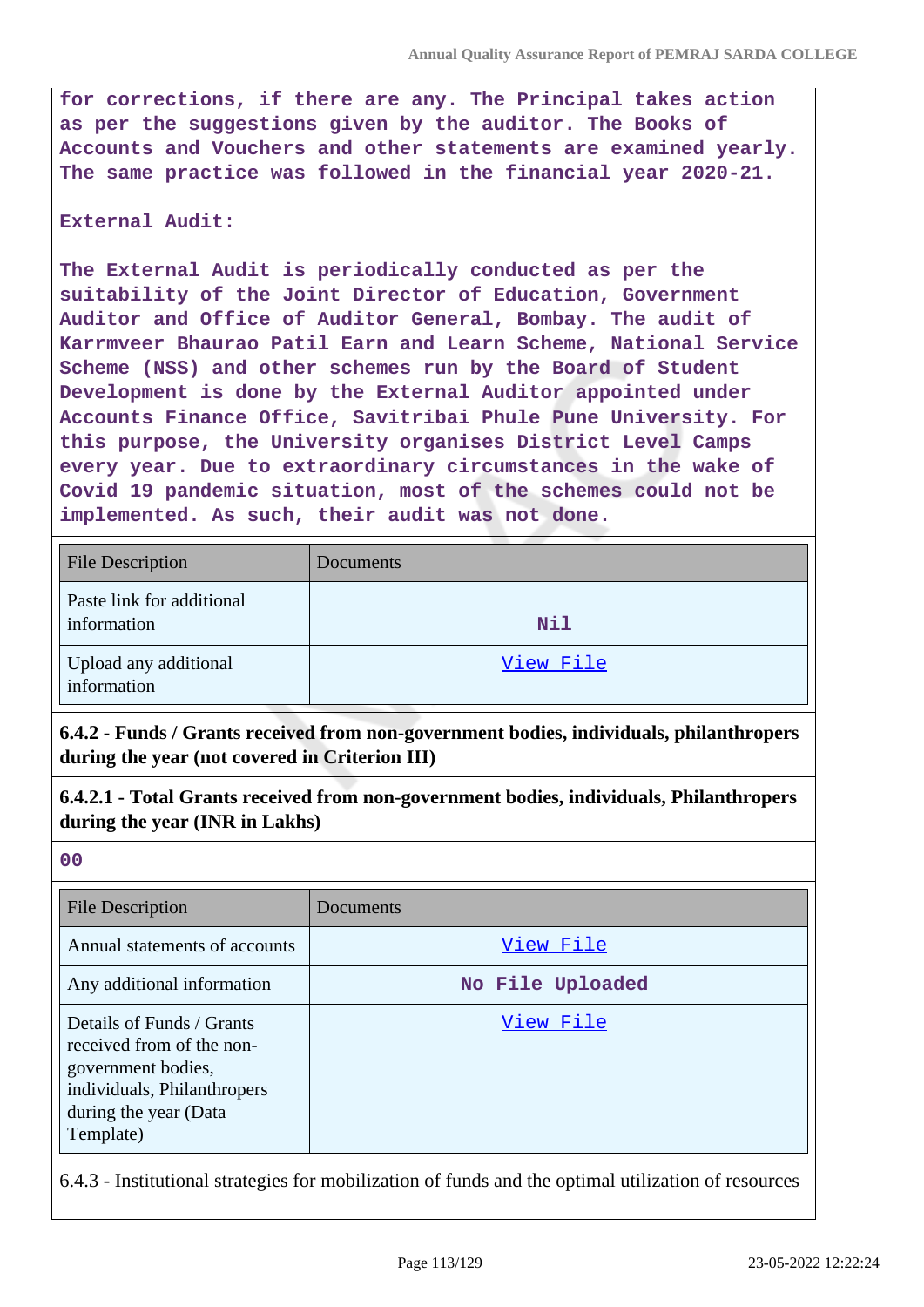for corrections, if there are any. The Principal takes action as per the suggestions given by the auditor. The Books of Accounts and Vouchers and other statements are examined yearly. The same practice was followed in the financial year 2020-21.

External Audit:

The External Audit is periodically conducted as per the suitability of the Joint Director of Education, Government Auditor and Office of Auditor General, Bombay. The audit of Karrmveer Bhaurao Patil Earn and Learn Scheme, National Service Scheme (NSS) and other schemes run by the Board of Student Development is done by the External Auditor appointed under Accounts Finance Office, Savitribai Phule Pune University. For this purpose, the University organises District Level Camps every year. Due to extraordinary circumstances in the wake of Covid 19 pandemic situation, most of the schemes could not be implemented. As such, their audit was not done.

| File Description | Documents |
|---|---|
| Paste link for additional information | Nil |
| Upload any additional information | View File |

**6.4.2 - Funds / Grants received from non-government bodies, individuals, philanthropers during the year (not covered in Criterion III)**

**6.4.2.1 - Total Grants received from non-government bodies, individuals, Philanthropers during the year (INR in Lakhs)**

00

| File Description | Documents |
|---|---|
| Annual statements of accounts | View File |
| Any additional information | No File Uploaded |
| Details of Funds / Grants received from of the non-government bodies, individuals, Philanthropers during the year (Data Template) | View File |

6.4.3 - Institutional strategies for mobilization of funds and the optimal utilization of resources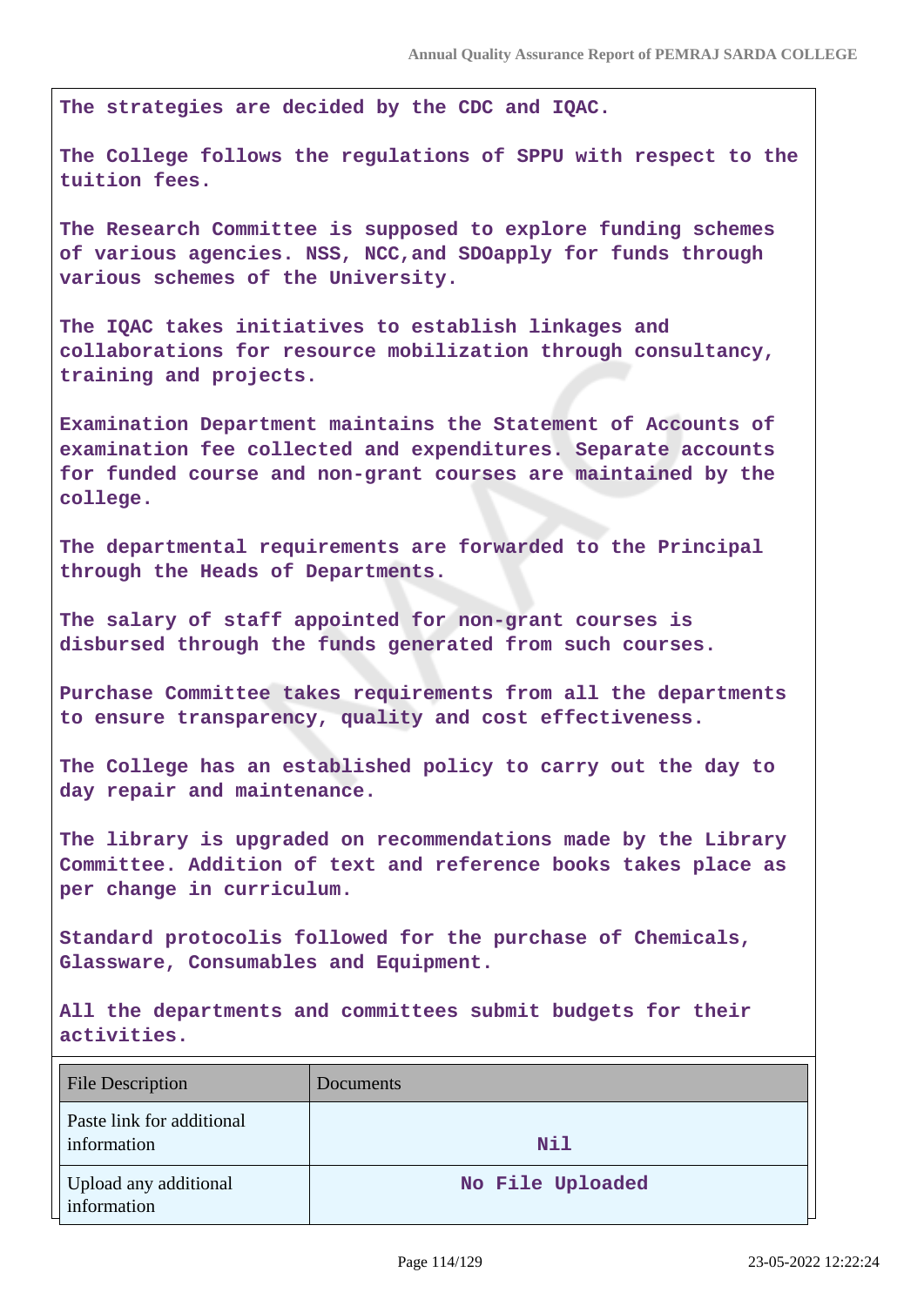The strategies are decided by the CDC and IQAC.

The College follows the regulations of SPPU with respect to the tuition fees.

The Research Committee is supposed to explore funding schemes of various agencies. NSS, NCC,and SDOapply for funds through various schemes of the University.

The IQAC takes initiatives to establish linkages and collaborations for resource mobilization through consultancy, training and projects.

Examination Department maintains the Statement of Accounts of examination fee collected and expenditures. Separate accounts for funded course and non-grant courses are maintained by the college.

The departmental requirements are forwarded to the Principal through the Heads of Departments.

The salary of staff appointed for non-grant courses is disbursed through the funds generated from such courses.

Purchase Committee takes requirements from all the departments to ensure transparency, quality and cost effectiveness.

The College has an established policy to carry out the day to day repair and maintenance.

The library is upgraded on recommendations made by the Library Committee. Addition of text and reference books takes place as per change in curriculum.

Standard protocolis followed for the purchase of Chemicals, Glassware, Consumables and Equipment.

All the departments and committees submit budgets for their activities.

| File Description | Documents |
|---|---|
| Paste link for additional information | Nil |
| Upload any additional information | No File Uploaded |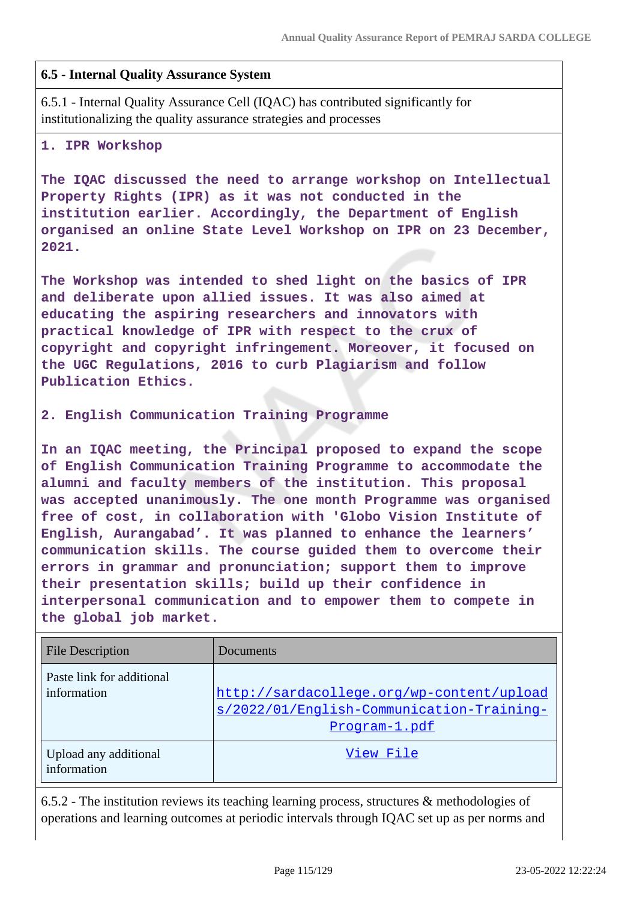### 6.5 - Internal Quality Assurance System

6.5.1 - Internal Quality Assurance Cell (IQAC) has contributed significantly for institutionalizing the quality assurance strategies and processes

**1. IPR Workshop**

**The IQAC discussed the need to arrange workshop on Intellectual Property Rights (IPR) as it was not conducted in the institution earlier. Accordingly, the Department of English organised an online State Level Workshop on IPR on 23 December, 2021.**

**The Workshop was intended to shed light on the basics of IPR and deliberate upon allied issues. It was also aimed at educating the aspiring researchers and innovators with practical knowledge of IPR with respect to the crux of copyright and copyright infringement. Moreover, it focused on the UGC Regulations, 2016 to curb Plagiarism and follow Publication Ethics.**

**2. English Communication Training Programme**

**In an IQAC meeting, the Principal proposed to expand the scope of English Communication Training Programme to accommodate the alumni and faculty members of the institution. This proposal was accepted unanimously. The one month Programme was organised free of cost, in collaboration with 'Globo Vision Institute of English, Aurangabad'. It was planned to enhance the learners' communication skills. The course guided them to overcome their errors in grammar and pronunciation; support them to improve their presentation skills; build up their confidence in interpersonal communication and to empower them to compete in the global job market.**

| File Description | Documents |
|---|---|
| Paste link for additional information | http://sardacollege.org/wp-content/uploads/2022/01/English-Communication-Training-Program-1.pdf |
| Upload any additional information | View File |

6.5.2 - The institution reviews its teaching learning process, structures & methodologies of operations and learning outcomes at periodic intervals through IQAC set up as per norms and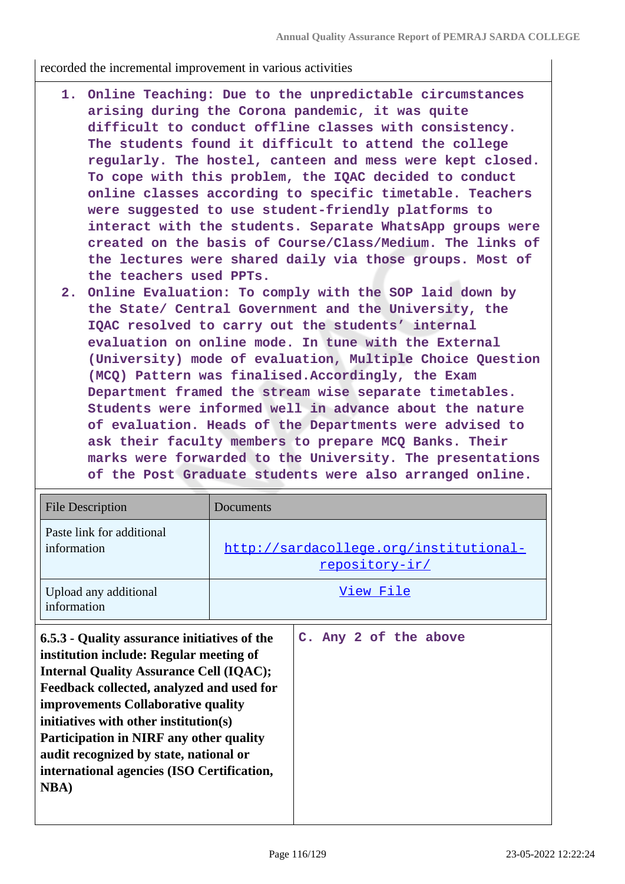recorded the incremental improvement in various activities

1. Online Teaching: Due to the unpredictable circumstances arising during the Corona pandemic, it was quite difficult to conduct offline classes with consistency. The students found it difficult to attend the college regularly. The hostel, canteen and mess were kept closed. To cope with this problem, the IQAC decided to conduct online classes according to specific timetable. Teachers were suggested to use student-friendly platforms to interact with the students. Separate WhatsApp groups were created on the basis of Course/Class/Medium. The links of the lectures were shared daily via those groups. Most of the teachers used PPTs.
2. Online Evaluation: To comply with the SOP laid down by the State/ Central Government and the University, the IQAC resolved to carry out the students' internal evaluation on online mode. In tune with the External (University) mode of evaluation, Multiple Choice Question (MCQ) Pattern was finalised.Accordingly, the Exam Department framed the stream wise separate timetables. Students were informed well in advance about the nature of evaluation. Heads of the Departments were advised to ask their faculty members to prepare MCQ Banks. Their marks were forwarded to the University. The presentations of the Post Graduate students were also arranged online.

| File Description | Documents |
|---|---|
| Paste link for additional information | http://sardacollege.org/institutional-repository-ir/ |
| Upload any additional information | View File |

| **6.5.3 - Quality assurance initiatives of the institution include: Regular meeting of Internal Quality Assurance Cell (IQAC); Feedback collected, analyzed and used for improvements Collaborative quality initiatives with other institution(s) Participation in NIRF any other quality audit recognized by state, national or international agencies (ISO Certification, NBA)** | C. Any 2 of the above |
|---|---|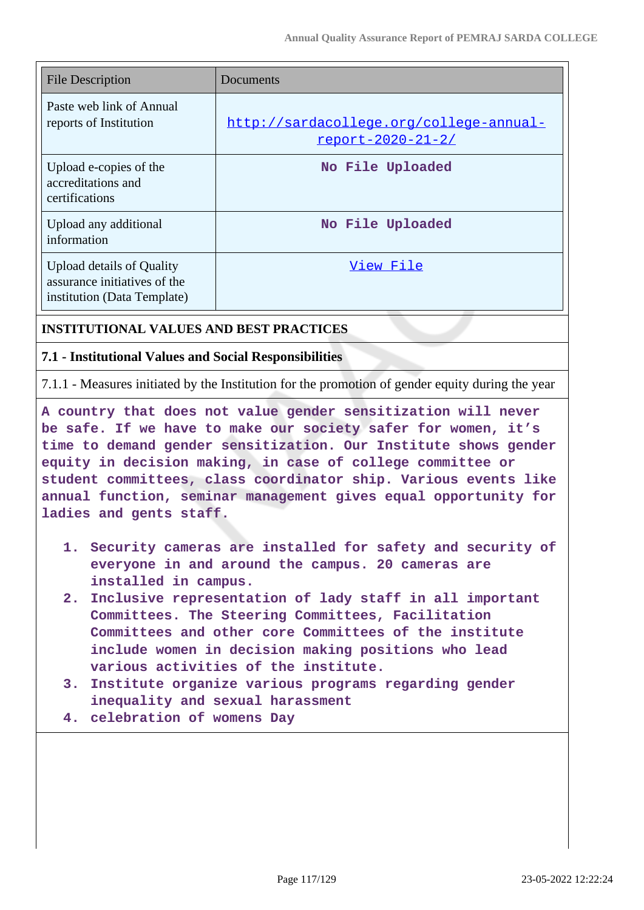| File Description | Documents |
|---|---|
| Paste web link of Annual reports of Institution | http://sardacollege.org/college-annual-report-2020-21-2/ |
| Upload e-copies of the accreditations and certifications | No File Uploaded |
| Upload any additional information | No File Uploaded |
| Upload details of Quality assurance initiatives of the institution (Data Template) | View File |

**INSTITUTIONAL VALUES AND BEST PRACTICES**

**7.1 - Institutional Values and Social Responsibilities**

7.1.1 - Measures initiated by the Institution for the promotion of gender equity during the year

A country that does not value gender sensitization will never be safe. If we have to make our society safer for women, it's time to demand gender sensitization. Our Institute shows gender equity in decision making, in case of college committee or student committees, class coordinator ship. Various events like annual function, seminar management gives equal opportunity for ladies and gents staff.

1. Security cameras are installed for safety and security of everyone in and around the campus. 20 cameras are installed in campus.
2. Inclusive representation of lady staff in all important Committees. The Steering Committees, Facilitation Committees and other core Committees of the institute include women in decision making positions who lead various activities of the institute.
3. Institute organize various programs regarding gender inequality and sexual harassment
4. celebration of womens Day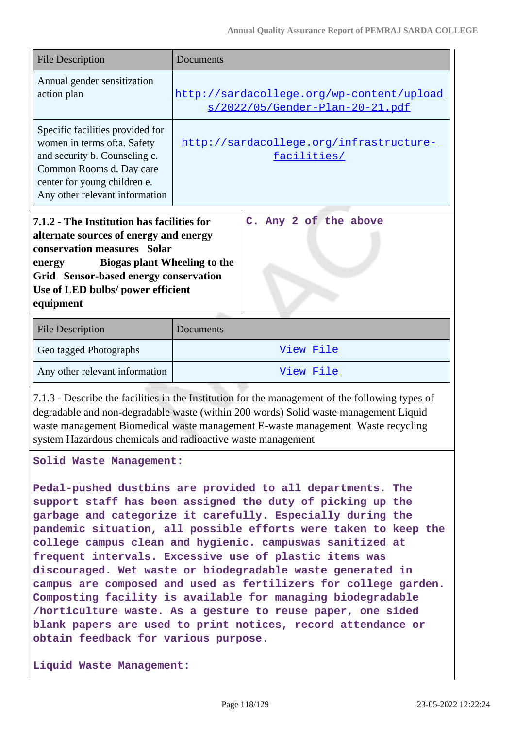| File Description | Documents |
|---|---|
| Annual gender sensitization action plan | http://sardacollege.org/wp-content/uploads/2022/05/Gender-Plan-20-21.pdf |
| Specific facilities provided for women in terms of:a. Safety and security b. Counseling c. Common Rooms d. Day care center for young children e. Any other relevant information | http://sardacollege.org/infrastructure-facilities/ |

| | |
|---|---|
| **7.1.2 - The Institution has facilities for alternate sources of energy and energy conservation measures Solar energy Biogas plant Wheeling to the Grid Sensor-based energy conservation Use of LED bulbs/ power efficient equipment** | C. Any 2 of the above |

| File Description | Documents |
|---|---|
| Geo tagged Photographs | View File |
| Any other relevant information | View File |

7.1.3 - Describe the facilities in the Institution for the management of the following types of degradable and non-degradable waste (within 200 words) Solid waste management Liquid waste management Biomedical waste management E-waste management Waste recycling system Hazardous chemicals and radioactive waste management

**Solid Waste Management:**

**Pedal-pushed dustbins are provided to all departments. The support staff has been assigned the duty of picking up the garbage and categorize it carefully. Especially during the pandemic situation, all possible efforts were taken to keep the college campus clean and hygienic. campuswas sanitized at frequent intervals. Excessive use of plastic items was discouraged. Wet waste or biodegradable waste generated in campus are composed and used as fertilizers for college garden. Composting facility is available for managing biodegradable /horticulture waste. As a gesture to reuse paper, one sided blank papers are used to print notices, record attendance or obtain feedback for various purpose.**

**Liquid Waste Management:**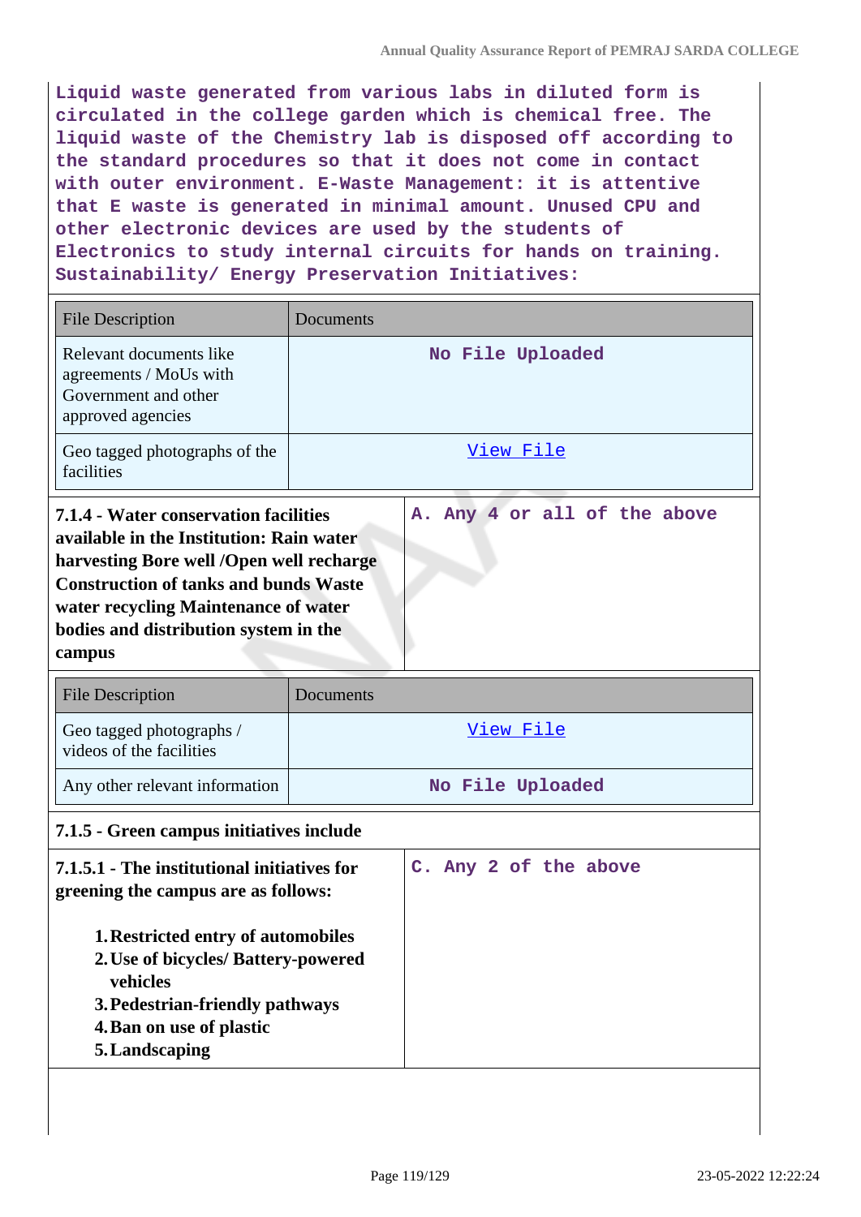Liquid waste generated from various labs in diluted form is circulated in the college garden which is chemical free. The liquid waste of the Chemistry lab is disposed off according to the standard procedures so that it does not come in contact with outer environment. E-Waste Management: it is attentive that E waste is generated in minimal amount. Unused CPU and other electronic devices are used by the students of Electronics to study internal circuits for hands on training. Sustainability/ Energy Preservation Initiatives:

| File Description | Documents |
|---|---|
| Relevant documents like agreements / MoUs with Government and other approved agencies | No File Uploaded |
| Geo tagged photographs of the facilities | View File |

| **7.1.4 - Water conservation facilities available in the Institution: Rain water harvesting Bore well /Open well recharge Construction of tanks and bunds Waste water recycling Maintenance of water bodies and distribution system in the campus** | A. Any 4 or all of the above |
|---|---|

| File Description | Documents |
|---|---|
| Geo tagged photographs / videos of the facilities | View File |
| Any other relevant information | No File Uploaded |

**7.1.5 - Green campus initiatives include**

| **7.1.5.1 - The institutional initiatives for greening the campus are as follows:**<br><br>1. **Restricted entry of automobiles**<br>2. **Use of bicycles/ Battery-powered vehicles**<br>3. **Pedestrian-friendly pathways**<br>4. **Ban on use of plastic**<br>5. **Landscaping** | C. Any 2 of the above |
|---|---|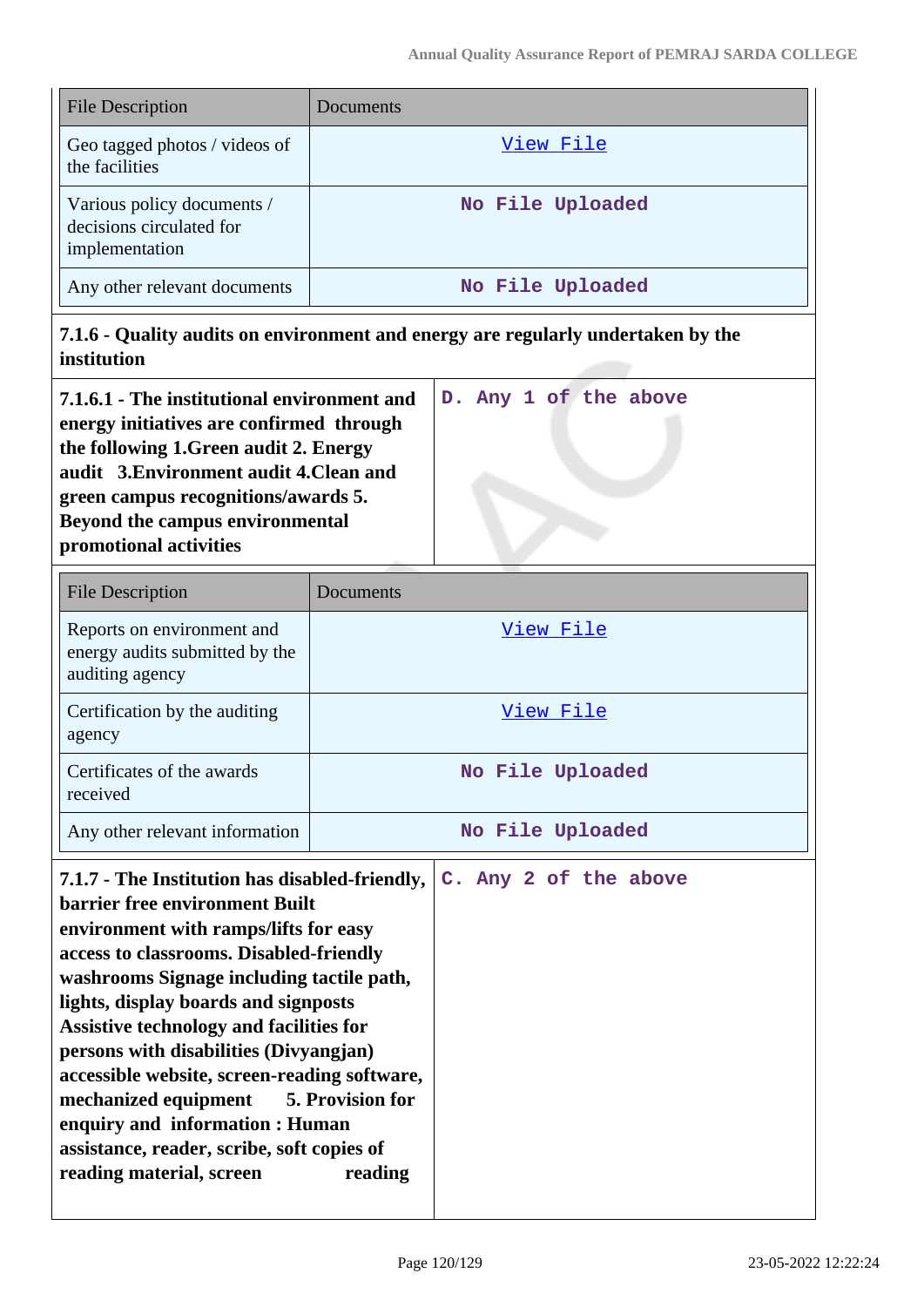| File Description | Documents |
|---|---|
| Geo tagged photos / videos of the facilities | View File |
| Various policy documents / decisions circulated for implementation | No File Uploaded |
| Any other relevant documents | No File Uploaded |

**7.1.6 - Quality audits on environment and energy are regularly undertaken by the institution**

| **7.1.6.1 - The institutional environment and energy initiatives are confirmed through the following 1.Green audit 2. Energy audit 3.Environment audit 4.Clean and green campus recognitions/awards 5. Beyond the campus environmental promotional activities** | D. Any 1 of the above |
|---|---|

| File Description | Documents |
|---|---|
| Reports on environment and energy audits submitted by the auditing agency | View File |
| Certification by the auditing agency | View File |
| Certificates of the awards received | No File Uploaded |
| Any other relevant information | No File Uploaded |

| **7.1.7 - The Institution has disabled-friendly, barrier free environment Built environment with ramps/lifts for easy access to classrooms. Disabled-friendly washrooms Signage including tactile path, lights, display boards and signposts Assistive technology and facilities for persons with disabilities (Divyangjan) accessible website, screen-reading software, mechanized equipment 5. Provision for enquiry and information : Human assistance, reader, scribe, soft copies of reading material, screen reading** | C. Any 2 of the above |
|---|---|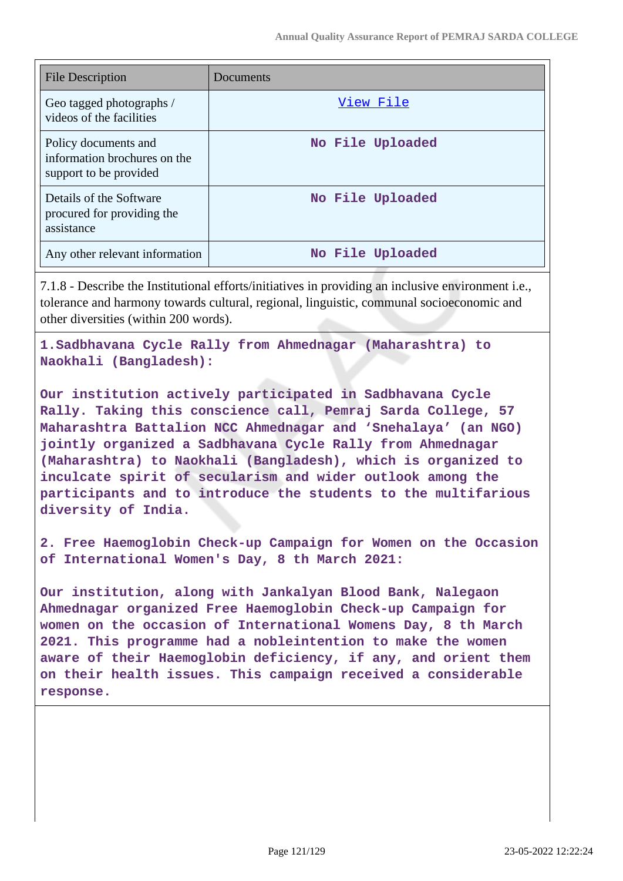| File Description | Documents |
|---|---|
| Geo tagged photographs / videos of the facilities | View File |
| Policy documents and information brochures on the support to be provided | No File Uploaded |
| Details of the Software procured for providing the assistance | No File Uploaded |
| Any other relevant information | No File Uploaded |

7.1.8 - Describe the Institutional efforts/initiatives in providing an inclusive environment i.e., tolerance and harmony towards cultural, regional, linguistic, communal socioeconomic and other diversities (within 200 words).

**1.Sadbhavana Cycle Rally from Ahmednagar (Maharashtra) to Naokhali (Bangladesh):**

**Our institution actively participated in Sadbhavana Cycle Rally. Taking this conscience call, Pemraj Sarda College, 57 Maharashtra Battalion NCC Ahmednagar and 'Snehalaya' (an NGO) jointly organized a Sadbhavana Cycle Rally from Ahmednagar (Maharashtra) to Naokhali (Bangladesh), which is organized to inculcate spirit of secularism and wider outlook among the participants and to introduce the students to the multifarious diversity of India.**

**2. Free Haemoglobin Check-up Campaign for Women on the Occasion of International Women's Day, 8 th March 2021:**

**Our institution, along with Jankalyan Blood Bank, Nalegaon Ahmednagar organized Free Haemoglobin Check-up Campaign for women on the occasion of International Womens Day, 8 th March 2021. This programme had a nobleintention to make the women aware of their Haemoglobin deficiency, if any, and orient them on their health issues. This campaign received a considerable response.**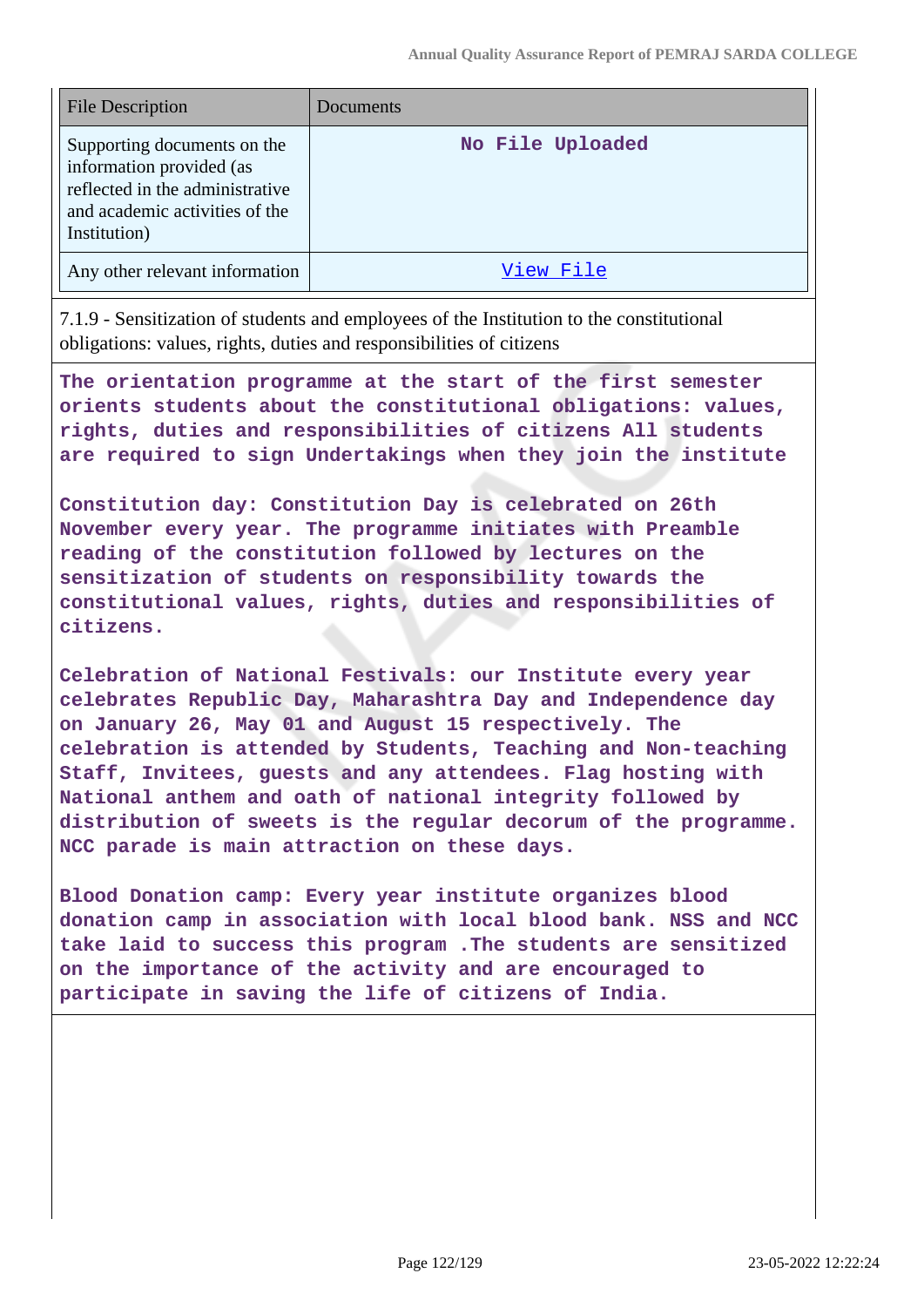| File Description | Documents |
|---|---|
| Supporting documents on the information provided (as reflected in the administrative and academic activities of the Institution) | No File Uploaded |
| Any other relevant information | View File |

7.1.9 - Sensitization of students and employees of the Institution to the constitutional obligations: values, rights, duties and responsibilities of citizens

The orientation programme at the start of the first semester orients students about the constitutional obligations: values, rights, duties and responsibilities of citizens All students are required to sign Undertakings when they join the institute

Constitution day: Constitution Day is celebrated on 26th November every year. The programme initiates with Preamble reading of the constitution followed by lectures on the sensitization of students on responsibility towards the constitutional values, rights, duties and responsibilities of citizens.

Celebration of National Festivals: our Institute every year celebrates Republic Day, Maharashtra Day and Independence day on January 26, May 01 and August 15 respectively. The celebration is attended by Students, Teaching and Non-teaching Staff, Invitees, guests and any attendees. Flag hosting with National anthem and oath of national integrity followed by distribution of sweets is the regular decorum of the programme. NCC parade is main attraction on these days.

Blood Donation camp: Every year institute organizes blood donation camp in association with local blood bank. NSS and NCC take laid to success this program .The students are sensitized on the importance of the activity and are encouraged to participate in saving the life of citizens of India.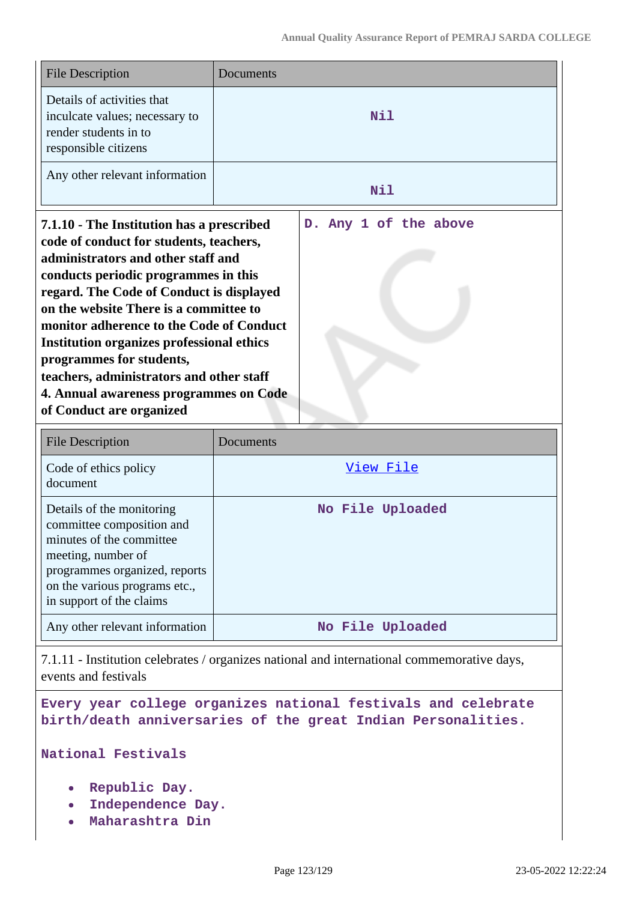| File Description | Documents |
|---|---|
| Details of activities that inculcate values; necessary to render students in to responsible citizens | Nil |
| Any other relevant information | Nil |

| 7.1.10 - The Institution has a prescribed code of conduct for students, teachers, administrators and other staff and conducts periodic programmes in this regard. The Code of Conduct is displayed on the website There is a committee to monitor adherence to the Code of Conduct Institution organizes professional ethics programmes for students, teachers, administrators and other staff 4. Annual awareness programmes on Code of Conduct are organized | D. Any 1 of the above |
|---|---|

| File Description | Documents |
|---|---|
| Code of ethics policy document | View File |
| Details of the monitoring committee composition and minutes of the committee meeting, number of programmes organized, reports on the various programs etc., in support of the claims | No File Uploaded |
| Any other relevant information | No File Uploaded |

7.1.11 - Institution celebrates / organizes national and international commemorative days, events and festivals

**Every year college organizes national festivals and celebrate birth/death anniversaries of the great Indian Personalities.**

**National Festivals**

- **Republic Day.**
- **Independence Day.**
- **Maharashtra Din**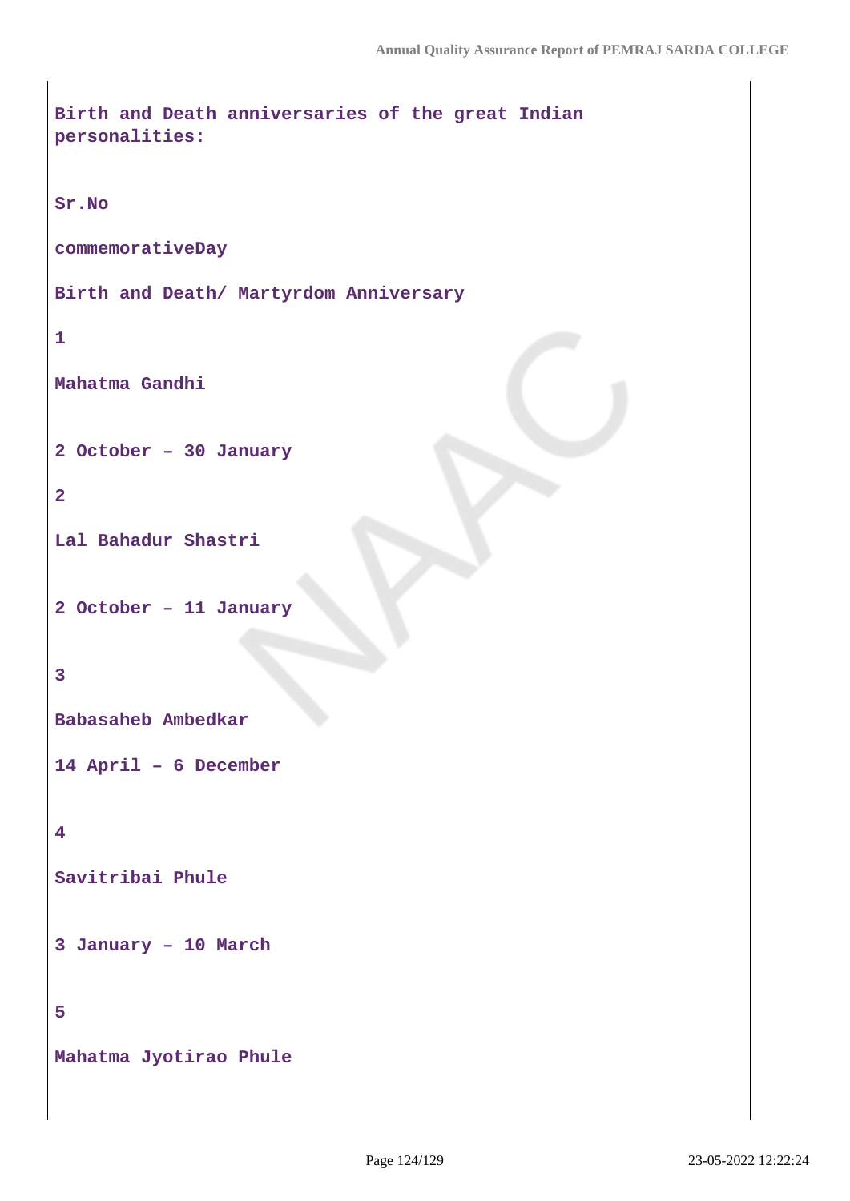**Birth and Death anniversaries of the great Indian personalities:**

**Sr.No**

**commemorativeDay**

**Birth and Death/ Martyrdom Anniversary**

**1**

**Mahatma Gandhi**

**2 October – 30 January**

**2**

**Lal Bahadur Shastri**

**2 October – 11 January**

**3**

**Babasaheb Ambedkar**

**14 April – 6 December**

**4**

**Savitribai Phule**

**3 January – 10 March**

**5**

**Mahatma Jyotirao Phule**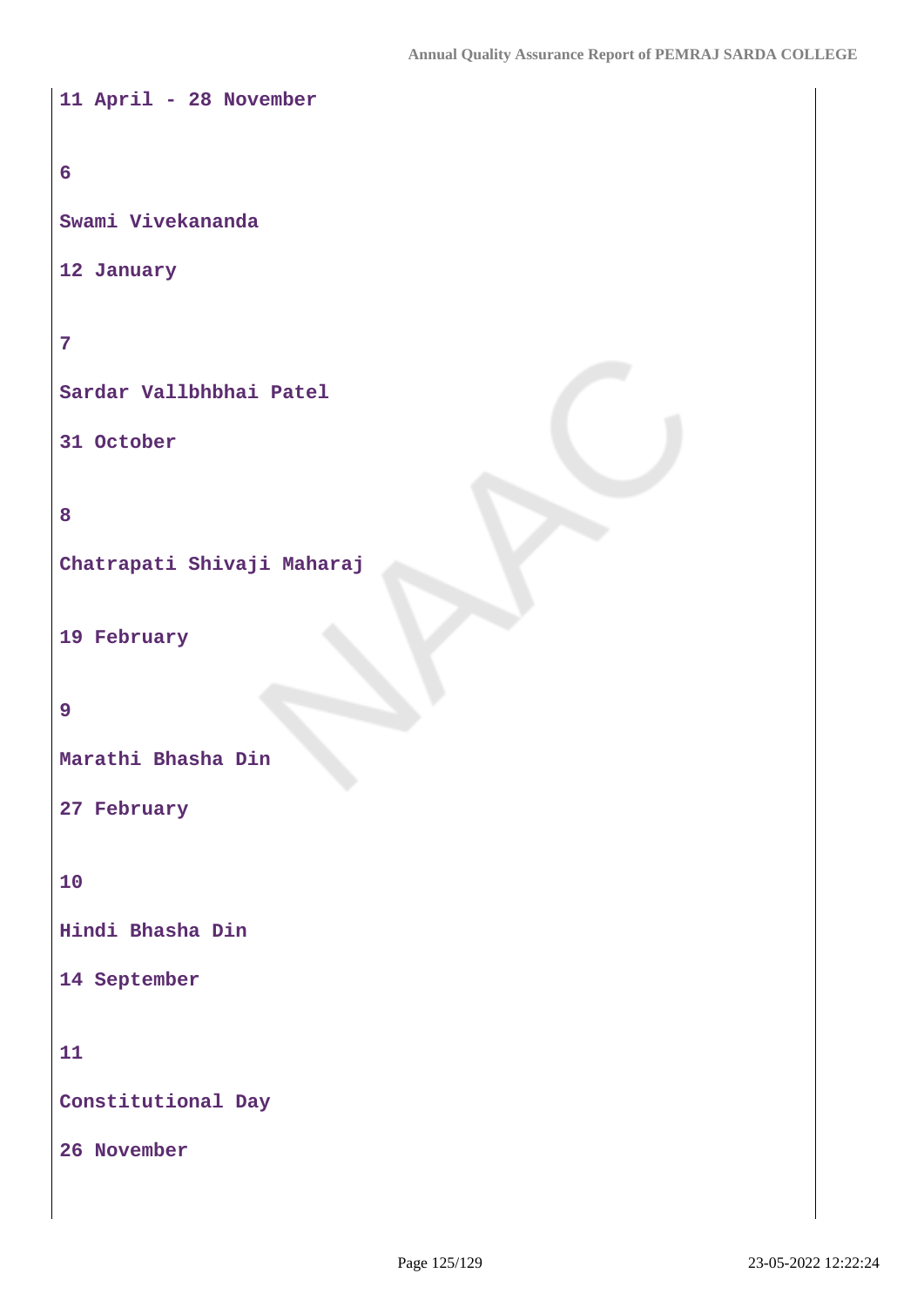11 April - 28 November

6

Swami Vivekananda

12 January

7

Sardar Vallbhbhai Patel

31 October

8

Chatrapati Shivaji Maharaj

19 February

9

Marathi Bhasha Din

27 February

10

Hindi Bhasha Din

14 September

11

Constitutional Day

26 November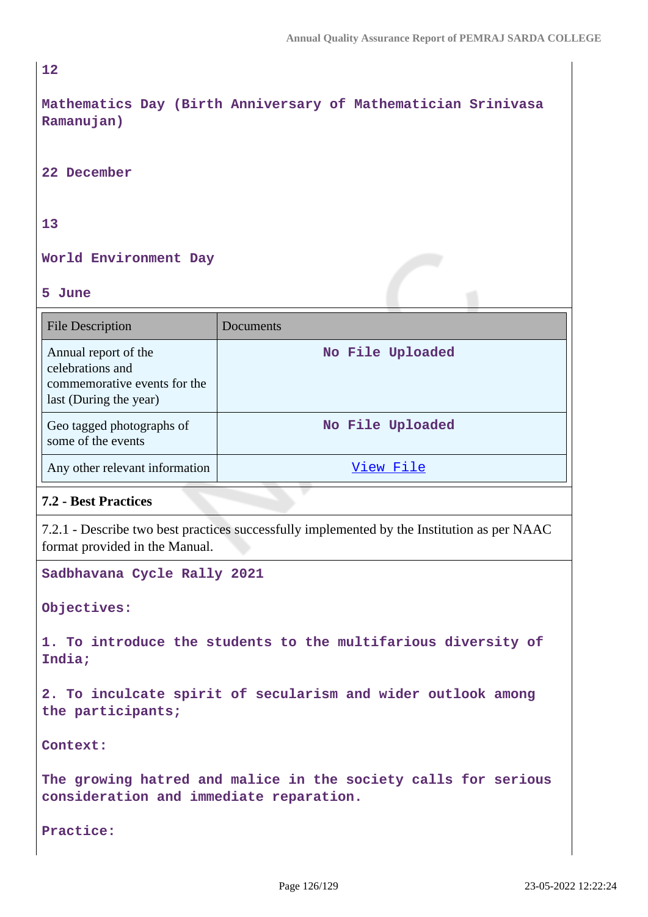12

Mathematics Day (Birth Anniversary of Mathematician Srinivasa Ramanujan)

22 December

13

World Environment Day

5 June

| File Description | Documents |
|---|---|
| Annual report of the celebrations and commemorative events for the last (During the year) | No File Uploaded |
| Geo tagged photographs of some of the events | No File Uploaded |
| Any other relevant information | View File |

**7.2 - Best Practices**

7.2.1 - Describe two best practices successfully implemented by the Institution as per NAAC format provided in the Manual.

Sadbhavana Cycle Rally 2021

Objectives:

1. To introduce the students to the multifarious diversity of India;

2. To inculcate spirit of secularism and wider outlook among the participants;

Context:

The growing hatred and malice in the society calls for serious consideration and immediate reparation.

Practice: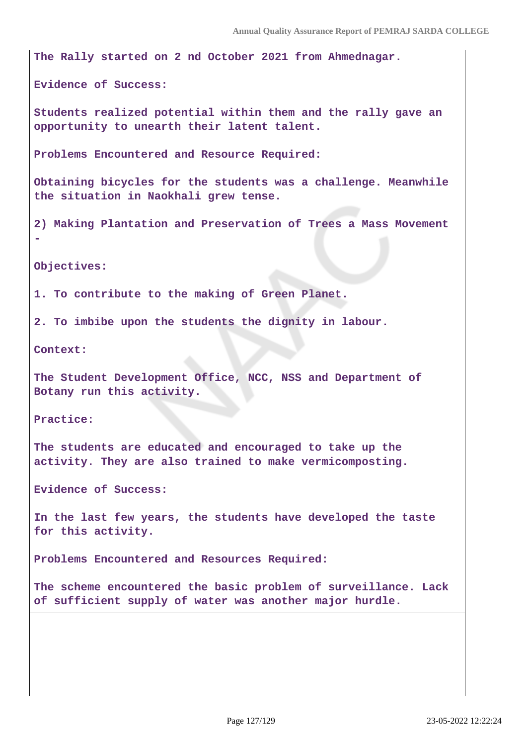The Rally started on 2 nd October 2021 from Ahmednagar.

**Evidence of Success:**

Students realized potential within them and the rally gave an opportunity to unearth their latent talent.

**Problems Encountered and Resource Required:**

Obtaining bicycles for the students was a challenge. Meanwhile the situation in Naokhali grew tense.

2) Making Plantation and Preservation of Trees a Mass Movement -

**Objectives:**

1. To contribute to the making of Green Planet.

2. To imbibe upon the students the dignity in labour.

**Context:**

The Student Development Office, NCC, NSS and Department of Botany run this activity.

**Practice:**

The students are educated and encouraged to take up the activity. They are also trained to make vermicomposting.

**Evidence of Success:**

In the last few years, the students have developed the taste for this activity.

**Problems Encountered and Resources Required:**

The scheme encountered the basic problem of surveillance. Lack of sufficient supply of water was another major hurdle.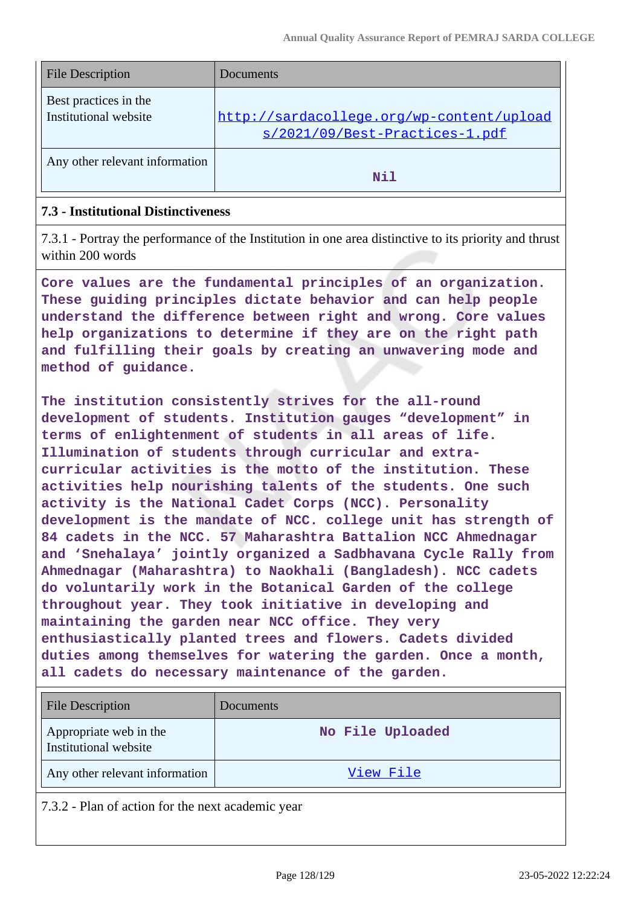| File Description | Documents |
|---|---|
| Best practices in the Institutional website | http://sardacollege.org/wp-content/uploads/2021/09/Best-Practices-1.pdf |
| Any other relevant information | Nil |

### 7.3 - Institutional Distinctiveness

7.3.1 - Portray the performance of the Institution in one area distinctive to its priority and thrust within 200 words

Core values are the fundamental principles of an organization. These guiding principles dictate behavior and can help people understand the difference between right and wrong. Core values help organizations to determine if they are on the right path and fulfilling their goals by creating an unwavering mode and method of guidance.

The institution consistently strives for the all-round development of students. Institution gauges “development” in terms of enlightenment of students in all areas of life. Illumination of students through curricular and extra-curricular activities is the motto of the institution. These activities help nourishing talents of the students. One such activity is the National Cadet Corps (NCC). Personality development is the mandate of NCC. college unit has strength of 84 cadets in the NCC. 57 Maharashtra Battalion NCC Ahmednagar and ‘Snehalaya’ jointly organized a Sadbhavana Cycle Rally from Ahmednagar (Maharashtra) to Naokhali (Bangladesh). NCC cadets do voluntarily work in the Botanical Garden of the college throughout year. They took initiative in developing and maintaining the garden near NCC office. They very enthusiastically planted trees and flowers. Cadets divided duties among themselves for watering the garden. Once a month, all cadets do necessary maintenance of the garden.

| File Description | Documents |
|---|---|
| Appropriate web in the Institutional website | No File Uploaded |
| Any other relevant information | View File |

7.3.2 - Plan of action for the next academic year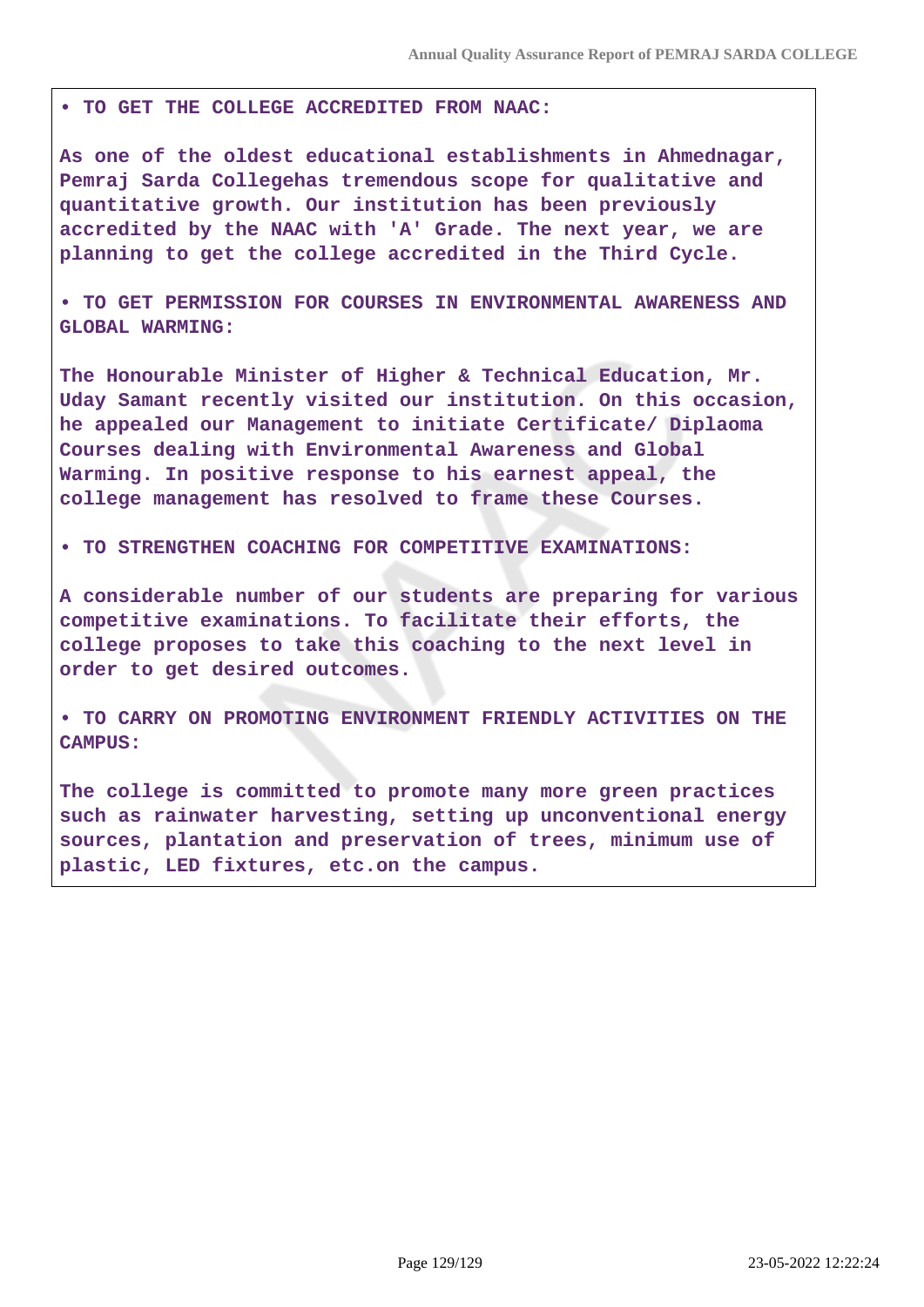• TO GET THE COLLEGE ACCREDITED FROM NAAC:

As one of the oldest educational establishments in Ahmednagar, Pemraj Sarda Collegehas tremendous scope for qualitative and quantitative growth. Our institution has been previously accredited by the NAAC with 'A' Grade. The next year, we are planning to get the college accredited in the Third Cycle.

• TO GET PERMISSION FOR COURSES IN ENVIRONMENTAL AWARENESS AND GLOBAL WARMING:

The Honourable Minister of Higher & Technical Education, Mr. Uday Samant recently visited our institution. On this occasion, he appealed our Management to initiate Certificate/ Diplaoma Courses dealing with Environmental Awareness and Global Warming. In positive response to his earnest appeal, the college management has resolved to frame these Courses.

• TO STRENGTHEN COACHING FOR COMPETITIVE EXAMINATIONS:

A considerable number of our students are preparing for various competitive examinations. To facilitate their efforts, the college proposes to take this coaching to the next level in order to get desired outcomes.

• TO CARRY ON PROMOTING ENVIRONMENT FRIENDLY ACTIVITIES ON THE CAMPUS:

The college is committed to promote many more green practices such as rainwater harvesting, setting up unconventional energy sources, plantation and preservation of trees, minimum use of plastic, LED fixtures, etc.on the campus.